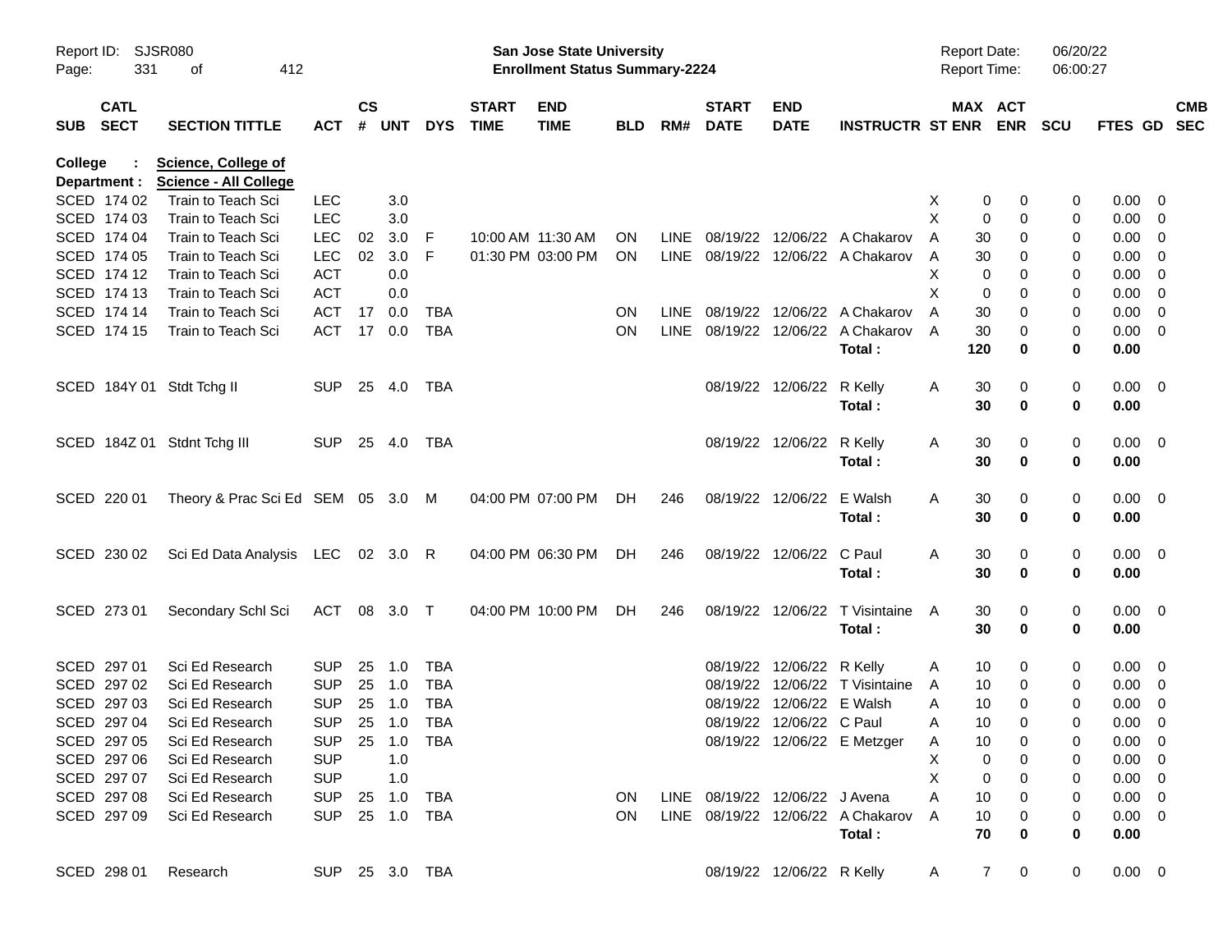Report ID: SJSR080
Page: 331 of 412

**San Jose State University**
**Enrollment Status Summary-2224**

Report Date: 06/20/22
Report Time: 06:00:27

**College : Science, College of**
**Department : Science - All College**

| SUB | CATL SECT | SECTION TITTLE | ACT | CS # | UNT | DYS | START TIME | END TIME | BLD | RM# | START DATE | END DATE | INSTRUCTR | ST | MAX ENR | ACT ENR | SCU | FTES | GD | CMB SEC |
|---|---|---|---|---|---|---|---|---|---|---|---|---|---|---|---|---|---|---|---|---|
| SCED | 174 02 | Train to Teach Sci | LEC | | 3.0 | | | | | | | | | X | 0 | 0 | 0 | 0.00 | 0 | |
| SCED | 174 03 | Train to Teach Sci | LEC | | 3.0 | | | | | | | | | X | 0 | 0 | 0 | 0.00 | 0 | |
| SCED | 174 04 | Train to Teach Sci | LEC | 02 | 3.0 | F | 10:00 AM | 11:30 AM | ON | LINE | 08/19/22 | 12/06/22 | A Chakarov | A | 30 | 0 | 0 | 0.00 | 0 | |
| SCED | 174 05 | Train to Teach Sci | LEC | 02 | 3.0 | F | 01:30 PM | 03:00 PM | ON | LINE | 08/19/22 | 12/06/22 | A Chakarov | A | 30 | 0 | 0 | 0.00 | 0 | |
| SCED | 174 12 | Train to Teach Sci | ACT | | 0.0 | | | | | | | | | X | 0 | 0 | 0 | 0.00 | 0 | |
| SCED | 174 13 | Train to Teach Sci | ACT | | 0.0 | | | | | | | | | X | 0 | 0 | 0 | 0.00 | 0 | |
| SCED | 174 14 | Train to Teach Sci | ACT | 17 | 0.0 | TBA | | | ON | LINE | 08/19/22 | 12/06/22 | A Chakarov | A | 30 | 0 | 0 | 0.00 | 0 | |
| SCED | 174 15 | Train to Teach Sci | ACT | 17 | 0.0 | TBA | | | ON | LINE | 08/19/22 | 12/06/22 | A Chakarov | A | 30 | 0 | 0 | 0.00 | 0 | |
| | | | | | | | | | | | | | **Total :** | | **120** | **0** | **0** | **0.00** | | |
| SCED | 184Y 01 | Stdt Tchg II | SUP | 25 | 4.0 | TBA | | | | | 08/19/22 | 12/06/22 | R Kelly | A | 30 | 0 | 0 | 0.00 | 0 | |
| | | | | | | | | | | | | | **Total :** | | **30** | **0** | **0** | **0.00** | | |
| SCED | 184Z 01 | Stdnt Tchg III | SUP | 25 | 4.0 | TBA | | | | | 08/19/22 | 12/06/22 | R Kelly | A | 30 | 0 | 0 | 0.00 | 0 | |
| | | | | | | | | | | | | | **Total :** | | **30** | **0** | **0** | **0.00** | | |
| SCED | 220 01 | Theory & Prac Sci Ed | SEM | 05 | 3.0 | M | 04:00 PM | 07:00 PM | DH | 246 | 08/19/22 | 12/06/22 | E Walsh | A | 30 | 0 | 0 | 0.00 | 0 | |
| | | | | | | | | | | | | | **Total :** | | **30** | **0** | **0** | **0.00** | | |
| SCED | 230 02 | Sci Ed Data Analysis | LEC | 02 | 3.0 | R | 04:00 PM | 06:30 PM | DH | 246 | 08/19/22 | 12/06/22 | C Paul | A | 30 | 0 | 0 | 0.00 | 0 | |
| | | | | | | | | | | | | | **Total :** | | **30** | **0** | **0** | **0.00** | | |
| SCED | 273 01 | Secondary Schl Sci | ACT | 08 | 3.0 | T | 04:00 PM | 10:00 PM | DH | 246 | 08/19/22 | 12/06/22 | T Visintaine | A | 30 | 0 | 0 | 0.00 | 0 | |
| | | | | | | | | | | | | | **Total :** | | **30** | **0** | **0** | **0.00** | | |
| SCED | 297 01 | Sci Ed Research | SUP | 25 | 1.0 | TBA | | | | | 08/19/22 | 12/06/22 | R Kelly | A | 10 | 0 | 0 | 0.00 | 0 | |
| SCED | 297 02 | Sci Ed Research | SUP | 25 | 1.0 | TBA | | | | | 08/19/22 | 12/06/22 | T Visintaine | A | 10 | 0 | 0 | 0.00 | 0 | |
| SCED | 297 03 | Sci Ed Research | SUP | 25 | 1.0 | TBA | | | | | 08/19/22 | 12/06/22 | E Walsh | A | 10 | 0 | 0 | 0.00 | 0 | |
| SCED | 297 04 | Sci Ed Research | SUP | 25 | 1.0 | TBA | | | | | 08/19/22 | 12/06/22 | C Paul | A | 10 | 0 | 0 | 0.00 | 0 | |
| SCED | 297 05 | Sci Ed Research | SUP | 25 | 1.0 | TBA | | | | | 08/19/22 | 12/06/22 | E Metzger | A | 10 | 0 | 0 | 0.00 | 0 | |
| SCED | 297 06 | Sci Ed Research | SUP | | 1.0 | | | | | | | | | X | 0 | 0 | 0 | 0.00 | 0 | |
| SCED | 297 07 | Sci Ed Research | SUP | | 1.0 | | | | | | | | | X | 0 | 0 | 0 | 0.00 | 0 | |
| SCED | 297 08 | Sci Ed Research | SUP | 25 | 1.0 | TBA | | | ON | LINE | 08/19/22 | 12/06/22 | J Avena | A | 10 | 0 | 0 | 0.00 | 0 | |
| SCED | 297 09 | Sci Ed Research | SUP | 25 | 1.0 | TBA | | | ON | LINE | 08/19/22 | 12/06/22 | A Chakarov | A | 10 | 0 | 0 | 0.00 | 0 | |
| | | | | | | | | | | | | | **Total :** | | **70** | **0** | **0** | **0.00** | | |
| SCED | 298 01 | Research | SUP | 25 | 3.0 | TBA | | | | | 08/19/22 | 12/06/22 | R Kelly | A | 7 | 0 | 0 | 0.00 | 0 | |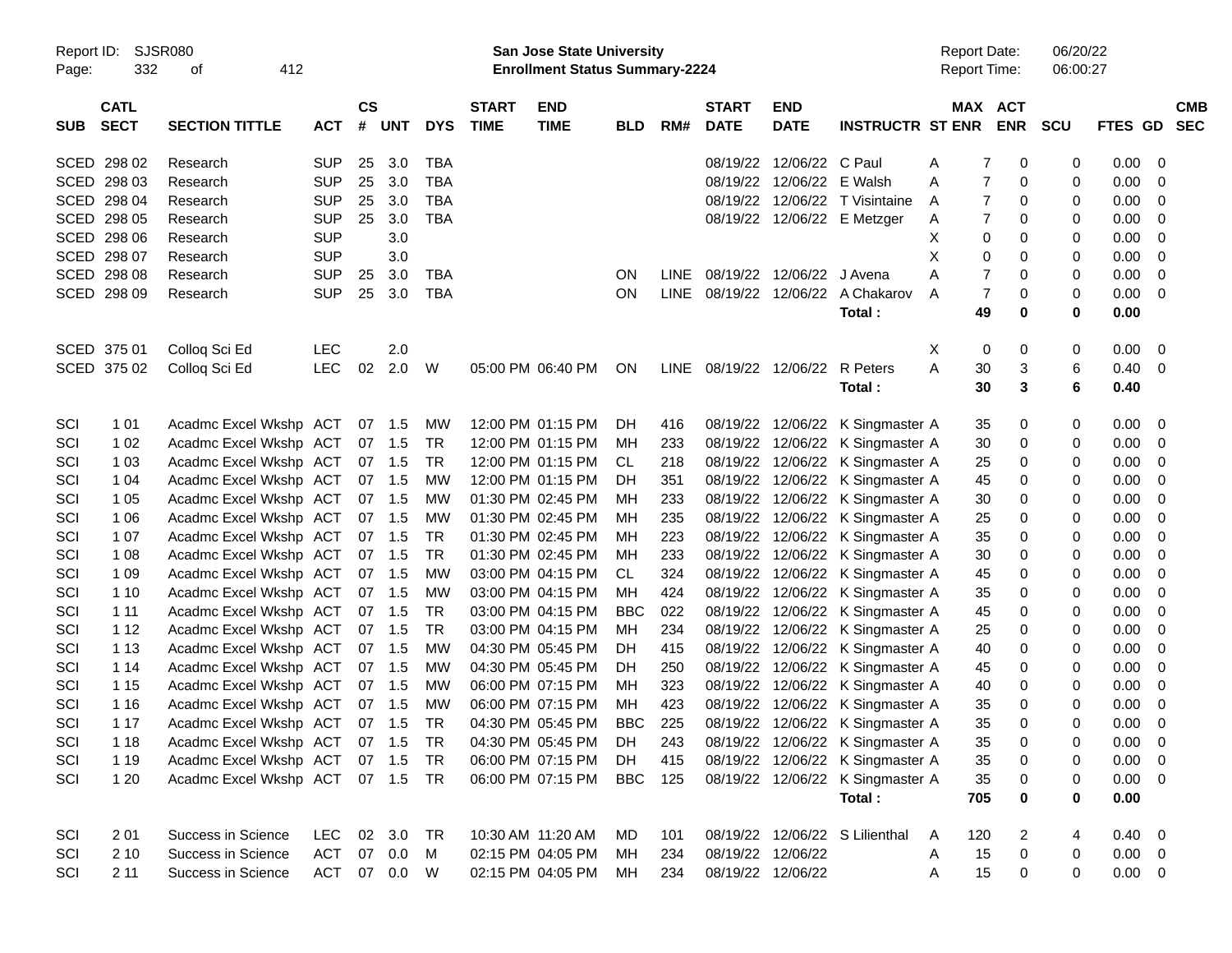| SUB | CATL SECT | SECTION TITTLE | ACT | CS # | UNT | DYS | START TIME | END TIME | BLD | RM# | START DATE | END DATE | INSTRUCTR | ST | MAX ENR | ACT ENR | SCU | FTES | GD | CMB SEC |
|---|---|---|---|---|---|---|---|---|---|---|---|---|---|---|---|---|---|---|---|---|
| SCED | 298 02 | Research | SUP | 25 | 3.0 | TBA | | | | | 08/19/22 | 12/06/22 | C Paul | A | 7 | 0 | 0 | 0.00 | 0 | |
| SCED | 298 03 | Research | SUP | 25 | 3.0 | TBA | | | | | 08/19/22 | 12/06/22 | E Walsh | A | 7 | 0 | 0 | 0.00 | 0 | |
| SCED | 298 04 | Research | SUP | 25 | 3.0 | TBA | | | | | 08/19/22 | 12/06/22 | T Visintaine | A | 7 | 0 | 0 | 0.00 | 0 | |
| SCED | 298 05 | Research | SUP | 25 | 3.0 | TBA | | | | | 08/19/22 | 12/06/22 | E Metzger | A | 7 | 0 | 0 | 0.00 | 0 | |
| SCED | 298 06 | Research | SUP | | 3.0 | | | | | | | | | X | 0 | 0 | 0 | 0.00 | 0 | |
| SCED | 298 07 | Research | SUP | | 3.0 | | | | | | | | | X | 0 | 0 | 0 | 0.00 | 0 | |
| SCED | 298 08 | Research | SUP | 25 | 3.0 | TBA | | | ON | LINE | 08/19/22 | 12/06/22 | J Avena | A | 7 | 0 | 0 | 0.00 | 0 | |
| SCED | 298 09 | Research | SUP | 25 | 3.0 | TBA | | | ON | LINE | 08/19/22 | 12/06/22 | A Chakarov | A | 7 | 0 | 0 | 0.00 | 0 | |
| | | | | | | | | | | | | | **Total :** | | **49** | **0** | **0** | **0.00** | | |
| SCED | 375 01 | Colloq Sci Ed | LEC | | 2.0 | | | | | | | | | X | 0 | 0 | 0 | 0.00 | 0 | |
| SCED | 375 02 | Colloq Sci Ed | LEC | 02 | 2.0 | W | 05:00 PM | 06:40 PM | ON | LINE | 08/19/22 | 12/06/22 | R Peters | A | 30 | 3 | 6 | 0.40 | 0 | |
| | | | | | | | | | | | | | **Total :** | | **30** | **3** | **6** | **0.40** | | |
| SCI | 1 01 | Acadmc Excel Wkshp | ACT | 07 | 1.5 | MW | 12:00 PM | 01:15 PM | DH | 416 | 08/19/22 | 12/06/22 | K Singmaster | A | 35 | 0 | 0 | 0.00 | 0 | |
| SCI | 1 02 | Acadmc Excel Wkshp | ACT | 07 | 1.5 | TR | 12:00 PM | 01:15 PM | MH | 233 | 08/19/22 | 12/06/22 | K Singmaster | A | 30 | 0 | 0 | 0.00 | 0 | |
| SCI | 1 03 | Acadmc Excel Wkshp | ACT | 07 | 1.5 | TR | 12:00 PM | 01:15 PM | CL | 218 | 08/19/22 | 12/06/22 | K Singmaster | A | 25 | 0 | 0 | 0.00 | 0 | |
| SCI | 1 04 | Acadmc Excel Wkshp | ACT | 07 | 1.5 | MW | 12:00 PM | 01:15 PM | DH | 351 | 08/19/22 | 12/06/22 | K Singmaster | A | 45 | 0 | 0 | 0.00 | 0 | |
| SCI | 1 05 | Acadmc Excel Wkshp | ACT | 07 | 1.5 | MW | 01:30 PM | 02:45 PM | MH | 233 | 08/19/22 | 12/06/22 | K Singmaster | A | 30 | 0 | 0 | 0.00 | 0 | |
| SCI | 1 06 | Acadmc Excel Wkshp | ACT | 07 | 1.5 | MW | 01:30 PM | 02:45 PM | MH | 235 | 08/19/22 | 12/06/22 | K Singmaster | A | 25 | 0 | 0 | 0.00 | 0 | |
| SCI | 1 07 | Acadmc Excel Wkshp | ACT | 07 | 1.5 | TR | 01:30 PM | 02:45 PM | MH | 223 | 08/19/22 | 12/06/22 | K Singmaster | A | 35 | 0 | 0 | 0.00 | 0 | |
| SCI | 1 08 | Acadmc Excel Wkshp | ACT | 07 | 1.5 | TR | 01:30 PM | 02:45 PM | MH | 233 | 08/19/22 | 12/06/22 | K Singmaster | A | 30 | 0 | 0 | 0.00 | 0 | |
| SCI | 1 09 | Acadmc Excel Wkshp | ACT | 07 | 1.5 | MW | 03:00 PM | 04:15 PM | CL | 324 | 08/19/22 | 12/06/22 | K Singmaster | A | 45 | 0 | 0 | 0.00 | 0 | |
| SCI | 1 10 | Acadmc Excel Wkshp | ACT | 07 | 1.5 | MW | 03:00 PM | 04:15 PM | MH | 424 | 08/19/22 | 12/06/22 | K Singmaster | A | 35 | 0 | 0 | 0.00 | 0 | |
| SCI | 1 11 | Acadmc Excel Wkshp | ACT | 07 | 1.5 | TR | 03:00 PM | 04:15 PM | BBC | 022 | 08/19/22 | 12/06/22 | K Singmaster | A | 45 | 0 | 0 | 0.00 | 0 | |
| SCI | 1 12 | Acadmc Excel Wkshp | ACT | 07 | 1.5 | TR | 03:00 PM | 04:15 PM | MH | 234 | 08/19/22 | 12/06/22 | K Singmaster | A | 25 | 0 | 0 | 0.00 | 0 | |
| SCI | 1 13 | Acadmc Excel Wkshp | ACT | 07 | 1.5 | MW | 04:30 PM | 05:45 PM | DH | 415 | 08/19/22 | 12/06/22 | K Singmaster | A | 40 | 0 | 0 | 0.00 | 0 | |
| SCI | 1 14 | Acadmc Excel Wkshp | ACT | 07 | 1.5 | MW | 04:30 PM | 05:45 PM | DH | 250 | 08/19/22 | 12/06/22 | K Singmaster | A | 45 | 0 | 0 | 0.00 | 0 | |
| SCI | 1 15 | Acadmc Excel Wkshp | ACT | 07 | 1.5 | MW | 06:00 PM | 07:15 PM | MH | 323 | 08/19/22 | 12/06/22 | K Singmaster | A | 40 | 0 | 0 | 0.00 | 0 | |
| SCI | 1 16 | Acadmc Excel Wkshp | ACT | 07 | 1.5 | MW | 06:00 PM | 07:15 PM | MH | 423 | 08/19/22 | 12/06/22 | K Singmaster | A | 35 | 0 | 0 | 0.00 | 0 | |
| SCI | 1 17 | Acadmc Excel Wkshp | ACT | 07 | 1.5 | TR | 04:30 PM | 05:45 PM | BBC | 225 | 08/19/22 | 12/06/22 | K Singmaster | A | 35 | 0 | 0 | 0.00 | 0 | |
| SCI | 1 18 | Acadmc Excel Wkshp | ACT | 07 | 1.5 | TR | 04:30 PM | 05:45 PM | DH | 243 | 08/19/22 | 12/06/22 | K Singmaster | A | 35 | 0 | 0 | 0.00 | 0 | |
| SCI | 1 19 | Acadmc Excel Wkshp | ACT | 07 | 1.5 | TR | 06:00 PM | 07:15 PM | DH | 415 | 08/19/22 | 12/06/22 | K Singmaster | A | 35 | 0 | 0 | 0.00 | 0 | |
| SCI | 1 20 | Acadmc Excel Wkshp | ACT | 07 | 1.5 | TR | 06:00 PM | 07:15 PM | BBC | 125 | 08/19/22 | 12/06/22 | K Singmaster | A | 35 | 0 | 0 | 0.00 | 0 | |
| | | | | | | | | | | | | | **Total :** | | **705** | **0** | **0** | **0.00** | | |
| SCI | 2 01 | Success in Science | LEC | 02 | 3.0 | TR | 10:30 AM | 11:20 AM | MD | 101 | 08/19/22 | 12/06/22 | S Lilienthal | A | 120 | 2 | 4 | 0.40 | 0 | |
| SCI | 2 10 | Success in Science | ACT | 07 | 0.0 | M | 02:15 PM | 04:05 PM | MH | 234 | 08/19/22 | 12/06/22 | | A | 15 | 0 | 0 | 0.00 | 0 | |
| SCI | 2 11 | Success in Science | ACT | 07 | 0.0 | W | 02:15 PM | 04:05 PM | MH | 234 | 08/19/22 | 12/06/22 | | A | 15 | 0 | 0 | 0.00 | 0 | |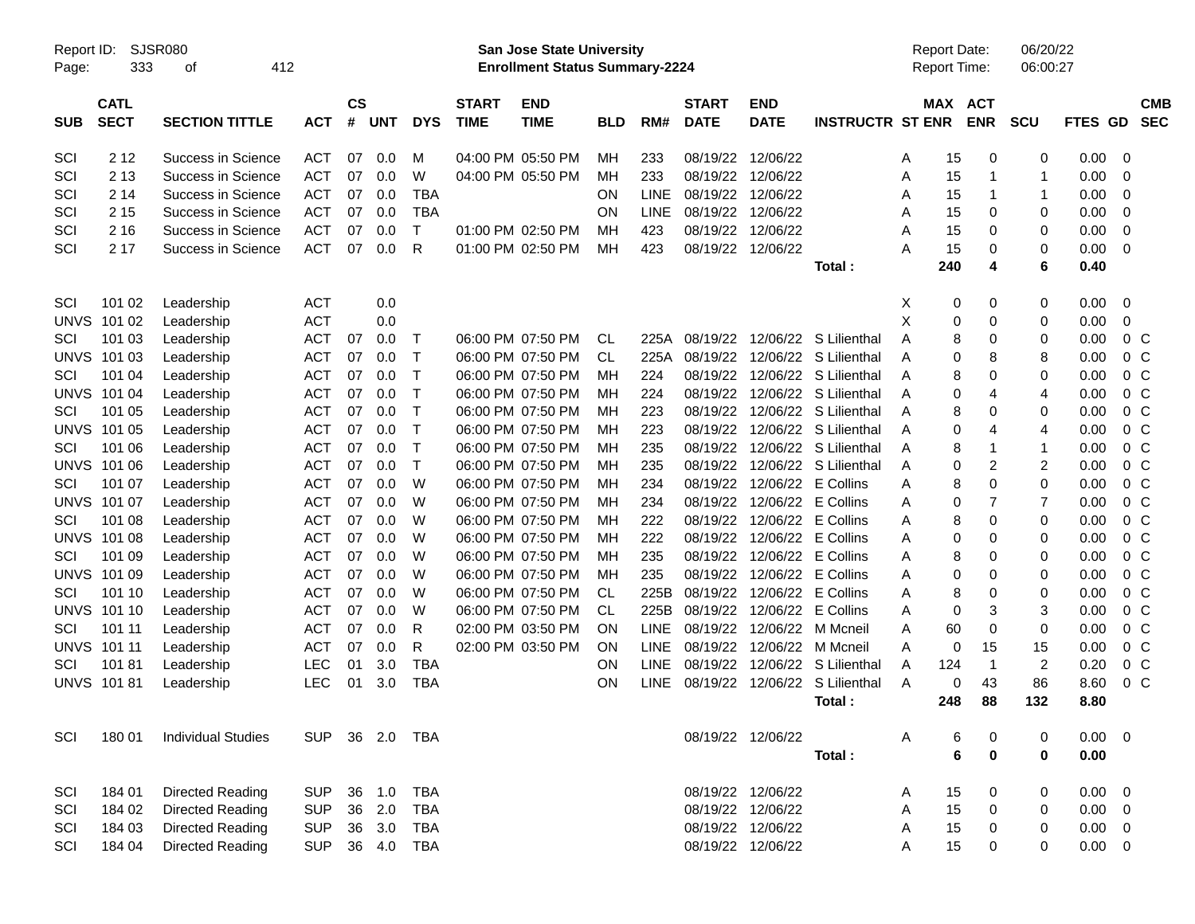Report ID: SJSR080 | San Jose State University | Report Date: 06/20/22
Page: 333 of 412 | Enrollment Status Summary-2224 | Report Time: 06:00:27

| SUB | CATL SECT | SECTION TITTLE | ACT | CS # | UNT | DYS | START TIME | END TIME | BLD | RM# | START DATE | END DATE | INSTRUCTR | ST | MAX ENR | ACT ENR | SCU | FTES | GD | CMB SEC |
|---|---|---|---|---|---|---|---|---|---|---|---|---|---|---|---|---|---|---|---|---|
| SCI | 2 12 | Success in Science | ACT | 07 | 0.0 | M | 04:00 PM | 05:50 PM | MH | 233 | 08/19/22 | 12/06/22 | | A | 15 | 0 | 0 | 0.00 | 0 | |
| SCI | 2 13 | Success in Science | ACT | 07 | 0.0 | W | 04:00 PM | 05:50 PM | MH | 233 | 08/19/22 | 12/06/22 | | A | 15 | 1 | 1 | 0.00 | 0 | |
| SCI | 2 14 | Success in Science | ACT | 07 | 0.0 | TBA | | | ON | LINE | 08/19/22 | 12/06/22 | | A | 15 | 1 | 1 | 0.00 | 0 | |
| SCI | 2 15 | Success in Science | ACT | 07 | 0.0 | TBA | | | ON | LINE | 08/19/22 | 12/06/22 | | A | 15 | 0 | 0 | 0.00 | 0 | |
| SCI | 2 16 | Success in Science | ACT | 07 | 0.0 | T | 01:00 PM | 02:50 PM | MH | 423 | 08/19/22 | 12/06/22 | | A | 15 | 0 | 0 | 0.00 | 0 | |
| SCI | 2 17 | Success in Science | ACT | 07 | 0.0 | R | 01:00 PM | 02:50 PM | MH | 423 | 08/19/22 | 12/06/22 | | A | 15 | 0 | 0 | 0.00 | 0 | |
| | | | | | | | | | | | | | Total : | | 240 | 4 | 6 | 0.40 | | |
| SCI | 101 02 | Leadership | ACT | | 0.0 | | | | | | | | | X | 0 | 0 | 0 | 0.00 | 0 | |
| UNVS | 101 02 | Leadership | ACT | | 0.0 | | | | | | | | | X | 0 | 0 | 0 | 0.00 | 0 | |
| SCI | 101 03 | Leadership | ACT | 07 | 0.0 | T | 06:00 PM | 07:50 PM | CL | 225A | 08/19/22 | 12/06/22 | S Lilienthal | A | 8 | 0 | 0 | 0.00 | 0 | C |
| UNVS | 101 03 | Leadership | ACT | 07 | 0.0 | T | 06:00 PM | 07:50 PM | CL | 225A | 08/19/22 | 12/06/22 | S Lilienthal | A | 0 | 8 | 8 | 0.00 | 0 | C |
| SCI | 101 04 | Leadership | ACT | 07 | 0.0 | T | 06:00 PM | 07:50 PM | MH | 224 | 08/19/22 | 12/06/22 | S Lilienthal | A | 8 | 0 | 0 | 0.00 | 0 | C |
| UNVS | 101 04 | Leadership | ACT | 07 | 0.0 | T | 06:00 PM | 07:50 PM | MH | 224 | 08/19/22 | 12/06/22 | S Lilienthal | A | 0 | 4 | 4 | 0.00 | 0 | C |
| SCI | 101 05 | Leadership | ACT | 07 | 0.0 | T | 06:00 PM | 07:50 PM | MH | 223 | 08/19/22 | 12/06/22 | S Lilienthal | A | 8 | 0 | 0 | 0.00 | 0 | C |
| UNVS | 101 05 | Leadership | ACT | 07 | 0.0 | T | 06:00 PM | 07:50 PM | MH | 223 | 08/19/22 | 12/06/22 | S Lilienthal | A | 0 | 4 | 4 | 0.00 | 0 | C |
| SCI | 101 06 | Leadership | ACT | 07 | 0.0 | T | 06:00 PM | 07:50 PM | MH | 235 | 08/19/22 | 12/06/22 | S Lilienthal | A | 8 | 1 | 1 | 0.00 | 0 | C |
| UNVS | 101 06 | Leadership | ACT | 07 | 0.0 | T | 06:00 PM | 07:50 PM | MH | 235 | 08/19/22 | 12/06/22 | S Lilienthal | A | 0 | 2 | 2 | 0.00 | 0 | C |
| SCI | 101 07 | Leadership | ACT | 07 | 0.0 | W | 06:00 PM | 07:50 PM | MH | 234 | 08/19/22 | 12/06/22 | E Collins | A | 8 | 0 | 0 | 0.00 | 0 | C |
| UNVS | 101 07 | Leadership | ACT | 07 | 0.0 | W | 06:00 PM | 07:50 PM | MH | 234 | 08/19/22 | 12/06/22 | E Collins | A | 0 | 7 | 7 | 0.00 | 0 | C |
| SCI | 101 08 | Leadership | ACT | 07 | 0.0 | W | 06:00 PM | 07:50 PM | MH | 222 | 08/19/22 | 12/06/22 | E Collins | A | 8 | 0 | 0 | 0.00 | 0 | C |
| UNVS | 101 08 | Leadership | ACT | 07 | 0.0 | W | 06:00 PM | 07:50 PM | MH | 222 | 08/19/22 | 12/06/22 | E Collins | A | 0 | 0 | 0 | 0.00 | 0 | C |
| SCI | 101 09 | Leadership | ACT | 07 | 0.0 | W | 06:00 PM | 07:50 PM | MH | 235 | 08/19/22 | 12/06/22 | E Collins | A | 8 | 0 | 0 | 0.00 | 0 | C |
| UNVS | 101 09 | Leadership | ACT | 07 | 0.0 | W | 06:00 PM | 07:50 PM | MH | 235 | 08/19/22 | 12/06/22 | E Collins | A | 0 | 0 | 0 | 0.00 | 0 | C |
| SCI | 101 10 | Leadership | ACT | 07 | 0.0 | W | 06:00 PM | 07:50 PM | CL | 225B | 08/19/22 | 12/06/22 | E Collins | A | 8 | 0 | 0 | 0.00 | 0 | C |
| UNVS | 101 10 | Leadership | ACT | 07 | 0.0 | W | 06:00 PM | 07:50 PM | CL | 225B | 08/19/22 | 12/06/22 | E Collins | A | 0 | 3 | 3 | 0.00 | 0 | C |
| SCI | 101 11 | Leadership | ACT | 07 | 0.0 | R | 02:00 PM | 03:50 PM | ON | LINE | 08/19/22 | 12/06/22 | M Mcneil | A | 60 | 0 | 0 | 0.00 | 0 | C |
| UNVS | 101 11 | Leadership | ACT | 07 | 0.0 | R | 02:00 PM | 03:50 PM | ON | LINE | 08/19/22 | 12/06/22 | M Mcneil | A | 0 | 15 | 15 | 0.00 | 0 | C |
| SCI | 101 81 | Leadership | LEC | 01 | 3.0 | TBA | | | ON | LINE | 08/19/22 | 12/06/22 | S Lilienthal | A | 124 | 1 | 2 | 0.20 | 0 | C |
| UNVS | 101 81 | Leadership | LEC | 01 | 3.0 | TBA | | | ON | LINE | 08/19/22 | 12/06/22 | S Lilienthal | A | 0 | 43 | 86 | 8.60 | 0 | C |
| | | | | | | | | | | | | | Total : | | 248 | 88 | 132 | 8.80 | | |
| SCI | 180 01 | Individual Studies | SUP | 36 | 2.0 | TBA | | | | | 08/19/22 | 12/06/22 | | A | 6 | 0 | 0 | 0.00 | 0 | |
| | | | | | | | | | | | | | Total : | | 6 | 0 | 0 | 0.00 | | |
| SCI | 184 01 | Directed Reading | SUP | 36 | 1.0 | TBA | | | | | 08/19/22 | 12/06/22 | | A | 15 | 0 | 0 | 0.00 | 0 | |
| SCI | 184 02 | Directed Reading | SUP | 36 | 2.0 | TBA | | | | | 08/19/22 | 12/06/22 | | A | 15 | 0 | 0 | 0.00 | 0 | |
| SCI | 184 03 | Directed Reading | SUP | 36 | 3.0 | TBA | | | | | 08/19/22 | 12/06/22 | | A | 15 | 0 | 0 | 0.00 | 0 | |
| SCI | 184 04 | Directed Reading | SUP | 36 | 4.0 | TBA | | | | | 08/19/22 | 12/06/22 | | A | 15 | 0 | 0 | 0.00 | 0 | |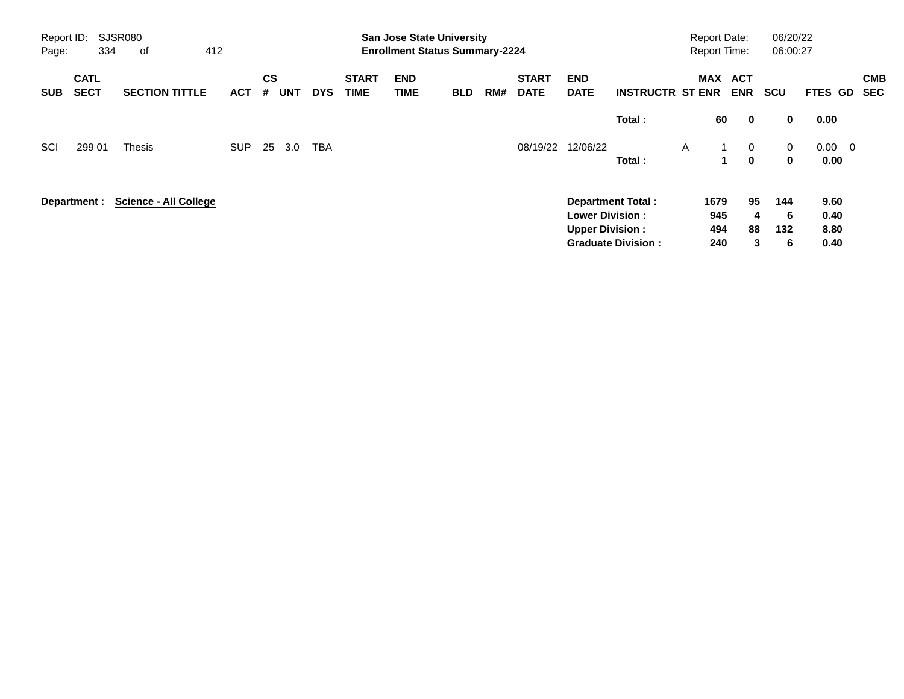**San Jose State University**
**Enrollment Status Summary-2224**

Report ID: SJSR080 | Report Date: 06/20/22 | Report Time: 06:00:27

| SUB | CATL SECT | SECTION TITTLE | ACT | CS # | UNT | DYS | START TIME | END TIME | BLD | RM# | START DATE | END DATE | INSTRUCTR | ST | MAX ENR | ACT ENR | SCU | FTES | GD | CMB SEC |
|---|---|---|---|---|---|---|---|---|---|---|---|---|---|---|---|---|---|---|---|---|
| | | | | | | | | | | | | | **Total :** | | **60** | **0** | **0** | **0.00** | | |
| SCI | 299 01 | Thesis | SUP | 25 | 3.0 | TBA | | | | | 08/19/22 | 12/06/22 | | A | 1 | 0 | 0 | 0.00 | 0 | |
| | | | | | | | | | | | | | **Total :** | | **1** | **0** | **0** | **0.00** | | |

**Department : Science - All College**

| | MAX ENR | ACT ENR | SCU | FTES |
|---|---|---|---|---|
| **Department Total :** | **1679** | **95** | **144** | **9.60** |
| **Lower Division :** | **945** | **4** | **6** | **0.40** |
| **Upper Division :** | **494** | **88** | **132** | **8.80** |
| **Graduate Division :** | **240** | **3** | **6** | **0.40** |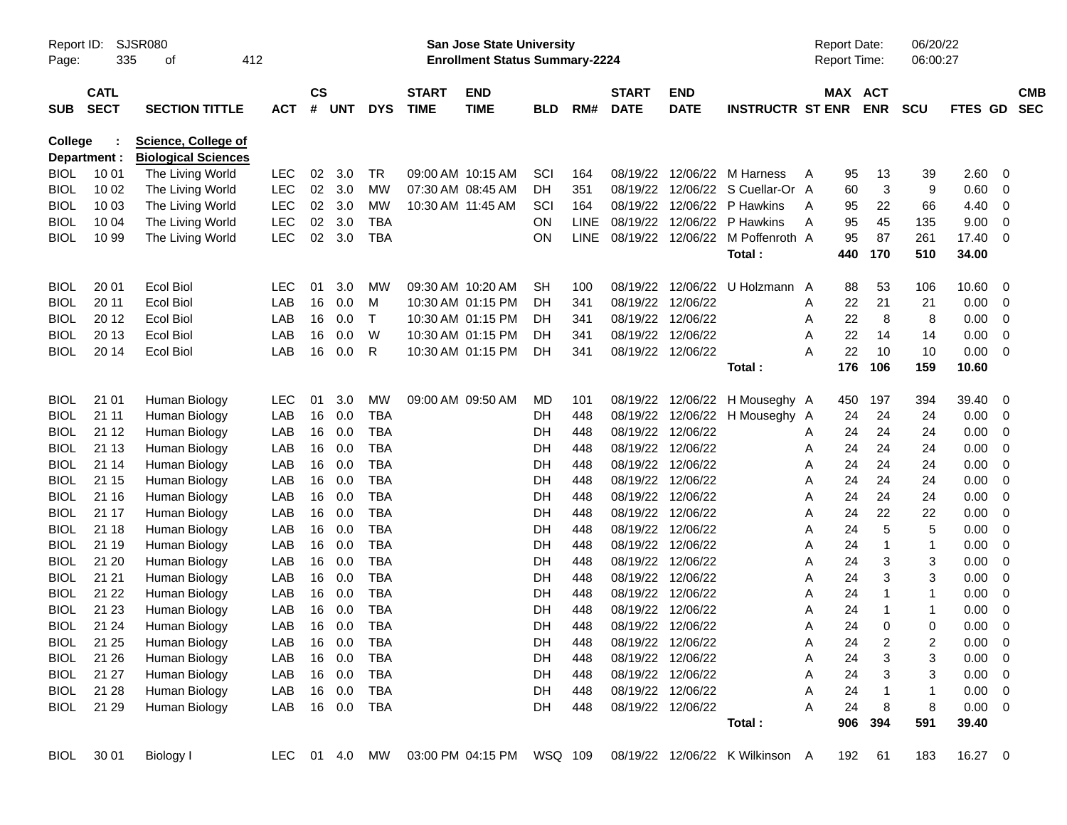Report ID: SJSR080
San Jose State University
Enrollment Status Summary-2224
Report Date: 06/20/22
Report Time: 06:00:27

College : Science, College of
Department : Biological Sciences

| SUB | CATL SECT | SECTION TITTLE | ACT | CS # | UNT | DYS | START TIME | END TIME | BLD | RM# | START DATE | END DATE | INSTRUCTR | ST | MAX ENR | ACT ENR | SCU | FTES | GD | CMB SEC |
|---|---|---|---|---|---|---|---|---|---|---|---|---|---|---|---|---|---|---|---|---|
| BIOL | 10 01 | The Living World | LEC | 02 | 3.0 | TR | 09:00 AM | 10:15 AM | SCI | 164 | 08/19/22 | 12/06/22 | M Harness | A | 95 | 13 | 39 | 2.60 | 0 | |
| BIOL | 10 02 | The Living World | LEC | 02 | 3.0 | MW | 07:30 AM | 08:45 AM | DH | 351 | 08/19/22 | 12/06/22 | S Cuellar-Or | A | 60 | 3 | 9 | 0.60 | 0 | |
| BIOL | 10 03 | The Living World | LEC | 02 | 3.0 | MW | 10:30 AM | 11:45 AM | SCI | 164 | 08/19/22 | 12/06/22 | P Hawkins | A | 95 | 22 | 66 | 4.40 | 0 | |
| BIOL | 10 04 | The Living World | LEC | 02 | 3.0 | TBA | | | ON | LINE | 08/19/22 | 12/06/22 | P Hawkins | A | 95 | 45 | 135 | 9.00 | 0 | |
| BIOL | 10 99 | The Living World | LEC | 02 | 3.0 | TBA | | | ON | LINE | 08/19/22 | 12/06/22 | M Poffenroth | A | 95 | 87 | 261 | 17.40 | 0 | |
| | | | | | | | | | | | | | Total : | | 440 | 170 | 510 | 34.00 | | |
| BIOL | 20 01 | Ecol Biol | LEC | 01 | 3.0 | MW | 09:30 AM | 10:20 AM | SH | 100 | 08/19/22 | 12/06/22 | U Holzmann | A | 88 | 53 | 106 | 10.60 | 0 | |
| BIOL | 20 11 | Ecol Biol | LAB | 16 | 0.0 | M | 10:30 AM | 01:15 PM | DH | 341 | 08/19/22 | 12/06/22 | | A | 22 | 21 | 21 | 0.00 | 0 | |
| BIOL | 20 12 | Ecol Biol | LAB | 16 | 0.0 | T | 10:30 AM | 01:15 PM | DH | 341 | 08/19/22 | 12/06/22 | | A | 22 | 8 | 8 | 0.00 | 0 | |
| BIOL | 20 13 | Ecol Biol | LAB | 16 | 0.0 | W | 10:30 AM | 01:15 PM | DH | 341 | 08/19/22 | 12/06/22 | | A | 22 | 14 | 14 | 0.00 | 0 | |
| BIOL | 20 14 | Ecol Biol | LAB | 16 | 0.0 | R | 10:30 AM | 01:15 PM | DH | 341 | 08/19/22 | 12/06/22 | | A | 22 | 10 | 10 | 0.00 | 0 | |
| | | | | | | | | | | | | | Total : | | 176 | 106 | 159 | 10.60 | | |
| BIOL | 21 01 | Human Biology | LEC | 01 | 3.0 | MW | 09:00 AM | 09:50 AM | MD | 101 | 08/19/22 | 12/06/22 | H Mouseghy | A | 450 | 197 | 394 | 39.40 | 0 | |
| BIOL | 21 11 | Human Biology | LAB | 16 | 0.0 | TBA | | | DH | 448 | 08/19/22 | 12/06/22 | H Mouseghy | A | 24 | 24 | 24 | 0.00 | 0 | |
| BIOL | 21 12 | Human Biology | LAB | 16 | 0.0 | TBA | | | DH | 448 | 08/19/22 | 12/06/22 | | A | 24 | 24 | 24 | 0.00 | 0 | |
| BIOL | 21 13 | Human Biology | LAB | 16 | 0.0 | TBA | | | DH | 448 | 08/19/22 | 12/06/22 | | A | 24 | 24 | 24 | 0.00 | 0 | |
| BIOL | 21 14 | Human Biology | LAB | 16 | 0.0 | TBA | | | DH | 448 | 08/19/22 | 12/06/22 | | A | 24 | 24 | 24 | 0.00 | 0 | |
| BIOL | 21 15 | Human Biology | LAB | 16 | 0.0 | TBA | | | DH | 448 | 08/19/22 | 12/06/22 | | A | 24 | 24 | 24 | 0.00 | 0 | |
| BIOL | 21 16 | Human Biology | LAB | 16 | 0.0 | TBA | | | DH | 448 | 08/19/22 | 12/06/22 | | A | 24 | 24 | 24 | 0.00 | 0 | |
| BIOL | 21 17 | Human Biology | LAB | 16 | 0.0 | TBA | | | DH | 448 | 08/19/22 | 12/06/22 | | A | 24 | 22 | 22 | 0.00 | 0 | |
| BIOL | 21 18 | Human Biology | LAB | 16 | 0.0 | TBA | | | DH | 448 | 08/19/22 | 12/06/22 | | A | 24 | 5 | 5 | 0.00 | 0 | |
| BIOL | 21 19 | Human Biology | LAB | 16 | 0.0 | TBA | | | DH | 448 | 08/19/22 | 12/06/22 | | A | 24 | 1 | 1 | 0.00 | 0 | |
| BIOL | 21 20 | Human Biology | LAB | 16 | 0.0 | TBA | | | DH | 448 | 08/19/22 | 12/06/22 | | A | 24 | 3 | 3 | 0.00 | 0 | |
| BIOL | 21 21 | Human Biology | LAB | 16 | 0.0 | TBA | | | DH | 448 | 08/19/22 | 12/06/22 | | A | 24 | 3 | 3 | 0.00 | 0 | |
| BIOL | 21 22 | Human Biology | LAB | 16 | 0.0 | TBA | | | DH | 448 | 08/19/22 | 12/06/22 | | A | 24 | 1 | 1 | 0.00 | 0 | |
| BIOL | 21 23 | Human Biology | LAB | 16 | 0.0 | TBA | | | DH | 448 | 08/19/22 | 12/06/22 | | A | 24 | 1 | 1 | 0.00 | 0 | |
| BIOL | 21 24 | Human Biology | LAB | 16 | 0.0 | TBA | | | DH | 448 | 08/19/22 | 12/06/22 | | A | 24 | 0 | 0 | 0.00 | 0 | |
| BIOL | 21 25 | Human Biology | LAB | 16 | 0.0 | TBA | | | DH | 448 | 08/19/22 | 12/06/22 | | A | 24 | 2 | 2 | 0.00 | 0 | |
| BIOL | 21 26 | Human Biology | LAB | 16 | 0.0 | TBA | | | DH | 448 | 08/19/22 | 12/06/22 | | A | 24 | 3 | 3 | 0.00 | 0 | |
| BIOL | 21 27 | Human Biology | LAB | 16 | 0.0 | TBA | | | DH | 448 | 08/19/22 | 12/06/22 | | A | 24 | 3 | 3 | 0.00 | 0 | |
| BIOL | 21 28 | Human Biology | LAB | 16 | 0.0 | TBA | | | DH | 448 | 08/19/22 | 12/06/22 | | A | 24 | 1 | 1 | 0.00 | 0 | |
| BIOL | 21 29 | Human Biology | LAB | 16 | 0.0 | TBA | | | DH | 448 | 08/19/22 | 12/06/22 | | A | 24 | 8 | 8 | 0.00 | 0 | |
| | | | | | | | | | | | | | Total : | | 906 | 394 | 591 | 39.40 | | |
| BIOL | 30 01 | Biology I | LEC | 01 | 4.0 | MW | 03:00 PM | 04:15 PM | WSQ | 109 | 08/19/22 | 12/06/22 | K Wilkinson | A | 192 | 61 | 183 | 16.27 | 0 | |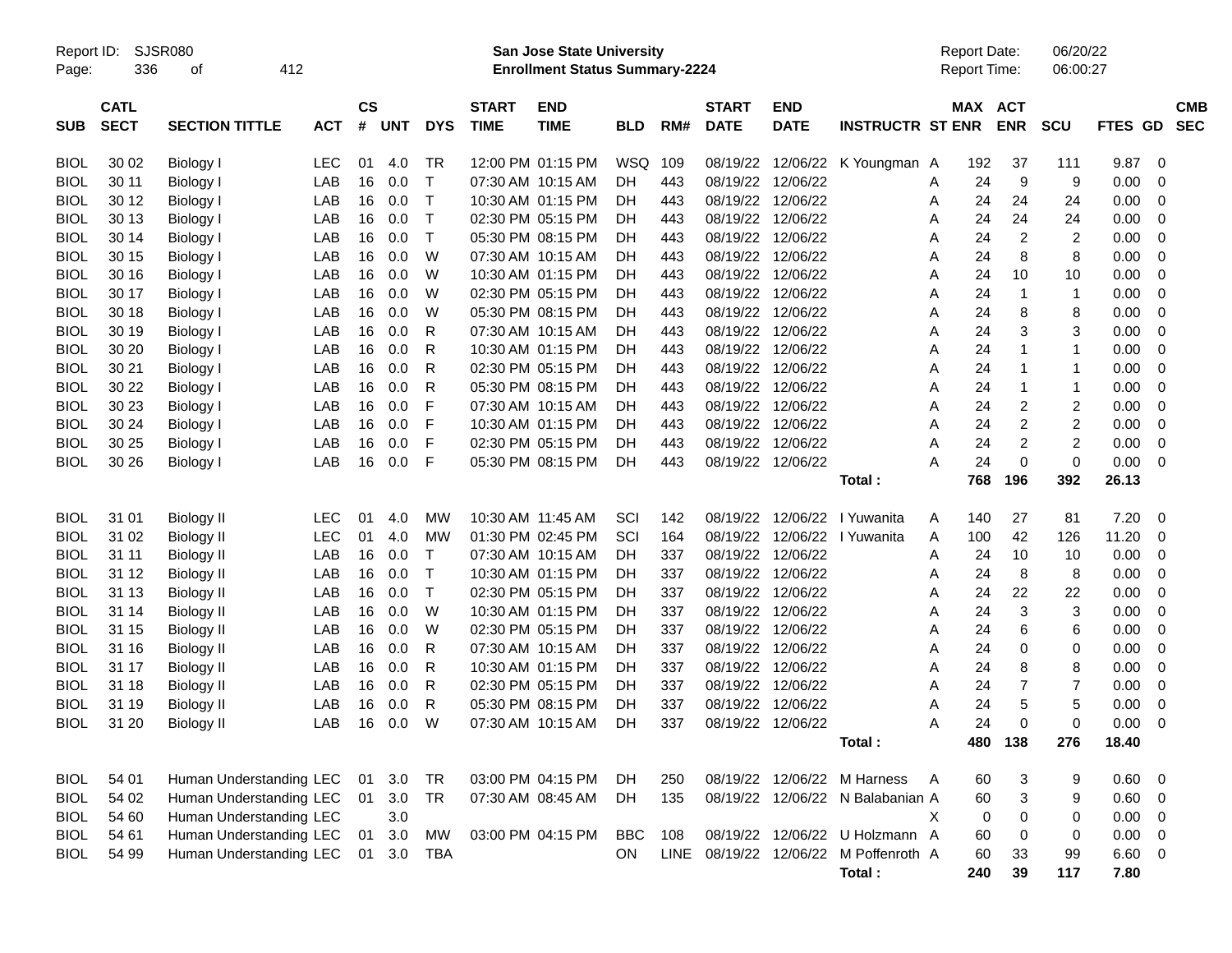| SUB | CATL SECT | SECTION TITTLE | ACT | CS # | UNT | DYS | START TIME | END TIME | BLD | RM# | START DATE | END DATE | INSTRUCTR | ST | MAX ENR | ACT ENR | SCU | FTES | GD | CMB SEC |
|---|---|---|---|---|---|---|---|---|---|---|---|---|---|---|---|---|---|---|---|---|
| BIOL | 30 02 | Biology I | LEC | 01 | 4.0 | TR | 12:00 PM | 01:15 PM | WSQ | 109 | 08/19/22 | 12/06/22 | K Youngman | A | 192 | 37 | 111 | 9.87 | 0 | |
| BIOL | 30 11 | Biology I | LAB | 16 | 0.0 | T | 07:30 AM | 10:15 AM | DH | 443 | 08/19/22 | 12/06/22 | | A | 24 | 9 | 9 | 0.00 | 0 | |
| BIOL | 30 12 | Biology I | LAB | 16 | 0.0 | T | 10:30 AM | 01:15 PM | DH | 443 | 08/19/22 | 12/06/22 | | A | 24 | 24 | 24 | 0.00 | 0 | |
| BIOL | 30 13 | Biology I | LAB | 16 | 0.0 | T | 02:30 PM | 05:15 PM | DH | 443 | 08/19/22 | 12/06/22 | | A | 24 | 24 | 24 | 0.00 | 0 | |
| BIOL | 30 14 | Biology I | LAB | 16 | 0.0 | T | 05:30 PM | 08:15 PM | DH | 443 | 08/19/22 | 12/06/22 | | A | 24 | 2 | 2 | 0.00 | 0 | |
| BIOL | 30 15 | Biology I | LAB | 16 | 0.0 | W | 07:30 AM | 10:15 AM | DH | 443 | 08/19/22 | 12/06/22 | | A | 24 | 8 | 8 | 0.00 | 0 | |
| BIOL | 30 16 | Biology I | LAB | 16 | 0.0 | W | 10:30 AM | 01:15 PM | DH | 443 | 08/19/22 | 12/06/22 | | A | 24 | 10 | 10 | 0.00 | 0 | |
| BIOL | 30 17 | Biology I | LAB | 16 | 0.0 | W | 02:30 PM | 05:15 PM | DH | 443 | 08/19/22 | 12/06/22 | | A | 24 | 1 | 1 | 0.00 | 0 | |
| BIOL | 30 18 | Biology I | LAB | 16 | 0.0 | W | 05:30 PM | 08:15 PM | DH | 443 | 08/19/22 | 12/06/22 | | A | 24 | 8 | 8 | 0.00 | 0 | |
| BIOL | 30 19 | Biology I | LAB | 16 | 0.0 | R | 07:30 AM | 10:15 AM | DH | 443 | 08/19/22 | 12/06/22 | | A | 24 | 3 | 3 | 0.00 | 0 | |
| BIOL | 30 20 | Biology I | LAB | 16 | 0.0 | R | 10:30 AM | 01:15 PM | DH | 443 | 08/19/22 | 12/06/22 | | A | 24 | 1 | 1 | 0.00 | 0 | |
| BIOL | 30 21 | Biology I | LAB | 16 | 0.0 | R | 02:30 PM | 05:15 PM | DH | 443 | 08/19/22 | 12/06/22 | | A | 24 | 1 | 1 | 0.00 | 0 | |
| BIOL | 30 22 | Biology I | LAB | 16 | 0.0 | R | 05:30 PM | 08:15 PM | DH | 443 | 08/19/22 | 12/06/22 | | A | 24 | 1 | 1 | 0.00 | 0 | |
| BIOL | 30 23 | Biology I | LAB | 16 | 0.0 | F | 07:30 AM | 10:15 AM | DH | 443 | 08/19/22 | 12/06/22 | | A | 24 | 2 | 2 | 0.00 | 0 | |
| BIOL | 30 24 | Biology I | LAB | 16 | 0.0 | F | 10:30 AM | 01:15 PM | DH | 443 | 08/19/22 | 12/06/22 | | A | 24 | 2 | 2 | 0.00 | 0 | |
| BIOL | 30 25 | Biology I | LAB | 16 | 0.0 | F | 02:30 PM | 05:15 PM | DH | 443 | 08/19/22 | 12/06/22 | | A | 24 | 2 | 2 | 0.00 | 0 | |
| BIOL | 30 26 | Biology I | LAB | 16 | 0.0 | F | 05:30 PM | 08:15 PM | DH | 443 | 08/19/22 | 12/06/22 | | A | 24 | 0 | 0 | 0.00 | 0 | |
| | | | | | | | | | | | | | **Total :** | | **768** | **196** | **392** | **26.13** | | |
| BIOL | 31 01 | Biology II | LEC | 01 | 4.0 | MW | 10:30 AM | 11:45 AM | SCI | 142 | 08/19/22 | 12/06/22 | I Yuwanita | A | 140 | 27 | 81 | 7.20 | 0 | |
| BIOL | 31 02 | Biology II | LEC | 01 | 4.0 | MW | 01:30 PM | 02:45 PM | SCI | 164 | 08/19/22 | 12/06/22 | I Yuwanita | A | 100 | 42 | 126 | 11.20 | 0 | |
| BIOL | 31 11 | Biology II | LAB | 16 | 0.0 | T | 07:30 AM | 10:15 AM | DH | 337 | 08/19/22 | 12/06/22 | | A | 24 | 10 | 10 | 0.00 | 0 | |
| BIOL | 31 12 | Biology II | LAB | 16 | 0.0 | T | 10:30 AM | 01:15 PM | DH | 337 | 08/19/22 | 12/06/22 | | A | 24 | 8 | 8 | 0.00 | 0 | |
| BIOL | 31 13 | Biology II | LAB | 16 | 0.0 | T | 02:30 PM | 05:15 PM | DH | 337 | 08/19/22 | 12/06/22 | | A | 24 | 22 | 22 | 0.00 | 0 | |
| BIOL | 31 14 | Biology II | LAB | 16 | 0.0 | W | 10:30 AM | 01:15 PM | DH | 337 | 08/19/22 | 12/06/22 | | A | 24 | 3 | 3 | 0.00 | 0 | |
| BIOL | 31 15 | Biology II | LAB | 16 | 0.0 | W | 02:30 PM | 05:15 PM | DH | 337 | 08/19/22 | 12/06/22 | | A | 24 | 6 | 6 | 0.00 | 0 | |
| BIOL | 31 16 | Biology II | LAB | 16 | 0.0 | R | 07:30 AM | 10:15 AM | DH | 337 | 08/19/22 | 12/06/22 | | A | 24 | 0 | 0 | 0.00 | 0 | |
| BIOL | 31 17 | Biology II | LAB | 16 | 0.0 | R | 10:30 AM | 01:15 PM | DH | 337 | 08/19/22 | 12/06/22 | | A | 24 | 8 | 8 | 0.00 | 0 | |
| BIOL | 31 18 | Biology II | LAB | 16 | 0.0 | R | 02:30 PM | 05:15 PM | DH | 337 | 08/19/22 | 12/06/22 | | A | 24 | 7 | 7 | 0.00 | 0 | |
| BIOL | 31 19 | Biology II | LAB | 16 | 0.0 | R | 05:30 PM | 08:15 PM | DH | 337 | 08/19/22 | 12/06/22 | | A | 24 | 5 | 5 | 0.00 | 0 | |
| BIOL | 31 20 | Biology II | LAB | 16 | 0.0 | W | 07:30 AM | 10:15 AM | DH | 337 | 08/19/22 | 12/06/22 | | A | 24 | 0 | 0 | 0.00 | 0 | |
| | | | | | | | | | | | | | **Total :** | | **480** | **138** | **276** | **18.40** | | |
| BIOL | 54 01 | Human Understanding | LEC | 01 | 3.0 | TR | 03:00 PM | 04:15 PM | DH | 250 | 08/19/22 | 12/06/22 | M Harness | A | 60 | 3 | 9 | 0.60 | 0 | |
| BIOL | 54 02 | Human Understanding | LEC | 01 | 3.0 | TR | 07:30 AM | 08:45 AM | DH | 135 | 08/19/22 | 12/06/22 | N Balabanian | A | 60 | 3 | 9 | 0.60 | 0 | |
| BIOL | 54 60 | Human Understanding | LEC | | 3.0 | | | | | | | | | X | 0 | 0 | 0 | 0.00 | 0 | |
| BIOL | 54 61 | Human Understanding | LEC | 01 | 3.0 | MW | 03:00 PM | 04:15 PM | BBC | 108 | 08/19/22 | 12/06/22 | U Holzmann | A | 60 | 0 | 0 | 0.00 | 0 | |
| BIOL | 54 99 | Human Understanding | LEC | 01 | 3.0 | TBA | | | ON | LINE | 08/19/22 | 12/06/22 | M Poffenroth | A | 60 | 33 | 99 | 6.60 | 0 | |
| | | | | | | | | | | | | | **Total :** | | **240** | **39** | **117** | **7.80** | | |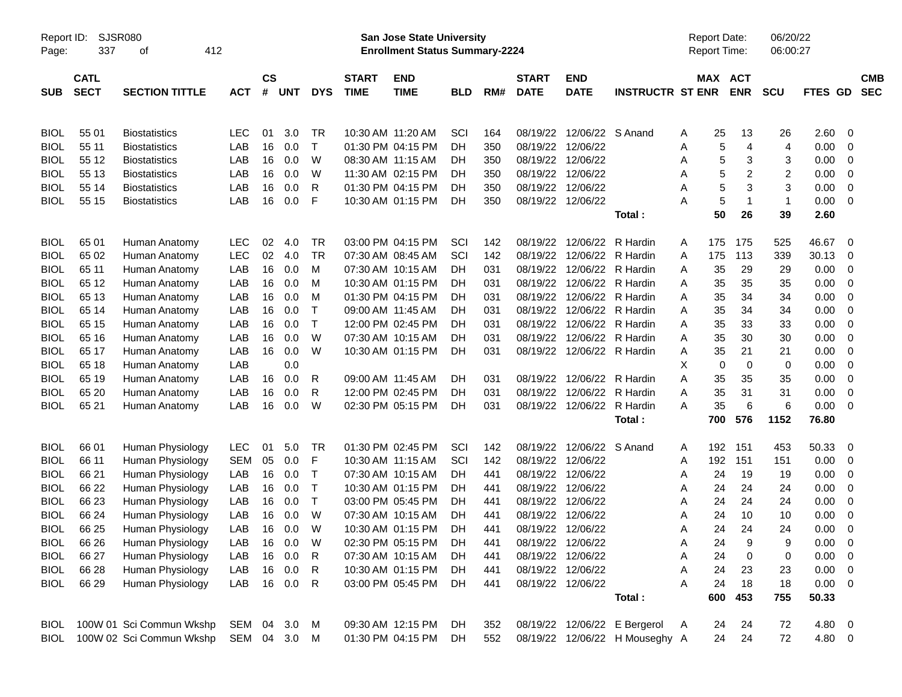**San Jose State University**
**Enrollment Status Summary-2224**

Report ID: SJSR080
Report Date: 06/20/22
Report Time: 06:00:27

| SUB | CATL SECT | SECTION TITTLE | ACT | CS # | UNT | DYS | START TIME | END TIME | BLD | RM# | START DATE | END DATE | INSTRUCTR | ST | MAX ENR | ACT ENR | SCU | FTES | GD | CMB SEC |
|---|---|---|---|---|---|---|---|---|---|---|---|---|---|---|---|---|---|---|---|---|
| BIOL | 55 01 | Biostatistics | LEC | 01 | 3.0 | TR | 10:30 AM | 11:20 AM | SCI | 164 | 08/19/22 | 12/06/22 | S Anand | A | 25 | 13 | 26 | 2.60 | 0 | |
| BIOL | 55 11 | Biostatistics | LAB | 16 | 0.0 | T | 01:30 PM | 04:15 PM | DH | 350 | 08/19/22 | 12/06/22 | | A | 5 | 4 | 4 | 0.00 | 0 | |
| BIOL | 55 12 | Biostatistics | LAB | 16 | 0.0 | W | 08:30 AM | 11:15 AM | DH | 350 | 08/19/22 | 12/06/22 | | A | 5 | 3 | 3 | 0.00 | 0 | |
| BIOL | 55 13 | Biostatistics | LAB | 16 | 0.0 | W | 11:30 AM | 02:15 PM | DH | 350 | 08/19/22 | 12/06/22 | | A | 5 | 2 | 2 | 0.00 | 0 | |
| BIOL | 55 14 | Biostatistics | LAB | 16 | 0.0 | R | 01:30 PM | 04:15 PM | DH | 350 | 08/19/22 | 12/06/22 | | A | 5 | 3 | 3 | 0.00 | 0 | |
| BIOL | 55 15 | Biostatistics | LAB | 16 | 0.0 | F | 10:30 AM | 01:15 PM | DH | 350 | 08/19/22 | 12/06/22 | | A | 5 | 1 | 1 | 0.00 | 0 | |
| | | | | | | | | | | | | | **Total :** | | **50** | **26** | **39** | **2.60** | | |
| BIOL | 65 01 | Human Anatomy | LEC | 02 | 4.0 | TR | 03:00 PM | 04:15 PM | SCI | 142 | 08/19/22 | 12/06/22 | R Hardin | A | 175 | 175 | 525 | 46.67 | 0 | |
| BIOL | 65 02 | Human Anatomy | LEC | 02 | 4.0 | TR | 07:30 AM | 08:45 AM | SCI | 142 | 08/19/22 | 12/06/22 | R Hardin | A | 175 | 113 | 339 | 30.13 | 0 | |
| BIOL | 65 11 | Human Anatomy | LAB | 16 | 0.0 | M | 07:30 AM | 10:15 AM | DH | 031 | 08/19/22 | 12/06/22 | R Hardin | A | 35 | 29 | 29 | 0.00 | 0 | |
| BIOL | 65 12 | Human Anatomy | LAB | 16 | 0.0 | M | 10:30 AM | 01:15 PM | DH | 031 | 08/19/22 | 12/06/22 | R Hardin | A | 35 | 35 | 35 | 0.00 | 0 | |
| BIOL | 65 13 | Human Anatomy | LAB | 16 | 0.0 | M | 01:30 PM | 04:15 PM | DH | 031 | 08/19/22 | 12/06/22 | R Hardin | A | 35 | 34 | 34 | 0.00 | 0 | |
| BIOL | 65 14 | Human Anatomy | LAB | 16 | 0.0 | T | 09:00 AM | 11:45 AM | DH | 031 | 08/19/22 | 12/06/22 | R Hardin | A | 35 | 34 | 34 | 0.00 | 0 | |
| BIOL | 65 15 | Human Anatomy | LAB | 16 | 0.0 | T | 12:00 PM | 02:45 PM | DH | 031 | 08/19/22 | 12/06/22 | R Hardin | A | 35 | 33 | 33 | 0.00 | 0 | |
| BIOL | 65 16 | Human Anatomy | LAB | 16 | 0.0 | W | 07:30 AM | 10:15 AM | DH | 031 | 08/19/22 | 12/06/22 | R Hardin | A | 35 | 30 | 30 | 0.00 | 0 | |
| BIOL | 65 17 | Human Anatomy | LAB | 16 | 0.0 | W | 10:30 AM | 01:15 PM | DH | 031 | 08/19/22 | 12/06/22 | R Hardin | A | 35 | 21 | 21 | 0.00 | 0 | |
| BIOL | 65 18 | Human Anatomy | LAB | | 0.0 | | | | | | | | | X | 0 | 0 | 0 | 0.00 | 0 | |
| BIOL | 65 19 | Human Anatomy | LAB | 16 | 0.0 | R | 09:00 AM | 11:45 AM | DH | 031 | 08/19/22 | 12/06/22 | R Hardin | A | 35 | 35 | 35 | 0.00 | 0 | |
| BIOL | 65 20 | Human Anatomy | LAB | 16 | 0.0 | R | 12:00 PM | 02:45 PM | DH | 031 | 08/19/22 | 12/06/22 | R Hardin | A | 35 | 31 | 31 | 0.00 | 0 | |
| BIOL | 65 21 | Human Anatomy | LAB | 16 | 0.0 | W | 02:30 PM | 05:15 PM | DH | 031 | 08/19/22 | 12/06/22 | R Hardin | A | 35 | 6 | 6 | 0.00 | 0 | |
| | | | | | | | | | | | | | **Total :** | | **700** | **576** | **1152** | **76.80** | | |
| BIOL | 66 01 | Human Physiology | LEC | 01 | 5.0 | TR | 01:30 PM | 02:45 PM | SCI | 142 | 08/19/22 | 12/06/22 | S Anand | A | 192 | 151 | 453 | 50.33 | 0 | |
| BIOL | 66 11 | Human Physiology | SEM | 05 | 0.0 | F | 10:30 AM | 11:15 AM | SCI | 142 | 08/19/22 | 12/06/22 | | A | 192 | 151 | 151 | 0.00 | 0 | |
| BIOL | 66 21 | Human Physiology | LAB | 16 | 0.0 | T | 07:30 AM | 10:15 AM | DH | 441 | 08/19/22 | 12/06/22 | | A | 24 | 19 | 19 | 0.00 | 0 | |
| BIOL | 66 22 | Human Physiology | LAB | 16 | 0.0 | T | 10:30 AM | 01:15 PM | DH | 441 | 08/19/22 | 12/06/22 | | A | 24 | 24 | 24 | 0.00 | 0 | |
| BIOL | 66 23 | Human Physiology | LAB | 16 | 0.0 | T | 03:00 PM | 05:45 PM | DH | 441 | 08/19/22 | 12/06/22 | | A | 24 | 24 | 24 | 0.00 | 0 | |
| BIOL | 66 24 | Human Physiology | LAB | 16 | 0.0 | W | 07:30 AM | 10:15 AM | DH | 441 | 08/19/22 | 12/06/22 | | A | 24 | 10 | 10 | 0.00 | 0 | |
| BIOL | 66 25 | Human Physiology | LAB | 16 | 0.0 | W | 10:30 AM | 01:15 PM | DH | 441 | 08/19/22 | 12/06/22 | | A | 24 | 24 | 24 | 0.00 | 0 | |
| BIOL | 66 26 | Human Physiology | LAB | 16 | 0.0 | W | 02:30 PM | 05:15 PM | DH | 441 | 08/19/22 | 12/06/22 | | A | 24 | 9 | 9 | 0.00 | 0 | |
| BIOL | 66 27 | Human Physiology | LAB | 16 | 0.0 | R | 07:30 AM | 10:15 AM | DH | 441 | 08/19/22 | 12/06/22 | | A | 24 | 0 | 0 | 0.00 | 0 | |
| BIOL | 66 28 | Human Physiology | LAB | 16 | 0.0 | R | 10:30 AM | 01:15 PM | DH | 441 | 08/19/22 | 12/06/22 | | A | 24 | 23 | 23 | 0.00 | 0 | |
| BIOL | 66 29 | Human Physiology | LAB | 16 | 0.0 | R | 03:00 PM | 05:45 PM | DH | 441 | 08/19/22 | 12/06/22 | | A | 24 | 18 | 18 | 0.00 | 0 | |
| | | | | | | | | | | | | | **Total :** | | **600** | **453** | **755** | **50.33** | | |
| BIOL | 100W 01 | Sci Commun Wkshp | SEM | 04 | 3.0 | M | 09:30 AM | 12:15 PM | DH | 352 | 08/19/22 | 12/06/22 | E Bergerol | A | 24 | 24 | 72 | 4.80 | 0 | |
| BIOL | 100W 02 | Sci Commun Wkshp | SEM | 04 | 3.0 | M | 01:30 PM | 04:15 PM | DH | 552 | 08/19/22 | 12/06/22 | H Mouseghy | A | 24 | 24 | 72 | 4.80 | 0 | |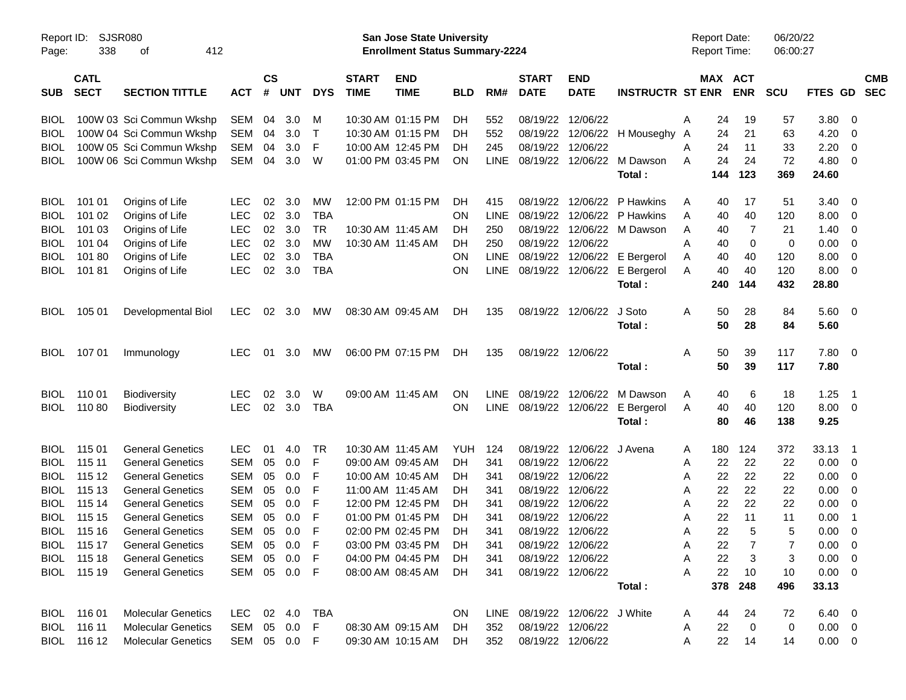Report ID: SJSR080

**San Jose State University**
**Enrollment Status Summary-2224**

Report Date: 06/20/22
Report Time: 06:00:27

| SUB | CATL SECT | SECTION TITTLE | ACT | CS # | UNT | DYS | START TIME | END TIME | BLD | RM# | START DATE | END DATE | INSTRUCTR | ST | MAX ENR | ACT ENR | SCU | FTES | GD | CMB SEC |
|---|---|---|---|---|---|---|---|---|---|---|---|---|---|---|---|---|---|---|---|---|
| BIOL | 100W 03 | Sci Commun Wkshp | SEM | 04 | 3.0 | M | 10:30 AM | 01:15 PM | DH | 552 | 08/19/22 | 12/06/22 | | A | 24 | 19 | 57 | 3.80 | 0 | |
| BIOL | 100W 04 | Sci Commun Wkshp | SEM | 04 | 3.0 | T | 10:30 AM | 01:15 PM | DH | 552 | 08/19/22 | 12/06/22 | H Mouseghy | A | 24 | 21 | 63 | 4.20 | 0 | |
| BIOL | 100W 05 | Sci Commun Wkshp | SEM | 04 | 3.0 | F | 10:00 AM | 12:45 PM | DH | 245 | 08/19/22 | 12/06/22 | | A | 24 | 11 | 33 | 2.20 | 0 | |
| BIOL | 100W 06 | Sci Commun Wkshp | SEM | 04 | 3.0 | W | 01:00 PM | 03:45 PM | ON | LINE | 08/19/22 | 12/06/22 | M Dawson | A | 24 | 24 | 72 | 4.80 | 0 | |
| | | | | | | | | | | | | | **Total :** | | **144** | **123** | **369** | **24.60** | | |
| BIOL | 101 01 | Origins of Life | LEC | 02 | 3.0 | MW | 12:00 PM | 01:15 PM | DH | 415 | 08/19/22 | 12/06/22 | P Hawkins | A | 40 | 17 | 51 | 3.40 | 0 | |
| BIOL | 101 02 | Origins of Life | LEC | 02 | 3.0 | TBA | | | ON | LINE | 08/19/22 | 12/06/22 | P Hawkins | A | 40 | 40 | 120 | 8.00 | 0 | |
| BIOL | 101 03 | Origins of Life | LEC | 02 | 3.0 | TR | 10:30 AM | 11:45 AM | DH | 250 | 08/19/22 | 12/06/22 | M Dawson | A | 40 | 7 | 21 | 1.40 | 0 | |
| BIOL | 101 04 | Origins of Life | LEC | 02 | 3.0 | MW | 10:30 AM | 11:45 AM | DH | 250 | 08/19/22 | 12/06/22 | | A | 40 | 0 | 0 | 0.00 | 0 | |
| BIOL | 101 80 | Origins of Life | LEC | 02 | 3.0 | TBA | | | ON | LINE | 08/19/22 | 12/06/22 | E Bergerol | A | 40 | 40 | 120 | 8.00 | 0 | |
| BIOL | 101 81 | Origins of Life | LEC | 02 | 3.0 | TBA | | | ON | LINE | 08/19/22 | 12/06/22 | E Bergerol | A | 40 | 40 | 120 | 8.00 | 0 | |
| | | | | | | | | | | | | | **Total :** | | **240** | **144** | **432** | **28.80** | | |
| BIOL | 105 01 | Developmental Biol | LEC | 02 | 3.0 | MW | 08:30 AM | 09:45 AM | DH | 135 | 08/19/22 | 12/06/22 | J Soto | A | 50 | 28 | 84 | 5.60 | 0 | |
| | | | | | | | | | | | | | **Total :** | | **50** | **28** | **84** | **5.60** | | |
| BIOL | 107 01 | Immunology | LEC | 01 | 3.0 | MW | 06:00 PM | 07:15 PM | DH | 135 | 08/19/22 | 12/06/22 | | A | 50 | 39 | 117 | 7.80 | 0 | |
| | | | | | | | | | | | | | **Total :** | | **50** | **39** | **117** | **7.80** | | |
| BIOL | 110 01 | Biodiversity | LEC | 02 | 3.0 | W | 09:00 AM | 11:45 AM | ON | LINE | 08/19/22 | 12/06/22 | M Dawson | A | 40 | 6 | 18 | 1.25 | 1 | |
| BIOL | 110 80 | Biodiversity | LEC | 02 | 3.0 | TBA | | | ON | LINE | 08/19/22 | 12/06/22 | E Bergerol | A | 40 | 40 | 120 | 8.00 | 0 | |
| | | | | | | | | | | | | | **Total :** | | **80** | **46** | **138** | **9.25** | | |
| BIOL | 115 01 | General Genetics | LEC | 01 | 4.0 | TR | 10:30 AM | 11:45 AM | YUH | 124 | 08/19/22 | 12/06/22 | J Avena | A | 180 | 124 | 372 | 33.13 | 1 | |
| BIOL | 115 11 | General Genetics | SEM | 05 | 0.0 | F | 09:00 AM | 09:45 AM | DH | 341 | 08/19/22 | 12/06/22 | | A | 22 | 22 | 22 | 0.00 | 0 | |
| BIOL | 115 12 | General Genetics | SEM | 05 | 0.0 | F | 10:00 AM | 10:45 AM | DH | 341 | 08/19/22 | 12/06/22 | | A | 22 | 22 | 22 | 0.00 | 0 | |
| BIOL | 115 13 | General Genetics | SEM | 05 | 0.0 | F | 11:00 AM | 11:45 AM | DH | 341 | 08/19/22 | 12/06/22 | | A | 22 | 22 | 22 | 0.00 | 0 | |
| BIOL | 115 14 | General Genetics | SEM | 05 | 0.0 | F | 12:00 PM | 12:45 PM | DH | 341 | 08/19/22 | 12/06/22 | | A | 22 | 22 | 22 | 0.00 | 0 | |
| BIOL | 115 15 | General Genetics | SEM | 05 | 0.0 | F | 01:00 PM | 01:45 PM | DH | 341 | 08/19/22 | 12/06/22 | | A | 22 | 11 | 11 | 0.00 | 1 | |
| BIOL | 115 16 | General Genetics | SEM | 05 | 0.0 | F | 02:00 PM | 02:45 PM | DH | 341 | 08/19/22 | 12/06/22 | | A | 22 | 5 | 5 | 0.00 | 0 | |
| BIOL | 115 17 | General Genetics | SEM | 05 | 0.0 | F | 03:00 PM | 03:45 PM | DH | 341 | 08/19/22 | 12/06/22 | | A | 22 | 7 | 7 | 0.00 | 0 | |
| BIOL | 115 18 | General Genetics | SEM | 05 | 0.0 | F | 04:00 PM | 04:45 PM | DH | 341 | 08/19/22 | 12/06/22 | | A | 22 | 3 | 3 | 0.00 | 0 | |
| BIOL | 115 19 | General Genetics | SEM | 05 | 0.0 | F | 08:00 AM | 08:45 AM | DH | 341 | 08/19/22 | 12/06/22 | | A | 22 | 10 | 10 | 0.00 | 0 | |
| | | | | | | | | | | | | | **Total :** | | **378** | **248** | **496** | **33.13** | | |
| BIOL | 116 01 | Molecular Genetics | LEC | 02 | 4.0 | TBA | | | ON | LINE | 08/19/22 | 12/06/22 | J White | A | 44 | 24 | 72 | 6.40 | 0 | |
| BIOL | 116 11 | Molecular Genetics | SEM | 05 | 0.0 | F | 08:30 AM | 09:15 AM | DH | 352 | 08/19/22 | 12/06/22 | | A | 22 | 0 | 0 | 0.00 | 0 | |
| BIOL | 116 12 | Molecular Genetics | SEM | 05 | 0.0 | F | 09:30 AM | 10:15 AM | DH | 352 | 08/19/22 | 12/06/22 | | A | 22 | 14 | 14 | 0.00 | 0 | |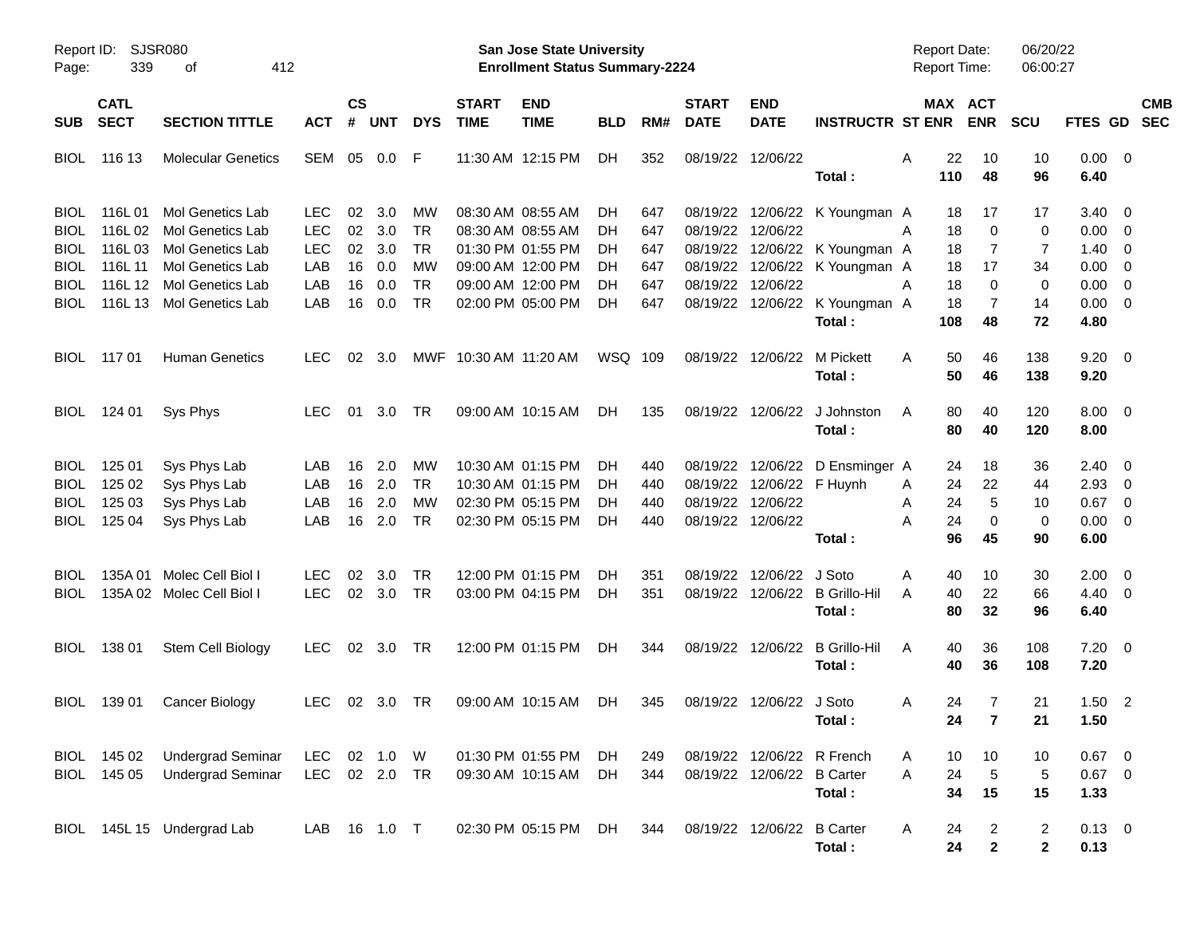| SUB | CATL SECT | SECTION TITTLE | ACT | CS # | UNT | DYS | START TIME | END TIME | BLD | RM# | START DATE | END DATE | INSTRUCTR | ST | MAX ENR | ACT ENR | SCU | FTES | GD | CMB SEC |
|---|---|---|---|---|---|---|---|---|---|---|---|---|---|---|---|---|---|---|---|---|
| BIOL | 116 13 | Molecular Genetics | SEM | 05 | 0.0 | F | 11:30 AM | 12:15 PM | DH | 352 | 08/19/22 | 12/06/22 | | A | 22 | 10 | 10 | 0.00 | 0 | |
| | | | | | | | | | | | | | **Total :** | | **110** | **48** | **96** | **6.40** | | |
| BIOL | 116L 01 | Mol Genetics Lab | LEC | 02 | 3.0 | MW | 08:30 AM | 08:55 AM | DH | 647 | 08/19/22 | 12/06/22 | K Youngman | A | 18 | 17 | 17 | 3.40 | 0 | |
| BIOL | 116L 02 | Mol Genetics Lab | LEC | 02 | 3.0 | TR | 08:30 AM | 08:55 AM | DH | 647 | 08/19/22 | 12/06/22 | | A | 18 | 0 | 0 | 0.00 | 0 | |
| BIOL | 116L 03 | Mol Genetics Lab | LEC | 02 | 3.0 | TR | 01:30 PM | 01:55 PM | DH | 647 | 08/19/22 | 12/06/22 | K Youngman | A | 18 | 7 | 7 | 1.40 | 0 | |
| BIOL | 116L 11 | Mol Genetics Lab | LAB | 16 | 0.0 | MW | 09:00 AM | 12:00 PM | DH | 647 | 08/19/22 | 12/06/22 | K Youngman | A | 18 | 17 | 34 | 0.00 | 0 | |
| BIOL | 116L 12 | Mol Genetics Lab | LAB | 16 | 0.0 | TR | 09:00 AM | 12:00 PM | DH | 647 | 08/19/22 | 12/06/22 | | A | 18 | 0 | 0 | 0.00 | 0 | |
| BIOL | 116L 13 | Mol Genetics Lab | LAB | 16 | 0.0 | TR | 02:00 PM | 05:00 PM | DH | 647 | 08/19/22 | 12/06/22 | K Youngman | A | 18 | 7 | 14 | 0.00 | 0 | |
| | | | | | | | | | | | | | **Total :** | | **108** | **48** | **72** | **4.80** | | |
| BIOL | 117 01 | Human Genetics | LEC | 02 | 3.0 | MWF | 10:30 AM | 11:20 AM | WSQ | 109 | 08/19/22 | 12/06/22 | M Pickett | A | 50 | 46 | 138 | 9.20 | 0 | |
| | | | | | | | | | | | | | **Total :** | | **50** | **46** | **138** | **9.20** | | |
| BIOL | 124 01 | Sys Phys | LEC | 01 | 3.0 | TR | 09:00 AM | 10:15 AM | DH | 135 | 08/19/22 | 12/06/22 | J Johnston | A | 80 | 40 | 120 | 8.00 | 0 | |
| | | | | | | | | | | | | | **Total :** | | **80** | **40** | **120** | **8.00** | | |
| BIOL | 125 01 | Sys Phys Lab | LAB | 16 | 2.0 | MW | 10:30 AM | 01:15 PM | DH | 440 | 08/19/22 | 12/06/22 | D Ensminger | A | 24 | 18 | 36 | 2.40 | 0 | |
| BIOL | 125 02 | Sys Phys Lab | LAB | 16 | 2.0 | TR | 10:30 AM | 01:15 PM | DH | 440 | 08/19/22 | 12/06/22 | F Huynh | A | 24 | 22 | 44 | 2.93 | 0 | |
| BIOL | 125 03 | Sys Phys Lab | LAB | 16 | 2.0 | MW | 02:30 PM | 05:15 PM | DH | 440 | 08/19/22 | 12/06/22 | | A | 24 | 5 | 10 | 0.67 | 0 | |
| BIOL | 125 04 | Sys Phys Lab | LAB | 16 | 2.0 | TR | 02:30 PM | 05:15 PM | DH | 440 | 08/19/22 | 12/06/22 | | A | 24 | 0 | 0 | 0.00 | 0 | |
| | | | | | | | | | | | | | **Total :** | | **96** | **45** | **90** | **6.00** | | |
| BIOL | 135A 01 | Molec Cell Biol I | LEC | 02 | 3.0 | TR | 12:00 PM | 01:15 PM | DH | 351 | 08/19/22 | 12/06/22 | J Soto | A | 40 | 10 | 30 | 2.00 | 0 | |
| BIOL | 135A 02 | Molec Cell Biol I | LEC | 02 | 3.0 | TR | 03:00 PM | 04:15 PM | DH | 351 | 08/19/22 | 12/06/22 | B Grillo-Hil | A | 40 | 22 | 66 | 4.40 | 0 | |
| | | | | | | | | | | | | | **Total :** | | **80** | **32** | **96** | **6.40** | | |
| BIOL | 138 01 | Stem Cell Biology | LEC | 02 | 3.0 | TR | 12:00 PM | 01:15 PM | DH | 344 | 08/19/22 | 12/06/22 | B Grillo-Hil | A | 40 | 36 | 108 | 7.20 | 0 | |
| | | | | | | | | | | | | | **Total :** | | **40** | **36** | **108** | **7.20** | | |
| BIOL | 139 01 | Cancer Biology | LEC | 02 | 3.0 | TR | 09:00 AM | 10:15 AM | DH | 345 | 08/19/22 | 12/06/22 | J Soto | A | 24 | 7 | 21 | 1.50 | 2 | |
| | | | | | | | | | | | | | **Total :** | | **24** | **7** | **21** | **1.50** | | |
| BIOL | 145 02 | Undergrad Seminar | LEC | 02 | 1.0 | W | 01:30 PM | 01:55 PM | DH | 249 | 08/19/22 | 12/06/22 | R French | A | 10 | 10 | 10 | 0.67 | 0 | |
| BIOL | 145 05 | Undergrad Seminar | LEC | 02 | 2.0 | TR | 09:30 AM | 10:15 AM | DH | 344 | 08/19/22 | 12/06/22 | B Carter | A | 24 | 5 | 5 | 0.67 | 0 | |
| | | | | | | | | | | | | | **Total :** | | **34** | **15** | **15** | **1.33** | | |
| BIOL | 145L 15 | Undergrad Lab | LAB | 16 | 1.0 | T | 02:30 PM | 05:15 PM | DH | 344 | 08/19/22 | 12/06/22 | B Carter | A | 24 | 2 | 2 | 0.13 | 0 | |
| | | | | | | | | | | | | | **Total :** | | **24** | **2** | **2** | **0.13** | | |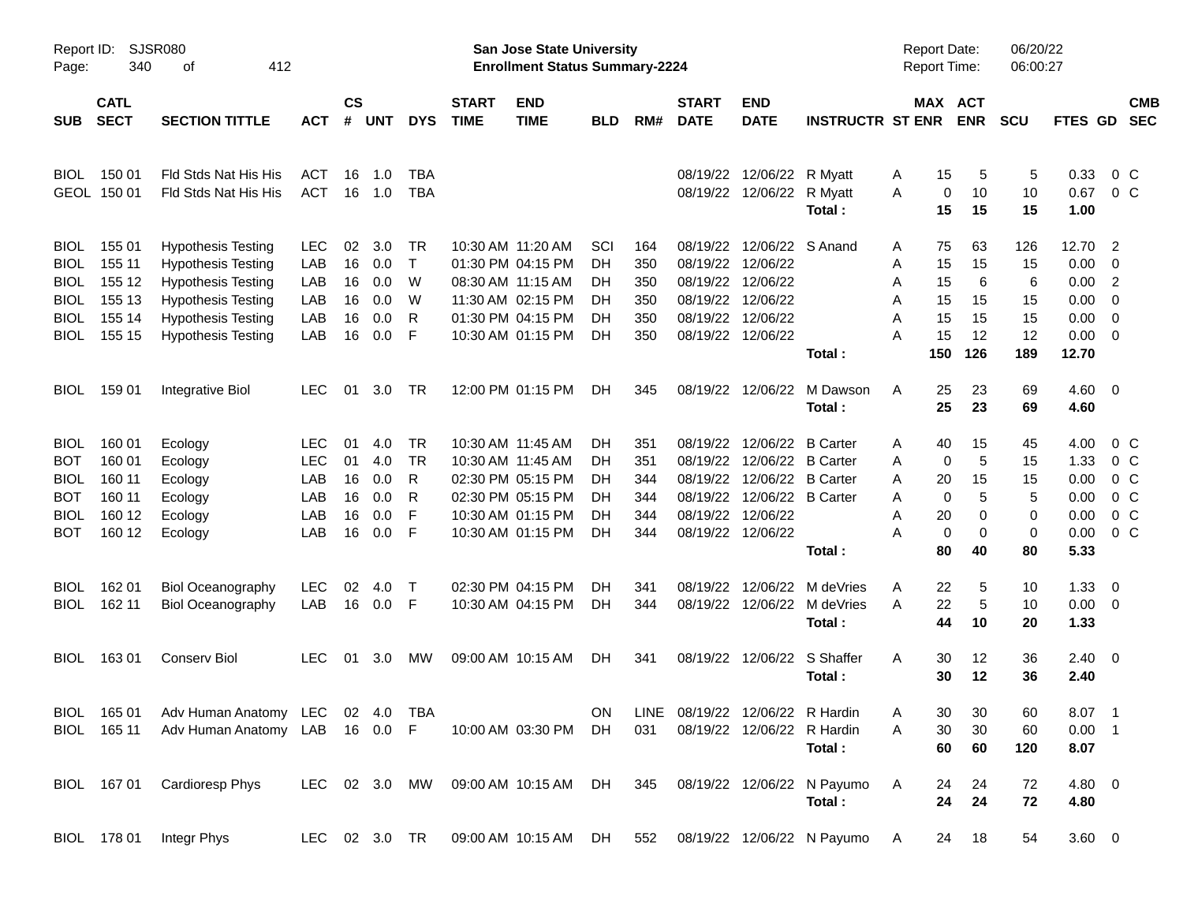| SUB | CATL SECT | SECTION TITTLE | ACT | CS # | UNT | DYS | START TIME | END TIME | BLD | RM# | START DATE | END DATE | INSTRUCTR | ST | MAX ENR | ACT ENR | SCU | FTES | GD | CMB SEC |
|---|---|---|---|---|---|---|---|---|---|---|---|---|---|---|---|---|---|---|---|---|
| BIOL | 150 01 | Fld Stds Nat His His | ACT | 16 | 1.0 | TBA | | | | | 08/19/22 | 12/06/22 | R Myatt | A | 15 | 5 | 5 | 0.33 | 0 | C |
| GEOL | 150 01 | Fld Stds Nat His His | ACT | 16 | 1.0 | TBA | | | | | 08/19/22 | 12/06/22 | R Myatt | A | 0 | 10 | 10 | 0.67 | 0 | C |
| | | | | | | | | | | | | | **Total :** | | **15** | **15** | **15** | **1.00** | | |
| BIOL | 155 01 | Hypothesis Testing | LEC | 02 | 3.0 | TR | 10:30 AM | 11:20 AM | SCI | 164 | 08/19/22 | 12/06/22 | S Anand | A | 75 | 63 | 126 | 12.70 | 2 | |
| BIOL | 155 11 | Hypothesis Testing | LAB | 16 | 0.0 | T | 01:30 PM | 04:15 PM | DH | 350 | 08/19/22 | 12/06/22 | | A | 15 | 15 | 15 | 0.00 | 0 | |
| BIOL | 155 12 | Hypothesis Testing | LAB | 16 | 0.0 | W | 08:30 AM | 11:15 AM | DH | 350 | 08/19/22 | 12/06/22 | | A | 15 | 6 | 6 | 0.00 | 2 | |
| BIOL | 155 13 | Hypothesis Testing | LAB | 16 | 0.0 | W | 11:30 AM | 02:15 PM | DH | 350 | 08/19/22 | 12/06/22 | | A | 15 | 15 | 15 | 0.00 | 0 | |
| BIOL | 155 14 | Hypothesis Testing | LAB | 16 | 0.0 | R | 01:30 PM | 04:15 PM | DH | 350 | 08/19/22 | 12/06/22 | | A | 15 | 15 | 15 | 0.00 | 0 | |
| BIOL | 155 15 | Hypothesis Testing | LAB | 16 | 0.0 | F | 10:30 AM | 01:15 PM | DH | 350 | 08/19/22 | 12/06/22 | | A | 15 | 12 | 12 | 0.00 | 0 | |
| | | | | | | | | | | | | | **Total :** | | **150** | **126** | **189** | **12.70** | | |
| BIOL | 159 01 | Integrative Biol | LEC | 01 | 3.0 | TR | 12:00 PM | 01:15 PM | DH | 345 | 08/19/22 | 12/06/22 | M Dawson | A | 25 | 23 | 69 | 4.60 | 0 | |
| | | | | | | | | | | | | | **Total :** | | **25** | **23** | **69** | **4.60** | | |
| BIOL | 160 01 | Ecology | LEC | 01 | 4.0 | TR | 10:30 AM | 11:45 AM | DH | 351 | 08/19/22 | 12/06/22 | B Carter | A | 40 | 15 | 45 | 4.00 | 0 | C |
| BOT | 160 01 | Ecology | LEC | 01 | 4.0 | TR | 10:30 AM | 11:45 AM | DH | 351 | 08/19/22 | 12/06/22 | B Carter | A | 0 | 5 | 15 | 1.33 | 0 | C |
| BIOL | 160 11 | Ecology | LAB | 16 | 0.0 | R | 02:30 PM | 05:15 PM | DH | 344 | 08/19/22 | 12/06/22 | B Carter | A | 20 | 15 | 15 | 0.00 | 0 | C |
| BOT | 160 11 | Ecology | LAB | 16 | 0.0 | R | 02:30 PM | 05:15 PM | DH | 344 | 08/19/22 | 12/06/22 | B Carter | A | 0 | 5 | 5 | 0.00 | 0 | C |
| BIOL | 160 12 | Ecology | LAB | 16 | 0.0 | F | 10:30 AM | 01:15 PM | DH | 344 | 08/19/22 | 12/06/22 | | A | 20 | 0 | 0 | 0.00 | 0 | C |
| BOT | 160 12 | Ecology | LAB | 16 | 0.0 | F | 10:30 AM | 01:15 PM | DH | 344 | 08/19/22 | 12/06/22 | | A | 0 | 0 | 0 | 0.00 | 0 | C |
| | | | | | | | | | | | | | **Total :** | | **80** | **40** | **80** | **5.33** | | |
| BIOL | 162 01 | Biol Oceanography | LEC | 02 | 4.0 | T | 02:30 PM | 04:15 PM | DH | 341 | 08/19/22 | 12/06/22 | M deVries | A | 22 | 5 | 10 | 1.33 | 0 | |
| BIOL | 162 11 | Biol Oceanography | LAB | 16 | 0.0 | F | 10:30 AM | 04:15 PM | DH | 344 | 08/19/22 | 12/06/22 | M deVries | A | 22 | 5 | 10 | 0.00 | 0 | |
| | | | | | | | | | | | | | **Total :** | | **44** | **10** | **20** | **1.33** | | |
| BIOL | 163 01 | Conserv Biol | LEC | 01 | 3.0 | MW | 09:00 AM | 10:15 AM | DH | 341 | 08/19/22 | 12/06/22 | S Shaffer | A | 30 | 12 | 36 | 2.40 | 0 | |
| | | | | | | | | | | | | | **Total :** | | **30** | **12** | **36** | **2.40** | | |
| BIOL | 165 01 | Adv Human Anatomy | LEC | 02 | 4.0 | TBA | | | ON | LINE | 08/19/22 | 12/06/22 | R Hardin | A | 30 | 30 | 60 | 8.07 | 1 | |
| BIOL | 165 11 | Adv Human Anatomy | LAB | 16 | 0.0 | F | 10:00 AM | 03:30 PM | DH | 031 | 08/19/22 | 12/06/22 | R Hardin | A | 30 | 30 | 60 | 0.00 | 1 | |
| | | | | | | | | | | | | | **Total :** | | **60** | **60** | **120** | **8.07** | | |
| BIOL | 167 01 | Cardioresp Phys | LEC | 02 | 3.0 | MW | 09:00 AM | 10:15 AM | DH | 345 | 08/19/22 | 12/06/22 | N Payumo | A | 24 | 24 | 72 | 4.80 | 0 | |
| | | | | | | | | | | | | | **Total :** | | **24** | **24** | **72** | **4.80** | | |
| BIOL | 178 01 | Integr Phys | LEC | 02 | 3.0 | TR | 09:00 AM | 10:15 AM | DH | 552 | 08/19/22 | 12/06/22 | N Payumo | A | 24 | 18 | 54 | 3.60 | 0 | |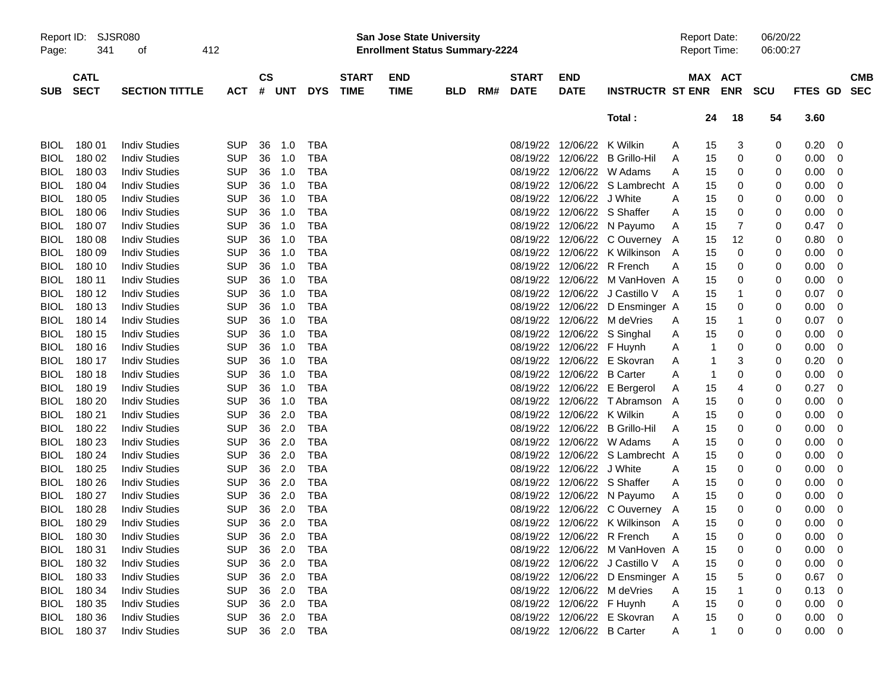| SUB | CATL SECT | SECTION TITTLE | ACT | CS # | UNT | DYS | START TIME | END TIME | BLD | RM# | START DATE | END DATE | INSTRUCTR | ST | MAX ENR | ACT ENR | SCU | FTES | GD | CMB SEC |
|---|---|---|---|---|---|---|---|---|---|---|---|---|---|---|---|---|---|---|---|---|
| | | | | | | | | | | | | | Total : | | 24 | 18 | 54 | 3.60 | | |
| BIOL | 180 01 | Indiv Studies | SUP | 36 | 1.0 | TBA | | | | | 08/19/22 | 12/06/22 | K Wilkin | A | 15 | 3 | 0 | 0.20 | 0 | |
| BIOL | 180 02 | Indiv Studies | SUP | 36 | 1.0 | TBA | | | | | 08/19/22 | 12/06/22 | B Grillo-Hil | A | 15 | 0 | 0 | 0.00 | 0 | |
| BIOL | 180 03 | Indiv Studies | SUP | 36 | 1.0 | TBA | | | | | 08/19/22 | 12/06/22 | W Adams | A | 15 | 0 | 0 | 0.00 | 0 | |
| BIOL | 180 04 | Indiv Studies | SUP | 36 | 1.0 | TBA | | | | | 08/19/22 | 12/06/22 | S Lambrecht | A | 15 | 0 | 0 | 0.00 | 0 | |
| BIOL | 180 05 | Indiv Studies | SUP | 36 | 1.0 | TBA | | | | | 08/19/22 | 12/06/22 | J White | A | 15 | 0 | 0 | 0.00 | 0 | |
| BIOL | 180 06 | Indiv Studies | SUP | 36 | 1.0 | TBA | | | | | 08/19/22 | 12/06/22 | S Shaffer | A | 15 | 0 | 0 | 0.00 | 0 | |
| BIOL | 180 07 | Indiv Studies | SUP | 36 | 1.0 | TBA | | | | | 08/19/22 | 12/06/22 | N Payumo | A | 15 | 7 | 0 | 0.47 | 0 | |
| BIOL | 180 08 | Indiv Studies | SUP | 36 | 1.0 | TBA | | | | | 08/19/22 | 12/06/22 | C Ouverney | A | 15 | 12 | 0 | 0.80 | 0 | |
| BIOL | 180 09 | Indiv Studies | SUP | 36 | 1.0 | TBA | | | | | 08/19/22 | 12/06/22 | K Wilkinson | A | 15 | 0 | 0 | 0.00 | 0 | |
| BIOL | 180 10 | Indiv Studies | SUP | 36 | 1.0 | TBA | | | | | 08/19/22 | 12/06/22 | R French | A | 15 | 0 | 0 | 0.00 | 0 | |
| BIOL | 180 11 | Indiv Studies | SUP | 36 | 1.0 | TBA | | | | | 08/19/22 | 12/06/22 | M VanHoven | A | 15 | 0 | 0 | 0.00 | 0 | |
| BIOL | 180 12 | Indiv Studies | SUP | 36 | 1.0 | TBA | | | | | 08/19/22 | 12/06/22 | J Castillo V | A | 15 | 1 | 0 | 0.07 | 0 | |
| BIOL | 180 13 | Indiv Studies | SUP | 36 | 1.0 | TBA | | | | | 08/19/22 | 12/06/22 | D Ensminger | A | 15 | 0 | 0 | 0.00 | 0 | |
| BIOL | 180 14 | Indiv Studies | SUP | 36 | 1.0 | TBA | | | | | 08/19/22 | 12/06/22 | M deVries | A | 15 | 1 | 0 | 0.07 | 0 | |
| BIOL | 180 15 | Indiv Studies | SUP | 36 | 1.0 | TBA | | | | | 08/19/22 | 12/06/22 | S Singhal | A | 15 | 0 | 0 | 0.00 | 0 | |
| BIOL | 180 16 | Indiv Studies | SUP | 36 | 1.0 | TBA | | | | | 08/19/22 | 12/06/22 | F Huynh | A | 1 | 0 | 0 | 0.00 | 0 | |
| BIOL | 180 17 | Indiv Studies | SUP | 36 | 1.0 | TBA | | | | | 08/19/22 | 12/06/22 | E Skovran | A | 1 | 3 | 0 | 0.20 | 0 | |
| BIOL | 180 18 | Indiv Studies | SUP | 36 | 1.0 | TBA | | | | | 08/19/22 | 12/06/22 | B Carter | A | 1 | 0 | 0 | 0.00 | 0 | |
| BIOL | 180 19 | Indiv Studies | SUP | 36 | 1.0 | TBA | | | | | 08/19/22 | 12/06/22 | E Bergerol | A | 15 | 4 | 0 | 0.27 | 0 | |
| BIOL | 180 20 | Indiv Studies | SUP | 36 | 1.0 | TBA | | | | | 08/19/22 | 12/06/22 | T Abramson | A | 15 | 0 | 0 | 0.00 | 0 | |
| BIOL | 180 21 | Indiv Studies | SUP | 36 | 2.0 | TBA | | | | | 08/19/22 | 12/06/22 | K Wilkin | A | 15 | 0 | 0 | 0.00 | 0 | |
| BIOL | 180 22 | Indiv Studies | SUP | 36 | 2.0 | TBA | | | | | 08/19/22 | 12/06/22 | B Grillo-Hil | A | 15 | 0 | 0 | 0.00 | 0 | |
| BIOL | 180 23 | Indiv Studies | SUP | 36 | 2.0 | TBA | | | | | 08/19/22 | 12/06/22 | W Adams | A | 15 | 0 | 0 | 0.00 | 0 | |
| BIOL | 180 24 | Indiv Studies | SUP | 36 | 2.0 | TBA | | | | | 08/19/22 | 12/06/22 | S Lambrecht | A | 15 | 0 | 0 | 0.00 | 0 | |
| BIOL | 180 25 | Indiv Studies | SUP | 36 | 2.0 | TBA | | | | | 08/19/22 | 12/06/22 | J White | A | 15 | 0 | 0 | 0.00 | 0 | |
| BIOL | 180 26 | Indiv Studies | SUP | 36 | 2.0 | TBA | | | | | 08/19/22 | 12/06/22 | S Shaffer | A | 15 | 0 | 0 | 0.00 | 0 | |
| BIOL | 180 27 | Indiv Studies | SUP | 36 | 2.0 | TBA | | | | | 08/19/22 | 12/06/22 | N Payumo | A | 15 | 0 | 0 | 0.00 | 0 | |
| BIOL | 180 28 | Indiv Studies | SUP | 36 | 2.0 | TBA | | | | | 08/19/22 | 12/06/22 | C Ouverney | A | 15 | 0 | 0 | 0.00 | 0 | |
| BIOL | 180 29 | Indiv Studies | SUP | 36 | 2.0 | TBA | | | | | 08/19/22 | 12/06/22 | K Wilkinson | A | 15 | 0 | 0 | 0.00 | 0 | |
| BIOL | 180 30 | Indiv Studies | SUP | 36 | 2.0 | TBA | | | | | 08/19/22 | 12/06/22 | R French | A | 15 | 0 | 0 | 0.00 | 0 | |
| BIOL | 180 31 | Indiv Studies | SUP | 36 | 2.0 | TBA | | | | | 08/19/22 | 12/06/22 | M VanHoven | A | 15 | 0 | 0 | 0.00 | 0 | |
| BIOL | 180 32 | Indiv Studies | SUP | 36 | 2.0 | TBA | | | | | 08/19/22 | 12/06/22 | J Castillo V | A | 15 | 0 | 0 | 0.00 | 0 | |
| BIOL | 180 33 | Indiv Studies | SUP | 36 | 2.0 | TBA | | | | | 08/19/22 | 12/06/22 | D Ensminger | A | 15 | 5 | 0 | 0.67 | 0 | |
| BIOL | 180 34 | Indiv Studies | SUP | 36 | 2.0 | TBA | | | | | 08/19/22 | 12/06/22 | M deVries | A | 15 | 1 | 0 | 0.13 | 0 | |
| BIOL | 180 35 | Indiv Studies | SUP | 36 | 2.0 | TBA | | | | | 08/19/22 | 12/06/22 | F Huynh | A | 15 | 0 | 0 | 0.00 | 0 | |
| BIOL | 180 36 | Indiv Studies | SUP | 36 | 2.0 | TBA | | | | | 08/19/22 | 12/06/22 | E Skovran | A | 15 | 0 | 0 | 0.00 | 0 | |
| BIOL | 180 37 | Indiv Studies | SUP | 36 | 2.0 | TBA | | | | | 08/19/22 | 12/06/22 | B Carter | A | 1 | 0 | 0 | 0.00 | 0 | |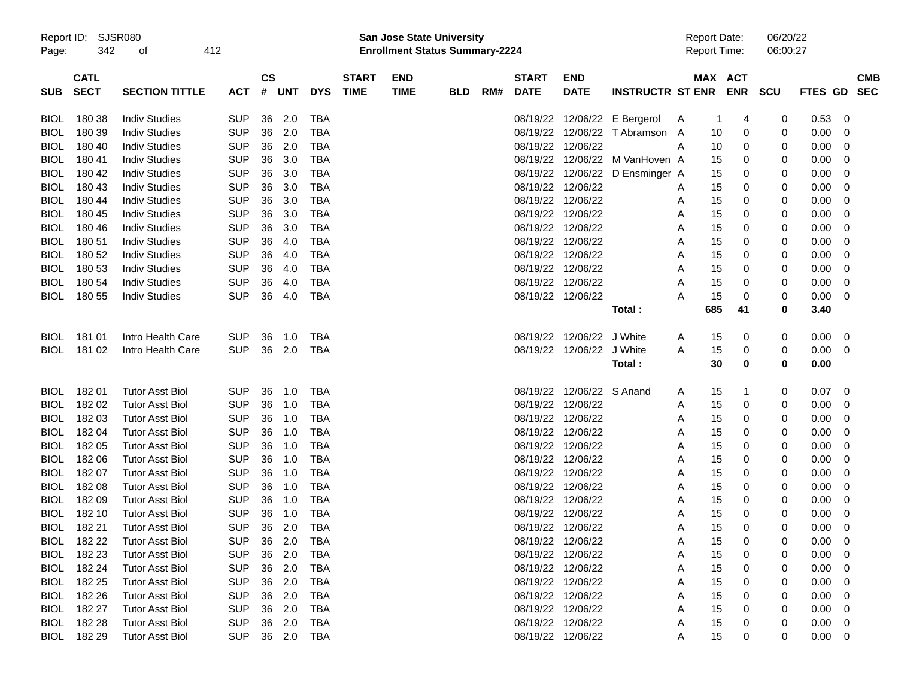| SUB | CATL SECT | SECTION TITTLE | ACT | CS # | UNT | DYS | START TIME | END TIME | BLD | RM# | START DATE | END DATE | INSTRUCTR | ST | MAX ENR | ACT ENR | SCU | FTES | GD | CMB SEC |
|---|---|---|---|---|---|---|---|---|---|---|---|---|---|---|---|---|---|---|---|---|
| BIOL | 180 38 | Indiv Studies | SUP | 36 | 2.0 | TBA | | | | | 08/19/22 | 12/06/22 | E Bergerol | A | 1 | 4 | 0 | 0.53 | 0 | |
| BIOL | 180 39 | Indiv Studies | SUP | 36 | 2.0 | TBA | | | | | 08/19/22 | 12/06/22 | T Abramson | A | 10 | 0 | 0 | 0.00 | 0 | |
| BIOL | 180 40 | Indiv Studies | SUP | 36 | 2.0 | TBA | | | | | 08/19/22 | 12/06/22 | | A | 10 | 0 | 0 | 0.00 | 0 | |
| BIOL | 180 41 | Indiv Studies | SUP | 36 | 3.0 | TBA | | | | | 08/19/22 | 12/06/22 | M VanHoven | A | 15 | 0 | 0 | 0.00 | 0 | |
| BIOL | 180 42 | Indiv Studies | SUP | 36 | 3.0 | TBA | | | | | 08/19/22 | 12/06/22 | D Ensminger | A | 15 | 0 | 0 | 0.00 | 0 | |
| BIOL | 180 43 | Indiv Studies | SUP | 36 | 3.0 | TBA | | | | | 08/19/22 | 12/06/22 | | A | 15 | 0 | 0 | 0.00 | 0 | |
| BIOL | 180 44 | Indiv Studies | SUP | 36 | 3.0 | TBA | | | | | 08/19/22 | 12/06/22 | | A | 15 | 0 | 0 | 0.00 | 0 | |
| BIOL | 180 45 | Indiv Studies | SUP | 36 | 3.0 | TBA | | | | | 08/19/22 | 12/06/22 | | A | 15 | 0 | 0 | 0.00 | 0 | |
| BIOL | 180 46 | Indiv Studies | SUP | 36 | 3.0 | TBA | | | | | 08/19/22 | 12/06/22 | | A | 15 | 0 | 0 | 0.00 | 0 | |
| BIOL | 180 51 | Indiv Studies | SUP | 36 | 4.0 | TBA | | | | | 08/19/22 | 12/06/22 | | A | 15 | 0 | 0 | 0.00 | 0 | |
| BIOL | 180 52 | Indiv Studies | SUP | 36 | 4.0 | TBA | | | | | 08/19/22 | 12/06/22 | | A | 15 | 0 | 0 | 0.00 | 0 | |
| BIOL | 180 53 | Indiv Studies | SUP | 36 | 4.0 | TBA | | | | | 08/19/22 | 12/06/22 | | A | 15 | 0 | 0 | 0.00 | 0 | |
| BIOL | 180 54 | Indiv Studies | SUP | 36 | 4.0 | TBA | | | | | 08/19/22 | 12/06/22 | | A | 15 | 0 | 0 | 0.00 | 0 | |
| BIOL | 180 55 | Indiv Studies | SUP | 36 | 4.0 | TBA | | | | | 08/19/22 | 12/06/22 | | A | 15 | 0 | 0 | 0.00 | 0 | |
| | | | | | | | | | | | | | **Total :** | | **685** | **41** | **0** | **3.40** | | |
| BIOL | 181 01 | Intro Health Care | SUP | 36 | 1.0 | TBA | | | | | 08/19/22 | 12/06/22 | J White | A | 15 | 0 | 0 | 0.00 | 0 | |
| BIOL | 181 02 | Intro Health Care | SUP | 36 | 2.0 | TBA | | | | | 08/19/22 | 12/06/22 | J White | A | 15 | 0 | 0 | 0.00 | 0 | |
| | | | | | | | | | | | | | **Total :** | | **30** | **0** | **0** | **0.00** | | |
| BIOL | 182 01 | Tutor Asst Biol | SUP | 36 | 1.0 | TBA | | | | | 08/19/22 | 12/06/22 | S Anand | A | 15 | 1 | 0 | 0.07 | 0 | |
| BIOL | 182 02 | Tutor Asst Biol | SUP | 36 | 1.0 | TBA | | | | | 08/19/22 | 12/06/22 | | A | 15 | 0 | 0 | 0.00 | 0 | |
| BIOL | 182 03 | Tutor Asst Biol | SUP | 36 | 1.0 | TBA | | | | | 08/19/22 | 12/06/22 | | A | 15 | 0 | 0 | 0.00 | 0 | |
| BIOL | 182 04 | Tutor Asst Biol | SUP | 36 | 1.0 | TBA | | | | | 08/19/22 | 12/06/22 | | A | 15 | 0 | 0 | 0.00 | 0 | |
| BIOL | 182 05 | Tutor Asst Biol | SUP | 36 | 1.0 | TBA | | | | | 08/19/22 | 12/06/22 | | A | 15 | 0 | 0 | 0.00 | 0 | |
| BIOL | 182 06 | Tutor Asst Biol | SUP | 36 | 1.0 | TBA | | | | | 08/19/22 | 12/06/22 | | A | 15 | 0 | 0 | 0.00 | 0 | |
| BIOL | 182 07 | Tutor Asst Biol | SUP | 36 | 1.0 | TBA | | | | | 08/19/22 | 12/06/22 | | A | 15 | 0 | 0 | 0.00 | 0 | |
| BIOL | 182 08 | Tutor Asst Biol | SUP | 36 | 1.0 | TBA | | | | | 08/19/22 | 12/06/22 | | A | 15 | 0 | 0 | 0.00 | 0 | |
| BIOL | 182 09 | Tutor Asst Biol | SUP | 36 | 1.0 | TBA | | | | | 08/19/22 | 12/06/22 | | A | 15 | 0 | 0 | 0.00 | 0 | |
| BIOL | 182 10 | Tutor Asst Biol | SUP | 36 | 1.0 | TBA | | | | | 08/19/22 | 12/06/22 | | A | 15 | 0 | 0 | 0.00 | 0 | |
| BIOL | 182 21 | Tutor Asst Biol | SUP | 36 | 2.0 | TBA | | | | | 08/19/22 | 12/06/22 | | A | 15 | 0 | 0 | 0.00 | 0 | |
| BIOL | 182 22 | Tutor Asst Biol | SUP | 36 | 2.0 | TBA | | | | | 08/19/22 | 12/06/22 | | A | 15 | 0 | 0 | 0.00 | 0 | |
| BIOL | 182 23 | Tutor Asst Biol | SUP | 36 | 2.0 | TBA | | | | | 08/19/22 | 12/06/22 | | A | 15 | 0 | 0 | 0.00 | 0 | |
| BIOL | 182 24 | Tutor Asst Biol | SUP | 36 | 2.0 | TBA | | | | | 08/19/22 | 12/06/22 | | A | 15 | 0 | 0 | 0.00 | 0 | |
| BIOL | 182 25 | Tutor Asst Biol | SUP | 36 | 2.0 | TBA | | | | | 08/19/22 | 12/06/22 | | A | 15 | 0 | 0 | 0.00 | 0 | |
| BIOL | 182 26 | Tutor Asst Biol | SUP | 36 | 2.0 | TBA | | | | | 08/19/22 | 12/06/22 | | A | 15 | 0 | 0 | 0.00 | 0 | |
| BIOL | 182 27 | Tutor Asst Biol | SUP | 36 | 2.0 | TBA | | | | | 08/19/22 | 12/06/22 | | A | 15 | 0 | 0 | 0.00 | 0 | |
| BIOL | 182 28 | Tutor Asst Biol | SUP | 36 | 2.0 | TBA | | | | | 08/19/22 | 12/06/22 | | A | 15 | 0 | 0 | 0.00 | 0 | |
| BIOL | 182 29 | Tutor Asst Biol | SUP | 36 | 2.0 | TBA | | | | | 08/19/22 | 12/06/22 | | A | 15 | 0 | 0 | 0.00 | 0 | |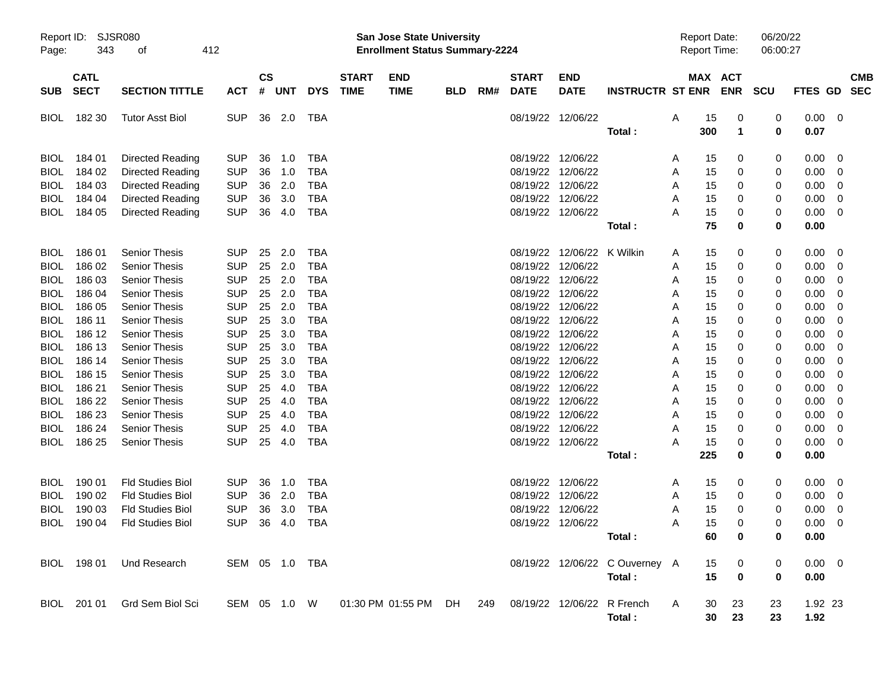Report ID: SJSR080
San Jose State University
Enrollment Status Summary-2224
Report Date: 06/20/22
Report Time: 06:00:27

| SUB | CATL SECT | SECTION TITTLE | ACT | CS # | UNT | DYS | START TIME | END TIME | BLD | RM# | START DATE | END DATE | INSTRUCTR | ST | MAX ENR | ACT ENR | SCU | FTES | GD | CMB SEC |
|---|---|---|---|---|---|---|---|---|---|---|---|---|---|---|---|---|---|---|---|---|
| BIOL | 182 30 | Tutor Asst Biol | SUP | 36 | 2.0 | TBA | | | | | 08/19/22 | 12/06/22 | | A | 15 | 0 | 0 | 0.00 | 0 | |
| | | | | | | | | | | | | | Total : | | 300 | 1 | 0 | 0.07 | | |
| BIOL | 184 01 | Directed Reading | SUP | 36 | 1.0 | TBA | | | | | 08/19/22 | 12/06/22 | | A | 15 | 0 | 0 | 0.00 | 0 | |
| BIOL | 184 02 | Directed Reading | SUP | 36 | 1.0 | TBA | | | | | 08/19/22 | 12/06/22 | | A | 15 | 0 | 0 | 0.00 | 0 | |
| BIOL | 184 03 | Directed Reading | SUP | 36 | 2.0 | TBA | | | | | 08/19/22 | 12/06/22 | | A | 15 | 0 | 0 | 0.00 | 0 | |
| BIOL | 184 04 | Directed Reading | SUP | 36 | 3.0 | TBA | | | | | 08/19/22 | 12/06/22 | | A | 15 | 0 | 0 | 0.00 | 0 | |
| BIOL | 184 05 | Directed Reading | SUP | 36 | 4.0 | TBA | | | | | 08/19/22 | 12/06/22 | | A | 15 | 0 | 0 | 0.00 | 0 | |
| | | | | | | | | | | | | | Total : | | 75 | 0 | 0 | 0.00 | | |
| BIOL | 186 01 | Senior Thesis | SUP | 25 | 2.0 | TBA | | | | | 08/19/22 | 12/06/22 | K Wilkin | A | 15 | 0 | 0 | 0.00 | 0 | |
| BIOL | 186 02 | Senior Thesis | SUP | 25 | 2.0 | TBA | | | | | 08/19/22 | 12/06/22 | | A | 15 | 0 | 0 | 0.00 | 0 | |
| BIOL | 186 03 | Senior Thesis | SUP | 25 | 2.0 | TBA | | | | | 08/19/22 | 12/06/22 | | A | 15 | 0 | 0 | 0.00 | 0 | |
| BIOL | 186 04 | Senior Thesis | SUP | 25 | 2.0 | TBA | | | | | 08/19/22 | 12/06/22 | | A | 15 | 0 | 0 | 0.00 | 0 | |
| BIOL | 186 05 | Senior Thesis | SUP | 25 | 2.0 | TBA | | | | | 08/19/22 | 12/06/22 | | A | 15 | 0 | 0 | 0.00 | 0 | |
| BIOL | 186 11 | Senior Thesis | SUP | 25 | 3.0 | TBA | | | | | 08/19/22 | 12/06/22 | | A | 15 | 0 | 0 | 0.00 | 0 | |
| BIOL | 186 12 | Senior Thesis | SUP | 25 | 3.0 | TBA | | | | | 08/19/22 | 12/06/22 | | A | 15 | 0 | 0 | 0.00 | 0 | |
| BIOL | 186 13 | Senior Thesis | SUP | 25 | 3.0 | TBA | | | | | 08/19/22 | 12/06/22 | | A | 15 | 0 | 0 | 0.00 | 0 | |
| BIOL | 186 14 | Senior Thesis | SUP | 25 | 3.0 | TBA | | | | | 08/19/22 | 12/06/22 | | A | 15 | 0 | 0 | 0.00 | 0 | |
| BIOL | 186 15 | Senior Thesis | SUP | 25 | 3.0 | TBA | | | | | 08/19/22 | 12/06/22 | | A | 15 | 0 | 0 | 0.00 | 0 | |
| BIOL | 186 21 | Senior Thesis | SUP | 25 | 4.0 | TBA | | | | | 08/19/22 | 12/06/22 | | A | 15 | 0 | 0 | 0.00 | 0 | |
| BIOL | 186 22 | Senior Thesis | SUP | 25 | 4.0 | TBA | | | | | 08/19/22 | 12/06/22 | | A | 15 | 0 | 0 | 0.00 | 0 | |
| BIOL | 186 23 | Senior Thesis | SUP | 25 | 4.0 | TBA | | | | | 08/19/22 | 12/06/22 | | A | 15 | 0 | 0 | 0.00 | 0 | |
| BIOL | 186 24 | Senior Thesis | SUP | 25 | 4.0 | TBA | | | | | 08/19/22 | 12/06/22 | | A | 15 | 0 | 0 | 0.00 | 0 | |
| BIOL | 186 25 | Senior Thesis | SUP | 25 | 4.0 | TBA | | | | | 08/19/22 | 12/06/22 | | A | 15 | 0 | 0 | 0.00 | 0 | |
| | | | | | | | | | | | | | Total : | | 225 | 0 | 0 | 0.00 | | |
| BIOL | 190 01 | Fld Studies Biol | SUP | 36 | 1.0 | TBA | | | | | 08/19/22 | 12/06/22 | | A | 15 | 0 | 0 | 0.00 | 0 | |
| BIOL | 190 02 | Fld Studies Biol | SUP | 36 | 2.0 | TBA | | | | | 08/19/22 | 12/06/22 | | A | 15 | 0 | 0 | 0.00 | 0 | |
| BIOL | 190 03 | Fld Studies Biol | SUP | 36 | 3.0 | TBA | | | | | 08/19/22 | 12/06/22 | | A | 15 | 0 | 0 | 0.00 | 0 | |
| BIOL | 190 04 | Fld Studies Biol | SUP | 36 | 4.0 | TBA | | | | | 08/19/22 | 12/06/22 | | A | 15 | 0 | 0 | 0.00 | 0 | |
| | | | | | | | | | | | | | Total : | | 60 | 0 | 0 | 0.00 | | |
| BIOL | 198 01 | Und Research | SEM | 05 | 1.0 | TBA | | | | | 08/19/22 | 12/06/22 | C Ouverney | A | 15 | 0 | 0 | 0.00 | 0 | |
| | | | | | | | | | | | | | Total : | | 15 | 0 | 0 | 0.00 | | |
| BIOL | 201 01 | Grd Sem Biol Sci | SEM | 05 | 1.0 | W | 01:30 PM | 01:55 PM | DH | 249 | 08/19/22 | 12/06/22 | R French | A | 30 | 23 | 23 | 1.92 | 23 | |
| | | | | | | | | | | | | | Total : | | 30 | 23 | 23 | 1.92 | | |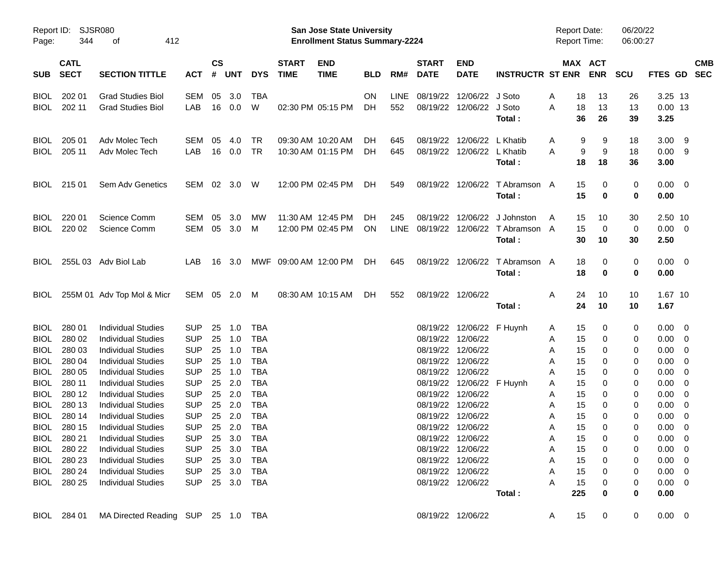Report ID: SJSR080

**San Jose State University**
**Enrollment Status Summary-2224**

Report Date: 06/20/22
Report Time: 06:00:27

| SUB | CATL SECT | SECTION TITTLE | ACT | CS # | UNT | DYS | START TIME | END TIME | BLD | RM# | START DATE | END DATE | INSTRUCTR | ST | MAX ENR | ACT ENR | SCU | FTES | GD | CMB SEC |
|---|---|---|---|---|---|---|---|---|---|---|---|---|---|---|---|---|---|---|---|---|
| BIOL | 202 01 | Grad Studies Biol | SEM | 05 | 3.0 | TBA | | | ON | LINE | 08/19/22 | 12/06/22 | J Soto | A | 18 | 13 | 26 | 3.25 | 13 | |
| BIOL | 202 11 | Grad Studies Biol | LAB | 16 | 0.0 | W | 02:30 PM | 05:15 PM | DH | 552 | 08/19/22 | 12/06/22 | J Soto | A | 18 | 13 | 13 | 0.00 | 13 | |
| | | | | | | | | | | | | | **Total :** | | **36** | **26** | **39** | **3.25** | | |
| BIOL | 205 01 | Adv Molec Tech | SEM | 05 | 4.0 | TR | 09:30 AM | 10:20 AM | DH | 645 | 08/19/22 | 12/06/22 | L Khatib | A | 9 | 9 | 18 | 3.00 | 9 | |
| BIOL | 205 11 | Adv Molec Tech | LAB | 16 | 0.0 | TR | 10:30 AM | 01:15 PM | DH | 645 | 08/19/22 | 12/06/22 | L Khatib | A | 9 | 9 | 18 | 0.00 | 9 | |
| | | | | | | | | | | | | | **Total :** | | **18** | **18** | **36** | **3.00** | | |
| BIOL | 215 01 | Sem Adv Genetics | SEM | 02 | 3.0 | W | 12:00 PM | 02:45 PM | DH | 549 | 08/19/22 | 12/06/22 | T Abramson | A | 15 | 0 | 0 | 0.00 | 0 | |
| | | | | | | | | | | | | | **Total :** | | **15** | **0** | **0** | **0.00** | | |
| BIOL | 220 01 | Science Comm | SEM | 05 | 3.0 | MW | 11:30 AM | 12:45 PM | DH | 245 | 08/19/22 | 12/06/22 | J Johnston | A | 15 | 10 | 30 | 2.50 | 10 | |
| BIOL | 220 02 | Science Comm | SEM | 05 | 3.0 | M | 12:00 PM | 02:45 PM | ON | LINE | 08/19/22 | 12/06/22 | T Abramson | A | 15 | 0 | 0 | 0.00 | 0 | |
| | | | | | | | | | | | | | **Total :** | | **30** | **10** | **30** | **2.50** | | |
| BIOL | 255L 03 | Adv Biol Lab | LAB | 16 | 3.0 | MWF | 09:00 AM | 12:00 PM | DH | 645 | 08/19/22 | 12/06/22 | T Abramson | A | 18 | 0 | 0 | 0.00 | 0 | |
| | | | | | | | | | | | | | **Total :** | | **18** | **0** | **0** | **0.00** | | |
| BIOL | 255M 01 | Adv Top Mol & Micr | SEM | 05 | 2.0 | M | 08:30 AM | 10:15 AM | DH | 552 | 08/19/22 | 12/06/22 | | A | 24 | 10 | 10 | 1.67 | 10 | |
| | | | | | | | | | | | | | **Total :** | | **24** | **10** | **10** | **1.67** | | |
| BIOL | 280 01 | Individual Studies | SUP | 25 | 1.0 | TBA | | | | | 08/19/22 | 12/06/22 | F Huynh | A | 15 | 0 | 0 | 0.00 | 0 | |
| BIOL | 280 02 | Individual Studies | SUP | 25 | 1.0 | TBA | | | | | 08/19/22 | 12/06/22 | | A | 15 | 0 | 0 | 0.00 | 0 | |
| BIOL | 280 03 | Individual Studies | SUP | 25 | 1.0 | TBA | | | | | 08/19/22 | 12/06/22 | | A | 15 | 0 | 0 | 0.00 | 0 | |
| BIOL | 280 04 | Individual Studies | SUP | 25 | 1.0 | TBA | | | | | 08/19/22 | 12/06/22 | | A | 15 | 0 | 0 | 0.00 | 0 | |
| BIOL | 280 05 | Individual Studies | SUP | 25 | 1.0 | TBA | | | | | 08/19/22 | 12/06/22 | | A | 15 | 0 | 0 | 0.00 | 0 | |
| BIOL | 280 11 | Individual Studies | SUP | 25 | 2.0 | TBA | | | | | 08/19/22 | 12/06/22 | F Huynh | A | 15 | 0 | 0 | 0.00 | 0 | |
| BIOL | 280 12 | Individual Studies | SUP | 25 | 2.0 | TBA | | | | | 08/19/22 | 12/06/22 | | A | 15 | 0 | 0 | 0.00 | 0 | |
| BIOL | 280 13 | Individual Studies | SUP | 25 | 2.0 | TBA | | | | | 08/19/22 | 12/06/22 | | A | 15 | 0 | 0 | 0.00 | 0 | |
| BIOL | 280 14 | Individual Studies | SUP | 25 | 2.0 | TBA | | | | | 08/19/22 | 12/06/22 | | A | 15 | 0 | 0 | 0.00 | 0 | |
| BIOL | 280 15 | Individual Studies | SUP | 25 | 2.0 | TBA | | | | | 08/19/22 | 12/06/22 | | A | 15 | 0 | 0 | 0.00 | 0 | |
| BIOL | 280 21 | Individual Studies | SUP | 25 | 3.0 | TBA | | | | | 08/19/22 | 12/06/22 | | A | 15 | 0 | 0 | 0.00 | 0 | |
| BIOL | 280 22 | Individual Studies | SUP | 25 | 3.0 | TBA | | | | | 08/19/22 | 12/06/22 | | A | 15 | 0 | 0 | 0.00 | 0 | |
| BIOL | 280 23 | Individual Studies | SUP | 25 | 3.0 | TBA | | | | | 08/19/22 | 12/06/22 | | A | 15 | 0 | 0 | 0.00 | 0 | |
| BIOL | 280 24 | Individual Studies | SUP | 25 | 3.0 | TBA | | | | | 08/19/22 | 12/06/22 | | A | 15 | 0 | 0 | 0.00 | 0 | |
| BIOL | 280 25 | Individual Studies | SUP | 25 | 3.0 | TBA | | | | | 08/19/22 | 12/06/22 | | A | 15 | 0 | 0 | 0.00 | 0 | |
| | | | | | | | | | | | | | **Total :** | | **225** | **0** | **0** | **0.00** | | |
| BIOL | 284 01 | MA Directed Reading | SUP | 25 | 1.0 | TBA | | | | | 08/19/22 | 12/06/22 | | A | 15 | 0 | 0 | 0.00 | 0 | |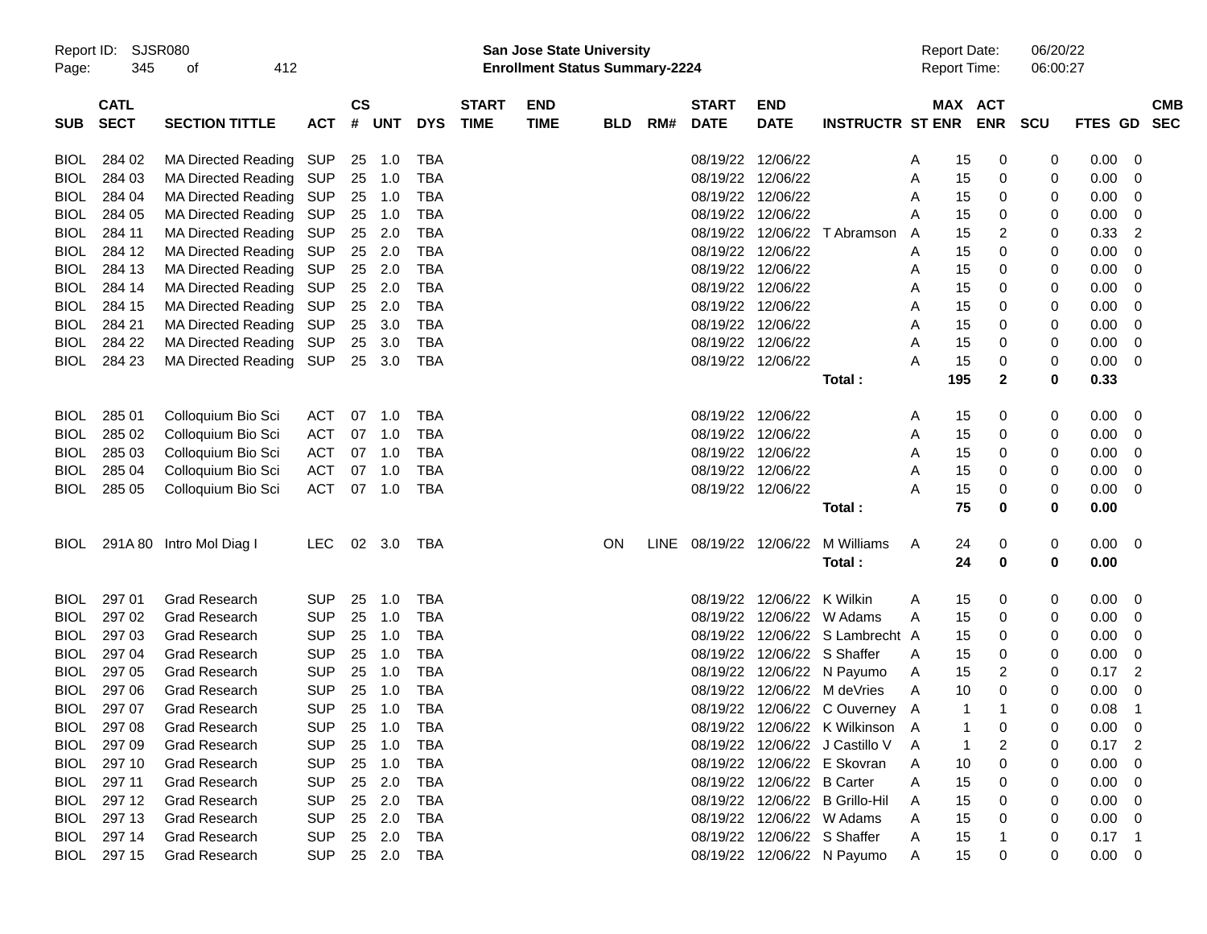Report ID: SJSR080

**San Jose State University**
**Enrollment Status Summary-2224**

Report Date: 06/20/22
Report Time: 06:00:27

| SUB | CATL SECT | SECTION TITTLE | ACT | CS # | UNT | DYS | START TIME | END TIME | BLD | RM# | START DATE | END DATE | INSTRUCTR | ST | MAX ENR | ACT ENR | SCU | FTES | GD | CMB SEC |
|---|---|---|---|---|---|---|---|---|---|---|---|---|---|---|---|---|---|---|---|---|
| BIOL | 284 02 | MA Directed Reading | SUP | 25 | 1.0 | TBA | | | | | 08/19/22 | 12/06/22 | | A | 15 | 0 | 0 | 0.00 | 0 | |
| BIOL | 284 03 | MA Directed Reading | SUP | 25 | 1.0 | TBA | | | | | 08/19/22 | 12/06/22 | | A | 15 | 0 | 0 | 0.00 | 0 | |
| BIOL | 284 04 | MA Directed Reading | SUP | 25 | 1.0 | TBA | | | | | 08/19/22 | 12/06/22 | | A | 15 | 0 | 0 | 0.00 | 0 | |
| BIOL | 284 05 | MA Directed Reading | SUP | 25 | 1.0 | TBA | | | | | 08/19/22 | 12/06/22 | | A | 15 | 0 | 0 | 0.00 | 0 | |
| BIOL | 284 11 | MA Directed Reading | SUP | 25 | 2.0 | TBA | | | | | 08/19/22 | 12/06/22 | T Abramson | A | 15 | 2 | 0 | 0.33 | 2 | |
| BIOL | 284 12 | MA Directed Reading | SUP | 25 | 2.0 | TBA | | | | | 08/19/22 | 12/06/22 | | A | 15 | 0 | 0 | 0.00 | 0 | |
| BIOL | 284 13 | MA Directed Reading | SUP | 25 | 2.0 | TBA | | | | | 08/19/22 | 12/06/22 | | A | 15 | 0 | 0 | 0.00 | 0 | |
| BIOL | 284 14 | MA Directed Reading | SUP | 25 | 2.0 | TBA | | | | | 08/19/22 | 12/06/22 | | A | 15 | 0 | 0 | 0.00 | 0 | |
| BIOL | 284 15 | MA Directed Reading | SUP | 25 | 2.0 | TBA | | | | | 08/19/22 | 12/06/22 | | A | 15 | 0 | 0 | 0.00 | 0 | |
| BIOL | 284 21 | MA Directed Reading | SUP | 25 | 3.0 | TBA | | | | | 08/19/22 | 12/06/22 | | A | 15 | 0 | 0 | 0.00 | 0 | |
| BIOL | 284 22 | MA Directed Reading | SUP | 25 | 3.0 | TBA | | | | | 08/19/22 | 12/06/22 | | A | 15 | 0 | 0 | 0.00 | 0 | |
| BIOL | 284 23 | MA Directed Reading | SUP | 25 | 3.0 | TBA | | | | | 08/19/22 | 12/06/22 | | A | 15 | 0 | 0 | 0.00 | 0 | |
| | | | | | | | | | | | | | **Total :** | | **195** | **2** | **0** | **0.33** | | |
| BIOL | 285 01 | Colloquium Bio Sci | ACT | 07 | 1.0 | TBA | | | | | 08/19/22 | 12/06/22 | | A | 15 | 0 | 0 | 0.00 | 0 | |
| BIOL | 285 02 | Colloquium Bio Sci | ACT | 07 | 1.0 | TBA | | | | | 08/19/22 | 12/06/22 | | A | 15 | 0 | 0 | 0.00 | 0 | |
| BIOL | 285 03 | Colloquium Bio Sci | ACT | 07 | 1.0 | TBA | | | | | 08/19/22 | 12/06/22 | | A | 15 | 0 | 0 | 0.00 | 0 | |
| BIOL | 285 04 | Colloquium Bio Sci | ACT | 07 | 1.0 | TBA | | | | | 08/19/22 | 12/06/22 | | A | 15 | 0 | 0 | 0.00 | 0 | |
| BIOL | 285 05 | Colloquium Bio Sci | ACT | 07 | 1.0 | TBA | | | | | 08/19/22 | 12/06/22 | | A | 15 | 0 | 0 | 0.00 | 0 | |
| | | | | | | | | | | | | | **Total :** | | **75** | **0** | **0** | **0.00** | | |
| BIOL | 291A 80 | Intro Mol Diag I | LEC | 02 | 3.0 | TBA | | | ON | LINE | 08/19/22 | 12/06/22 | M Williams | A | 24 | 0 | 0 | 0.00 | 0 | |
| | | | | | | | | | | | | | **Total :** | | **24** | **0** | **0** | **0.00** | | |
| BIOL | 297 01 | Grad Research | SUP | 25 | 1.0 | TBA | | | | | 08/19/22 | 12/06/22 | K Wilkin | A | 15 | 0 | 0 | 0.00 | 0 | |
| BIOL | 297 02 | Grad Research | SUP | 25 | 1.0 | TBA | | | | | 08/19/22 | 12/06/22 | W Adams | A | 15 | 0 | 0 | 0.00 | 0 | |
| BIOL | 297 03 | Grad Research | SUP | 25 | 1.0 | TBA | | | | | 08/19/22 | 12/06/22 | S Lambrecht | A | 15 | 0 | 0 | 0.00 | 0 | |
| BIOL | 297 04 | Grad Research | SUP | 25 | 1.0 | TBA | | | | | 08/19/22 | 12/06/22 | S Shaffer | A | 15 | 0 | 0 | 0.00 | 0 | |
| BIOL | 297 05 | Grad Research | SUP | 25 | 1.0 | TBA | | | | | 08/19/22 | 12/06/22 | N Payumo | A | 15 | 2 | 0 | 0.17 | 2 | |
| BIOL | 297 06 | Grad Research | SUP | 25 | 1.0 | TBA | | | | | 08/19/22 | 12/06/22 | M deVries | A | 10 | 0 | 0 | 0.00 | 0 | |
| BIOL | 297 07 | Grad Research | SUP | 25 | 1.0 | TBA | | | | | 08/19/22 | 12/06/22 | C Ouverney | A | 1 | 1 | 0 | 0.08 | 1 | |
| BIOL | 297 08 | Grad Research | SUP | 25 | 1.0 | TBA | | | | | 08/19/22 | 12/06/22 | K Wilkinson | A | 1 | 0 | 0 | 0.00 | 0 | |
| BIOL | 297 09 | Grad Research | SUP | 25 | 1.0 | TBA | | | | | 08/19/22 | 12/06/22 | J Castillo V | A | 1 | 2 | 0 | 0.17 | 2 | |
| BIOL | 297 10 | Grad Research | SUP | 25 | 1.0 | TBA | | | | | 08/19/22 | 12/06/22 | E Skovran | A | 10 | 0 | 0 | 0.00 | 0 | |
| BIOL | 297 11 | Grad Research | SUP | 25 | 2.0 | TBA | | | | | 08/19/22 | 12/06/22 | B Carter | A | 15 | 0 | 0 | 0.00 | 0 | |
| BIOL | 297 12 | Grad Research | SUP | 25 | 2.0 | TBA | | | | | 08/19/22 | 12/06/22 | B Grillo-Hil | A | 15 | 0 | 0 | 0.00 | 0 | |
| BIOL | 297 13 | Grad Research | SUP | 25 | 2.0 | TBA | | | | | 08/19/22 | 12/06/22 | W Adams | A | 15 | 0 | 0 | 0.00 | 0 | |
| BIOL | 297 14 | Grad Research | SUP | 25 | 2.0 | TBA | | | | | 08/19/22 | 12/06/22 | S Shaffer | A | 15 | 1 | 0 | 0.17 | 1 | |
| BIOL | 297 15 | Grad Research | SUP | 25 | 2.0 | TBA | | | | | 08/19/22 | 12/06/22 | N Payumo | A | 15 | 0 | 0 | 0.00 | 0 | |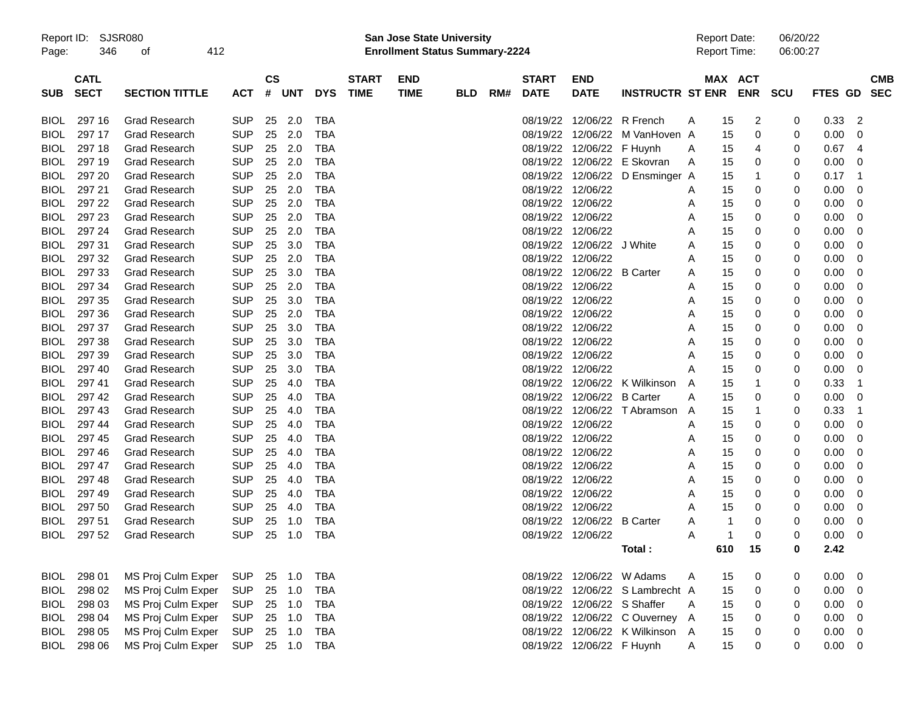| SUB | CATL SECT | SECTION TITTLE | ACT | CS # | UNT | DYS | START TIME | END TIME | BLD | RM# | START DATE | END DATE | INSTRUCTR | ST | MAX ENR | ACT ENR | SCU | FTES | GD | CMB SEC |
|---|---|---|---|---|---|---|---|---|---|---|---|---|---|---|---|---|---|---|---|---|
| BIOL | 297 16 | Grad Research | SUP | 25 | 2.0 | TBA | | | | | 08/19/22 | 12/06/22 | R French | A | 15 | 2 | 0 | 0.33 | 2 | |
| BIOL | 297 17 | Grad Research | SUP | 25 | 2.0 | TBA | | | | | 08/19/22 | 12/06/22 | M VanHoven | A | 15 | 0 | 0 | 0.00 | 0 | |
| BIOL | 297 18 | Grad Research | SUP | 25 | 2.0 | TBA | | | | | 08/19/22 | 12/06/22 | F Huynh | A | 15 | 4 | 0 | 0.67 | 4 | |
| BIOL | 297 19 | Grad Research | SUP | 25 | 2.0 | TBA | | | | | 08/19/22 | 12/06/22 | E Skovran | A | 15 | 0 | 0 | 0.00 | 0 | |
| BIOL | 297 20 | Grad Research | SUP | 25 | 2.0 | TBA | | | | | 08/19/22 | 12/06/22 | D Ensminger | A | 15 | 1 | 0 | 0.17 | 1 | |
| BIOL | 297 21 | Grad Research | SUP | 25 | 2.0 | TBA | | | | | 08/19/22 | 12/06/22 | | A | 15 | 0 | 0 | 0.00 | 0 | |
| BIOL | 297 22 | Grad Research | SUP | 25 | 2.0 | TBA | | | | | 08/19/22 | 12/06/22 | | A | 15 | 0 | 0 | 0.00 | 0 | |
| BIOL | 297 23 | Grad Research | SUP | 25 | 2.0 | TBA | | | | | 08/19/22 | 12/06/22 | | A | 15 | 0 | 0 | 0.00 | 0 | |
| BIOL | 297 24 | Grad Research | SUP | 25 | 2.0 | TBA | | | | | 08/19/22 | 12/06/22 | | A | 15 | 0 | 0 | 0.00 | 0 | |
| BIOL | 297 31 | Grad Research | SUP | 25 | 3.0 | TBA | | | | | 08/19/22 | 12/06/22 | J White | A | 15 | 0 | 0 | 0.00 | 0 | |
| BIOL | 297 32 | Grad Research | SUP | 25 | 2.0 | TBA | | | | | 08/19/22 | 12/06/22 | | A | 15 | 0 | 0 | 0.00 | 0 | |
| BIOL | 297 33 | Grad Research | SUP | 25 | 3.0 | TBA | | | | | 08/19/22 | 12/06/22 | B Carter | A | 15 | 0 | 0 | 0.00 | 0 | |
| BIOL | 297 34 | Grad Research | SUP | 25 | 2.0 | TBA | | | | | 08/19/22 | 12/06/22 | | A | 15 | 0 | 0 | 0.00 | 0 | |
| BIOL | 297 35 | Grad Research | SUP | 25 | 3.0 | TBA | | | | | 08/19/22 | 12/06/22 | | A | 15 | 0 | 0 | 0.00 | 0 | |
| BIOL | 297 36 | Grad Research | SUP | 25 | 2.0 | TBA | | | | | 08/19/22 | 12/06/22 | | A | 15 | 0 | 0 | 0.00 | 0 | |
| BIOL | 297 37 | Grad Research | SUP | 25 | 3.0 | TBA | | | | | 08/19/22 | 12/06/22 | | A | 15 | 0 | 0 | 0.00 | 0 | |
| BIOL | 297 38 | Grad Research | SUP | 25 | 3.0 | TBA | | | | | 08/19/22 | 12/06/22 | | A | 15 | 0 | 0 | 0.00 | 0 | |
| BIOL | 297 39 | Grad Research | SUP | 25 | 3.0 | TBA | | | | | 08/19/22 | 12/06/22 | | A | 15 | 0 | 0 | 0.00 | 0 | |
| BIOL | 297 40 | Grad Research | SUP | 25 | 3.0 | TBA | | | | | 08/19/22 | 12/06/22 | | A | 15 | 0 | 0 | 0.00 | 0 | |
| BIOL | 297 41 | Grad Research | SUP | 25 | 4.0 | TBA | | | | | 08/19/22 | 12/06/22 | K Wilkinson | A | 15 | 1 | 0 | 0.33 | 1 | |
| BIOL | 297 42 | Grad Research | SUP | 25 | 4.0 | TBA | | | | | 08/19/22 | 12/06/22 | B Carter | A | 15 | 0 | 0 | 0.00 | 0 | |
| BIOL | 297 43 | Grad Research | SUP | 25 | 4.0 | TBA | | | | | 08/19/22 | 12/06/22 | T Abramson | A | 15 | 1 | 0 | 0.33 | 1 | |
| BIOL | 297 44 | Grad Research | SUP | 25 | 4.0 | TBA | | | | | 08/19/22 | 12/06/22 | | A | 15 | 0 | 0 | 0.00 | 0 | |
| BIOL | 297 45 | Grad Research | SUP | 25 | 4.0 | TBA | | | | | 08/19/22 | 12/06/22 | | A | 15 | 0 | 0 | 0.00 | 0 | |
| BIOL | 297 46 | Grad Research | SUP | 25 | 4.0 | TBA | | | | | 08/19/22 | 12/06/22 | | A | 15 | 0 | 0 | 0.00 | 0 | |
| BIOL | 297 47 | Grad Research | SUP | 25 | 4.0 | TBA | | | | | 08/19/22 | 12/06/22 | | A | 15 | 0 | 0 | 0.00 | 0 | |
| BIOL | 297 48 | Grad Research | SUP | 25 | 4.0 | TBA | | | | | 08/19/22 | 12/06/22 | | A | 15 | 0 | 0 | 0.00 | 0 | |
| BIOL | 297 49 | Grad Research | SUP | 25 | 4.0 | TBA | | | | | 08/19/22 | 12/06/22 | | A | 15 | 0 | 0 | 0.00 | 0 | |
| BIOL | 297 50 | Grad Research | SUP | 25 | 4.0 | TBA | | | | | 08/19/22 | 12/06/22 | | A | 15 | 0 | 0 | 0.00 | 0 | |
| BIOL | 297 51 | Grad Research | SUP | 25 | 1.0 | TBA | | | | | 08/19/22 | 12/06/22 | B Carter | A | 1 | 0 | 0 | 0.00 | 0 | |
| BIOL | 297 52 | Grad Research | SUP | 25 | 1.0 | TBA | | | | | 08/19/22 | 12/06/22 | | A | 1 | 0 | 0 | 0.00 | 0 | |
| | | | | | | | | | | | | | **Total :** | | **610** | **15** | **0** | **2.42** | | |
| BIOL | 298 01 | MS Proj Culm Exper | SUP | 25 | 1.0 | TBA | | | | | 08/19/22 | 12/06/22 | W Adams | A | 15 | 0 | 0 | 0.00 | 0 | |
| BIOL | 298 02 | MS Proj Culm Exper | SUP | 25 | 1.0 | TBA | | | | | 08/19/22 | 12/06/22 | S Lambrecht | A | 15 | 0 | 0 | 0.00 | 0 | |
| BIOL | 298 03 | MS Proj Culm Exper | SUP | 25 | 1.0 | TBA | | | | | 08/19/22 | 12/06/22 | S Shaffer | A | 15 | 0 | 0 | 0.00 | 0 | |
| BIOL | 298 04 | MS Proj Culm Exper | SUP | 25 | 1.0 | TBA | | | | | 08/19/22 | 12/06/22 | C Ouverney | A | 15 | 0 | 0 | 0.00 | 0 | |
| BIOL | 298 05 | MS Proj Culm Exper | SUP | 25 | 1.0 | TBA | | | | | 08/19/22 | 12/06/22 | K Wilkinson | A | 15 | 0 | 0 | 0.00 | 0 | |
| BIOL | 298 06 | MS Proj Culm Exper | SUP | 25 | 1.0 | TBA | | | | | 08/19/22 | 12/06/22 | F Huynh | A | 15 | 0 | 0 | 0.00 | 0 | |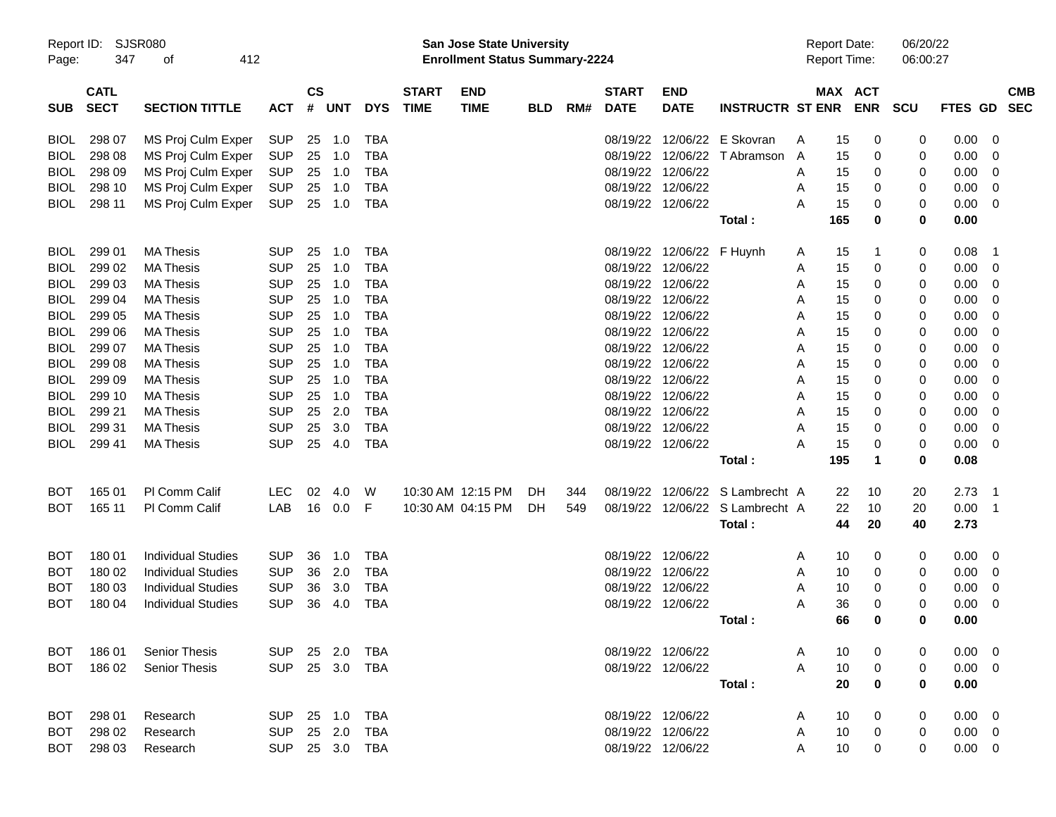| SUB | CATL SECT | SECTION TITTLE | ACT | CS # | UNT | DYS | START TIME | END TIME | BLD | RM# | START DATE | END DATE | INSTRUCTR | ST | MAX ENR | ACT ENR | SCU | FTES | GD | CMB SEC |
|---|---|---|---|---|---|---|---|---|---|---|---|---|---|---|---|---|---|---|---|---|
| BIOL | 298 07 | MS Proj Culm Exper | SUP | 25 | 1.0 | TBA | | | | | 08/19/22 | 12/06/22 | E Skovran | A | 15 | 0 | 0 | 0.00 | 0 | |
| BIOL | 298 08 | MS Proj Culm Exper | SUP | 25 | 1.0 | TBA | | | | | 08/19/22 | 12/06/22 | T Abramson | A | 15 | 0 | 0 | 0.00 | 0 | |
| BIOL | 298 09 | MS Proj Culm Exper | SUP | 25 | 1.0 | TBA | | | | | 08/19/22 | 12/06/22 | | A | 15 | 0 | 0 | 0.00 | 0 | |
| BIOL | 298 10 | MS Proj Culm Exper | SUP | 25 | 1.0 | TBA | | | | | 08/19/22 | 12/06/22 | | A | 15 | 0 | 0 | 0.00 | 0 | |
| BIOL | 298 11 | MS Proj Culm Exper | SUP | 25 | 1.0 | TBA | | | | | 08/19/22 | 12/06/22 | | A | 15 | 0 | 0 | 0.00 | 0 | |
| | | | | | | | | | | | | | **Total :** | | **165** | **0** | **0** | **0.00** | | |
| BIOL | 299 01 | MA Thesis | SUP | 25 | 1.0 | TBA | | | | | 08/19/22 | 12/06/22 | F Huynh | A | 15 | 1 | 0 | 0.08 | 1 | |
| BIOL | 299 02 | MA Thesis | SUP | 25 | 1.0 | TBA | | | | | 08/19/22 | 12/06/22 | | A | 15 | 0 | 0 | 0.00 | 0 | |
| BIOL | 299 03 | MA Thesis | SUP | 25 | 1.0 | TBA | | | | | 08/19/22 | 12/06/22 | | A | 15 | 0 | 0 | 0.00 | 0 | |
| BIOL | 299 04 | MA Thesis | SUP | 25 | 1.0 | TBA | | | | | 08/19/22 | 12/06/22 | | A | 15 | 0 | 0 | 0.00 | 0 | |
| BIOL | 299 05 | MA Thesis | SUP | 25 | 1.0 | TBA | | | | | 08/19/22 | 12/06/22 | | A | 15 | 0 | 0 | 0.00 | 0 | |
| BIOL | 299 06 | MA Thesis | SUP | 25 | 1.0 | TBA | | | | | 08/19/22 | 12/06/22 | | A | 15 | 0 | 0 | 0.00 | 0 | |
| BIOL | 299 07 | MA Thesis | SUP | 25 | 1.0 | TBA | | | | | 08/19/22 | 12/06/22 | | A | 15 | 0 | 0 | 0.00 | 0 | |
| BIOL | 299 08 | MA Thesis | SUP | 25 | 1.0 | TBA | | | | | 08/19/22 | 12/06/22 | | A | 15 | 0 | 0 | 0.00 | 0 | |
| BIOL | 299 09 | MA Thesis | SUP | 25 | 1.0 | TBA | | | | | 08/19/22 | 12/06/22 | | A | 15 | 0 | 0 | 0.00 | 0 | |
| BIOL | 299 10 | MA Thesis | SUP | 25 | 1.0 | TBA | | | | | 08/19/22 | 12/06/22 | | A | 15 | 0 | 0 | 0.00 | 0 | |
| BIOL | 299 21 | MA Thesis | SUP | 25 | 2.0 | TBA | | | | | 08/19/22 | 12/06/22 | | A | 15 | 0 | 0 | 0.00 | 0 | |
| BIOL | 299 31 | MA Thesis | SUP | 25 | 3.0 | TBA | | | | | 08/19/22 | 12/06/22 | | A | 15 | 0 | 0 | 0.00 | 0 | |
| BIOL | 299 41 | MA Thesis | SUP | 25 | 4.0 | TBA | | | | | 08/19/22 | 12/06/22 | | A | 15 | 0 | 0 | 0.00 | 0 | |
| | | | | | | | | | | | | | **Total :** | | **195** | **1** | **0** | **0.08** | | |
| BOT | 165 01 | Pl Comm Calif | LEC | 02 | 4.0 | W | 10:30 AM | 12:15 PM | DH | 344 | 08/19/22 | 12/06/22 | S Lambrecht | A | 22 | 10 | 20 | 2.73 | 1 | |
| BOT | 165 11 | Pl Comm Calif | LAB | 16 | 0.0 | F | 10:30 AM | 04:15 PM | DH | 549 | 08/19/22 | 12/06/22 | S Lambrecht | A | 22 | 10 | 20 | 0.00 | 1 | |
| | | | | | | | | | | | | | **Total :** | | **44** | **20** | **40** | **2.73** | | |
| BOT | 180 01 | Individual Studies | SUP | 36 | 1.0 | TBA | | | | | 08/19/22 | 12/06/22 | | A | 10 | 0 | 0 | 0.00 | 0 | |
| BOT | 180 02 | Individual Studies | SUP | 36 | 2.0 | TBA | | | | | 08/19/22 | 12/06/22 | | A | 10 | 0 | 0 | 0.00 | 0 | |
| BOT | 180 03 | Individual Studies | SUP | 36 | 3.0 | TBA | | | | | 08/19/22 | 12/06/22 | | A | 10 | 0 | 0 | 0.00 | 0 | |
| BOT | 180 04 | Individual Studies | SUP | 36 | 4.0 | TBA | | | | | 08/19/22 | 12/06/22 | | A | 36 | 0 | 0 | 0.00 | 0 | |
| | | | | | | | | | | | | | **Total :** | | **66** | **0** | **0** | **0.00** | | |
| BOT | 186 01 | Senior Thesis | SUP | 25 | 2.0 | TBA | | | | | 08/19/22 | 12/06/22 | | A | 10 | 0 | 0 | 0.00 | 0 | |
| BOT | 186 02 | Senior Thesis | SUP | 25 | 3.0 | TBA | | | | | 08/19/22 | 12/06/22 | | A | 10 | 0 | 0 | 0.00 | 0 | |
| | | | | | | | | | | | | | **Total :** | | **20** | **0** | **0** | **0.00** | | |
| BOT | 298 01 | Research | SUP | 25 | 1.0 | TBA | | | | | 08/19/22 | 12/06/22 | | A | 10 | 0 | 0 | 0.00 | 0 | |
| BOT | 298 02 | Research | SUP | 25 | 2.0 | TBA | | | | | 08/19/22 | 12/06/22 | | A | 10 | 0 | 0 | 0.00 | 0 | |
| BOT | 298 03 | Research | SUP | 25 | 3.0 | TBA | | | | | 08/19/22 | 12/06/22 | | A | 10 | 0 | 0 | 0.00 | 0 | |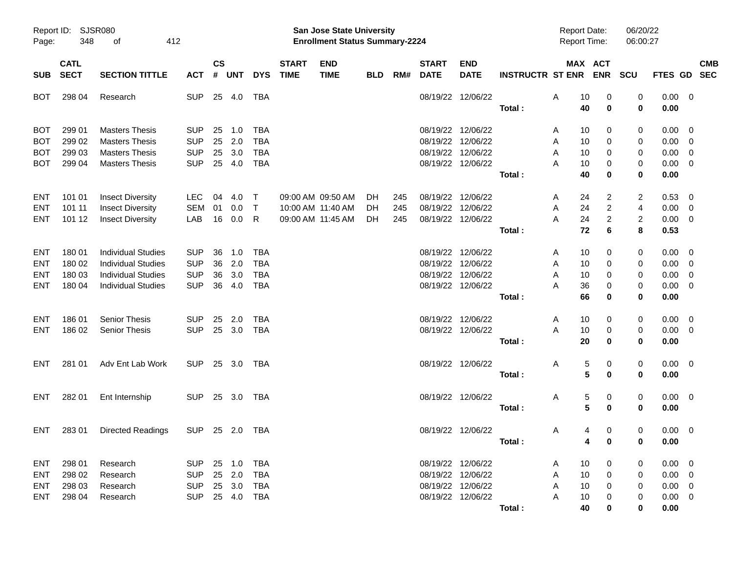| SUB | CATL SECT | SECTION TITTLE | ACT | CS # | UNT | DYS | START TIME | END TIME | BLD | RM# | START DATE | END DATE | INSTRUCTR | ST | MAX ENR | ACT ENR | SCU | FTES | GD | CMB SEC |
|---|---|---|---|---|---|---|---|---|---|---|---|---|---|---|---|---|---|---|---|---|
| BOT | 298 04 | Research | SUP | 25 | 4.0 | TBA | | | | | 08/19/22 | 12/06/22 | | A | 10 | 0 | 0 | 0.00 | 0 | |
| | | | | | | | | | | | | | **Total :** | | **40** | **0** | **0** | **0.00** | | |
| BOT | 299 01 | Masters Thesis | SUP | 25 | 1.0 | TBA | | | | | 08/19/22 | 12/06/22 | | A | 10 | 0 | 0 | 0.00 | 0 | |
| BOT | 299 02 | Masters Thesis | SUP | 25 | 2.0 | TBA | | | | | 08/19/22 | 12/06/22 | | A | 10 | 0 | 0 | 0.00 | 0 | |
| BOT | 299 03 | Masters Thesis | SUP | 25 | 3.0 | TBA | | | | | 08/19/22 | 12/06/22 | | A | 10 | 0 | 0 | 0.00 | 0 | |
| BOT | 299 04 | Masters Thesis | SUP | 25 | 4.0 | TBA | | | | | 08/19/22 | 12/06/22 | | A | 10 | 0 | 0 | 0.00 | 0 | |
| | | | | | | | | | | | | | **Total :** | | **40** | **0** | **0** | **0.00** | | |
| ENT | 101 01 | Insect Diversity | LEC | 04 | 4.0 | T | 09:00 AM | 09:50 AM | DH | 245 | 08/19/22 | 12/06/22 | | A | 24 | 2 | 2 | 0.53 | 0 | |
| ENT | 101 11 | Insect Diversity | SEM | 01 | 0.0 | T | 10:00 AM | 11:40 AM | DH | 245 | 08/19/22 | 12/06/22 | | A | 24 | 2 | 4 | 0.00 | 0 | |
| ENT | 101 12 | Insect Diversity | LAB | 16 | 0.0 | R | 09:00 AM | 11:45 AM | DH | 245 | 08/19/22 | 12/06/22 | | A | 24 | 2 | 2 | 0.00 | 0 | |
| | | | | | | | | | | | | | **Total :** | | **72** | **6** | **8** | **0.53** | | |
| ENT | 180 01 | Individual Studies | SUP | 36 | 1.0 | TBA | | | | | 08/19/22 | 12/06/22 | | A | 10 | 0 | 0 | 0.00 | 0 | |
| ENT | 180 02 | Individual Studies | SUP | 36 | 2.0 | TBA | | | | | 08/19/22 | 12/06/22 | | A | 10 | 0 | 0 | 0.00 | 0 | |
| ENT | 180 03 | Individual Studies | SUP | 36 | 3.0 | TBA | | | | | 08/19/22 | 12/06/22 | | A | 10 | 0 | 0 | 0.00 | 0 | |
| ENT | 180 04 | Individual Studies | SUP | 36 | 4.0 | TBA | | | | | 08/19/22 | 12/06/22 | | A | 36 | 0 | 0 | 0.00 | 0 | |
| | | | | | | | | | | | | | **Total :** | | **66** | **0** | **0** | **0.00** | | |
| ENT | 186 01 | Senior Thesis | SUP | 25 | 2.0 | TBA | | | | | 08/19/22 | 12/06/22 | | A | 10 | 0 | 0 | 0.00 | 0 | |
| ENT | 186 02 | Senior Thesis | SUP | 25 | 3.0 | TBA | | | | | 08/19/22 | 12/06/22 | | A | 10 | 0 | 0 | 0.00 | 0 | |
| | | | | | | | | | | | | | **Total :** | | **20** | **0** | **0** | **0.00** | | |
| ENT | 281 01 | Adv Ent Lab Work | SUP | 25 | 3.0 | TBA | | | | | 08/19/22 | 12/06/22 | | A | 5 | 0 | 0 | 0.00 | 0 | |
| | | | | | | | | | | | | | **Total :** | | **5** | **0** | **0** | **0.00** | | |
| ENT | 282 01 | Ent Internship | SUP | 25 | 3.0 | TBA | | | | | 08/19/22 | 12/06/22 | | A | 5 | 0 | 0 | 0.00 | 0 | |
| | | | | | | | | | | | | | **Total :** | | **5** | **0** | **0** | **0.00** | | |
| ENT | 283 01 | Directed Readings | SUP | 25 | 2.0 | TBA | | | | | 08/19/22 | 12/06/22 | | A | 4 | 0 | 0 | 0.00 | 0 | |
| | | | | | | | | | | | | | **Total :** | | **4** | **0** | **0** | **0.00** | | |
| ENT | 298 01 | Research | SUP | 25 | 1.0 | TBA | | | | | 08/19/22 | 12/06/22 | | A | 10 | 0 | 0 | 0.00 | 0 | |
| ENT | 298 02 | Research | SUP | 25 | 2.0 | TBA | | | | | 08/19/22 | 12/06/22 | | A | 10 | 0 | 0 | 0.00 | 0 | |
| ENT | 298 03 | Research | SUP | 25 | 3.0 | TBA | | | | | 08/19/22 | 12/06/22 | | A | 10 | 0 | 0 | 0.00 | 0 | |
| ENT | 298 04 | Research | SUP | 25 | 4.0 | TBA | | | | | 08/19/22 | 12/06/22 | | A | 10 | 0 | 0 | 0.00 | 0 | |
| | | | | | | | | | | | | | **Total :** | | **40** | **0** | **0** | **0.00** | | |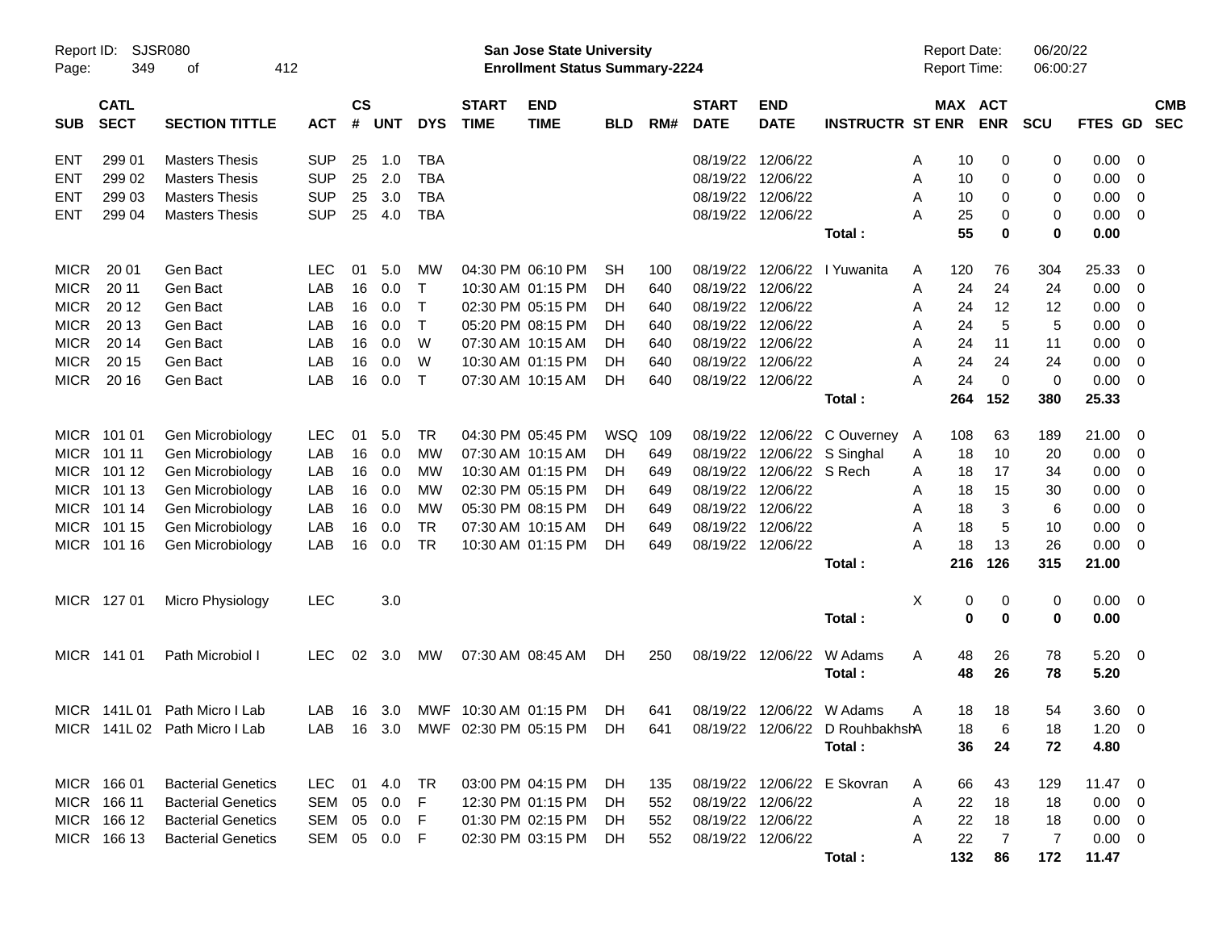Report ID: SJSR080 | San Jose State University | Report Date: 06/20/22
Enrollment Status Summary-2224 | Report Time: 06:00:27

| SUB | CATL SECT | SECTION TITTLE | ACT | CS # | UNT | DYS | START TIME | END TIME | BLD | RM# | START DATE | END DATE | INSTRUCTR | ST | MAX ENR | ACT ENR | SCU | FTES | GD | CMB SEC |
|---|---|---|---|---|---|---|---|---|---|---|---|---|---|---|---|---|---|---|---|---|
| ENT | 299 01 | Masters Thesis | SUP | 25 | 1.0 | TBA | | | | | 08/19/22 | 12/06/22 | | A | 10 | 0 | 0 | 0.00 | 0 | |
| ENT | 299 02 | Masters Thesis | SUP | 25 | 2.0 | TBA | | | | | 08/19/22 | 12/06/22 | | A | 10 | 0 | 0 | 0.00 | 0 | |
| ENT | 299 03 | Masters Thesis | SUP | 25 | 3.0 | TBA | | | | | 08/19/22 | 12/06/22 | | A | 10 | 0 | 0 | 0.00 | 0 | |
| ENT | 299 04 | Masters Thesis | SUP | 25 | 4.0 | TBA | | | | | 08/19/22 | 12/06/22 | | A | 25 | 0 | 0 | 0.00 | 0 | |
| | | | | | | | | | | | | | **Total :** | | **55** | **0** | **0** | **0.00** | | |
| MICR | 20 01 | Gen Bact | LEC | 01 | 5.0 | MW | 04:30 PM | 06:10 PM | SH | 100 | 08/19/22 | 12/06/22 | I Yuwanita | A | 120 | 76 | 304 | 25.33 | 0 | |
| MICR | 20 11 | Gen Bact | LAB | 16 | 0.0 | T | 10:30 AM | 01:15 PM | DH | 640 | 08/19/22 | 12/06/22 | | A | 24 | 24 | 24 | 0.00 | 0 | |
| MICR | 20 12 | Gen Bact | LAB | 16 | 0.0 | T | 02:30 PM | 05:15 PM | DH | 640 | 08/19/22 | 12/06/22 | | A | 24 | 12 | 12 | 0.00 | 0 | |
| MICR | 20 13 | Gen Bact | LAB | 16 | 0.0 | T | 05:20 PM | 08:15 PM | DH | 640 | 08/19/22 | 12/06/22 | | A | 24 | 5 | 5 | 0.00 | 0 | |
| MICR | 20 14 | Gen Bact | LAB | 16 | 0.0 | W | 07:30 AM | 10:15 AM | DH | 640 | 08/19/22 | 12/06/22 | | A | 24 | 11 | 11 | 0.00 | 0 | |
| MICR | 20 15 | Gen Bact | LAB | 16 | 0.0 | W | 10:30 AM | 01:15 PM | DH | 640 | 08/19/22 | 12/06/22 | | A | 24 | 24 | 24 | 0.00 | 0 | |
| MICR | 20 16 | Gen Bact | LAB | 16 | 0.0 | T | 07:30 AM | 10:15 AM | DH | 640 | 08/19/22 | 12/06/22 | | A | 24 | 0 | 0 | 0.00 | 0 | |
| | | | | | | | | | | | | | **Total :** | | **264** | **152** | **380** | **25.33** | | |
| MICR | 101 01 | Gen Microbiology | LEC | 01 | 5.0 | TR | 04:30 PM | 05:45 PM | WSQ | 109 | 08/19/22 | 12/06/22 | C Ouverney | A | 108 | 63 | 189 | 21.00 | 0 | |
| MICR | 101 11 | Gen Microbiology | LAB | 16 | 0.0 | MW | 07:30 AM | 10:15 AM | DH | 649 | 08/19/22 | 12/06/22 | S Singhal | A | 18 | 10 | 20 | 0.00 | 0 | |
| MICR | 101 12 | Gen Microbiology | LAB | 16 | 0.0 | MW | 10:30 AM | 01:15 PM | DH | 649 | 08/19/22 | 12/06/22 | S Rech | A | 18 | 17 | 34 | 0.00 | 0 | |
| MICR | 101 13 | Gen Microbiology | LAB | 16 | 0.0 | MW | 02:30 PM | 05:15 PM | DH | 649 | 08/19/22 | 12/06/22 | | A | 18 | 15 | 30 | 0.00 | 0 | |
| MICR | 101 14 | Gen Microbiology | LAB | 16 | 0.0 | MW | 05:30 PM | 08:15 PM | DH | 649 | 08/19/22 | 12/06/22 | | A | 18 | 3 | 6 | 0.00 | 0 | |
| MICR | 101 15 | Gen Microbiology | LAB | 16 | 0.0 | TR | 07:30 AM | 10:15 AM | DH | 649 | 08/19/22 | 12/06/22 | | A | 18 | 5 | 10 | 0.00 | 0 | |
| MICR | 101 16 | Gen Microbiology | LAB | 16 | 0.0 | TR | 10:30 AM | 01:15 PM | DH | 649 | 08/19/22 | 12/06/22 | | A | 18 | 13 | 26 | 0.00 | 0 | |
| | | | | | | | | | | | | | **Total :** | | **216** | **126** | **315** | **21.00** | | |
| MICR | 127 01 | Micro Physiology | LEC | | 3.0 | | | | | | | | | X | 0 | 0 | 0 | 0.00 | 0 | |
| | | | | | | | | | | | | | **Total :** | | **0** | **0** | **0** | **0.00** | | |
| MICR | 141 01 | Path Microbiol I | LEC | 02 | 3.0 | MW | 07:30 AM | 08:45 AM | DH | 250 | 08/19/22 | 12/06/22 | W Adams | A | 48 | 26 | 78 | 5.20 | 0 | |
| | | | | | | | | | | | | | **Total :** | | **48** | **26** | **78** | **5.20** | | |
| MICR | 141L 01 | Path Micro I Lab | LAB | 16 | 3.0 | MWF | 10:30 AM | 01:15 PM | DH | 641 | 08/19/22 | 12/06/22 | W Adams | A | 18 | 18 | 54 | 3.60 | 0 | |
| MICR | 141L 02 | Path Micro I Lab | LAB | 16 | 3.0 | MWF | 02:30 PM | 05:15 PM | DH | 641 | 08/19/22 | 12/06/22 | D Rouhbakhsh | A | 18 | 6 | 18 | 1.20 | 0 | |
| | | | | | | | | | | | | | **Total :** | | **36** | **24** | **72** | **4.80** | | |
| MICR | 166 01 | Bacterial Genetics | LEC | 01 | 4.0 | TR | 03:00 PM | 04:15 PM | DH | 135 | 08/19/22 | 12/06/22 | E Skovran | A | 66 | 43 | 129 | 11.47 | 0 | |
| MICR | 166 11 | Bacterial Genetics | SEM | 05 | 0.0 | F | 12:30 PM | 01:15 PM | DH | 552 | 08/19/22 | 12/06/22 | | A | 22 | 18 | 18 | 0.00 | 0 | |
| MICR | 166 12 | Bacterial Genetics | SEM | 05 | 0.0 | F | 01:30 PM | 02:15 PM | DH | 552 | 08/19/22 | 12/06/22 | | A | 22 | 18 | 18 | 0.00 | 0 | |
| MICR | 166 13 | Bacterial Genetics | SEM | 05 | 0.0 | F | 02:30 PM | 03:15 PM | DH | 552 | 08/19/22 | 12/06/22 | | A | 22 | 7 | 7 | 0.00 | 0 | |
| | | | | | | | | | | | | | **Total :** | | **132** | **86** | **172** | **11.47** | | |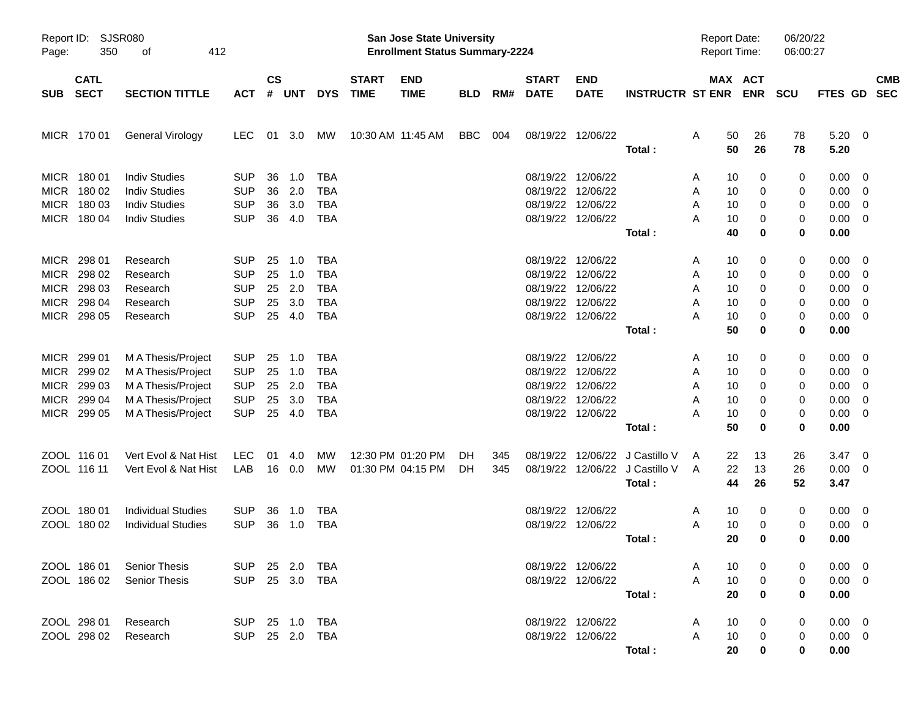Report ID: SJSR080 — San Jose State University — Enrollment Status Summary-2224 — Report Date: 06/20/22 — Report Time: 06:00:27

| SUB | CATL SECT | SECTION TITTLE | ACT | CS # | UNT | DYS | START TIME | END TIME | BLD | RM# | START DATE | END DATE | INSTRUCTR | ST | MAX ENR | ACT ENR | SCU | FTES | GD | CMB SEC |
|---|---|---|---|---|---|---|---|---|---|---|---|---|---|---|---|---|---|---|---|---|
| MICR | 170 01 | General Virology | LEC | 01 | 3.0 | MW | 10:30 AM | 11:45 AM | BBC | 004 | 08/19/22 | 12/06/22 | | A | 50 | 26 | 78 | 5.20 | 0 | |
| | | | | | | | | | | | | | **Total :** | | **50** | **26** | **78** | **5.20** | | |
| MICR | 180 01 | Indiv Studies | SUP | 36 | 1.0 | TBA | | | | | 08/19/22 | 12/06/22 | | A | 10 | 0 | 0 | 0.00 | 0 | |
| MICR | 180 02 | Indiv Studies | SUP | 36 | 2.0 | TBA | | | | | 08/19/22 | 12/06/22 | | A | 10 | 0 | 0 | 0.00 | 0 | |
| MICR | 180 03 | Indiv Studies | SUP | 36 | 3.0 | TBA | | | | | 08/19/22 | 12/06/22 | | A | 10 | 0 | 0 | 0.00 | 0 | |
| MICR | 180 04 | Indiv Studies | SUP | 36 | 4.0 | TBA | | | | | 08/19/22 | 12/06/22 | | A | 10 | 0 | 0 | 0.00 | 0 | |
| | | | | | | | | | | | | | **Total :** | | **40** | **0** | **0** | **0.00** | | |
| MICR | 298 01 | Research | SUP | 25 | 1.0 | TBA | | | | | 08/19/22 | 12/06/22 | | A | 10 | 0 | 0 | 0.00 | 0 | |
| MICR | 298 02 | Research | SUP | 25 | 1.0 | TBA | | | | | 08/19/22 | 12/06/22 | | A | 10 | 0 | 0 | 0.00 | 0 | |
| MICR | 298 03 | Research | SUP | 25 | 2.0 | TBA | | | | | 08/19/22 | 12/06/22 | | A | 10 | 0 | 0 | 0.00 | 0 | |
| MICR | 298 04 | Research | SUP | 25 | 3.0 | TBA | | | | | 08/19/22 | 12/06/22 | | A | 10 | 0 | 0 | 0.00 | 0 | |
| MICR | 298 05 | Research | SUP | 25 | 4.0 | TBA | | | | | 08/19/22 | 12/06/22 | | A | 10 | 0 | 0 | 0.00 | 0 | |
| | | | | | | | | | | | | | **Total :** | | **50** | **0** | **0** | **0.00** | | |
| MICR | 299 01 | M A Thesis/Project | SUP | 25 | 1.0 | TBA | | | | | 08/19/22 | 12/06/22 | | A | 10 | 0 | 0 | 0.00 | 0 | |
| MICR | 299 02 | M A Thesis/Project | SUP | 25 | 1.0 | TBA | | | | | 08/19/22 | 12/06/22 | | A | 10 | 0 | 0 | 0.00 | 0 | |
| MICR | 299 03 | M A Thesis/Project | SUP | 25 | 2.0 | TBA | | | | | 08/19/22 | 12/06/22 | | A | 10 | 0 | 0 | 0.00 | 0 | |
| MICR | 299 04 | M A Thesis/Project | SUP | 25 | 3.0 | TBA | | | | | 08/19/22 | 12/06/22 | | A | 10 | 0 | 0 | 0.00 | 0 | |
| MICR | 299 05 | M A Thesis/Project | SUP | 25 | 4.0 | TBA | | | | | 08/19/22 | 12/06/22 | | A | 10 | 0 | 0 | 0.00 | 0 | |
| | | | | | | | | | | | | | **Total :** | | **50** | **0** | **0** | **0.00** | | |
| ZOOL | 116 01 | Vert Evol & Nat Hist | LEC | 01 | 4.0 | MW | 12:30 PM | 01:20 PM | DH | 345 | 08/19/22 | 12/06/22 | J Castillo V | A | 22 | 13 | 26 | 3.47 | 0 | |
| ZOOL | 116 11 | Vert Evol & Nat Hist | LAB | 16 | 0.0 | MW | 01:30 PM | 04:15 PM | DH | 345 | 08/19/22 | 12/06/22 | J Castillo V | A | 22 | 13 | 26 | 0.00 | 0 | |
| | | | | | | | | | | | | | **Total :** | | **44** | **26** | **52** | **3.47** | | |
| ZOOL | 180 01 | Individual Studies | SUP | 36 | 1.0 | TBA | | | | | 08/19/22 | 12/06/22 | | A | 10 | 0 | 0 | 0.00 | 0 | |
| ZOOL | 180 02 | Individual Studies | SUP | 36 | 1.0 | TBA | | | | | 08/19/22 | 12/06/22 | | A | 10 | 0 | 0 | 0.00 | 0 | |
| | | | | | | | | | | | | | **Total :** | | **20** | **0** | **0** | **0.00** | | |
| ZOOL | 186 01 | Senior Thesis | SUP | 25 | 2.0 | TBA | | | | | 08/19/22 | 12/06/22 | | A | 10 | 0 | 0 | 0.00 | 0 | |
| ZOOL | 186 02 | Senior Thesis | SUP | 25 | 3.0 | TBA | | | | | 08/19/22 | 12/06/22 | | A | 10 | 0 | 0 | 0.00 | 0 | |
| | | | | | | | | | | | | | **Total :** | | **20** | **0** | **0** | **0.00** | | |
| ZOOL | 298 01 | Research | SUP | 25 | 1.0 | TBA | | | | | 08/19/22 | 12/06/22 | | A | 10 | 0 | 0 | 0.00 | 0 | |
| ZOOL | 298 02 | Research | SUP | 25 | 2.0 | TBA | | | | | 08/19/22 | 12/06/22 | | A | 10 | 0 | 0 | 0.00 | 0 | |
| | | | | | | | | | | | | | **Total :** | | **20** | **0** | **0** | **0.00** | | |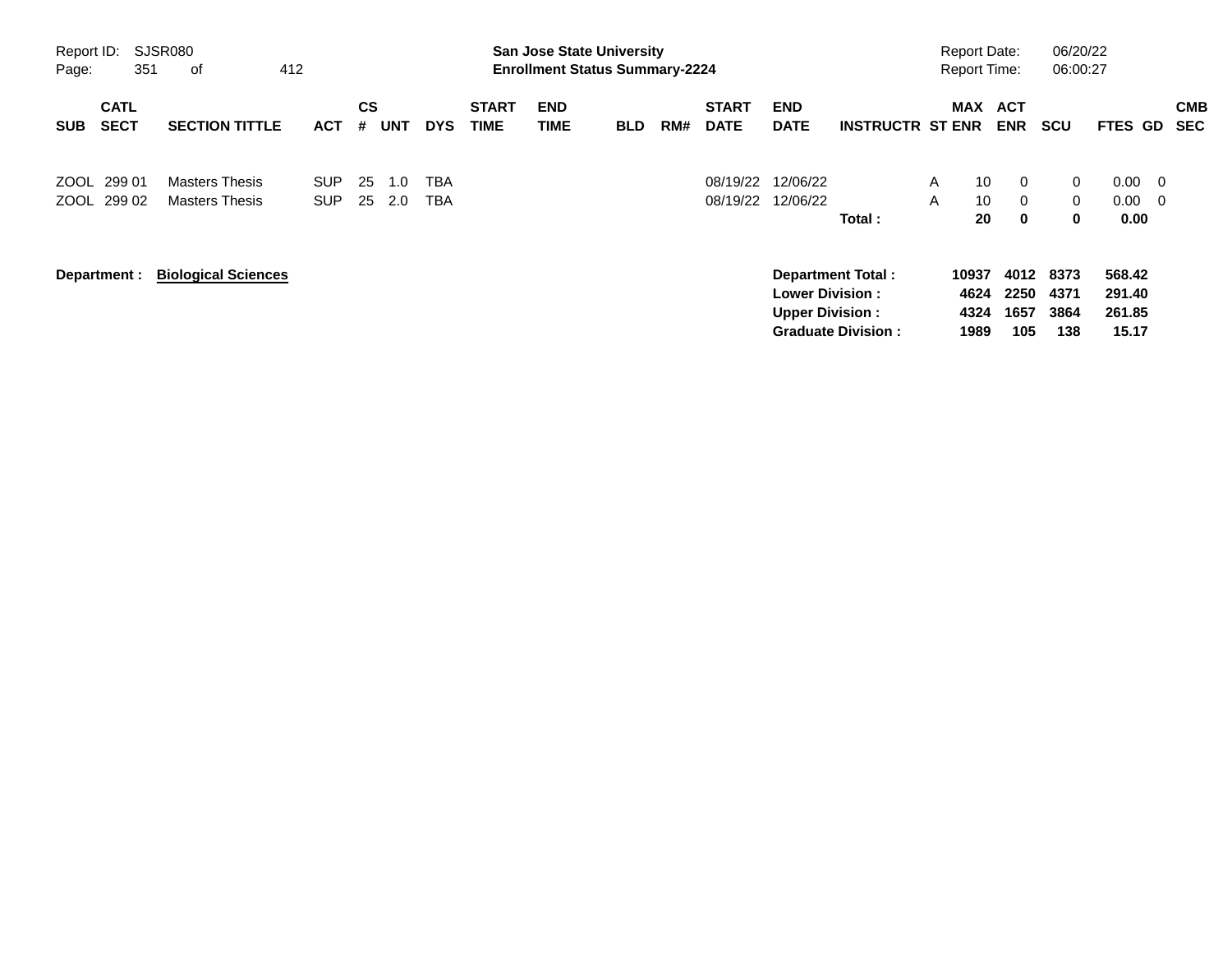| SUB | CATL SECT | SECTION TITTLE | ACT | CS # | UNT | DYS | START TIME | END TIME | BLD | RM# | START DATE | END DATE | INSTRUCTR | ST | MAX ENR | ACT ENR | SCU | FTES | GD | CMB SEC |
|---|---|---|---|---|---|---|---|---|---|---|---|---|---|---|---|---|---|---|---|---|
| ZOOL | 299 01 | Masters Thesis | SUP | 25 | 1.0 | TBA | | | | | 08/19/22 | 12/06/22 | | A | 10 | 0 | 0 | 0.00 | 0 | |
| ZOOL | 299 02 | Masters Thesis | SUP | 25 | 2.0 | TBA | | | | | 08/19/22 | 12/06/22 | | A | 10 | 0 | 0 | 0.00 | 0 | |
| | | | | | | | | | | | | | **Total :** | | **20** | **0** | **0** | **0.00** | | |

**Department :** **Biological Sciences**

| | MAX ENR | ACT ENR | SCU | FTES |
|---|---|---|---|---|
| **Department Total :** | **10937** | **4012** | **8373** | **568.42** |
| **Lower Division :** | **4624** | **2250** | **4371** | **291.40** |
| **Upper Division :** | **4324** | **1657** | **3864** | **261.85** |
| **Graduate Division :** | **1989** | **105** | **138** | **15.17** |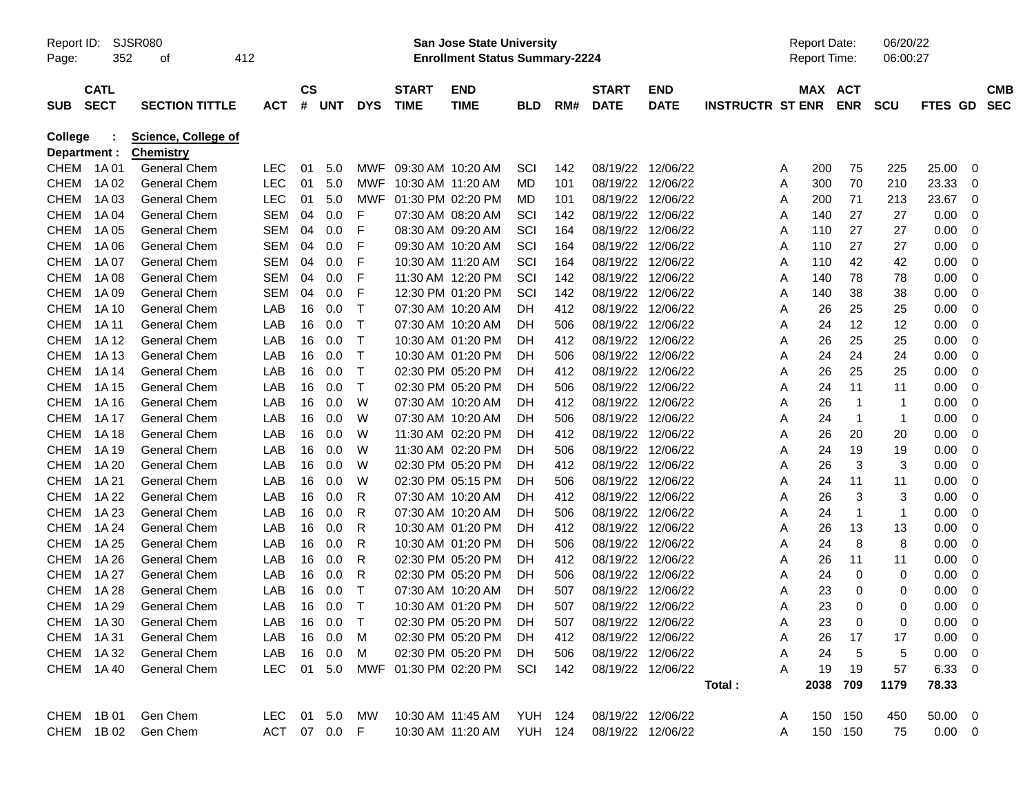Report ID: SJSR080 — San Jose State University — Enrollment Status Summary-2224 — Report Date: 06/20/22 — Report Time: 06:00:27

**College : Science, College of**
**Department : Chemistry**

| SUB | CATL SECT | SECTION TITTLE | ACT | CS # | UNT | DYS | START TIME | END TIME | BLD | RM# | START DATE | END DATE | INSTRUCTR | ST | MAX ENR | ACT ENR | SCU | FTES | GD | CMB SEC |
|---|---|---|---|---|---|---|---|---|---|---|---|---|---|---|---|---|---|---|---|---|
| CHEM | 1A 01 | General Chem | LEC | 01 | 5.0 | MWF | 09:30 AM | 10:20 AM | SCI | 142 | 08/19/22 | 12/06/22 | | A | 200 | 75 | 225 | 25.00 | 0 | |
| CHEM | 1A 02 | General Chem | LEC | 01 | 5.0 | MWF | 10:30 AM | 11:20 AM | MD | 101 | 08/19/22 | 12/06/22 | | A | 300 | 70 | 210 | 23.33 | 0 | |
| CHEM | 1A 03 | General Chem | LEC | 01 | 5.0 | MWF | 01:30 PM | 02:20 PM | MD | 101 | 08/19/22 | 12/06/22 | | A | 200 | 71 | 213 | 23.67 | 0 | |
| CHEM | 1A 04 | General Chem | SEM | 04 | 0.0 | F | 07:30 AM | 08:20 AM | SCI | 142 | 08/19/22 | 12/06/22 | | A | 140 | 27 | 27 | 0.00 | 0 | |
| CHEM | 1A 05 | General Chem | SEM | 04 | 0.0 | F | 08:30 AM | 09:20 AM | SCI | 164 | 08/19/22 | 12/06/22 | | A | 110 | 27 | 27 | 0.00 | 0 | |
| CHEM | 1A 06 | General Chem | SEM | 04 | 0.0 | F | 09:30 AM | 10:20 AM | SCI | 164 | 08/19/22 | 12/06/22 | | A | 110 | 27 | 27 | 0.00 | 0 | |
| CHEM | 1A 07 | General Chem | SEM | 04 | 0.0 | F | 10:30 AM | 11:20 AM | SCI | 164 | 08/19/22 | 12/06/22 | | A | 110 | 42 | 42 | 0.00 | 0 | |
| CHEM | 1A 08 | General Chem | SEM | 04 | 0.0 | F | 11:30 AM | 12:20 PM | SCI | 142 | 08/19/22 | 12/06/22 | | A | 140 | 78 | 78 | 0.00 | 0 | |
| CHEM | 1A 09 | General Chem | SEM | 04 | 0.0 | F | 12:30 PM | 01:20 PM | SCI | 142 | 08/19/22 | 12/06/22 | | A | 140 | 38 | 38 | 0.00 | 0 | |
| CHEM | 1A 10 | General Chem | LAB | 16 | 0.0 | T | 07:30 AM | 10:20 AM | DH | 412 | 08/19/22 | 12/06/22 | | A | 26 | 25 | 25 | 0.00 | 0 | |
| CHEM | 1A 11 | General Chem | LAB | 16 | 0.0 | T | 07:30 AM | 10:20 AM | DH | 506 | 08/19/22 | 12/06/22 | | A | 24 | 12 | 12 | 0.00 | 0 | |
| CHEM | 1A 12 | General Chem | LAB | 16 | 0.0 | T | 10:30 AM | 01:20 PM | DH | 412 | 08/19/22 | 12/06/22 | | A | 26 | 25 | 25 | 0.00 | 0 | |
| CHEM | 1A 13 | General Chem | LAB | 16 | 0.0 | T | 10:30 AM | 01:20 PM | DH | 506 | 08/19/22 | 12/06/22 | | A | 24 | 24 | 24 | 0.00 | 0 | |
| CHEM | 1A 14 | General Chem | LAB | 16 | 0.0 | T | 02:30 PM | 05:20 PM | DH | 412 | 08/19/22 | 12/06/22 | | A | 26 | 25 | 25 | 0.00 | 0 | |
| CHEM | 1A 15 | General Chem | LAB | 16 | 0.0 | T | 02:30 PM | 05:20 PM | DH | 506 | 08/19/22 | 12/06/22 | | A | 24 | 11 | 11 | 0.00 | 0 | |
| CHEM | 1A 16 | General Chem | LAB | 16 | 0.0 | W | 07:30 AM | 10:20 AM | DH | 412 | 08/19/22 | 12/06/22 | | A | 26 | 1 | 1 | 0.00 | 0 | |
| CHEM | 1A 17 | General Chem | LAB | 16 | 0.0 | W | 07:30 AM | 10:20 AM | DH | 506 | 08/19/22 | 12/06/22 | | A | 24 | 1 | 1 | 0.00 | 0 | |
| CHEM | 1A 18 | General Chem | LAB | 16 | 0.0 | W | 11:30 AM | 02:20 PM | DH | 412 | 08/19/22 | 12/06/22 | | A | 26 | 20 | 20 | 0.00 | 0 | |
| CHEM | 1A 19 | General Chem | LAB | 16 | 0.0 | W | 11:30 AM | 02:20 PM | DH | 506 | 08/19/22 | 12/06/22 | | A | 24 | 19 | 19 | 0.00 | 0 | |
| CHEM | 1A 20 | General Chem | LAB | 16 | 0.0 | W | 02:30 PM | 05:20 PM | DH | 412 | 08/19/22 | 12/06/22 | | A | 26 | 3 | 3 | 0.00 | 0 | |
| CHEM | 1A 21 | General Chem | LAB | 16 | 0.0 | W | 02:30 PM | 05:15 PM | DH | 506 | 08/19/22 | 12/06/22 | | A | 24 | 11 | 11 | 0.00 | 0 | |
| CHEM | 1A 22 | General Chem | LAB | 16 | 0.0 | R | 07:30 AM | 10:20 AM | DH | 412 | 08/19/22 | 12/06/22 | | A | 26 | 3 | 3 | 0.00 | 0 | |
| CHEM | 1A 23 | General Chem | LAB | 16 | 0.0 | R | 07:30 AM | 10:20 AM | DH | 506 | 08/19/22 | 12/06/22 | | A | 24 | 1 | 1 | 0.00 | 0 | |
| CHEM | 1A 24 | General Chem | LAB | 16 | 0.0 | R | 10:30 AM | 01:20 PM | DH | 412 | 08/19/22 | 12/06/22 | | A | 26 | 13 | 13 | 0.00 | 0 | |
| CHEM | 1A 25 | General Chem | LAB | 16 | 0.0 | R | 10:30 AM | 01:20 PM | DH | 506 | 08/19/22 | 12/06/22 | | A | 24 | 8 | 8 | 0.00 | 0 | |
| CHEM | 1A 26 | General Chem | LAB | 16 | 0.0 | R | 02:30 PM | 05:20 PM | DH | 412 | 08/19/22 | 12/06/22 | | A | 26 | 11 | 11 | 0.00 | 0 | |
| CHEM | 1A 27 | General Chem | LAB | 16 | 0.0 | R | 02:30 PM | 05:20 PM | DH | 506 | 08/19/22 | 12/06/22 | | A | 24 | 0 | 0 | 0.00 | 0 | |
| CHEM | 1A 28 | General Chem | LAB | 16 | 0.0 | T | 07:30 AM | 10:20 AM | DH | 507 | 08/19/22 | 12/06/22 | | A | 23 | 0 | 0 | 0.00 | 0 | |
| CHEM | 1A 29 | General Chem | LAB | 16 | 0.0 | T | 10:30 AM | 01:20 PM | DH | 507 | 08/19/22 | 12/06/22 | | A | 23 | 0 | 0 | 0.00 | 0 | |
| CHEM | 1A 30 | General Chem | LAB | 16 | 0.0 | T | 02:30 PM | 05:20 PM | DH | 507 | 08/19/22 | 12/06/22 | | A | 23 | 0 | 0 | 0.00 | 0 | |
| CHEM | 1A 31 | General Chem | LAB | 16 | 0.0 | M | 02:30 PM | 05:20 PM | DH | 412 | 08/19/22 | 12/06/22 | | A | 26 | 17 | 17 | 0.00 | 0 | |
| CHEM | 1A 32 | General Chem | LAB | 16 | 0.0 | M | 02:30 PM | 05:20 PM | DH | 506 | 08/19/22 | 12/06/22 | | A | 24 | 5 | 5 | 0.00 | 0 | |
| CHEM | 1A 40 | General Chem | LEC | 01 | 5.0 | MWF | 01:30 PM | 02:20 PM | SCI | 142 | 08/19/22 | 12/06/22 | | A | 19 | 19 | 57 | 6.33 | 0 | |
| | | | | | | | | | | | | | Total : | | 2038 | 709 | 1179 | 78.33 | | |
| CHEM | 1B 01 | Gen Chem | LEC | 01 | 5.0 | MW | 10:30 AM | 11:45 AM | YUH | 124 | 08/19/22 | 12/06/22 | | A | 150 | 150 | 450 | 50.00 | 0 | |
| CHEM | 1B 02 | Gen Chem | ACT | 07 | 0.0 | F | 10:30 AM | 11:20 AM | YUH | 124 | 08/19/22 | 12/06/22 | | A | 150 | 150 | 75 | 0.00 | 0 | |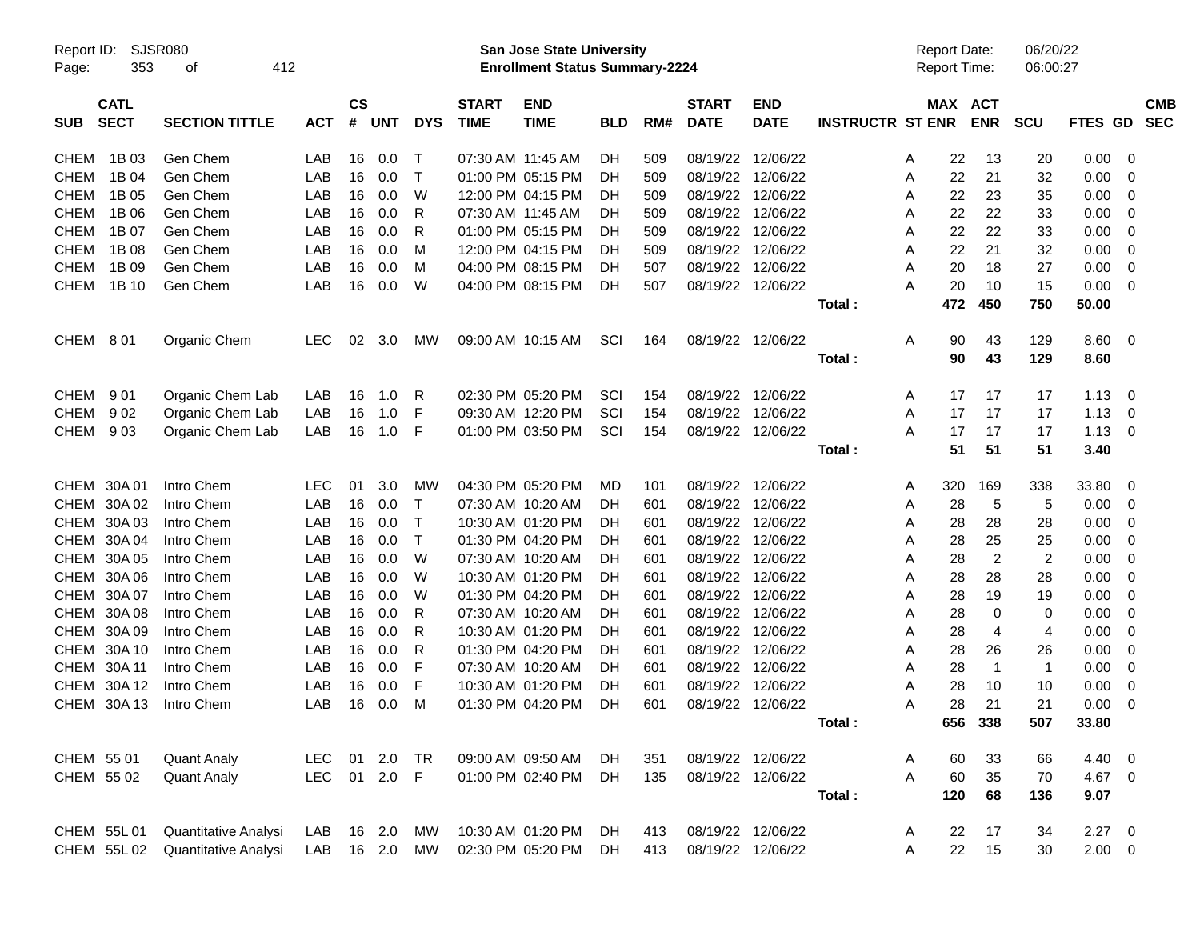Report ID: SJSR080 | San Jose State University | Report Date: 06/20/22
Page: 353 of 412 | Enrollment Status Summary-2224 | Report Time: 06:00:27

| SUB | CATL SECT | SECTION TITTLE | ACT | CS # | UNT | DYS | START TIME | END TIME | BLD | RM# | START DATE | END DATE | INSTRUCTR | ST | MAX ENR | ACT ENR | SCU | FTES | GD | CMB SEC |
|---|---|---|---|---|---|---|---|---|---|---|---|---|---|---|---|---|---|---|---|---|
| CHEM | 1B 03 | Gen Chem | LAB | 16 | 0.0 | T | 07:30 AM | 11:45 AM | DH | 509 | 08/19/22 | 12/06/22 | | A | 22 | 13 | 20 | 0.00 | 0 | |
| CHEM | 1B 04 | Gen Chem | LAB | 16 | 0.0 | T | 01:00 PM | 05:15 PM | DH | 509 | 08/19/22 | 12/06/22 | | A | 22 | 21 | 32 | 0.00 | 0 | |
| CHEM | 1B 05 | Gen Chem | LAB | 16 | 0.0 | W | 12:00 PM | 04:15 PM | DH | 509 | 08/19/22 | 12/06/22 | | A | 22 | 23 | 35 | 0.00 | 0 | |
| CHEM | 1B 06 | Gen Chem | LAB | 16 | 0.0 | R | 07:30 AM | 11:45 AM | DH | 509 | 08/19/22 | 12/06/22 | | A | 22 | 22 | 33 | 0.00 | 0 | |
| CHEM | 1B 07 | Gen Chem | LAB | 16 | 0.0 | R | 01:00 PM | 05:15 PM | DH | 509 | 08/19/22 | 12/06/22 | | A | 22 | 22 | 33 | 0.00 | 0 | |
| CHEM | 1B 08 | Gen Chem | LAB | 16 | 0.0 | M | 12:00 PM | 04:15 PM | DH | 509 | 08/19/22 | 12/06/22 | | A | 22 | 21 | 32 | 0.00 | 0 | |
| CHEM | 1B 09 | Gen Chem | LAB | 16 | 0.0 | M | 04:00 PM | 08:15 PM | DH | 507 | 08/19/22 | 12/06/22 | | A | 20 | 18 | 27 | 0.00 | 0 | |
| CHEM | 1B 10 | Gen Chem | LAB | 16 | 0.0 | W | 04:00 PM | 08:15 PM | DH | 507 | 08/19/22 | 12/06/22 | | A | 20 | 10 | 15 | 0.00 | 0 | |
| | | | | | | | | | | | | | Total : | | 472 | 450 | 750 | 50.00 | | |
| CHEM | 8 01 | Organic Chem | LEC | 02 | 3.0 | MW | 09:00 AM | 10:15 AM | SCI | 164 | 08/19/22 | 12/06/22 | | A | 90 | 43 | 129 | 8.60 | 0 | |
| | | | | | | | | | | | | | Total : | | 90 | 43 | 129 | 8.60 | | |
| CHEM | 9 01 | Organic Chem Lab | LAB | 16 | 1.0 | R | 02:30 PM | 05:20 PM | SCI | 154 | 08/19/22 | 12/06/22 | | A | 17 | 17 | 17 | 1.13 | 0 | |
| CHEM | 9 02 | Organic Chem Lab | LAB | 16 | 1.0 | F | 09:30 AM | 12:20 PM | SCI | 154 | 08/19/22 | 12/06/22 | | A | 17 | 17 | 17 | 1.13 | 0 | |
| CHEM | 9 03 | Organic Chem Lab | LAB | 16 | 1.0 | F | 01:00 PM | 03:50 PM | SCI | 154 | 08/19/22 | 12/06/22 | | A | 17 | 17 | 17 | 1.13 | 0 | |
| | | | | | | | | | | | | | Total : | | 51 | 51 | 51 | 3.40 | | |
| CHEM | 30A 01 | Intro Chem | LEC | 01 | 3.0 | MW | 04:30 PM | 05:20 PM | MD | 101 | 08/19/22 | 12/06/22 | | A | 320 | 169 | 338 | 33.80 | 0 | |
| CHEM | 30A 02 | Intro Chem | LAB | 16 | 0.0 | T | 07:30 AM | 10:20 AM | DH | 601 | 08/19/22 | 12/06/22 | | A | 28 | 5 | 5 | 0.00 | 0 | |
| CHEM | 30A 03 | Intro Chem | LAB | 16 | 0.0 | T | 10:30 AM | 01:20 PM | DH | 601 | 08/19/22 | 12/06/22 | | A | 28 | 28 | 28 | 0.00 | 0 | |
| CHEM | 30A 04 | Intro Chem | LAB | 16 | 0.0 | T | 01:30 PM | 04:20 PM | DH | 601 | 08/19/22 | 12/06/22 | | A | 28 | 25 | 25 | 0.00 | 0 | |
| CHEM | 30A 05 | Intro Chem | LAB | 16 | 0.0 | W | 07:30 AM | 10:20 AM | DH | 601 | 08/19/22 | 12/06/22 | | A | 28 | 2 | 2 | 0.00 | 0 | |
| CHEM | 30A 06 | Intro Chem | LAB | 16 | 0.0 | W | 10:30 AM | 01:20 PM | DH | 601 | 08/19/22 | 12/06/22 | | A | 28 | 28 | 28 | 0.00 | 0 | |
| CHEM | 30A 07 | Intro Chem | LAB | 16 | 0.0 | W | 01:30 PM | 04:20 PM | DH | 601 | 08/19/22 | 12/06/22 | | A | 28 | 19 | 19 | 0.00 | 0 | |
| CHEM | 30A 08 | Intro Chem | LAB | 16 | 0.0 | R | 07:30 AM | 10:20 AM | DH | 601 | 08/19/22 | 12/06/22 | | A | 28 | 0 | 0 | 0.00 | 0 | |
| CHEM | 30A 09 | Intro Chem | LAB | 16 | 0.0 | R | 10:30 AM | 01:20 PM | DH | 601 | 08/19/22 | 12/06/22 | | A | 28 | 4 | 4 | 0.00 | 0 | |
| CHEM | 30A 10 | Intro Chem | LAB | 16 | 0.0 | R | 01:30 PM | 04:20 PM | DH | 601 | 08/19/22 | 12/06/22 | | A | 28 | 26 | 26 | 0.00 | 0 | |
| CHEM | 30A 11 | Intro Chem | LAB | 16 | 0.0 | F | 07:30 AM | 10:20 AM | DH | 601 | 08/19/22 | 12/06/22 | | A | 28 | 1 | 1 | 0.00 | 0 | |
| CHEM | 30A 12 | Intro Chem | LAB | 16 | 0.0 | F | 10:30 AM | 01:20 PM | DH | 601 | 08/19/22 | 12/06/22 | | A | 28 | 10 | 10 | 0.00 | 0 | |
| CHEM | 30A 13 | Intro Chem | LAB | 16 | 0.0 | M | 01:30 PM | 04:20 PM | DH | 601 | 08/19/22 | 12/06/22 | | A | 28 | 21 | 21 | 0.00 | 0 | |
| | | | | | | | | | | | | | Total : | | 656 | 338 | 507 | 33.80 | | |
| CHEM | 55 01 | Quant Analy | LEC | 01 | 2.0 | TR | 09:00 AM | 09:50 AM | DH | 351 | 08/19/22 | 12/06/22 | | A | 60 | 33 | 66 | 4.40 | 0 | |
| CHEM | 55 02 | Quant Analy | LEC | 01 | 2.0 | F | 01:00 PM | 02:40 PM | DH | 135 | 08/19/22 | 12/06/22 | | A | 60 | 35 | 70 | 4.67 | 0 | |
| | | | | | | | | | | | | | Total : | | 120 | 68 | 136 | 9.07 | | |
| CHEM | 55L 01 | Quantitative Analysi | LAB | 16 | 2.0 | MW | 10:30 AM | 01:20 PM | DH | 413 | 08/19/22 | 12/06/22 | | A | 22 | 17 | 34 | 2.27 | 0 | |
| CHEM | 55L 02 | Quantitative Analysi | LAB | 16 | 2.0 | MW | 02:30 PM | 05:20 PM | DH | 413 | 08/19/22 | 12/06/22 | | A | 22 | 15 | 30 | 2.00 | 0 | |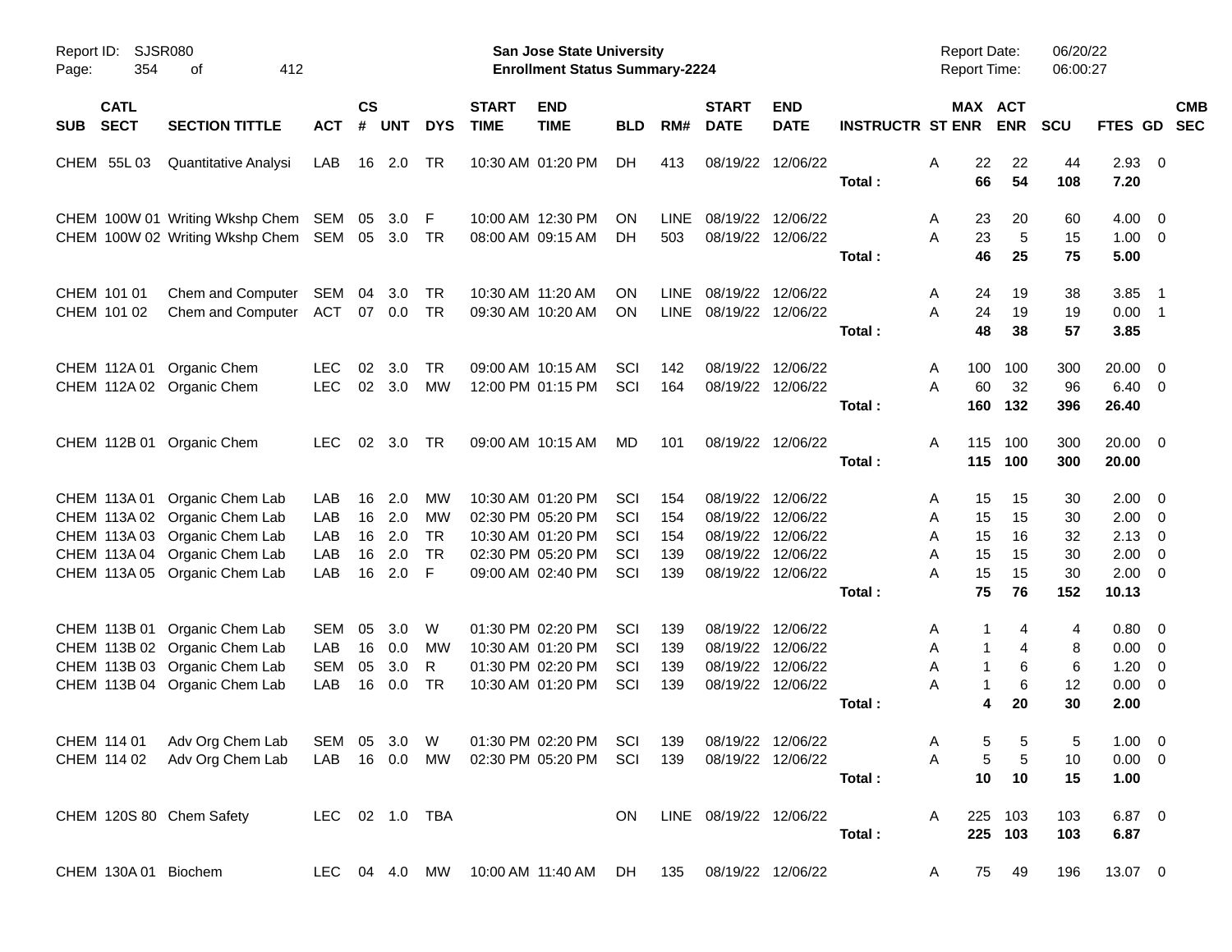Report ID: SJSR080

**San Jose State University**
**Enrollment Status Summary-2224**

Report Date: 06/20/22
Report Time: 06:00:27

| SUB | CATL SECT | SECTION TITTLE | ACT | CS # | UNT | DYS | START TIME | END TIME | BLD | RM# | START DATE | END DATE | INSTRUCTR | ST | MAX ENR | ACT ENR | SCU | FTES | GD | CMB SEC |
|---|---|---|---|---|---|---|---|---|---|---|---|---|---|---|---|---|---|---|---|---|
| CHEM | 55L 03 | Quantitative Analysi | LAB | 16 | 2.0 | TR | 10:30 AM | 01:20 PM | DH | 413 | 08/19/22 | 12/06/22 | | A | 22 | 22 | 44 | 2.93 | 0 | |
| | | | | | | | | | | | | | Total : | | **66** | **54** | **108** | **7.20** | | |
| CHEM | 100W 01 | Writing Wkshp Chem | SEM | 05 | 3.0 | F | 10:00 AM | 12:30 PM | ON | LINE | 08/19/22 | 12/06/22 | | A | 23 | 20 | 60 | 4.00 | 0 | |
| CHEM | 100W 02 | Writing Wkshp Chem | SEM | 05 | 3.0 | TR | 08:00 AM | 09:15 AM | DH | 503 | 08/19/22 | 12/06/22 | | A | 23 | 5 | 15 | 1.00 | 0 | |
| | | | | | | | | | | | | | Total : | | **46** | **25** | **75** | **5.00** | | |
| CHEM | 101 01 | Chem and Computer | SEM | 04 | 3.0 | TR | 10:30 AM | 11:20 AM | ON | LINE | 08/19/22 | 12/06/22 | | A | 24 | 19 | 38 | 3.85 | 1 | |
| CHEM | 101 02 | Chem and Computer | ACT | 07 | 0.0 | TR | 09:30 AM | 10:20 AM | ON | LINE | 08/19/22 | 12/06/22 | | A | 24 | 19 | 19 | 0.00 | 1 | |
| | | | | | | | | | | | | | Total : | | **48** | **38** | **57** | **3.85** | | |
| CHEM | 112A 01 | Organic Chem | LEC | 02 | 3.0 | TR | 09:00 AM | 10:15 AM | SCI | 142 | 08/19/22 | 12/06/22 | | A | 100 | 100 | 300 | 20.00 | 0 | |
| CHEM | 112A 02 | Organic Chem | LEC | 02 | 3.0 | MW | 12:00 PM | 01:15 PM | SCI | 164 | 08/19/22 | 12/06/22 | | A | 60 | 32 | 96 | 6.40 | 0 | |
| | | | | | | | | | | | | | Total : | | **160** | **132** | **396** | **26.40** | | |
| CHEM | 112B 01 | Organic Chem | LEC | 02 | 3.0 | TR | 09:00 AM | 10:15 AM | MD | 101 | 08/19/22 | 12/06/22 | | A | 115 | 100 | 300 | 20.00 | 0 | |
| | | | | | | | | | | | | | Total : | | **115** | **100** | **300** | **20.00** | | |
| CHEM | 113A 01 | Organic Chem Lab | LAB | 16 | 2.0 | MW | 10:30 AM | 01:20 PM | SCI | 154 | 08/19/22 | 12/06/22 | | A | 15 | 15 | 30 | 2.00 | 0 | |
| CHEM | 113A 02 | Organic Chem Lab | LAB | 16 | 2.0 | MW | 02:30 PM | 05:20 PM | SCI | 154 | 08/19/22 | 12/06/22 | | A | 15 | 15 | 30 | 2.00 | 0 | |
| CHEM | 113A 03 | Organic Chem Lab | LAB | 16 | 2.0 | TR | 10:30 AM | 01:20 PM | SCI | 154 | 08/19/22 | 12/06/22 | | A | 15 | 16 | 32 | 2.13 | 0 | |
| CHEM | 113A 04 | Organic Chem Lab | LAB | 16 | 2.0 | TR | 02:30 PM | 05:20 PM | SCI | 139 | 08/19/22 | 12/06/22 | | A | 15 | 15 | 30 | 2.00 | 0 | |
| CHEM | 113A 05 | Organic Chem Lab | LAB | 16 | 2.0 | F | 09:00 AM | 02:40 PM | SCI | 139 | 08/19/22 | 12/06/22 | | A | 15 | 15 | 30 | 2.00 | 0 | |
| | | | | | | | | | | | | | Total : | | **75** | **76** | **152** | **10.13** | | |
| CHEM | 113B 01 | Organic Chem Lab | SEM | 05 | 3.0 | W | 01:30 PM | 02:20 PM | SCI | 139 | 08/19/22 | 12/06/22 | | A | 1 | 4 | 4 | 0.80 | 0 | |
| CHEM | 113B 02 | Organic Chem Lab | LAB | 16 | 0.0 | MW | 10:30 AM | 01:20 PM | SCI | 139 | 08/19/22 | 12/06/22 | | A | 1 | 4 | 8 | 0.00 | 0 | |
| CHEM | 113B 03 | Organic Chem Lab | SEM | 05 | 3.0 | R | 01:30 PM | 02:20 PM | SCI | 139 | 08/19/22 | 12/06/22 | | A | 1 | 6 | 6 | 1.20 | 0 | |
| CHEM | 113B 04 | Organic Chem Lab | LAB | 16 | 0.0 | TR | 10:30 AM | 01:20 PM | SCI | 139 | 08/19/22 | 12/06/22 | | A | 1 | 6 | 12 | 0.00 | 0 | |
| | | | | | | | | | | | | | Total : | | **4** | **20** | **30** | **2.00** | | |
| CHEM | 114 01 | Adv Org Chem Lab | SEM | 05 | 3.0 | W | 01:30 PM | 02:20 PM | SCI | 139 | 08/19/22 | 12/06/22 | | A | 5 | 5 | 5 | 1.00 | 0 | |
| CHEM | 114 02 | Adv Org Chem Lab | LAB | 16 | 0.0 | MW | 02:30 PM | 05:20 PM | SCI | 139 | 08/19/22 | 12/06/22 | | A | 5 | 5 | 10 | 0.00 | 0 | |
| | | | | | | | | | | | | | Total : | | **10** | **10** | **15** | **1.00** | | |
| CHEM | 120S 80 | Chem Safety | LEC | 02 | 1.0 | TBA | | | ON | LINE | 08/19/22 | 12/06/22 | | A | 225 | 103 | 103 | 6.87 | 0 | |
| | | | | | | | | | | | | | Total : | | **225** | **103** | **103** | **6.87** | | |
| CHEM | 130A 01 | Biochem | LEC | 04 | 4.0 | MW | 10:00 AM | 11:40 AM | DH | 135 | 08/19/22 | 12/06/22 | | A | 75 | 49 | 196 | 13.07 | 0 | |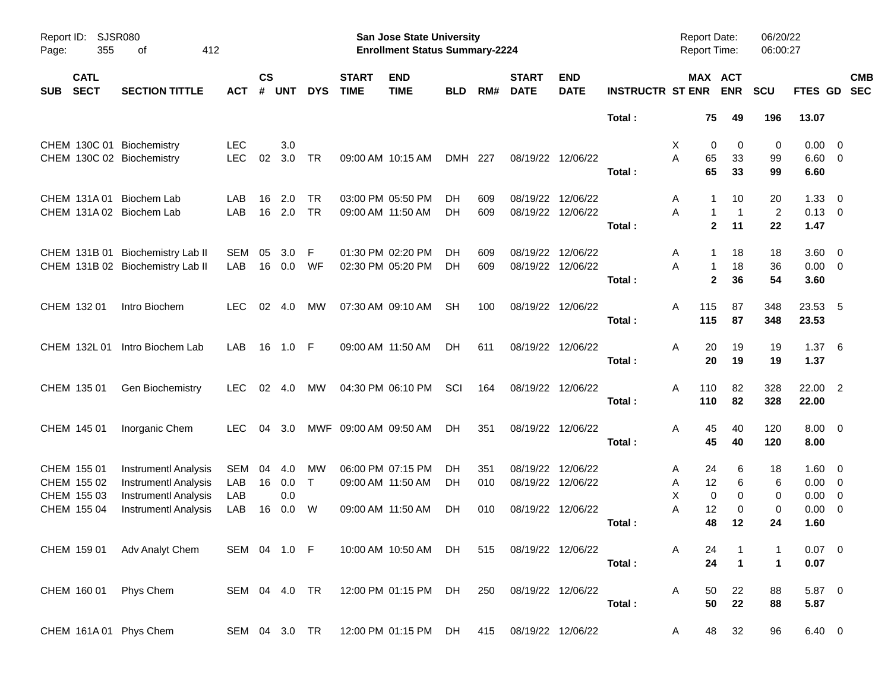| SUB | CATL SECT | SECTION TITTLE | ACT | CS # | UNT | DYS | START TIME | END TIME | BLD | RM# | START DATE | END DATE | INSTRUCTR | ST | MAX ENR | ACT ENR | SCU | FTES | GD | CMB SEC |
|---|---|---|---|---|---|---|---|---|---|---|---|---|---|---|---|---|---|---|---|---|
| | | | | | | | | | | | | | Total : | | **75** | **49** | **196** | **13.07** | | |
| CHEM | 130C 01 | Biochemistry | LEC | | 3.0 | | | | | | | | | X | 0 | 0 | 0 | 0.00 | 0 | |
| CHEM | 130C 02 | Biochemistry | LEC | 02 | 3.0 | TR | 09:00 AM | 10:15 AM | DMH | 227 | 08/19/22 | 12/06/22 | | A | 65 | 33 | 99 | 6.60 | 0 | |
| | | | | | | | | | | | | | Total : | | **65** | **33** | **99** | **6.60** | | |
| CHEM | 131A 01 | Biochem Lab | LAB | 16 | 2.0 | TR | 03:00 PM | 05:50 PM | DH | 609 | 08/19/22 | 12/06/22 | | A | 1 | 10 | 20 | 1.33 | 0 | |
| CHEM | 131A 02 | Biochem Lab | LAB | 16 | 2.0 | TR | 09:00 AM | 11:50 AM | DH | 609 | 08/19/22 | 12/06/22 | | A | 1 | 1 | 2 | 0.13 | 0 | |
| | | | | | | | | | | | | | Total : | | **2** | **11** | **22** | **1.47** | | |
| CHEM | 131B 01 | Biochemistry Lab II | SEM | 05 | 3.0 | F | 01:30 PM | 02:20 PM | DH | 609 | 08/19/22 | 12/06/22 | | A | 1 | 18 | 18 | 3.60 | 0 | |
| CHEM | 131B 02 | Biochemistry Lab II | LAB | 16 | 0.0 | WF | 02:30 PM | 05:20 PM | DH | 609 | 08/19/22 | 12/06/22 | | A | 1 | 18 | 36 | 0.00 | 0 | |
| | | | | | | | | | | | | | Total : | | **2** | **36** | **54** | **3.60** | | |
| CHEM | 132 01 | Intro Biochem | LEC | 02 | 4.0 | MW | 07:30 AM | 09:10 AM | SH | 100 | 08/19/22 | 12/06/22 | | A | 115 | 87 | 348 | 23.53 | 5 | |
| | | | | | | | | | | | | | Total : | | **115** | **87** | **348** | **23.53** | | |
| CHEM | 132L 01 | Intro Biochem Lab | LAB | 16 | 1.0 | F | 09:00 AM | 11:50 AM | DH | 611 | 08/19/22 | 12/06/22 | | A | 20 | 19 | 19 | 1.37 | 6 | |
| | | | | | | | | | | | | | Total : | | **20** | **19** | **19** | **1.37** | | |
| CHEM | 135 01 | Gen Biochemistry | LEC | 02 | 4.0 | MW | 04:30 PM | 06:10 PM | SCI | 164 | 08/19/22 | 12/06/22 | | A | 110 | 82 | 328 | 22.00 | 2 | |
| | | | | | | | | | | | | | Total : | | **110** | **82** | **328** | **22.00** | | |
| CHEM | 145 01 | Inorganic Chem | LEC | 04 | 3.0 | MWF | 09:00 AM | 09:50 AM | DH | 351 | 08/19/22 | 12/06/22 | | A | 45 | 40 | 120 | 8.00 | 0 | |
| | | | | | | | | | | | | | Total : | | **45** | **40** | **120** | **8.00** | | |
| CHEM | 155 01 | Instrumentl Analysis | SEM | 04 | 4.0 | MW | 06:00 PM | 07:15 PM | DH | 351 | 08/19/22 | 12/06/22 | | A | 24 | 6 | 18 | 1.60 | 0 | |
| CHEM | 155 02 | Instrumentl Analysis | LAB | 16 | 0.0 | T | 09:00 AM | 11:50 AM | DH | 010 | 08/19/22 | 12/06/22 | | A | 12 | 6 | 6 | 0.00 | 0 | |
| CHEM | 155 03 | Instrumentl Analysis | LAB | | 0.0 | | | | | | | | | X | 0 | 0 | 0 | 0.00 | 0 | |
| CHEM | 155 04 | Instrumentl Analysis | LAB | 16 | 0.0 | W | 09:00 AM | 11:50 AM | DH | 010 | 08/19/22 | 12/06/22 | | A | 12 | 0 | 0 | 0.00 | 0 | |
| | | | | | | | | | | | | | Total : | | **48** | **12** | **24** | **1.60** | | |
| CHEM | 159 01 | Adv Analyt Chem | SEM | 04 | 1.0 | F | 10:00 AM | 10:50 AM | DH | 515 | 08/19/22 | 12/06/22 | | A | 24 | 1 | 1 | 0.07 | 0 | |
| | | | | | | | | | | | | | Total : | | **24** | **1** | **1** | **0.07** | | |
| CHEM | 160 01 | Phys Chem | SEM | 04 | 4.0 | TR | 12:00 PM | 01:15 PM | DH | 250 | 08/19/22 | 12/06/22 | | A | 50 | 22 | 88 | 5.87 | 0 | |
| | | | | | | | | | | | | | Total : | | **50** | **22** | **88** | **5.87** | | |
| CHEM | 161A 01 | Phys Chem | SEM | 04 | 3.0 | TR | 12:00 PM | 01:15 PM | DH | 415 | 08/19/22 | 12/06/22 | | A | 48 | 32 | 96 | 6.40 | 0 | |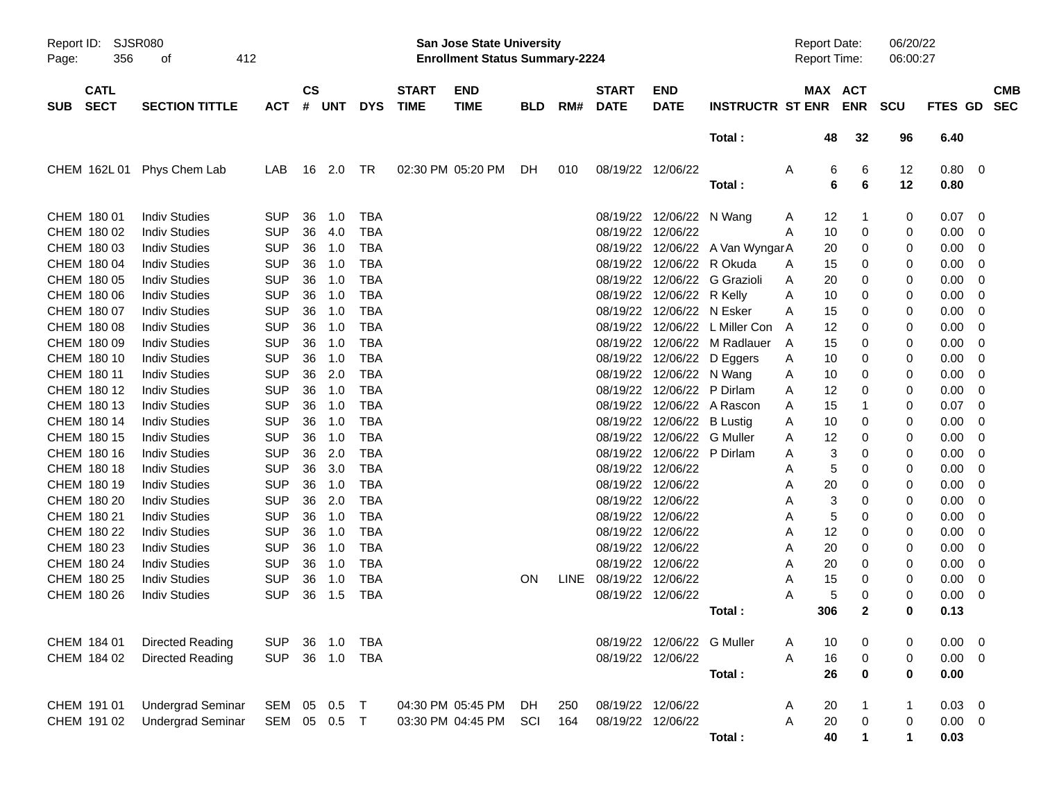| SUB | CATL SECT | SECTION TITTLE | ACT | CS # | UNT | DYS | START TIME | END TIME | BLD | RM# | START DATE | END DATE | INSTRUCTR | ST | MAX ENR | ACT ENR | SCU | FTES | GD | CMB SEC |
|---|---|---|---|---|---|---|---|---|---|---|---|---|---|---|---|---|---|---|---|---|
| | | | | | | | | | | | | | Total : | | 48 | 32 | 96 | 6.40 | | |
| CHEM | 162L 01 | Phys Chem Lab | LAB | 16 | 2.0 | TR | 02:30 PM | 05:20 PM | DH | 010 | 08/19/22 | 12/06/22 | | A | 6 | 6 | 12 | 0.80 | 0 | |
| | | | | | | | | | | | | | Total : | | 6 | 6 | 12 | 0.80 | | |
| CHEM | 180 01 | Indiv Studies | SUP | 36 | 1.0 | TBA | | | | | 08/19/22 | 12/06/22 | N Wang | A | 12 | 1 | 0 | 0.07 | 0 | |
| CHEM | 180 02 | Indiv Studies | SUP | 36 | 4.0 | TBA | | | | | 08/19/22 | 12/06/22 | | A | 10 | 0 | 0 | 0.00 | 0 | |
| CHEM | 180 03 | Indiv Studies | SUP | 36 | 1.0 | TBA | | | | | 08/19/22 | 12/06/22 | A Van Wyngar | A | 20 | 0 | 0 | 0.00 | 0 | |
| CHEM | 180 04 | Indiv Studies | SUP | 36 | 1.0 | TBA | | | | | 08/19/22 | 12/06/22 | R Okuda | A | 15 | 0 | 0 | 0.00 | 0 | |
| CHEM | 180 05 | Indiv Studies | SUP | 36 | 1.0 | TBA | | | | | 08/19/22 | 12/06/22 | G Grazioli | A | 20 | 0 | 0 | 0.00 | 0 | |
| CHEM | 180 06 | Indiv Studies | SUP | 36 | 1.0 | TBA | | | | | 08/19/22 | 12/06/22 | R Kelly | A | 10 | 0 | 0 | 0.00 | 0 | |
| CHEM | 180 07 | Indiv Studies | SUP | 36 | 1.0 | TBA | | | | | 08/19/22 | 12/06/22 | N Esker | A | 15 | 0 | 0 | 0.00 | 0 | |
| CHEM | 180 08 | Indiv Studies | SUP | 36 | 1.0 | TBA | | | | | 08/19/22 | 12/06/22 | L Miller Con | A | 12 | 0 | 0 | 0.00 | 0 | |
| CHEM | 180 09 | Indiv Studies | SUP | 36 | 1.0 | TBA | | | | | 08/19/22 | 12/06/22 | M Radlauer | A | 15 | 0 | 0 | 0.00 | 0 | |
| CHEM | 180 10 | Indiv Studies | SUP | 36 | 1.0 | TBA | | | | | 08/19/22 | 12/06/22 | D Eggers | A | 10 | 0 | 0 | 0.00 | 0 | |
| CHEM | 180 11 | Indiv Studies | SUP | 36 | 2.0 | TBA | | | | | 08/19/22 | 12/06/22 | N Wang | A | 10 | 0 | 0 | 0.00 | 0 | |
| CHEM | 180 12 | Indiv Studies | SUP | 36 | 1.0 | TBA | | | | | 08/19/22 | 12/06/22 | P Dirlam | A | 12 | 0 | 0 | 0.00 | 0 | |
| CHEM | 180 13 | Indiv Studies | SUP | 36 | 1.0 | TBA | | | | | 08/19/22 | 12/06/22 | A Rascon | A | 15 | 1 | 0 | 0.07 | 0 | |
| CHEM | 180 14 | Indiv Studies | SUP | 36 | 1.0 | TBA | | | | | 08/19/22 | 12/06/22 | B Lustig | A | 10 | 0 | 0 | 0.00 | 0 | |
| CHEM | 180 15 | Indiv Studies | SUP | 36 | 1.0 | TBA | | | | | 08/19/22 | 12/06/22 | G Muller | A | 12 | 0 | 0 | 0.00 | 0 | |
| CHEM | 180 16 | Indiv Studies | SUP | 36 | 2.0 | TBA | | | | | 08/19/22 | 12/06/22 | P Dirlam | A | 3 | 0 | 0 | 0.00 | 0 | |
| CHEM | 180 18 | Indiv Studies | SUP | 36 | 3.0 | TBA | | | | | 08/19/22 | 12/06/22 | | A | 5 | 0 | 0 | 0.00 | 0 | |
| CHEM | 180 19 | Indiv Studies | SUP | 36 | 1.0 | TBA | | | | | 08/19/22 | 12/06/22 | | A | 20 | 0 | 0 | 0.00 | 0 | |
| CHEM | 180 20 | Indiv Studies | SUP | 36 | 2.0 | TBA | | | | | 08/19/22 | 12/06/22 | | A | 3 | 0 | 0 | 0.00 | 0 | |
| CHEM | 180 21 | Indiv Studies | SUP | 36 | 1.0 | TBA | | | | | 08/19/22 | 12/06/22 | | A | 5 | 0 | 0 | 0.00 | 0 | |
| CHEM | 180 22 | Indiv Studies | SUP | 36 | 1.0 | TBA | | | | | 08/19/22 | 12/06/22 | | A | 12 | 0 | 0 | 0.00 | 0 | |
| CHEM | 180 23 | Indiv Studies | SUP | 36 | 1.0 | TBA | | | | | 08/19/22 | 12/06/22 | | A | 20 | 0 | 0 | 0.00 | 0 | |
| CHEM | 180 24 | Indiv Studies | SUP | 36 | 1.0 | TBA | | | | | 08/19/22 | 12/06/22 | | A | 20 | 0 | 0 | 0.00 | 0 | |
| CHEM | 180 25 | Indiv Studies | SUP | 36 | 1.0 | TBA | | | ON | LINE | 08/19/22 | 12/06/22 | | A | 15 | 0 | 0 | 0.00 | 0 | |
| CHEM | 180 26 | Indiv Studies | SUP | 36 | 1.5 | TBA | | | | | 08/19/22 | 12/06/22 | | A | 5 | 0 | 0 | 0.00 | 0 | |
| | | | | | | | | | | | | | Total : | | 306 | 2 | 0 | 0.13 | | |
| CHEM | 184 01 | Directed Reading | SUP | 36 | 1.0 | TBA | | | | | 08/19/22 | 12/06/22 | G Muller | A | 10 | 0 | 0 | 0.00 | 0 | |
| CHEM | 184 02 | Directed Reading | SUP | 36 | 1.0 | TBA | | | | | 08/19/22 | 12/06/22 | | A | 16 | 0 | 0 | 0.00 | 0 | |
| | | | | | | | | | | | | | Total : | | 26 | 0 | 0 | 0.00 | | |
| CHEM | 191 01 | Undergrad Seminar | SEM | 05 | 0.5 | T | 04:30 PM | 05:45 PM | DH | 250 | 08/19/22 | 12/06/22 | | A | 20 | 1 | 1 | 0.03 | 0 | |
| CHEM | 191 02 | Undergrad Seminar | SEM | 05 | 0.5 | T | 03:30 PM | 04:45 PM | SCI | 164 | 08/19/22 | 12/06/22 | | A | 20 | 0 | 0 | 0.00 | 0 | |
| | | | | | | | | | | | | | Total : | | 40 | 1 | 1 | 0.03 | | |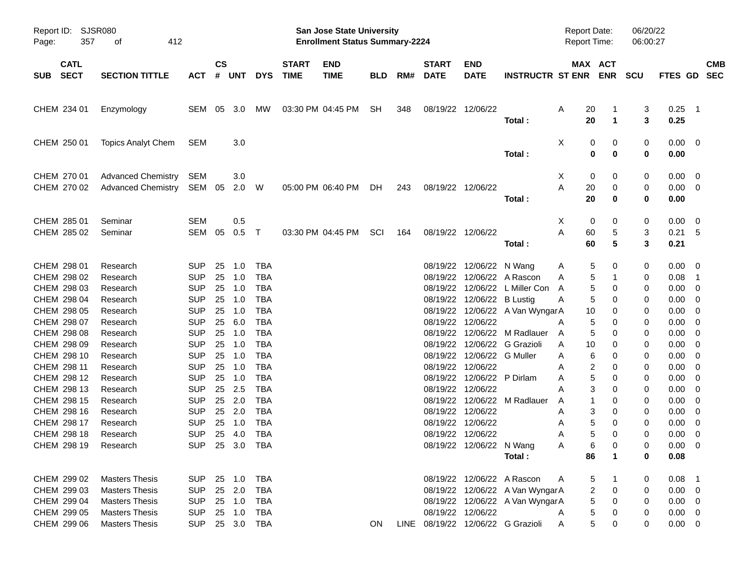Report ID: SJSR080
San Jose State University
Enrollment Status Summary-2224
Report Date: 06/20/22
Report Time: 06:00:27

| SUB | CATL SECT | SECTION TITTLE | ACT | CS # | UNT | DYS | START TIME | END TIME | BLD | RM# | START DATE | END DATE | INSTRUCTR | ST | MAX ENR | ACT ENR | SCU | FTES | GD | CMB SEC |
|---|---|---|---|---|---|---|---|---|---|---|---|---|---|---|---|---|---|---|---|---|
| CHEM | 234 01 | Enzymology | SEM | 05 | 3.0 | MW | 03:30 PM | 04:45 PM | SH | 348 | 08/19/22 | 12/06/22 | | A | 20 | 1 | 3 | 0.25 | 1 | |
| | | | | | | | | | | | | | **Total :** | | **20** | **1** | **3** | **0.25** | | |
| CHEM | 250 01 | Topics Analyt Chem | SEM | | 3.0 | | | | | | | | | X | 0 | 0 | 0 | 0.00 | 0 | |
| | | | | | | | | | | | | | **Total :** | | **0** | **0** | **0** | **0.00** | | |
| CHEM | 270 01 | Advanced Chemistry | SEM | | 3.0 | | | | | | | | | X | 0 | 0 | 0 | 0.00 | 0 | |
| CHEM | 270 02 | Advanced Chemistry | SEM | 05 | 2.0 | W | 05:00 PM | 06:40 PM | DH | 243 | 08/19/22 | 12/06/22 | | A | 20 | 0 | 0 | 0.00 | 0 | |
| | | | | | | | | | | | | | **Total :** | | **20** | **0** | **0** | **0.00** | | |
| CHEM | 285 01 | Seminar | SEM | | 0.5 | | | | | | | | | X | 0 | 0 | 0 | 0.00 | 0 | |
| CHEM | 285 02 | Seminar | SEM | 05 | 0.5 | T | 03:30 PM | 04:45 PM | SCI | 164 | 08/19/22 | 12/06/22 | | A | 60 | 5 | 3 | 0.21 | 5 | |
| | | | | | | | | | | | | | **Total :** | | **60** | **5** | **3** | **0.21** | | |
| CHEM | 298 01 | Research | SUP | 25 | 1.0 | TBA | | | | | 08/19/22 | 12/06/22 | N Wang | A | 5 | 0 | 0 | 0.00 | 0 | |
| CHEM | 298 02 | Research | SUP | 25 | 1.0 | TBA | | | | | 08/19/22 | 12/06/22 | A Rascon | A | 5 | 1 | 0 | 0.08 | 1 | |
| CHEM | 298 03 | Research | SUP | 25 | 1.0 | TBA | | | | | 08/19/22 | 12/06/22 | L Miller Con | A | 5 | 0 | 0 | 0.00 | 0 | |
| CHEM | 298 04 | Research | SUP | 25 | 1.0 | TBA | | | | | 08/19/22 | 12/06/22 | B Lustig | A | 5 | 0 | 0 | 0.00 | 0 | |
| CHEM | 298 05 | Research | SUP | 25 | 1.0 | TBA | | | | | 08/19/22 | 12/06/22 | A Van Wyngar | A | 10 | 0 | 0 | 0.00 | 0 | |
| CHEM | 298 07 | Research | SUP | 25 | 6.0 | TBA | | | | | 08/19/22 | 12/06/22 | | A | 5 | 0 | 0 | 0.00 | 0 | |
| CHEM | 298 08 | Research | SUP | 25 | 1.0 | TBA | | | | | 08/19/22 | 12/06/22 | M Radlauer | A | 5 | 0 | 0 | 0.00 | 0 | |
| CHEM | 298 09 | Research | SUP | 25 | 1.0 | TBA | | | | | 08/19/22 | 12/06/22 | G Grazioli | A | 10 | 0 | 0 | 0.00 | 0 | |
| CHEM | 298 10 | Research | SUP | 25 | 1.0 | TBA | | | | | 08/19/22 | 12/06/22 | G Muller | A | 6 | 0 | 0 | 0.00 | 0 | |
| CHEM | 298 11 | Research | SUP | 25 | 1.0 | TBA | | | | | 08/19/22 | 12/06/22 | | A | 2 | 0 | 0 | 0.00 | 0 | |
| CHEM | 298 12 | Research | SUP | 25 | 1.0 | TBA | | | | | 08/19/22 | 12/06/22 | P Dirlam | A | 5 | 0 | 0 | 0.00 | 0 | |
| CHEM | 298 13 | Research | SUP | 25 | 2.5 | TBA | | | | | 08/19/22 | 12/06/22 | | A | 3 | 0 | 0 | 0.00 | 0 | |
| CHEM | 298 15 | Research | SUP | 25 | 2.0 | TBA | | | | | 08/19/22 | 12/06/22 | M Radlauer | A | 1 | 0 | 0 | 0.00 | 0 | |
| CHEM | 298 16 | Research | SUP | 25 | 2.0 | TBA | | | | | 08/19/22 | 12/06/22 | | A | 3 | 0 | 0 | 0.00 | 0 | |
| CHEM | 298 17 | Research | SUP | 25 | 1.0 | TBA | | | | | 08/19/22 | 12/06/22 | | A | 5 | 0 | 0 | 0.00 | 0 | |
| CHEM | 298 18 | Research | SUP | 25 | 4.0 | TBA | | | | | 08/19/22 | 12/06/22 | | A | 5 | 0 | 0 | 0.00 | 0 | |
| CHEM | 298 19 | Research | SUP | 25 | 3.0 | TBA | | | | | 08/19/22 | 12/06/22 | N Wang | A | 6 | 0 | 0 | 0.00 | 0 | |
| | | | | | | | | | | | | | **Total :** | | **86** | **1** | **0** | **0.08** | | |
| CHEM | 299 02 | Masters Thesis | SUP | 25 | 1.0 | TBA | | | | | 08/19/22 | 12/06/22 | A Rascon | A | 5 | 1 | 0 | 0.08 | 1 | |
| CHEM | 299 03 | Masters Thesis | SUP | 25 | 2.0 | TBA | | | | | 08/19/22 | 12/06/22 | A Van Wyngar | A | 2 | 0 | 0 | 0.00 | 0 | |
| CHEM | 299 04 | Masters Thesis | SUP | 25 | 1.0 | TBA | | | | | 08/19/22 | 12/06/22 | A Van Wyngar | A | 5 | 0 | 0 | 0.00 | 0 | |
| CHEM | 299 05 | Masters Thesis | SUP | 25 | 1.0 | TBA | | | | | 08/19/22 | 12/06/22 | | A | 5 | 0 | 0 | 0.00 | 0 | |
| CHEM | 299 06 | Masters Thesis | SUP | 25 | 3.0 | TBA | | | ON | LINE | 08/19/22 | 12/06/22 | G Grazioli | A | 5 | 0 | 0 | 0.00 | 0 | |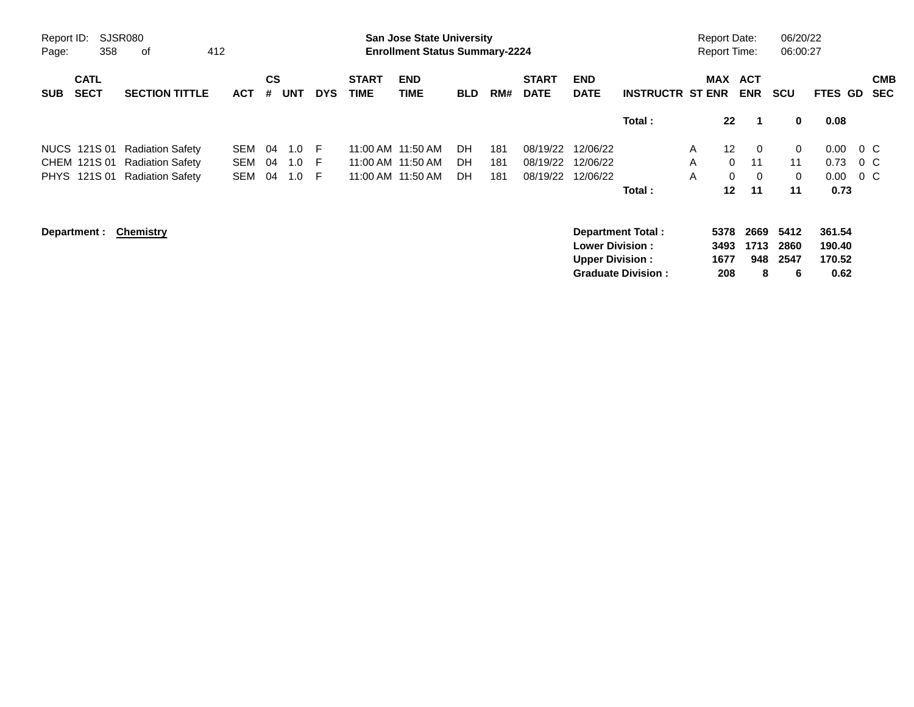| SUB | CATL SECT | SECTION TITTLE | ACT | CS # | UNT | DYS | START TIME | END TIME | BLD | RM# | START DATE | END DATE | INSTRUCTR | ST | MAX ENR | ACT ENR | SCU | FTES | GD | CMB SEC |
|---|---|---|---|---|---|---|---|---|---|---|---|---|---|---|---|---|---|---|---|---|
| | | | | | | | | | | | | | **Total :** | | **22** | **1** | **0** | **0.08** | | |
| NUCS | 121S 01 | Radiation Safety | SEM | 04 | 1.0 | F | 11:00 AM | 11:50 AM | DH | 181 | 08/19/22 | 12/06/22 | | A | 12 | 0 | 0 | 0.00 | 0 | C |
| CHEM | 121S 01 | Radiation Safety | SEM | 04 | 1.0 | F | 11:00 AM | 11:50 AM | DH | 181 | 08/19/22 | 12/06/22 | | A | 0 | 11 | 11 | 0.73 | 0 | C |
| PHYS | 121S 01 | Radiation Safety | SEM | 04 | 1.0 | F | 11:00 AM | 11:50 AM | DH | 181 | 08/19/22 | 12/06/22 | | A | 0 | 0 | 0 | 0.00 | 0 | C |
| | | | | | | | | | | | | | **Total :** | | **12** | **11** | **11** | **0.73** | | |

**Department :** **Chemistry**

| | MAX ENR | ACT ENR | SCU | FTES |
|---|---|---|---|---|
| **Department Total :** | **5378** | **2669** | **5412** | **361.54** |
| **Lower Division :** | **3493** | **1713** | **2860** | **190.40** |
| **Upper Division :** | **1677** | **948** | **2547** | **170.52** |
| **Graduate Division :** | **208** | **8** | **6** | **0.62** |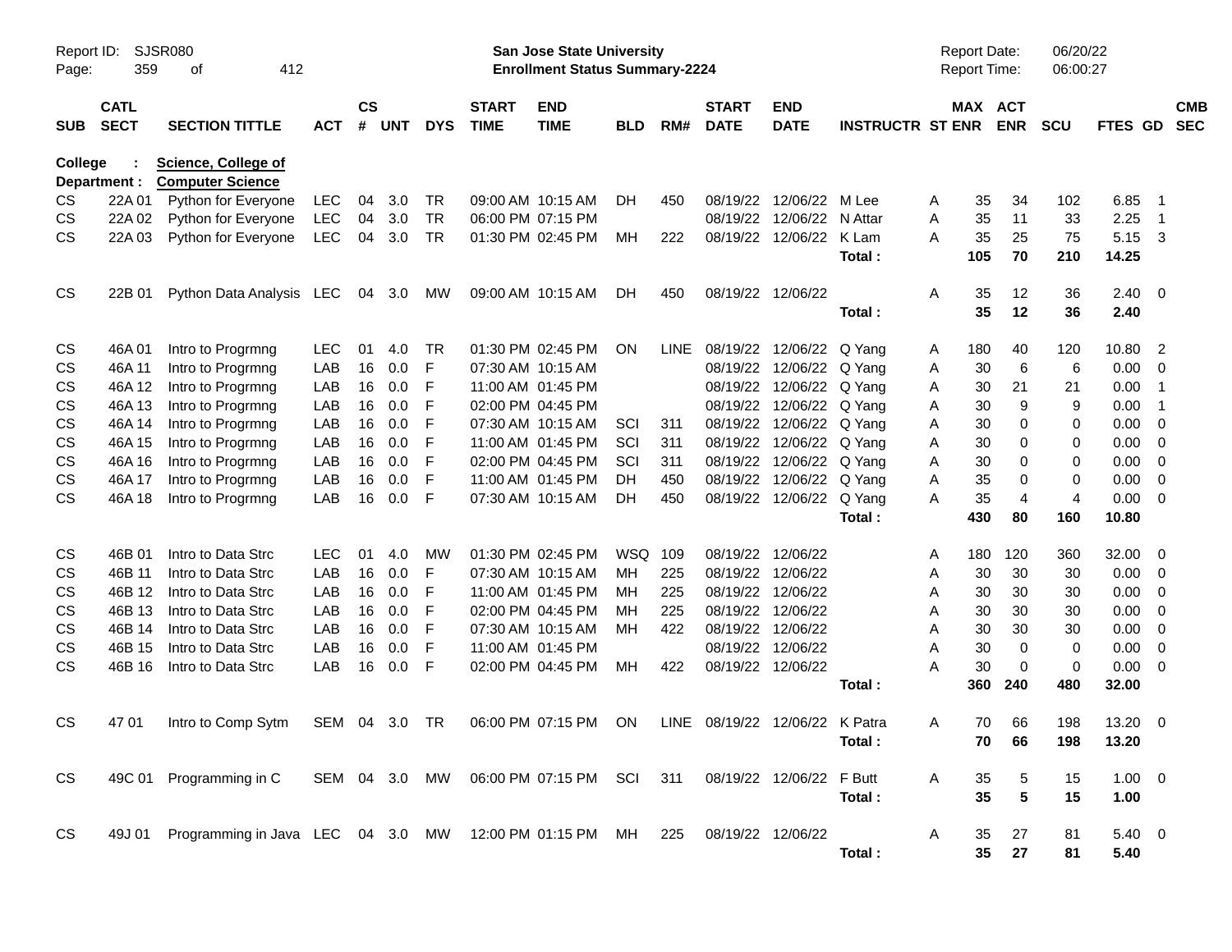**San Jose State University**
**Enrollment Status Summary-2224**

Report ID: SJSR080
Report Date: 06/20/22
Report Time: 06:00:27

College : **Science, College of**
Department : **Computer Science**

| SUB | CATL SECT | SECTION TITTLE | ACT | CS # | UNT | DYS | START TIME | END TIME | BLD | RM# | START DATE | END DATE | INSTRUCTR | ST | MAX ENR | ACT ENR | SCU | FTES | GD | CMB SEC |
|---|---|---|---|---|---|---|---|---|---|---|---|---|---|---|---|---|---|---|---|---|
| CS | 22A 01 | Python for Everyone | LEC | 04 | 3.0 | TR | 09:00 AM | 10:15 AM | DH | 450 | 08/19/22 | 12/06/22 | M Lee | A | 35 | 34 | 102 | 6.85 | 1 | |
| CS | 22A 02 | Python for Everyone | LEC | 04 | 3.0 | TR | 06:00 PM | 07:15 PM | | | 08/19/22 | 12/06/22 | N Attar | A | 35 | 11 | 33 | 2.25 | 1 | |
| CS | 22A 03 | Python for Everyone | LEC | 04 | 3.0 | TR | 01:30 PM | 02:45 PM | MH | 222 | 08/19/22 | 12/06/22 | K Lam | A | 35 | 25 | 75 | 5.15 | 3 | |
| | | | | | | | | | | | | | **Total :** | | **105** | **70** | **210** | **14.25** | | |
| CS | 22B 01 | Python Data Analysis | LEC | 04 | 3.0 | MW | 09:00 AM | 10:15 AM | DH | 450 | 08/19/22 | 12/06/22 | | A | 35 | 12 | 36 | 2.40 | 0 | |
| | | | | | | | | | | | | | **Total :** | | **35** | **12** | **36** | **2.40** | | |
| CS | 46A 01 | Intro to Progrmng | LEC | 01 | 4.0 | TR | 01:30 PM | 02:45 PM | ON | LINE | 08/19/22 | 12/06/22 | Q Yang | A | 180 | 40 | 120 | 10.80 | 2 | |
| CS | 46A 11 | Intro to Progrmng | LAB | 16 | 0.0 | F | 07:30 AM | 10:15 AM | | | 08/19/22 | 12/06/22 | Q Yang | A | 30 | 6 | 6 | 0.00 | 0 | |
| CS | 46A 12 | Intro to Progrmng | LAB | 16 | 0.0 | F | 11:00 AM | 01:45 PM | | | 08/19/22 | 12/06/22 | Q Yang | A | 30 | 21 | 21 | 0.00 | 1 | |
| CS | 46A 13 | Intro to Progrmng | LAB | 16 | 0.0 | F | 02:00 PM | 04:45 PM | | | 08/19/22 | 12/06/22 | Q Yang | A | 30 | 9 | 9 | 0.00 | 1 | |
| CS | 46A 14 | Intro to Progrmng | LAB | 16 | 0.0 | F | 07:30 AM | 10:15 AM | SCI | 311 | 08/19/22 | 12/06/22 | Q Yang | A | 30 | 0 | 0 | 0.00 | 0 | |
| CS | 46A 15 | Intro to Progrmng | LAB | 16 | 0.0 | F | 11:00 AM | 01:45 PM | SCI | 311 | 08/19/22 | 12/06/22 | Q Yang | A | 30 | 0 | 0 | 0.00 | 0 | |
| CS | 46A 16 | Intro to Progrmng | LAB | 16 | 0.0 | F | 02:00 PM | 04:45 PM | SCI | 311 | 08/19/22 | 12/06/22 | Q Yang | A | 30 | 0 | 0 | 0.00 | 0 | |
| CS | 46A 17 | Intro to Progrmng | LAB | 16 | 0.0 | F | 11:00 AM | 01:45 PM | DH | 450 | 08/19/22 | 12/06/22 | Q Yang | A | 35 | 0 | 0 | 0.00 | 0 | |
| CS | 46A 18 | Intro to Progrmng | LAB | 16 | 0.0 | F | 07:30 AM | 10:15 AM | DH | 450 | 08/19/22 | 12/06/22 | Q Yang | A | 35 | 4 | 4 | 0.00 | 0 | |
| | | | | | | | | | | | | | **Total :** | | **430** | **80** | **160** | **10.80** | | |
| CS | 46B 01 | Intro to Data Strc | LEC | 01 | 4.0 | MW | 01:30 PM | 02:45 PM | WSQ | 109 | 08/19/22 | 12/06/22 | | A | 180 | 120 | 360 | 32.00 | 0 | |
| CS | 46B 11 | Intro to Data Strc | LAB | 16 | 0.0 | F | 07:30 AM | 10:15 AM | MH | 225 | 08/19/22 | 12/06/22 | | A | 30 | 30 | 30 | 0.00 | 0 | |
| CS | 46B 12 | Intro to Data Strc | LAB | 16 | 0.0 | F | 11:00 AM | 01:45 PM | MH | 225 | 08/19/22 | 12/06/22 | | A | 30 | 30 | 30 | 0.00 | 0 | |
| CS | 46B 13 | Intro to Data Strc | LAB | 16 | 0.0 | F | 02:00 PM | 04:45 PM | MH | 225 | 08/19/22 | 12/06/22 | | A | 30 | 30 | 30 | 0.00 | 0 | |
| CS | 46B 14 | Intro to Data Strc | LAB | 16 | 0.0 | F | 07:30 AM | 10:15 AM | MH | 422 | 08/19/22 | 12/06/22 | | A | 30 | 30 | 30 | 0.00 | 0 | |
| CS | 46B 15 | Intro to Data Strc | LAB | 16 | 0.0 | F | 11:00 AM | 01:45 PM | | | 08/19/22 | 12/06/22 | | A | 30 | 0 | 0 | 0.00 | 0 | |
| CS | 46B 16 | Intro to Data Strc | LAB | 16 | 0.0 | F | 02:00 PM | 04:45 PM | MH | 422 | 08/19/22 | 12/06/22 | | A | 30 | 0 | 0 | 0.00 | 0 | |
| | | | | | | | | | | | | | **Total :** | | **360** | **240** | **480** | **32.00** | | |
| CS | 47 01 | Intro to Comp Sytm | SEM | 04 | 3.0 | TR | 06:00 PM | 07:15 PM | ON | LINE | 08/19/22 | 12/06/22 | K Patra | A | 70 | 66 | 198 | 13.20 | 0 | |
| | | | | | | | | | | | | | **Total :** | | **70** | **66** | **198** | **13.20** | | |
| CS | 49C 01 | Programming in C | SEM | 04 | 3.0 | MW | 06:00 PM | 07:15 PM | SCI | 311 | 08/19/22 | 12/06/22 | F Butt | A | 35 | 5 | 15 | 1.00 | 0 | |
| | | | | | | | | | | | | | **Total :** | | **35** | **5** | **15** | **1.00** | | |
| CS | 49J 01 | Programming in Java | LEC | 04 | 3.0 | MW | 12:00 PM | 01:15 PM | MH | 225 | 08/19/22 | 12/06/22 | | A | 35 | 27 | 81 | 5.40 | 0 | |
| | | | | | | | | | | | | | **Total :** | | **35** | **27** | **81** | **5.40** | | |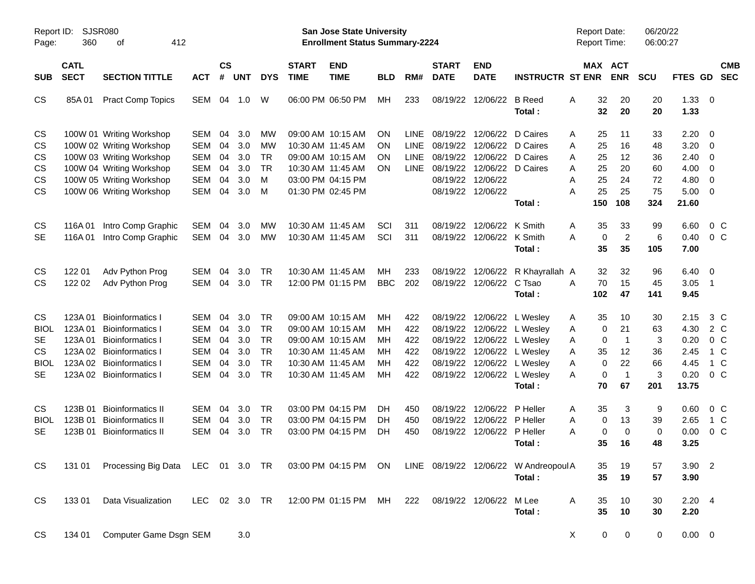Report ID: SJSR080
Page: 360 of 412

**San Jose State University**
**Enrollment Status Summary-2224**

Report Date: 06/20/22
Report Time: 06:00:27

| SUB | CATL SECT | SECTION TITTLE | ACT | CS # | UNT | DYS | START TIME | END TIME | BLD | RM# | START DATE | END DATE | INSTRUCTR | ST | MAX ENR | ACT ENR | SCU | FTES | GD | CMB SEC |
|---|---|---|---|---|---|---|---|---|---|---|---|---|---|---|---|---|---|---|---|---|
| CS | 85A 01 | Pract Comp Topics | SEM | 04 | 1.0 | W | 06:00 PM | 06:50 PM | MH | 233 | 08/19/22 | 12/06/22 | B Reed | A | 32 | 20 | 20 | 1.33 | 0 | |
| | | | | | | | | | | | | | **Total :** | | **32** | **20** | **20** | **1.33** | | |
| CS | 100W 01 | Writing Workshop | SEM | 04 | 3.0 | MW | 09:00 AM | 10:15 AM | ON | LINE | 08/19/22 | 12/06/22 | D Caires | A | 25 | 11 | 33 | 2.20 | 0 | |
| CS | 100W 02 | Writing Workshop | SEM | 04 | 3.0 | MW | 10:30 AM | 11:45 AM | ON | LINE | 08/19/22 | 12/06/22 | D Caires | A | 25 | 16 | 48 | 3.20 | 0 | |
| CS | 100W 03 | Writing Workshop | SEM | 04 | 3.0 | TR | 09:00 AM | 10:15 AM | ON | LINE | 08/19/22 | 12/06/22 | D Caires | A | 25 | 12 | 36 | 2.40 | 0 | |
| CS | 100W 04 | Writing Workshop | SEM | 04 | 3.0 | TR | 10:30 AM | 11:45 AM | ON | LINE | 08/19/22 | 12/06/22 | D Caires | A | 25 | 20 | 60 | 4.00 | 0 | |
| CS | 100W 05 | Writing Workshop | SEM | 04 | 3.0 | M | 03:00 PM | 04:15 PM | | | 08/19/22 | 12/06/22 | | A | 25 | 24 | 72 | 4.80 | 0 | |
| CS | 100W 06 | Writing Workshop | SEM | 04 | 3.0 | M | 01:30 PM | 02:45 PM | | | 08/19/22 | 12/06/22 | | A | 25 | 25 | 75 | 5.00 | 0 | |
| | | | | | | | | | | | | | **Total :** | | **150** | **108** | **324** | **21.60** | | |
| CS | 116A 01 | Intro Comp Graphic | SEM | 04 | 3.0 | MW | 10:30 AM | 11:45 AM | SCI | 311 | 08/19/22 | 12/06/22 | K Smith | A | 35 | 33 | 99 | 6.60 | 0 | C |
| SE | 116A 01 | Intro Comp Graphic | SEM | 04 | 3.0 | MW | 10:30 AM | 11:45 AM | SCI | 311 | 08/19/22 | 12/06/22 | K Smith | A | 0 | 2 | 6 | 0.40 | 0 | C |
| | | | | | | | | | | | | | **Total :** | | **35** | **35** | **105** | **7.00** | | |
| CS | 122 01 | Adv Python Prog | SEM | 04 | 3.0 | TR | 10:30 AM | 11:45 AM | MH | 233 | 08/19/22 | 12/06/22 | R Khayrallah | A | 32 | 32 | 96 | 6.40 | 0 | |
| CS | 122 02 | Adv Python Prog | SEM | 04 | 3.0 | TR | 12:00 PM | 01:15 PM | BBC | 202 | 08/19/22 | 12/06/22 | C Tsao | A | 70 | 15 | 45 | 3.05 | 1 | |
| | | | | | | | | | | | | | **Total :** | | **102** | **47** | **141** | **9.45** | | |
| CS | 123A 01 | Bioinformatics I | SEM | 04 | 3.0 | TR | 09:00 AM | 10:15 AM | MH | 422 | 08/19/22 | 12/06/22 | L Wesley | A | 35 | 10 | 30 | 2.15 | 3 | C |
| BIOL | 123A 01 | Bioinformatics I | SEM | 04 | 3.0 | TR | 09:00 AM | 10:15 AM | MH | 422 | 08/19/22 | 12/06/22 | L Wesley | A | 0 | 21 | 63 | 4.30 | 2 | C |
| SE | 123A 01 | Bioinformatics I | SEM | 04 | 3.0 | TR | 09:00 AM | 10:15 AM | MH | 422 | 08/19/22 | 12/06/22 | L Wesley | A | 0 | 1 | 3 | 0.20 | 0 | C |
| CS | 123A 02 | Bioinformatics I | SEM | 04 | 3.0 | TR | 10:30 AM | 11:45 AM | MH | 422 | 08/19/22 | 12/06/22 | L Wesley | A | 35 | 12 | 36 | 2.45 | 1 | C |
| BIOL | 123A 02 | Bioinformatics I | SEM | 04 | 3.0 | TR | 10:30 AM | 11:45 AM | MH | 422 | 08/19/22 | 12/06/22 | L Wesley | A | 0 | 22 | 66 | 4.45 | 1 | C |
| SE | 123A 02 | Bioinformatics I | SEM | 04 | 3.0 | TR | 10:30 AM | 11:45 AM | MH | 422 | 08/19/22 | 12/06/22 | L Wesley | A | 0 | 1 | 3 | 0.20 | 0 | C |
| | | | | | | | | | | | | | **Total :** | | **70** | **67** | **201** | **13.75** | | |
| CS | 123B 01 | Bioinformatics II | SEM | 04 | 3.0 | TR | 03:00 PM | 04:15 PM | DH | 450 | 08/19/22 | 12/06/22 | P Heller | A | 35 | 3 | 9 | 0.60 | 0 | C |
| BIOL | 123B 01 | Bioinformatics II | SEM | 04 | 3.0 | TR | 03:00 PM | 04:15 PM | DH | 450 | 08/19/22 | 12/06/22 | P Heller | A | 0 | 13 | 39 | 2.65 | 1 | C |
| SE | 123B 01 | Bioinformatics II | SEM | 04 | 3.0 | TR | 03:00 PM | 04:15 PM | DH | 450 | 08/19/22 | 12/06/22 | P Heller | A | 0 | 0 | 0 | 0.00 | 0 | C |
| | | | | | | | | | | | | | **Total :** | | **35** | **16** | **48** | **3.25** | | |
| CS | 131 01 | Processing Big Data | LEC | 01 | 3.0 | TR | 03:00 PM | 04:15 PM | ON | LINE | 08/19/22 | 12/06/22 | W Andreopoul | A | 35 | 19 | 57 | 3.90 | 2 | |
| | | | | | | | | | | | | | **Total :** | | **35** | **19** | **57** | **3.90** | | |
| CS | 133 01 | Data Visualization | LEC | 02 | 3.0 | TR | 12:00 PM | 01:15 PM | MH | 222 | 08/19/22 | 12/06/22 | M Lee | A | 35 | 10 | 30 | 2.20 | 4 | |
| | | | | | | | | | | | | | **Total :** | | **35** | **10** | **30** | **2.20** | | |
| CS | 134 01 | Computer Game Dsgn | SEM | | 3.0 | | | | | | | | | X | 0 | 0 | 0 | 0.00 | 0 | |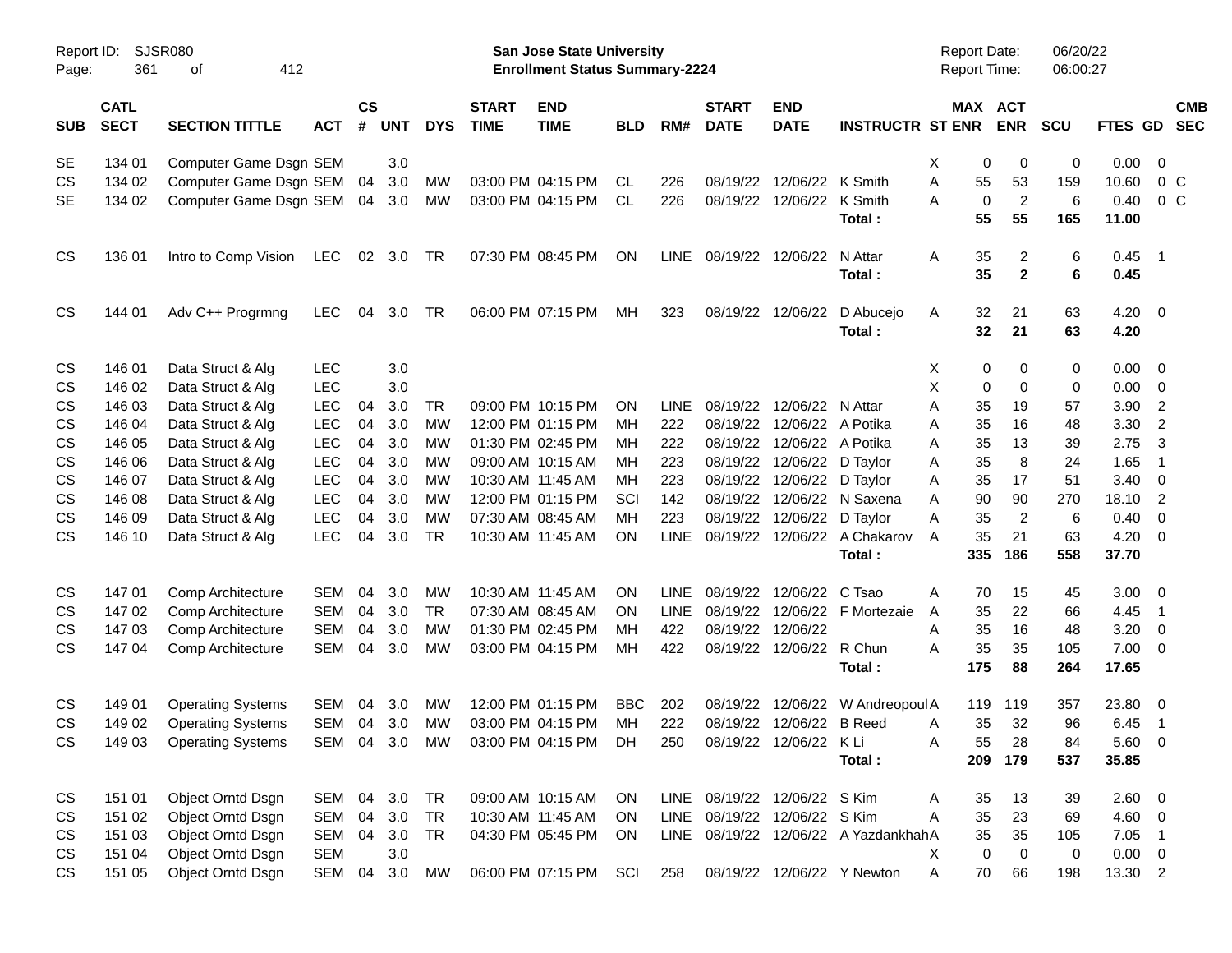Report ID: SJSR080
San Jose State University
Enrollment Status Summary-2224
Report Date: 06/20/22
Report Time: 06:00:27

| SUB | CATL SECT | SECTION TITTLE | ACT | CS # | UNT | DYS | START TIME | END TIME | BLD | RM# | START DATE | END DATE | INSTRUCTR | ST | MAX ENR | ACT ENR | SCU | FTES | GD | CMB SEC |
|---|---|---|---|---|---|---|---|---|---|---|---|---|---|---|---|---|---|---|---|---|
| SE | 134 01 | Computer Game Dsgn | SEM | | 3.0 | | | | | | | | | X | 0 | 0 | 0 | 0.00 | 0 | |
| CS | 134 02 | Computer Game Dsgn | SEM | 04 | 3.0 | MW | 03:00 PM | 04:15 PM | CL | 226 | 08/19/22 | 12/06/22 | K Smith | A | 55 | 53 | 159 | 10.60 | 0 | C |
| SE | 134 02 | Computer Game Dsgn | SEM | 04 | 3.0 | MW | 03:00 PM | 04:15 PM | CL | 226 | 08/19/22 | 12/06/22 | K Smith | A | 0 | 2 | 6 | 0.40 | 0 | C |
| | | | | | | | | | | | | | **Total :** | | **55** | **55** | **165** | **11.00** | | |
| CS | 136 01 | Intro to Comp Vision | LEC | 02 | 3.0 | TR | 07:30 PM | 08:45 PM | ON | LINE | 08/19/22 | 12/06/22 | N Attar | A | 35 | 2 | 6 | 0.45 | 1 | |
| | | | | | | | | | | | | | **Total :** | | **35** | **2** | **6** | **0.45** | | |
| CS | 144 01 | Adv C++ Progrmng | LEC | 04 | 3.0 | TR | 06:00 PM | 07:15 PM | MH | 323 | 08/19/22 | 12/06/22 | D Abucejo | A | 32 | 21 | 63 | 4.20 | 0 | |
| | | | | | | | | | | | | | **Total :** | | **32** | **21** | **63** | **4.20** | | |
| CS | 146 01 | Data Struct & Alg | LEC | | 3.0 | | | | | | | | | X | 0 | 0 | 0 | 0.00 | 0 | |
| CS | 146 02 | Data Struct & Alg | LEC | | 3.0 | | | | | | | | | X | 0 | 0 | 0 | 0.00 | 0 | |
| CS | 146 03 | Data Struct & Alg | LEC | 04 | 3.0 | TR | 09:00 PM | 10:15 PM | ON | LINE | 08/19/22 | 12/06/22 | N Attar | A | 35 | 19 | 57 | 3.90 | 2 | |
| CS | 146 04 | Data Struct & Alg | LEC | 04 | 3.0 | MW | 12:00 PM | 01:15 PM | MH | 222 | 08/19/22 | 12/06/22 | A Potika | A | 35 | 16 | 48 | 3.30 | 2 | |
| CS | 146 05 | Data Struct & Alg | LEC | 04 | 3.0 | MW | 01:30 PM | 02:45 PM | MH | 222 | 08/19/22 | 12/06/22 | A Potika | A | 35 | 13 | 39 | 2.75 | 3 | |
| CS | 146 06 | Data Struct & Alg | LEC | 04 | 3.0 | MW | 09:00 AM | 10:15 AM | MH | 223 | 08/19/22 | 12/06/22 | D Taylor | A | 35 | 8 | 24 | 1.65 | 1 | |
| CS | 146 07 | Data Struct & Alg | LEC | 04 | 3.0 | MW | 10:30 AM | 11:45 AM | MH | 223 | 08/19/22 | 12/06/22 | D Taylor | A | 35 | 17 | 51 | 3.40 | 0 | |
| CS | 146 08 | Data Struct & Alg | LEC | 04 | 3.0 | MW | 12:00 PM | 01:15 PM | SCI | 142 | 08/19/22 | 12/06/22 | N Saxena | A | 90 | 90 | 270 | 18.10 | 2 | |
| CS | 146 09 | Data Struct & Alg | LEC | 04 | 3.0 | MW | 07:30 AM | 08:45 AM | MH | 223 | 08/19/22 | 12/06/22 | D Taylor | A | 35 | 2 | 6 | 0.40 | 0 | |
| CS | 146 10 | Data Struct & Alg | LEC | 04 | 3.0 | TR | 10:30 AM | 11:45 AM | ON | LINE | 08/19/22 | 12/06/22 | A Chakarov | A | 35 | 21 | 63 | 4.20 | 0 | |
| | | | | | | | | | | | | | **Total :** | | **335** | **186** | **558** | **37.70** | | |
| CS | 147 01 | Comp Architecture | SEM | 04 | 3.0 | MW | 10:30 AM | 11:45 AM | ON | LINE | 08/19/22 | 12/06/22 | C Tsao | A | 70 | 15 | 45 | 3.00 | 0 | |
| CS | 147 02 | Comp Architecture | SEM | 04 | 3.0 | TR | 07:30 AM | 08:45 AM | ON | LINE | 08/19/22 | 12/06/22 | F Mortezaie | A | 35 | 22 | 66 | 4.45 | 1 | |
| CS | 147 03 | Comp Architecture | SEM | 04 | 3.0 | MW | 01:30 PM | 02:45 PM | MH | 422 | 08/19/22 | 12/06/22 | | A | 35 | 16 | 48 | 3.20 | 0 | |
| CS | 147 04 | Comp Architecture | SEM | 04 | 3.0 | MW | 03:00 PM | 04:15 PM | MH | 422 | 08/19/22 | 12/06/22 | R Chun | A | 35 | 35 | 105 | 7.00 | 0 | |
| | | | | | | | | | | | | | **Total :** | | **175** | **88** | **264** | **17.65** | | |
| CS | 149 01 | Operating Systems | SEM | 04 | 3.0 | MW | 12:00 PM | 01:15 PM | BBC | 202 | 08/19/22 | 12/06/22 | W Andreopoul | A | 119 | 119 | 357 | 23.80 | 0 | |
| CS | 149 02 | Operating Systems | SEM | 04 | 3.0 | MW | 03:00 PM | 04:15 PM | MH | 222 | 08/19/22 | 12/06/22 | B Reed | A | 35 | 32 | 96 | 6.45 | 1 | |
| CS | 149 03 | Operating Systems | SEM | 04 | 3.0 | MW | 03:00 PM | 04:15 PM | DH | 250 | 08/19/22 | 12/06/22 | K Li | A | 55 | 28 | 84 | 5.60 | 0 | |
| | | | | | | | | | | | | | **Total :** | | **209** | **179** | **537** | **35.85** | | |
| CS | 151 01 | Object Orntd Dsgn | SEM | 04 | 3.0 | TR | 09:00 AM | 10:15 AM | ON | LINE | 08/19/22 | 12/06/22 | S Kim | A | 35 | 13 | 39 | 2.60 | 0 | |
| CS | 151 02 | Object Orntd Dsgn | SEM | 04 | 3.0 | TR | 10:30 AM | 11:45 AM | ON | LINE | 08/19/22 | 12/06/22 | S Kim | A | 35 | 23 | 69 | 4.60 | 0 | |
| CS | 151 03 | Object Orntd Dsgn | SEM | 04 | 3.0 | TR | 04:30 PM | 05:45 PM | ON | LINE | 08/19/22 | 12/06/22 | A Yazdankhah | A | 35 | 35 | 105 | 7.05 | 1 | |
| CS | 151 04 | Object Orntd Dsgn | SEM | | 3.0 | | | | | | | | | X | 0 | 0 | 0 | 0.00 | 0 | |
| CS | 151 05 | Object Orntd Dsgn | SEM | 04 | 3.0 | MW | 06:00 PM | 07:15 PM | SCI | 258 | 08/19/22 | 12/06/22 | Y Newton | A | 70 | 66 | 198 | 13.30 | 2 | |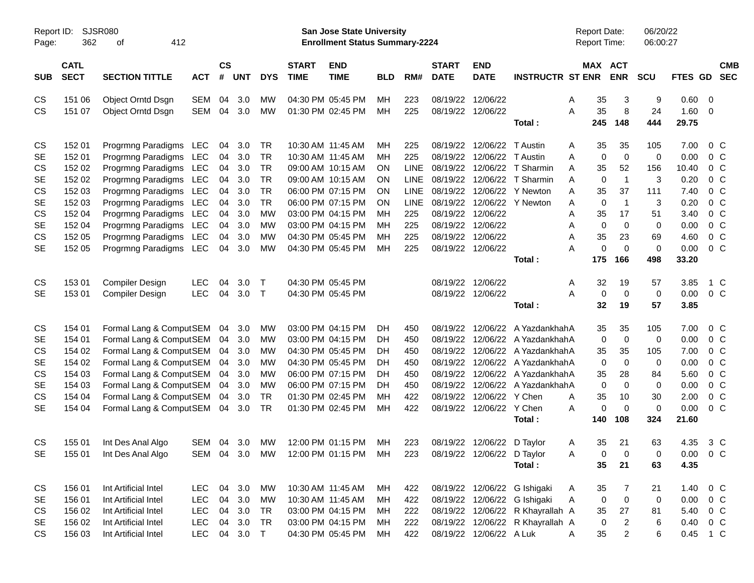Report ID: SJSR080
Page: 362 of 412

**San Jose State University**
**Enrollment Status Summary-2224**

Report Date: 06/20/22
Report Time: 06:00:27

| SUB | CATL SECT | SECTION TITTLE | ACT | CS # | UNT | DYS | START TIME | END TIME | BLD | RM# | START DATE | END DATE | INSTRUCTR | ST | MAX ENR | ACT ENR | SCU | FTES | GD | CMB SEC |
|---|---|---|---|---|---|---|---|---|---|---|---|---|---|---|---|---|---|---|---|---|
| CS | 151 06 | Object Orntd Dsgn | SEM | 04 | 3.0 | MW | 04:30 PM | 05:45 PM | MH | 223 | 08/19/22 | 12/06/22 | | A | 35 | 3 | 9 | 0.60 | 0 | |
| CS | 151 07 | Object Orntd Dsgn | SEM | 04 | 3.0 | MW | 01:30 PM | 02:45 PM | MH | 225 | 08/19/22 | 12/06/22 | | A | 35 | 8 | 24 | 1.60 | 0 | |
| | | | | | | | | | | | | | **Total :** | | **245** | **148** | **444** | **29.75** | | |
| CS | 152 01 | Progrmng Paradigms | LEC | 04 | 3.0 | TR | 10:30 AM | 11:45 AM | MH | 225 | 08/19/22 | 12/06/22 | T Austin | A | 35 | 35 | 105 | 7.00 | 0 | C |
| SE | 152 01 | Progrmng Paradigms | LEC | 04 | 3.0 | TR | 10:30 AM | 11:45 AM | MH | 225 | 08/19/22 | 12/06/22 | T Austin | A | 0 | 0 | 0 | 0.00 | 0 | C |
| CS | 152 02 | Progrmng Paradigms | LEC | 04 | 3.0 | TR | 09:00 AM | 10:15 AM | ON | LINE | 08/19/22 | 12/06/22 | T Sharmin | A | 35 | 52 | 156 | 10.40 | 0 | C |
| SE | 152 02 | Progrmng Paradigms | LEC | 04 | 3.0 | TR | 09:00 AM | 10:15 AM | ON | LINE | 08/19/22 | 12/06/22 | T Sharmin | A | 0 | 1 | 3 | 0.20 | 0 | C |
| CS | 152 03 | Progrmng Paradigms | LEC | 04 | 3.0 | TR | 06:00 PM | 07:15 PM | ON | LINE | 08/19/22 | 12/06/22 | Y Newton | A | 35 | 37 | 111 | 7.40 | 0 | C |
| SE | 152 03 | Progrmng Paradigms | LEC | 04 | 3.0 | TR | 06:00 PM | 07:15 PM | ON | LINE | 08/19/22 | 12/06/22 | Y Newton | A | 0 | 1 | 3 | 0.20 | 0 | C |
| CS | 152 04 | Progrmng Paradigms | LEC | 04 | 3.0 | MW | 03:00 PM | 04:15 PM | MH | 225 | 08/19/22 | 12/06/22 | | A | 35 | 17 | 51 | 3.40 | 0 | C |
| SE | 152 04 | Progrmng Paradigms | LEC | 04 | 3.0 | MW | 03:00 PM | 04:15 PM | MH | 225 | 08/19/22 | 12/06/22 | | A | 0 | 0 | 0 | 0.00 | 0 | C |
| CS | 152 05 | Progrmng Paradigms | LEC | 04 | 3.0 | MW | 04:30 PM | 05:45 PM | MH | 225 | 08/19/22 | 12/06/22 | | A | 35 | 23 | 69 | 4.60 | 0 | C |
| SE | 152 05 | Progrmng Paradigms | LEC | 04 | 3.0 | MW | 04:30 PM | 05:45 PM | MH | 225 | 08/19/22 | 12/06/22 | | A | 0 | 0 | 0 | 0.00 | 0 | C |
| | | | | | | | | | | | | | **Total :** | | **175** | **166** | **498** | **33.20** | | |
| CS | 153 01 | Compiler Design | LEC | 04 | 3.0 | T | 04:30 PM | 05:45 PM | | | 08/19/22 | 12/06/22 | | A | 32 | 19 | 57 | 3.85 | 1 | C |
| SE | 153 01 | Compiler Design | LEC | 04 | 3.0 | T | 04:30 PM | 05:45 PM | | | 08/19/22 | 12/06/22 | | A | 0 | 0 | 0 | 0.00 | 0 | C |
| | | | | | | | | | | | | | **Total :** | | **32** | **19** | **57** | **3.85** | | |
| CS | 154 01 | Formal Lang & Comput | SEM | 04 | 3.0 | MW | 03:00 PM | 04:15 PM | DH | 450 | 08/19/22 | 12/06/22 | A Yazdankhah | A | 35 | 35 | 105 | 7.00 | 0 | C |
| SE | 154 01 | Formal Lang & Comput | SEM | 04 | 3.0 | MW | 03:00 PM | 04:15 PM | DH | 450 | 08/19/22 | 12/06/22 | A Yazdankhah | A | 0 | 0 | 0 | 0.00 | 0 | C |
| CS | 154 02 | Formal Lang & Comput | SEM | 04 | 3.0 | MW | 04:30 PM | 05:45 PM | DH | 450 | 08/19/22 | 12/06/22 | A Yazdankhah | A | 35 | 35 | 105 | 7.00 | 0 | C |
| SE | 154 02 | Formal Lang & Comput | SEM | 04 | 3.0 | MW | 04:30 PM | 05:45 PM | DH | 450 | 08/19/22 | 12/06/22 | A Yazdankhah | A | 0 | 0 | 0 | 0.00 | 0 | C |
| CS | 154 03 | Formal Lang & Comput | SEM | 04 | 3.0 | MW | 06:00 PM | 07:15 PM | DH | 450 | 08/19/22 | 12/06/22 | A Yazdankhah | A | 35 | 28 | 84 | 5.60 | 0 | C |
| SE | 154 03 | Formal Lang & Comput | SEM | 04 | 3.0 | MW | 06:00 PM | 07:15 PM | DH | 450 | 08/19/22 | 12/06/22 | A Yazdankhah | A | 0 | 0 | 0 | 0.00 | 0 | C |
| CS | 154 04 | Formal Lang & Comput | SEM | 04 | 3.0 | TR | 01:30 PM | 02:45 PM | MH | 422 | 08/19/22 | 12/06/22 | Y Chen | A | 35 | 10 | 30 | 2.00 | 0 | C |
| SE | 154 04 | Formal Lang & Comput | SEM | 04 | 3.0 | TR | 01:30 PM | 02:45 PM | MH | 422 | 08/19/22 | 12/06/22 | Y Chen | A | 0 | 0 | 0 | 0.00 | 0 | C |
| | | | | | | | | | | | | | **Total :** | | **140** | **108** | **324** | **21.60** | | |
| CS | 155 01 | Int Des Anal Algo | SEM | 04 | 3.0 | MW | 12:00 PM | 01:15 PM | MH | 223 | 08/19/22 | 12/06/22 | D Taylor | A | 35 | 21 | 63 | 4.35 | 3 | C |
| SE | 155 01 | Int Des Anal Algo | SEM | 04 | 3.0 | MW | 12:00 PM | 01:15 PM | MH | 223 | 08/19/22 | 12/06/22 | D Taylor | A | 0 | 0 | 0 | 0.00 | 0 | C |
| | | | | | | | | | | | | | **Total :** | | **35** | **21** | **63** | **4.35** | | |
| CS | 156 01 | Int Artificial Intel | LEC | 04 | 3.0 | MW | 10:30 AM | 11:45 AM | MH | 422 | 08/19/22 | 12/06/22 | G Ishigaki | A | 35 | 7 | 21 | 1.40 | 0 | C |
| SE | 156 01 | Int Artificial Intel | LEC | 04 | 3.0 | MW | 10:30 AM | 11:45 AM | MH | 422 | 08/19/22 | 12/06/22 | G Ishigaki | A | 0 | 0 | 0 | 0.00 | 0 | C |
| CS | 156 02 | Int Artificial Intel | LEC | 04 | 3.0 | TR | 03:00 PM | 04:15 PM | MH | 222 | 08/19/22 | 12/06/22 | R Khayrallah | A | 35 | 27 | 81 | 5.40 | 0 | C |
| SE | 156 02 | Int Artificial Intel | LEC | 04 | 3.0 | TR | 03:00 PM | 04:15 PM | MH | 222 | 08/19/22 | 12/06/22 | R Khayrallah | A | 0 | 2 | 6 | 0.40 | 0 | C |
| CS | 156 03 | Int Artificial Intel | LEC | 04 | 3.0 | T | 04:30 PM | 05:45 PM | MH | 422 | 08/19/22 | 12/06/22 | A Luk | A | 35 | 2 | 6 | 0.45 | 1 | C |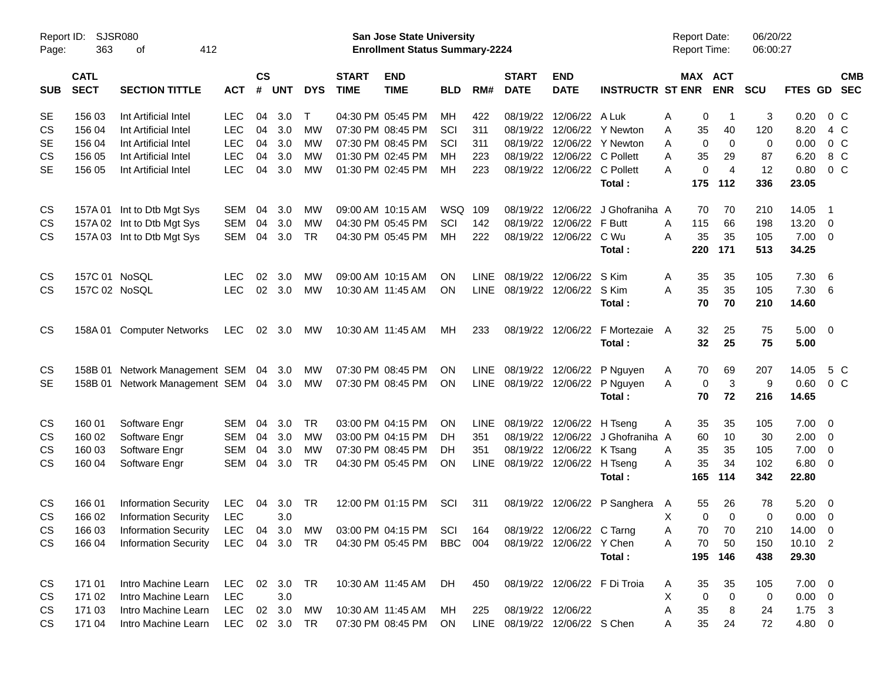Report ID: SJSR080
San Jose State University
Enrollment Status Summary-2224
Report Date: 06/20/22
Report Time: 06:00:27

| SUB | CATL SECT | SECTION TITTLE | ACT | CS # | UNT | DYS | START TIME | END TIME | BLD | RM# | START DATE | END DATE | INSTRUCTR | ST | MAX ENR | ACT ENR | SCU | FTES | GD | CMB SEC |
|---|---|---|---|---|---|---|---|---|---|---|---|---|---|---|---|---|---|---|---|---|
| SE | 156 03 | Int Artificial Intel | LEC | 04 | 3.0 | T | 04:30 PM | 05:45 PM | MH | 422 | 08/19/22 | 12/06/22 | A Luk | A | 0 | 1 | 3 | 0.20 | 0 | C |
| CS | 156 04 | Int Artificial Intel | LEC | 04 | 3.0 | MW | 07:30 PM | 08:45 PM | SCI | 311 | 08/19/22 | 12/06/22 | Y Newton | A | 35 | 40 | 120 | 8.20 | 4 | C |
| SE | 156 04 | Int Artificial Intel | LEC | 04 | 3.0 | MW | 07:30 PM | 08:45 PM | SCI | 311 | 08/19/22 | 12/06/22 | Y Newton | A | 0 | 0 | 0 | 0.00 | 0 | C |
| CS | 156 05 | Int Artificial Intel | LEC | 04 | 3.0 | MW | 01:30 PM | 02:45 PM | MH | 223 | 08/19/22 | 12/06/22 | C Pollett | A | 35 | 29 | 87 | 6.20 | 8 | C |
| SE | 156 05 | Int Artificial Intel | LEC | 04 | 3.0 | MW | 01:30 PM | 02:45 PM | MH | 223 | 08/19/22 | 12/06/22 | C Pollett | A | 0 | 4 | 12 | 0.80 | 0 | C |
| | | | | | | | | | | | | | **Total :** | | **175** | **112** | **336** | **23.05** | | |
| CS | 157A 01 | Int to Dtb Mgt Sys | SEM | 04 | 3.0 | MW | 09:00 AM | 10:15 AM | WSQ | 109 | 08/19/22 | 12/06/22 | J Ghofraniha | A | 70 | 70 | 210 | 14.05 | 1 | |
| CS | 157A 02 | Int to Dtb Mgt Sys | SEM | 04 | 3.0 | MW | 04:30 PM | 05:45 PM | SCI | 142 | 08/19/22 | 12/06/22 | F Butt | A | 115 | 66 | 198 | 13.20 | 0 | |
| CS | 157A 03 | Int to Dtb Mgt Sys | SEM | 04 | 3.0 | TR | 04:30 PM | 05:45 PM | MH | 222 | 08/19/22 | 12/06/22 | C Wu | A | 35 | 35 | 105 | 7.00 | 0 | |
| | | | | | | | | | | | | | **Total :** | | **220** | **171** | **513** | **34.25** | | |
| CS | 157C 01 | NoSQL | LEC | 02 | 3.0 | MW | 09:00 AM | 10:15 AM | ON | LINE | 08/19/22 | 12/06/22 | S Kim | A | 35 | 35 | 105 | 7.30 | 6 | |
| CS | 157C 02 | NoSQL | LEC | 02 | 3.0 | MW | 10:30 AM | 11:45 AM | ON | LINE | 08/19/22 | 12/06/22 | S Kim | A | 35 | 35 | 105 | 7.30 | 6 | |
| | | | | | | | | | | | | | **Total :** | | **70** | **70** | **210** | **14.60** | | |
| CS | 158A 01 | Computer Networks | LEC | 02 | 3.0 | MW | 10:30 AM | 11:45 AM | MH | 233 | 08/19/22 | 12/06/22 | F Mortezaie | A | 32 | 25 | 75 | 5.00 | 0 | |
| | | | | | | | | | | | | | **Total :** | | **32** | **25** | **75** | **5.00** | | |
| CS | 158B 01 | Network Management | SEM | 04 | 3.0 | MW | 07:30 PM | 08:45 PM | ON | LINE | 08/19/22 | 12/06/22 | P Nguyen | A | 70 | 69 | 207 | 14.05 | 5 | C |
| SE | 158B 01 | Network Management | SEM | 04 | 3.0 | MW | 07:30 PM | 08:45 PM | ON | LINE | 08/19/22 | 12/06/22 | P Nguyen | A | 0 | 3 | 9 | 0.60 | 0 | C |
| | | | | | | | | | | | | | **Total :** | | **70** | **72** | **216** | **14.65** | | |
| CS | 160 01 | Software Engr | SEM | 04 | 3.0 | TR | 03:00 PM | 04:15 PM | ON | LINE | 08/19/22 | 12/06/22 | H Tseng | A | 35 | 35 | 105 | 7.00 | 0 | |
| CS | 160 02 | Software Engr | SEM | 04 | 3.0 | MW | 03:00 PM | 04:15 PM | DH | 351 | 08/19/22 | 12/06/22 | J Ghofraniha | A | 60 | 10 | 30 | 2.00 | 0 | |
| CS | 160 03 | Software Engr | SEM | 04 | 3.0 | MW | 07:30 PM | 08:45 PM | DH | 351 | 08/19/22 | 12/06/22 | K Tsang | A | 35 | 35 | 105 | 7.00 | 0 | |
| CS | 160 04 | Software Engr | SEM | 04 | 3.0 | TR | 04:30 PM | 05:45 PM | ON | LINE | 08/19/22 | 12/06/22 | H Tseng | A | 35 | 34 | 102 | 6.80 | 0 | |
| | | | | | | | | | | | | | **Total :** | | **165** | **114** | **342** | **22.80** | | |
| CS | 166 01 | Information Security | LEC | 04 | 3.0 | TR | 12:00 PM | 01:15 PM | SCI | 311 | 08/19/22 | 12/06/22 | P Sanghera | A | 55 | 26 | 78 | 5.20 | 0 | |
| CS | 166 02 | Information Security | LEC | | 3.0 | | | | | | | | | X | 0 | 0 | 0 | 0.00 | 0 | |
| CS | 166 03 | Information Security | LEC | 04 | 3.0 | MW | 03:00 PM | 04:15 PM | SCI | 164 | 08/19/22 | 12/06/22 | C Tarng | A | 70 | 70 | 210 | 14.00 | 0 | |
| CS | 166 04 | Information Security | LEC | 04 | 3.0 | TR | 04:30 PM | 05:45 PM | BBC | 004 | 08/19/22 | 12/06/22 | Y Chen | A | 70 | 50 | 150 | 10.10 | 2 | |
| | | | | | | | | | | | | | **Total :** | | **195** | **146** | **438** | **29.30** | | |
| CS | 171 01 | Intro Machine Learn | LEC | 02 | 3.0 | TR | 10:30 AM | 11:45 AM | DH | 450 | 08/19/22 | 12/06/22 | F Di Troia | A | 35 | 35 | 105 | 7.00 | 0 | |
| CS | 171 02 | Intro Machine Learn | LEC | | 3.0 | | | | | | | | | X | 0 | 0 | 0 | 0.00 | 0 | |
| CS | 171 03 | Intro Machine Learn | LEC | 02 | 3.0 | MW | 10:30 AM | 11:45 AM | MH | 225 | 08/19/22 | 12/06/22 | | A | 35 | 8 | 24 | 1.75 | 3 | |
| CS | 171 04 | Intro Machine Learn | LEC | 02 | 3.0 | TR | 07:30 PM | 08:45 PM | ON | LINE | 08/19/22 | 12/06/22 | S Chen | A | 35 | 24 | 72 | 4.80 | 0 | |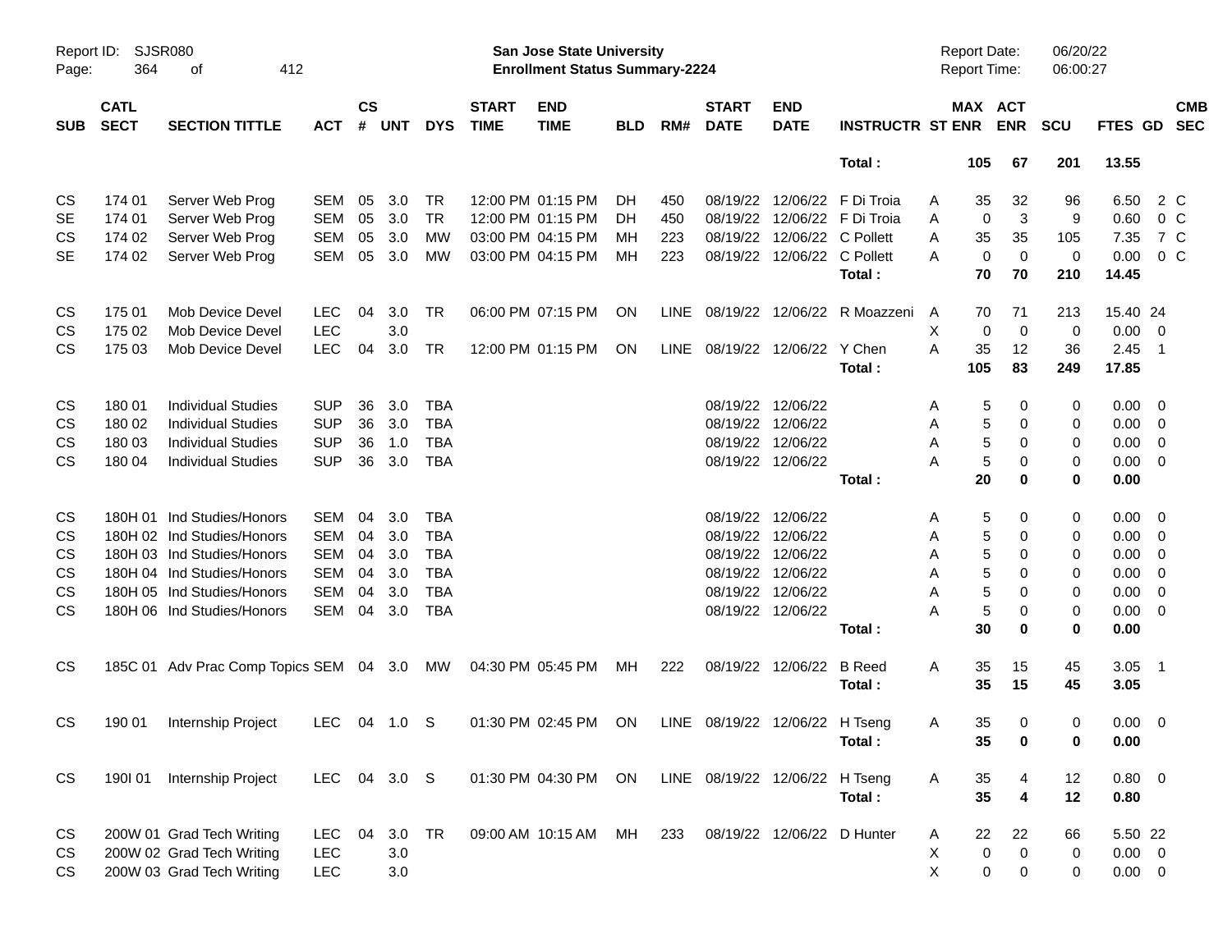| SUB | CATL SECT | SECTION TITTLE | ACT | CS # | UNT | DYS | START TIME | END TIME | BLD | RM# | START DATE | END DATE | INSTRUCTR | ST | MAX ENR | ACT ENR | SCU | FTES | GD | CMB SEC |
|---|---|---|---|---|---|---|---|---|---|---|---|---|---|---|---|---|---|---|---|---|
| | | | | | | | | | | | | | Total : | | 105 | 67 | 201 | 13.55 | | |
| CS | 174 01 | Server Web Prog | SEM | 05 | 3.0 | TR | 12:00 PM | 01:15 PM | DH | 450 | 08/19/22 | 12/06/22 | F Di Troia | A | 35 | 32 | 96 | 6.50 | 2 | C |
| SE | 174 01 | Server Web Prog | SEM | 05 | 3.0 | TR | 12:00 PM | 01:15 PM | DH | 450 | 08/19/22 | 12/06/22 | F Di Troia | A | 0 | 3 | 9 | 0.60 | 0 | C |
| CS | 174 02 | Server Web Prog | SEM | 05 | 3.0 | MW | 03:00 PM | 04:15 PM | MH | 223 | 08/19/22 | 12/06/22 | C Pollett | A | 35 | 35 | 105 | 7.35 | 7 | C |
| SE | 174 02 | Server Web Prog | SEM | 05 | 3.0 | MW | 03:00 PM | 04:15 PM | MH | 223 | 08/19/22 | 12/06/22 | C Pollett | A | 0 | 0 | 0 | 0.00 | 0 | C |
| | | | | | | | | | | | | | Total : | | 70 | 70 | 210 | 14.45 | | |
| CS | 175 01 | Mob Device Devel | LEC | 04 | 3.0 | TR | 06:00 PM | 07:15 PM | ON | LINE | 08/19/22 | 12/06/22 | R Moazzeni | A | 70 | 71 | 213 | 15.40 | 24 | |
| CS | 175 02 | Mob Device Devel | LEC | | 3.0 | | | | | | | | | X | 0 | 0 | 0 | 0.00 | 0 | |
| CS | 175 03 | Mob Device Devel | LEC | 04 | 3.0 | TR | 12:00 PM | 01:15 PM | ON | LINE | 08/19/22 | 12/06/22 | Y Chen | A | 35 | 12 | 36 | 2.45 | 1 | |
| | | | | | | | | | | | | | Total : | | 105 | 83 | 249 | 17.85 | | |
| CS | 180 01 | Individual Studies | SUP | 36 | 3.0 | TBA | | | | | 08/19/22 | 12/06/22 | | A | 5 | 0 | 0 | 0.00 | 0 | |
| CS | 180 02 | Individual Studies | SUP | 36 | 3.0 | TBA | | | | | 08/19/22 | 12/06/22 | | A | 5 | 0 | 0 | 0.00 | 0 | |
| CS | 180 03 | Individual Studies | SUP | 36 | 1.0 | TBA | | | | | 08/19/22 | 12/06/22 | | A | 5 | 0 | 0 | 0.00 | 0 | |
| CS | 180 04 | Individual Studies | SUP | 36 | 3.0 | TBA | | | | | 08/19/22 | 12/06/22 | | A | 5 | 0 | 0 | 0.00 | 0 | |
| | | | | | | | | | | | | | Total : | | 20 | 0 | 0 | 0.00 | | |
| CS | 180H 01 | Ind Studies/Honors | SEM | 04 | 3.0 | TBA | | | | | 08/19/22 | 12/06/22 | | A | 5 | 0 | 0 | 0.00 | 0 | |
| CS | 180H 02 | Ind Studies/Honors | SEM | 04 | 3.0 | TBA | | | | | 08/19/22 | 12/06/22 | | A | 5 | 0 | 0 | 0.00 | 0 | |
| CS | 180H 03 | Ind Studies/Honors | SEM | 04 | 3.0 | TBA | | | | | 08/19/22 | 12/06/22 | | A | 5 | 0 | 0 | 0.00 | 0 | |
| CS | 180H 04 | Ind Studies/Honors | SEM | 04 | 3.0 | TBA | | | | | 08/19/22 | 12/06/22 | | A | 5 | 0 | 0 | 0.00 | 0 | |
| CS | 180H 05 | Ind Studies/Honors | SEM | 04 | 3.0 | TBA | | | | | 08/19/22 | 12/06/22 | | A | 5 | 0 | 0 | 0.00 | 0 | |
| CS | 180H 06 | Ind Studies/Honors | SEM | 04 | 3.0 | TBA | | | | | 08/19/22 | 12/06/22 | | A | 5 | 0 | 0 | 0.00 | 0 | |
| | | | | | | | | | | | | | Total : | | 30 | 0 | 0 | 0.00 | | |
| CS | 185C 01 | Adv Prac Comp Topics | SEM | 04 | 3.0 | MW | 04:30 PM | 05:45 PM | MH | 222 | 08/19/22 | 12/06/22 | B Reed | A | 35 | 15 | 45 | 3.05 | 1 | |
| | | | | | | | | | | | | | Total : | | 35 | 15 | 45 | 3.05 | | |
| CS | 190 01 | Internship Project | LEC | 04 | 1.0 | S | 01:30 PM | 02:45 PM | ON | LINE | 08/19/22 | 12/06/22 | H Tseng | A | 35 | 0 | 0 | 0.00 | 0 | |
| | | | | | | | | | | | | | Total : | | 35 | 0 | 0 | 0.00 | | |
| CS | 190I 01 | Internship Project | LEC | 04 | 3.0 | S | 01:30 PM | 04:30 PM | ON | LINE | 08/19/22 | 12/06/22 | H Tseng | A | 35 | 4 | 12 | 0.80 | 0 | |
| | | | | | | | | | | | | | Total : | | 35 | 4 | 12 | 0.80 | | |
| CS | 200W 01 | Grad Tech Writing | LEC | 04 | 3.0 | TR | 09:00 AM | 10:15 AM | MH | 233 | 08/19/22 | 12/06/22 | D Hunter | A | 22 | 22 | 66 | 5.50 | 22 | |
| CS | 200W 02 | Grad Tech Writing | LEC | | 3.0 | | | | | | | | | X | 0 | 0 | 0 | 0.00 | 0 | |
| CS | 200W 03 | Grad Tech Writing | LEC | | 3.0 | | | | | | | | | X | 0 | 0 | 0 | 0.00 | 0 | |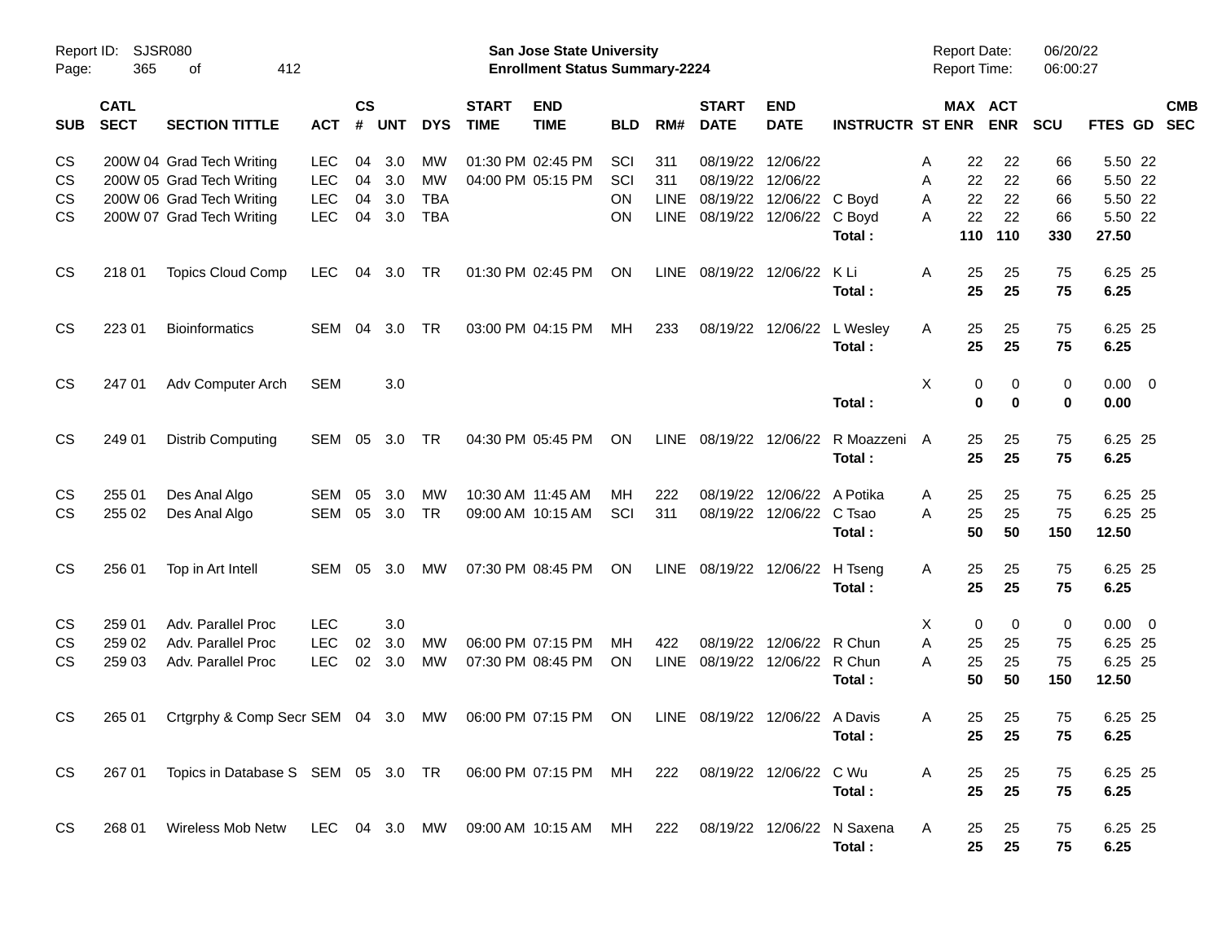Report ID: SJSR080

**San Jose State University**
**Enrollment Status Summary-2224**

Report Date: 06/20/22
Report Time: 06:00:27

| SUB | CATL SECT | SECTION TITTLE | ACT | CS # | UNT | DYS | START TIME | END TIME | BLD | RM# | START DATE | END DATE | INSTRUCTR | ST | MAX ENR | ACT ENR | SCU | FTES | GD | CMB SEC |
|---|---|---|---|---|---|---|---|---|---|---|---|---|---|---|---|---|---|---|---|---|
| CS | 200W 04 | Grad Tech Writing | LEC | 04 | 3.0 | MW | 01:30 PM | 02:45 PM | SCI | 311 | 08/19/22 | 12/06/22 | | A | 22 | 22 | 66 | 5.50 | 22 | |
| CS | 200W 05 | Grad Tech Writing | LEC | 04 | 3.0 | MW | 04:00 PM | 05:15 PM | SCI | 311 | 08/19/22 | 12/06/22 | | A | 22 | 22 | 66 | 5.50 | 22 | |
| CS | 200W 06 | Grad Tech Writing | LEC | 04 | 3.0 | TBA | | | ON | LINE | 08/19/22 | 12/06/22 | C Boyd | A | 22 | 22 | 66 | 5.50 | 22 | |
| CS | 200W 07 | Grad Tech Writing | LEC | 04 | 3.0 | TBA | | | ON | LINE | 08/19/22 | 12/06/22 | C Boyd | A | 22 | 22 | 66 | 5.50 | 22 | |
| | | | | | | | | | | | | | **Total :** | | **110** | **110** | **330** | **27.50** | | |
| CS | 218 01 | Topics Cloud Comp | LEC | 04 | 3.0 | TR | 01:30 PM | 02:45 PM | ON | LINE | 08/19/22 | 12/06/22 | K Li | A | 25 | 25 | 75 | 6.25 | 25 | |
| | | | | | | | | | | | | | **Total :** | | **25** | **25** | **75** | **6.25** | | |
| CS | 223 01 | Bioinformatics | SEM | 04 | 3.0 | TR | 03:00 PM | 04:15 PM | MH | 233 | 08/19/22 | 12/06/22 | L Wesley | A | 25 | 25 | 75 | 6.25 | 25 | |
| | | | | | | | | | | | | | **Total :** | | **25** | **25** | **75** | **6.25** | | |
| CS | 247 01 | Adv Computer Arch | SEM | | 3.0 | | | | | | | | | X | 0 | 0 | 0 | 0.00 | 0 | |
| | | | | | | | | | | | | | **Total :** | | **0** | **0** | **0** | **0.00** | | |
| CS | 249 01 | Distrib Computing | SEM | 05 | 3.0 | TR | 04:30 PM | 05:45 PM | ON | LINE | 08/19/22 | 12/06/22 | R Moazzeni | A | 25 | 25 | 75 | 6.25 | 25 | |
| | | | | | | | | | | | | | **Total :** | | **25** | **25** | **75** | **6.25** | | |
| CS | 255 01 | Des Anal Algo | SEM | 05 | 3.0 | MW | 10:30 AM | 11:45 AM | MH | 222 | 08/19/22 | 12/06/22 | A Potika | A | 25 | 25 | 75 | 6.25 | 25 | |
| CS | 255 02 | Des Anal Algo | SEM | 05 | 3.0 | TR | 09:00 AM | 10:15 AM | SCI | 311 | 08/19/22 | 12/06/22 | C Tsao | A | 25 | 25 | 75 | 6.25 | 25 | |
| | | | | | | | | | | | | | **Total :** | | **50** | **50** | **150** | **12.50** | | |
| CS | 256 01 | Top in Art Intell | SEM | 05 | 3.0 | MW | 07:30 PM | 08:45 PM | ON | LINE | 08/19/22 | 12/06/22 | H Tseng | A | 25 | 25 | 75 | 6.25 | 25 | |
| | | | | | | | | | | | | | **Total :** | | **25** | **25** | **75** | **6.25** | | |
| CS | 259 01 | Adv. Parallel Proc | LEC | | 3.0 | | | | | | | | | X | 0 | 0 | 0 | 0.00 | 0 | |
| CS | 259 02 | Adv. Parallel Proc | LEC | 02 | 3.0 | MW | 06:00 PM | 07:15 PM | MH | 422 | 08/19/22 | 12/06/22 | R Chun | A | 25 | 25 | 75 | 6.25 | 25 | |
| CS | 259 03 | Adv. Parallel Proc | LEC | 02 | 3.0 | MW | 07:30 PM | 08:45 PM | ON | LINE | 08/19/22 | 12/06/22 | R Chun | A | 25 | 25 | 75 | 6.25 | 25 | |
| | | | | | | | | | | | | | **Total :** | | **50** | **50** | **150** | **12.50** | | |
| CS | 265 01 | Crtgrphy & Comp Secr | SEM | 04 | 3.0 | MW | 06:00 PM | 07:15 PM | ON | LINE | 08/19/22 | 12/06/22 | A Davis | A | 25 | 25 | 75 | 6.25 | 25 | |
| | | | | | | | | | | | | | **Total :** | | **25** | **25** | **75** | **6.25** | | |
| CS | 267 01 | Topics in Database S | SEM | 05 | 3.0 | TR | 06:00 PM | 07:15 PM | MH | 222 | 08/19/22 | 12/06/22 | C Wu | A | 25 | 25 | 75 | 6.25 | 25 | |
| | | | | | | | | | | | | | **Total :** | | **25** | **25** | **75** | **6.25** | | |
| CS | 268 01 | Wireless Mob Netw | LEC | 04 | 3.0 | MW | 09:00 AM | 10:15 AM | MH | 222 | 08/19/22 | 12/06/22 | N Saxena | A | 25 | 25 | 75 | 6.25 | 25 | |
| | | | | | | | | | | | | | **Total :** | | **25** | **25** | **75** | **6.25** | | |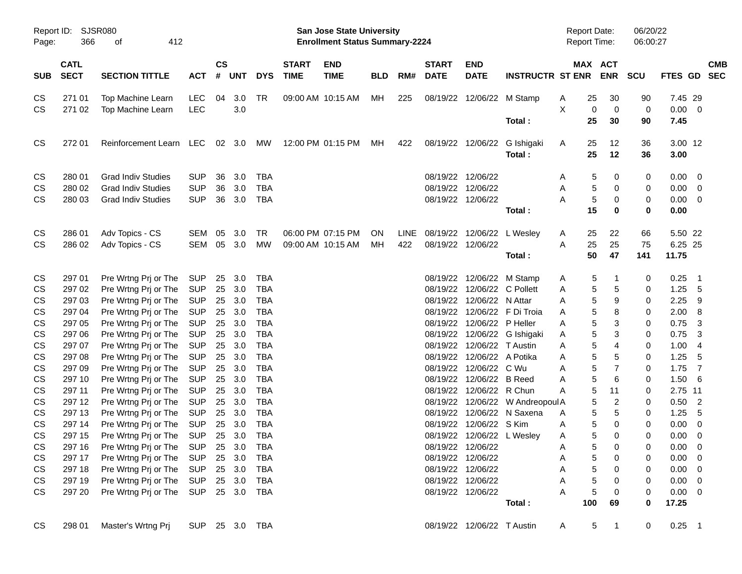Report ID: SJSR080
San Jose State University
Enrollment Status Summary-2224
Report Date: 06/20/22
Report Time: 06:00:27

| SUB | CATL SECT | SECTION TITTLE | ACT | CS # | UNT | DYS | START TIME | END TIME | BLD | RM# | START DATE | END DATE | INSTRUCTR | ST | MAX ENR | ACT ENR | SCU | FTES | GD | CMB SEC |
|---|---|---|---|---|---|---|---|---|---|---|---|---|---|---|---|---|---|---|---|---|
| CS | 271 01 | Top Machine Learn | LEC | 04 | 3.0 | TR | 09:00 AM | 10:15 AM | MH | 225 | 08/19/22 | 12/06/22 | M Stamp | A | 25 | 30 | 90 | 7.45 | 29 | |
| CS | 271 02 | Top Machine Learn | LEC | | 3.0 | | | | | | | | | X | 0 | 0 | 0 | 0.00 | 0 | |
| | | | | | | | | | | | | | **Total :** | | **25** | **30** | **90** | **7.45** | | |
| CS | 272 01 | Reinforcement Learn | LEC | 02 | 3.0 | MW | 12:00 PM | 01:15 PM | MH | 422 | 08/19/22 | 12/06/22 | G Ishigaki | A | 25 | 12 | 36 | 3.00 | 12 | |
| | | | | | | | | | | | | | **Total :** | | **25** | **12** | **36** | **3.00** | | |
| CS | 280 01 | Grad Indiv Studies | SUP | 36 | 3.0 | TBA | | | | | 08/19/22 | 12/06/22 | | A | 5 | 0 | 0 | 0.00 | 0 | |
| CS | 280 02 | Grad Indiv Studies | SUP | 36 | 3.0 | TBA | | | | | 08/19/22 | 12/06/22 | | A | 5 | 0 | 0 | 0.00 | 0 | |
| CS | 280 03 | Grad Indiv Studies | SUP | 36 | 3.0 | TBA | | | | | 08/19/22 | 12/06/22 | | A | 5 | 0 | 0 | 0.00 | 0 | |
| | | | | | | | | | | | | | **Total :** | | **15** | **0** | **0** | **0.00** | | |
| CS | 286 01 | Adv Topics - CS | SEM | 05 | 3.0 | TR | 06:00 PM | 07:15 PM | ON | LINE | 08/19/22 | 12/06/22 | L Wesley | A | 25 | 22 | 66 | 5.50 | 22 | |
| CS | 286 02 | Adv Topics - CS | SEM | 05 | 3.0 | MW | 09:00 AM | 10:15 AM | MH | 422 | 08/19/22 | 12/06/22 | | A | 25 | 25 | 75 | 6.25 | 25 | |
| | | | | | | | | | | | | | **Total :** | | **50** | **47** | **141** | **11.75** | | |
| CS | 297 01 | Pre Wrtng Prj or The | SUP | 25 | 3.0 | TBA | | | | | 08/19/22 | 12/06/22 | M Stamp | A | 5 | 1 | 0 | 0.25 | 1 | |
| CS | 297 02 | Pre Wrtng Prj or The | SUP | 25 | 3.0 | TBA | | | | | 08/19/22 | 12/06/22 | C Pollett | A | 5 | 5 | 0 | 1.25 | 5 | |
| CS | 297 03 | Pre Wrtng Prj or The | SUP | 25 | 3.0 | TBA | | | | | 08/19/22 | 12/06/22 | N Attar | A | 5 | 9 | 0 | 2.25 | 9 | |
| CS | 297 04 | Pre Wrtng Prj or The | SUP | 25 | 3.0 | TBA | | | | | 08/19/22 | 12/06/22 | F Di Troia | A | 5 | 8 | 0 | 2.00 | 8 | |
| CS | 297 05 | Pre Wrtng Prj or The | SUP | 25 | 3.0 | TBA | | | | | 08/19/22 | 12/06/22 | P Heller | A | 5 | 3 | 0 | 0.75 | 3 | |
| CS | 297 06 | Pre Wrtng Prj or The | SUP | 25 | 3.0 | TBA | | | | | 08/19/22 | 12/06/22 | G Ishigaki | A | 5 | 3 | 0 | 0.75 | 3 | |
| CS | 297 07 | Pre Wrtng Prj or The | SUP | 25 | 3.0 | TBA | | | | | 08/19/22 | 12/06/22 | T Austin | A | 5 | 4 | 0 | 1.00 | 4 | |
| CS | 297 08 | Pre Wrtng Prj or The | SUP | 25 | 3.0 | TBA | | | | | 08/19/22 | 12/06/22 | A Potika | A | 5 | 5 | 0 | 1.25 | 5 | |
| CS | 297 09 | Pre Wrtng Prj or The | SUP | 25 | 3.0 | TBA | | | | | 08/19/22 | 12/06/22 | C Wu | A | 5 | 7 | 0 | 1.75 | 7 | |
| CS | 297 10 | Pre Wrtng Prj or The | SUP | 25 | 3.0 | TBA | | | | | 08/19/22 | 12/06/22 | B Reed | A | 5 | 6 | 0 | 1.50 | 6 | |
| CS | 297 11 | Pre Wrtng Prj or The | SUP | 25 | 3.0 | TBA | | | | | 08/19/22 | 12/06/22 | R Chun | A | 5 | 11 | 0 | 2.75 | 11 | |
| CS | 297 12 | Pre Wrtng Prj or The | SUP | 25 | 3.0 | TBA | | | | | 08/19/22 | 12/06/22 | W Andreopoul | A | 5 | 2 | 0 | 0.50 | 2 | |
| CS | 297 13 | Pre Wrtng Prj or The | SUP | 25 | 3.0 | TBA | | | | | 08/19/22 | 12/06/22 | N Saxena | A | 5 | 5 | 0 | 1.25 | 5 | |
| CS | 297 14 | Pre Wrtng Prj or The | SUP | 25 | 3.0 | TBA | | | | | 08/19/22 | 12/06/22 | S Kim | A | 5 | 0 | 0 | 0.00 | 0 | |
| CS | 297 15 | Pre Wrtng Prj or The | SUP | 25 | 3.0 | TBA | | | | | 08/19/22 | 12/06/22 | L Wesley | A | 5 | 0 | 0 | 0.00 | 0 | |
| CS | 297 16 | Pre Wrtng Prj or The | SUP | 25 | 3.0 | TBA | | | | | 08/19/22 | 12/06/22 | | A | 5 | 0 | 0 | 0.00 | 0 | |
| CS | 297 17 | Pre Wrtng Prj or The | SUP | 25 | 3.0 | TBA | | | | | 08/19/22 | 12/06/22 | | A | 5 | 0 | 0 | 0.00 | 0 | |
| CS | 297 18 | Pre Wrtng Prj or The | SUP | 25 | 3.0 | TBA | | | | | 08/19/22 | 12/06/22 | | A | 5 | 0 | 0 | 0.00 | 0 | |
| CS | 297 19 | Pre Wrtng Prj or The | SUP | 25 | 3.0 | TBA | | | | | 08/19/22 | 12/06/22 | | A | 5 | 0 | 0 | 0.00 | 0 | |
| CS | 297 20 | Pre Wrtng Prj or The | SUP | 25 | 3.0 | TBA | | | | | 08/19/22 | 12/06/22 | | A | 5 | 0 | 0 | 0.00 | 0 | |
| | | | | | | | | | | | | | **Total :** | | **100** | **69** | **0** | **17.25** | | |
| CS | 298 01 | Master's Wrtng Prj | SUP | 25 | 3.0 | TBA | | | | | 08/19/22 | 12/06/22 | T Austin | A | 5 | 1 | 0 | 0.25 | 1 | |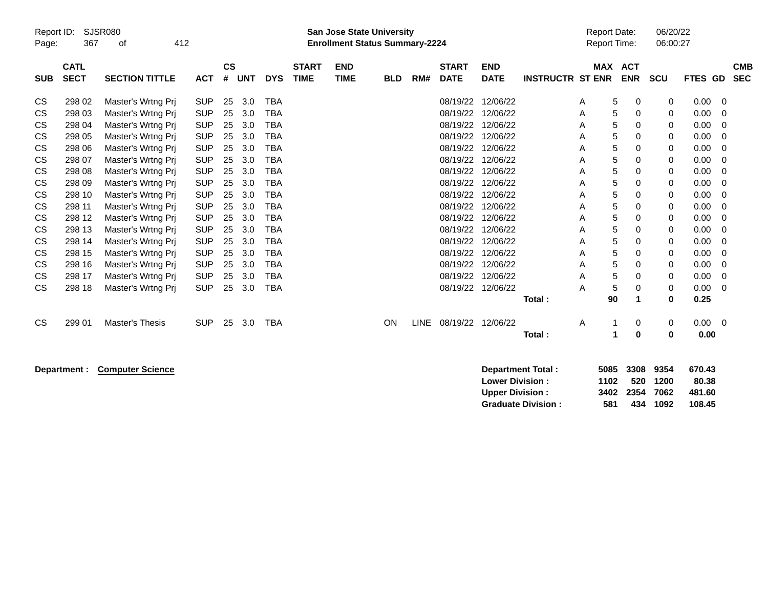Report ID: SJSR080

**San Jose State University**
**Enrollment Status Summary-2224**

Report Date: 06/20/22
Report Time: 06:00:27

| SUB | CATL SECT | SECTION TITTLE | ACT | CS # | UNT | DYS | START TIME | END TIME | BLD | RM# | START DATE | END DATE | INSTRUCTR | ST | MAX ENR | ACT ENR | SCU | FTES | GD | CMB SEC |
|---|---|---|---|---|---|---|---|---|---|---|---|---|---|---|---|---|---|---|---|---|
| CS | 298 02 | Master's Wrtng Prj | SUP | 25 | 3.0 | TBA | | | | | 08/19/22 | 12/06/22 | | A | 5 | 0 | 0 | 0.00 | 0 | |
| CS | 298 03 | Master's Wrtng Prj | SUP | 25 | 3.0 | TBA | | | | | 08/19/22 | 12/06/22 | | A | 5 | 0 | 0 | 0.00 | 0 | |
| CS | 298 04 | Master's Wrtng Prj | SUP | 25 | 3.0 | TBA | | | | | 08/19/22 | 12/06/22 | | A | 5 | 0 | 0 | 0.00 | 0 | |
| CS | 298 05 | Master's Wrtng Prj | SUP | 25 | 3.0 | TBA | | | | | 08/19/22 | 12/06/22 | | A | 5 | 0 | 0 | 0.00 | 0 | |
| CS | 298 06 | Master's Wrtng Prj | SUP | 25 | 3.0 | TBA | | | | | 08/19/22 | 12/06/22 | | A | 5 | 0 | 0 | 0.00 | 0 | |
| CS | 298 07 | Master's Wrtng Prj | SUP | 25 | 3.0 | TBA | | | | | 08/19/22 | 12/06/22 | | A | 5 | 0 | 0 | 0.00 | 0 | |
| CS | 298 08 | Master's Wrtng Prj | SUP | 25 | 3.0 | TBA | | | | | 08/19/22 | 12/06/22 | | A | 5 | 0 | 0 | 0.00 | 0 | |
| CS | 298 09 | Master's Wrtng Prj | SUP | 25 | 3.0 | TBA | | | | | 08/19/22 | 12/06/22 | | A | 5 | 0 | 0 | 0.00 | 0 | |
| CS | 298 10 | Master's Wrtng Prj | SUP | 25 | 3.0 | TBA | | | | | 08/19/22 | 12/06/22 | | A | 5 | 0 | 0 | 0.00 | 0 | |
| CS | 298 11 | Master's Wrtng Prj | SUP | 25 | 3.0 | TBA | | | | | 08/19/22 | 12/06/22 | | A | 5 | 0 | 0 | 0.00 | 0 | |
| CS | 298 12 | Master's Wrtng Prj | SUP | 25 | 3.0 | TBA | | | | | 08/19/22 | 12/06/22 | | A | 5 | 0 | 0 | 0.00 | 0 | |
| CS | 298 13 | Master's Wrtng Prj | SUP | 25 | 3.0 | TBA | | | | | 08/19/22 | 12/06/22 | | A | 5 | 0 | 0 | 0.00 | 0 | |
| CS | 298 14 | Master's Wrtng Prj | SUP | 25 | 3.0 | TBA | | | | | 08/19/22 | 12/06/22 | | A | 5 | 0 | 0 | 0.00 | 0 | |
| CS | 298 15 | Master's Wrtng Prj | SUP | 25 | 3.0 | TBA | | | | | 08/19/22 | 12/06/22 | | A | 5 | 0 | 0 | 0.00 | 0 | |
| CS | 298 16 | Master's Wrtng Prj | SUP | 25 | 3.0 | TBA | | | | | 08/19/22 | 12/06/22 | | A | 5 | 0 | 0 | 0.00 | 0 | |
| CS | 298 17 | Master's Wrtng Prj | SUP | 25 | 3.0 | TBA | | | | | 08/19/22 | 12/06/22 | | A | 5 | 0 | 0 | 0.00 | 0 | |
| CS | 298 18 | Master's Wrtng Prj | SUP | 25 | 3.0 | TBA | | | | | 08/19/22 | 12/06/22 | | A | 5 | 0 | 0 | 0.00 | 0 | |
| | | | | | | | | | | | | | **Total :** | | **90** | **1** | **0** | **0.25** | | |
| CS | 299 01 | Master's Thesis | SUP | 25 | 3.0 | TBA | | | ON | LINE | 08/19/22 | 12/06/22 | | A | 1 | 0 | 0 | 0.00 | 0 | |
| | | | | | | | | | | | | | **Total :** | | **1** | **0** | **0** | **0.00** | | |

**Department : Computer Science**

| | MAX ENR | ACT ENR | SCU | FTES |
|---|---|---|---|---|
| **Department Total :** | **5085** | **3308** | **9354** | **670.43** |
| **Lower Division :** | **1102** | **520** | **1200** | **80.38** |
| **Upper Division :** | **3402** | **2354** | **7062** | **481.60** |
| **Graduate Division :** | **581** | **434** | **1092** | **108.45** |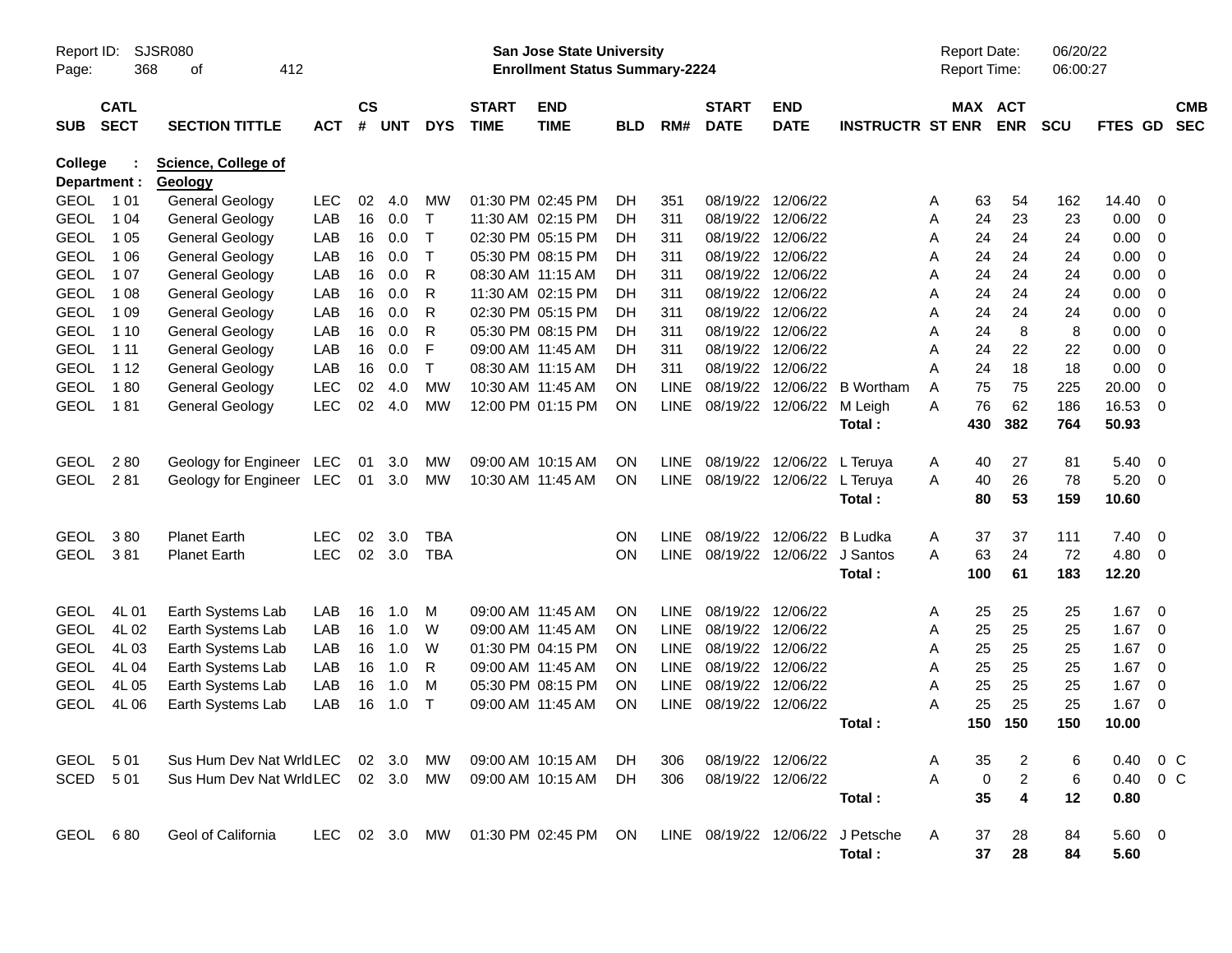Report ID: SJSR080
**San Jose State University**
**Enrollment Status Summary-2224**
Report Date: 06/20/22
Report Time: 06:00:27

**College : Science, College of**
**Department : Geology**

| SUB | CATL SECT | SECTION TITTLE | ACT | CS # | UNT | DYS | START TIME | END TIME | BLD | RM# | START DATE | END DATE | INSTRUCTR | ST | MAX ENR | ACT ENR | SCU | FTES | GD | CMB SEC |
|---|---|---|---|---|---|---|---|---|---|---|---|---|---|---|---|---|---|---|---|---|
| GEOL | 1 01 | General Geology | LEC | 02 | 4.0 | MW | 01:30 PM | 02:45 PM | DH | 351 | 08/19/22 | 12/06/22 | | A | 63 | 54 | 162 | 14.40 | 0 | |
| GEOL | 1 04 | General Geology | LAB | 16 | 0.0 | T | 11:30 AM | 02:15 PM | DH | 311 | 08/19/22 | 12/06/22 | | A | 24 | 23 | 23 | 0.00 | 0 | |
| GEOL | 1 05 | General Geology | LAB | 16 | 0.0 | T | 02:30 PM | 05:15 PM | DH | 311 | 08/19/22 | 12/06/22 | | A | 24 | 24 | 24 | 0.00 | 0 | |
| GEOL | 1 06 | General Geology | LAB | 16 | 0.0 | T | 05:30 PM | 08:15 PM | DH | 311 | 08/19/22 | 12/06/22 | | A | 24 | 24 | 24 | 0.00 | 0 | |
| GEOL | 1 07 | General Geology | LAB | 16 | 0.0 | R | 08:30 AM | 11:15 AM | DH | 311 | 08/19/22 | 12/06/22 | | A | 24 | 24 | 24 | 0.00 | 0 | |
| GEOL | 1 08 | General Geology | LAB | 16 | 0.0 | R | 11:30 AM | 02:15 PM | DH | 311 | 08/19/22 | 12/06/22 | | A | 24 | 24 | 24 | 0.00 | 0 | |
| GEOL | 1 09 | General Geology | LAB | 16 | 0.0 | R | 02:30 PM | 05:15 PM | DH | 311 | 08/19/22 | 12/06/22 | | A | 24 | 24 | 24 | 0.00 | 0 | |
| GEOL | 1 10 | General Geology | LAB | 16 | 0.0 | R | 05:30 PM | 08:15 PM | DH | 311 | 08/19/22 | 12/06/22 | | A | 24 | 8 | 8 | 0.00 | 0 | |
| GEOL | 1 11 | General Geology | LAB | 16 | 0.0 | F | 09:00 AM | 11:45 AM | DH | 311 | 08/19/22 | 12/06/22 | | A | 24 | 22 | 22 | 0.00 | 0 | |
| GEOL | 1 12 | General Geology | LAB | 16 | 0.0 | T | 08:30 AM | 11:15 AM | DH | 311 | 08/19/22 | 12/06/22 | | A | 24 | 18 | 18 | 0.00 | 0 | |
| GEOL | 1 80 | General Geology | LEC | 02 | 4.0 | MW | 10:30 AM | 11:45 AM | ON | LINE | 08/19/22 | 12/06/22 | B Wortham | A | 75 | 75 | 225 | 20.00 | 0 | |
| GEOL | 1 81 | General Geology | LEC | 02 | 4.0 | MW | 12:00 PM | 01:15 PM | ON | LINE | 08/19/22 | 12/06/22 | M Leigh | A | 76 | 62 | 186 | 16.53 | 0 | |
| | | | | | | | | | | | | | **Total :** | | **430** | **382** | **764** | **50.93** | | |
| GEOL | 2 80 | Geology for Engineer | LEC | 01 | 3.0 | MW | 09:00 AM | 10:15 AM | ON | LINE | 08/19/22 | 12/06/22 | L Teruya | A | 40 | 27 | 81 | 5.40 | 0 | |
| GEOL | 2 81 | Geology for Engineer | LEC | 01 | 3.0 | MW | 10:30 AM | 11:45 AM | ON | LINE | 08/19/22 | 12/06/22 | L Teruya | A | 40 | 26 | 78 | 5.20 | 0 | |
| | | | | | | | | | | | | | **Total :** | | **80** | **53** | **159** | **10.60** | | |
| GEOL | 3 80 | Planet Earth | LEC | 02 | 3.0 | TBA | | | ON | LINE | 08/19/22 | 12/06/22 | B Ludka | A | 37 | 37 | 111 | 7.40 | 0 | |
| GEOL | 3 81 | Planet Earth | LEC | 02 | 3.0 | TBA | | | ON | LINE | 08/19/22 | 12/06/22 | J Santos | A | 63 | 24 | 72 | 4.80 | 0 | |
| | | | | | | | | | | | | | **Total :** | | **100** | **61** | **183** | **12.20** | | |
| GEOL | 4L 01 | Earth Systems Lab | LAB | 16 | 1.0 | M | 09:00 AM | 11:45 AM | ON | LINE | 08/19/22 | 12/06/22 | | A | 25 | 25 | 25 | 1.67 | 0 | |
| GEOL | 4L 02 | Earth Systems Lab | LAB | 16 | 1.0 | W | 09:00 AM | 11:45 AM | ON | LINE | 08/19/22 | 12/06/22 | | A | 25 | 25 | 25 | 1.67 | 0 | |
| GEOL | 4L 03 | Earth Systems Lab | LAB | 16 | 1.0 | W | 01:30 PM | 04:15 PM | ON | LINE | 08/19/22 | 12/06/22 | | A | 25 | 25 | 25 | 1.67 | 0 | |
| GEOL | 4L 04 | Earth Systems Lab | LAB | 16 | 1.0 | R | 09:00 AM | 11:45 AM | ON | LINE | 08/19/22 | 12/06/22 | | A | 25 | 25 | 25 | 1.67 | 0 | |
| GEOL | 4L 05 | Earth Systems Lab | LAB | 16 | 1.0 | M | 05:30 PM | 08:15 PM | ON | LINE | 08/19/22 | 12/06/22 | | A | 25 | 25 | 25 | 1.67 | 0 | |
| GEOL | 4L 06 | Earth Systems Lab | LAB | 16 | 1.0 | T | 09:00 AM | 11:45 AM | ON | LINE | 08/19/22 | 12/06/22 | | A | 25 | 25 | 25 | 1.67 | 0 | |
| | | | | | | | | | | | | | **Total :** | | **150** | **150** | **150** | **10.00** | | |
| GEOL | 5 01 | Sus Hum Dev Nat Wrld | LEC | 02 | 3.0 | MW | 09:00 AM | 10:15 AM | DH | 306 | 08/19/22 | 12/06/22 | | A | 35 | 2 | 6 | 0.40 | 0 | C |
| SCED | 5 01 | Sus Hum Dev Nat Wrld | LEC | 02 | 3.0 | MW | 09:00 AM | 10:15 AM | DH | 306 | 08/19/22 | 12/06/22 | | A | 0 | 2 | 6 | 0.40 | 0 | C |
| | | | | | | | | | | | | | **Total :** | | **35** | **4** | **12** | **0.80** | | |
| GEOL | 6 80 | Geol of California | LEC | 02 | 3.0 | MW | 01:30 PM | 02:45 PM | ON | LINE | 08/19/22 | 12/06/22 | J Petsche | A | 37 | 28 | 84 | 5.60 | 0 | |
| | | | | | | | | | | | | | **Total :** | | **37** | **28** | **84** | **5.60** | | |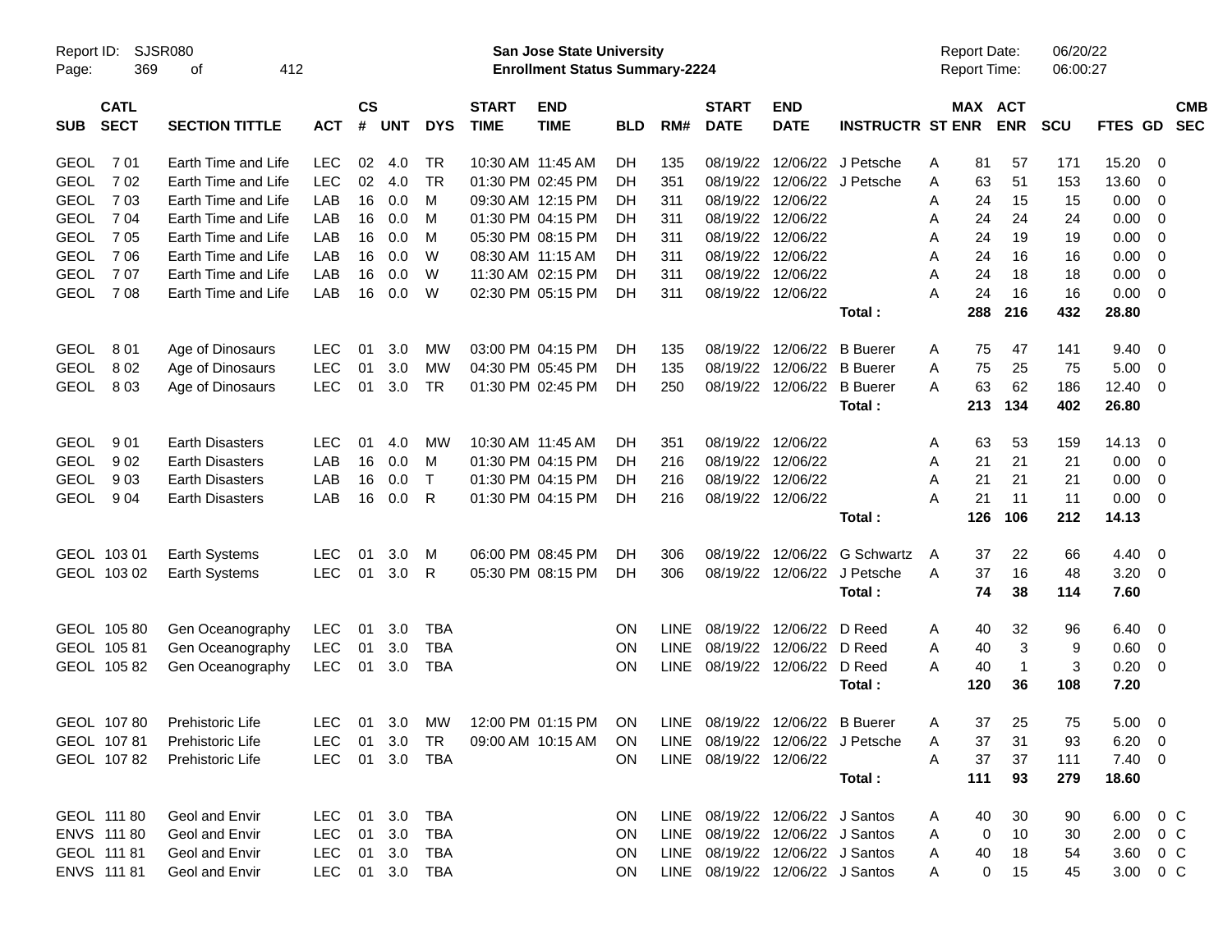Report ID: SJSR080
**San Jose State University**
**Enrollment Status Summary-2224**

Report Date: 06/20/22
Report Time: 06:00:27

| SUB | CATL SECT | SECTION TITTLE | ACT | CS # | UNT | DYS | START TIME | END TIME | BLD | RM# | START DATE | END DATE | INSTRUCTR | ST | MAX ENR | ACT ENR | SCU | FTES | GD | CMB SEC |
|---|---|---|---|---|---|---|---|---|---|---|---|---|---|---|---|---|---|---|---|---|
| GEOL | 7 01 | Earth Time and Life | LEC | 02 | 4.0 | TR | 10:30 AM | 11:45 AM | DH | 135 | 08/19/22 | 12/06/22 | J Petsche | A | 81 | 57 | 171 | 15.20 | 0 | |
| GEOL | 7 02 | Earth Time and Life | LEC | 02 | 4.0 | TR | 01:30 PM | 02:45 PM | DH | 351 | 08/19/22 | 12/06/22 | J Petsche | A | 63 | 51 | 153 | 13.60 | 0 | |
| GEOL | 7 03 | Earth Time and Life | LAB | 16 | 0.0 | M | 09:30 AM | 12:15 PM | DH | 311 | 08/19/22 | 12/06/22 | | A | 24 | 15 | 15 | 0.00 | 0 | |
| GEOL | 7 04 | Earth Time and Life | LAB | 16 | 0.0 | M | 01:30 PM | 04:15 PM | DH | 311 | 08/19/22 | 12/06/22 | | A | 24 | 24 | 24 | 0.00 | 0 | |
| GEOL | 7 05 | Earth Time and Life | LAB | 16 | 0.0 | M | 05:30 PM | 08:15 PM | DH | 311 | 08/19/22 | 12/06/22 | | A | 24 | 19 | 19 | 0.00 | 0 | |
| GEOL | 7 06 | Earth Time and Life | LAB | 16 | 0.0 | W | 08:30 AM | 11:15 AM | DH | 311 | 08/19/22 | 12/06/22 | | A | 24 | 16 | 16 | 0.00 | 0 | |
| GEOL | 7 07 | Earth Time and Life | LAB | 16 | 0.0 | W | 11:30 AM | 02:15 PM | DH | 311 | 08/19/22 | 12/06/22 | | A | 24 | 18 | 18 | 0.00 | 0 | |
| GEOL | 7 08 | Earth Time and Life | LAB | 16 | 0.0 | W | 02:30 PM | 05:15 PM | DH | 311 | 08/19/22 | 12/06/22 | | A | 24 | 16 | 16 | 0.00 | 0 | |
| | | | | | | | | | | | | | **Total :** | | **288** | **216** | **432** | **28.80** | | |
| GEOL | 8 01 | Age of Dinosaurs | LEC | 01 | 3.0 | MW | 03:00 PM | 04:15 PM | DH | 135 | 08/19/22 | 12/06/22 | B Buerer | A | 75 | 47 | 141 | 9.40 | 0 | |
| GEOL | 8 02 | Age of Dinosaurs | LEC | 01 | 3.0 | MW | 04:30 PM | 05:45 PM | DH | 135 | 08/19/22 | 12/06/22 | B Buerer | A | 75 | 25 | 75 | 5.00 | 0 | |
| GEOL | 8 03 | Age of Dinosaurs | LEC | 01 | 3.0 | TR | 01:30 PM | 02:45 PM | DH | 250 | 08/19/22 | 12/06/22 | B Buerer | A | 63 | 62 | 186 | 12.40 | 0 | |
| | | | | | | | | | | | | | **Total :** | | **213** | **134** | **402** | **26.80** | | |
| GEOL | 9 01 | Earth Disasters | LEC | 01 | 4.0 | MW | 10:30 AM | 11:45 AM | DH | 351 | 08/19/22 | 12/06/22 | | A | 63 | 53 | 159 | 14.13 | 0 | |
| GEOL | 9 02 | Earth Disasters | LAB | 16 | 0.0 | M | 01:30 PM | 04:15 PM | DH | 216 | 08/19/22 | 12/06/22 | | A | 21 | 21 | 21 | 0.00 | 0 | |
| GEOL | 9 03 | Earth Disasters | LAB | 16 | 0.0 | T | 01:30 PM | 04:15 PM | DH | 216 | 08/19/22 | 12/06/22 | | A | 21 | 21 | 21 | 0.00 | 0 | |
| GEOL | 9 04 | Earth Disasters | LAB | 16 | 0.0 | R | 01:30 PM | 04:15 PM | DH | 216 | 08/19/22 | 12/06/22 | | A | 21 | 11 | 11 | 0.00 | 0 | |
| | | | | | | | | | | | | | **Total :** | | **126** | **106** | **212** | **14.13** | | |
| GEOL | 103 01 | Earth Systems | LEC | 01 | 3.0 | M | 06:00 PM | 08:45 PM | DH | 306 | 08/19/22 | 12/06/22 | G Schwartz | A | 37 | 22 | 66 | 4.40 | 0 | |
| GEOL | 103 02 | Earth Systems | LEC | 01 | 3.0 | R | 05:30 PM | 08:15 PM | DH | 306 | 08/19/22 | 12/06/22 | J Petsche | A | 37 | 16 | 48 | 3.20 | 0 | |
| | | | | | | | | | | | | | **Total :** | | **74** | **38** | **114** | **7.60** | | |
| GEOL | 105 80 | Gen Oceanography | LEC | 01 | 3.0 | TBA | | | ON | LINE | 08/19/22 | 12/06/22 | D Reed | A | 40 | 32 | 96 | 6.40 | 0 | |
| GEOL | 105 81 | Gen Oceanography | LEC | 01 | 3.0 | TBA | | | ON | LINE | 08/19/22 | 12/06/22 | D Reed | A | 40 | 3 | 9 | 0.60 | 0 | |
| GEOL | 105 82 | Gen Oceanography | LEC | 01 | 3.0 | TBA | | | ON | LINE | 08/19/22 | 12/06/22 | D Reed | A | 40 | 1 | 3 | 0.20 | 0 | |
| | | | | | | | | | | | | | **Total :** | | **120** | **36** | **108** | **7.20** | | |
| GEOL | 107 80 | Prehistoric Life | LEC | 01 | 3.0 | MW | 12:00 PM | 01:15 PM | ON | LINE | 08/19/22 | 12/06/22 | B Buerer | A | 37 | 25 | 75 | 5.00 | 0 | |
| GEOL | 107 81 | Prehistoric Life | LEC | 01 | 3.0 | TR | 09:00 AM | 10:15 AM | ON | LINE | 08/19/22 | 12/06/22 | J Petsche | A | 37 | 31 | 93 | 6.20 | 0 | |
| GEOL | 107 82 | Prehistoric Life | LEC | 01 | 3.0 | TBA | | | ON | LINE | 08/19/22 | 12/06/22 | | A | 37 | 37 | 111 | 7.40 | 0 | |
| | | | | | | | | | | | | | **Total :** | | **111** | **93** | **279** | **18.60** | | |
| GEOL | 111 80 | Geol and Envir | LEC | 01 | 3.0 | TBA | | | ON | LINE | 08/19/22 | 12/06/22 | J Santos | A | 40 | 30 | 90 | 6.00 | 0 | C |
| ENVS | 111 80 | Geol and Envir | LEC | 01 | 3.0 | TBA | | | ON | LINE | 08/19/22 | 12/06/22 | J Santos | A | 0 | 10 | 30 | 2.00 | 0 | C |
| GEOL | 111 81 | Geol and Envir | LEC | 01 | 3.0 | TBA | | | ON | LINE | 08/19/22 | 12/06/22 | J Santos | A | 40 | 18 | 54 | 3.60 | 0 | C |
| ENVS | 111 81 | Geol and Envir | LEC | 01 | 3.0 | TBA | | | ON | LINE | 08/19/22 | 12/06/22 | J Santos | A | 0 | 15 | 45 | 3.00 | 0 | C |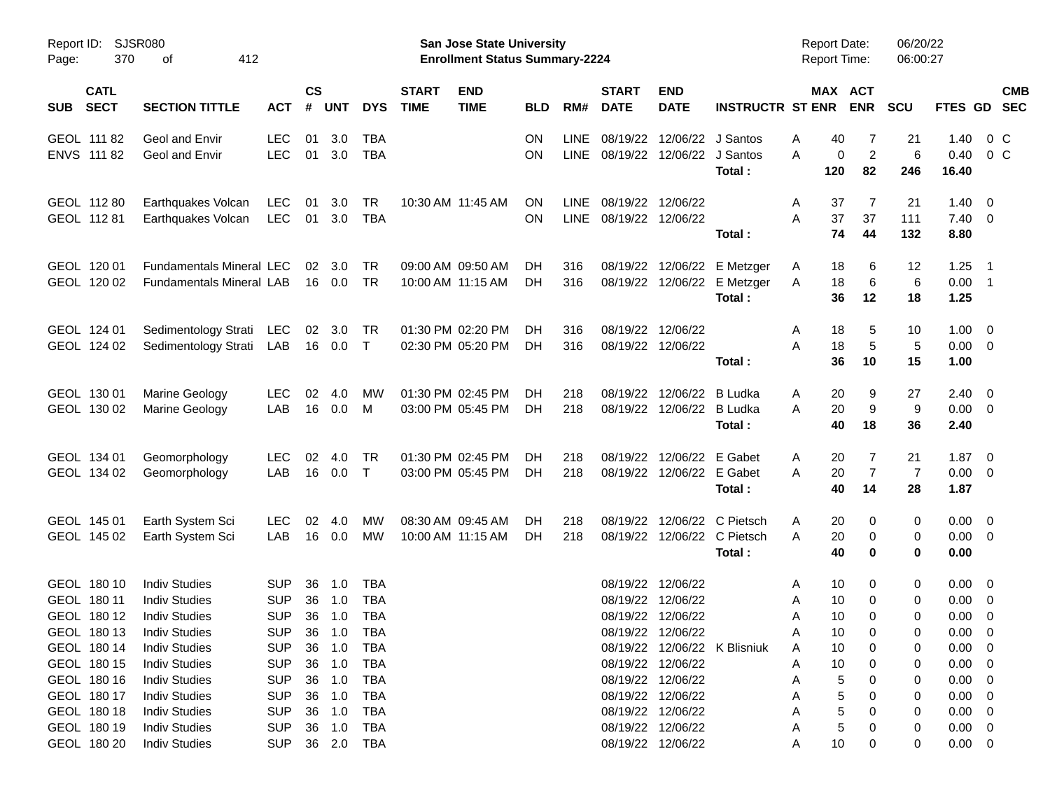| SUB | CATL SECT | SECTION TITTLE | ACT | CS # | UNT | DYS | START TIME | END TIME | BLD | RM# | START DATE | END DATE | INSTRUCTR | ST | MAX ENR | ACT ENR | SCU | FTES | GD | CMB SEC |
|---|---|---|---|---|---|---|---|---|---|---|---|---|---|---|---|---|---|---|---|---|
| GEOL | 111 82 | Geol and Envir | LEC | 01 | 3.0 | TBA | | | ON | LINE | 08/19/22 | 12/06/22 | J Santos | A | 40 | 7 | 21 | 1.40 | 0 | C |
| ENVS | 111 82 | Geol and Envir | LEC | 01 | 3.0 | TBA | | | ON | LINE | 08/19/22 | 12/06/22 | J Santos | A | 0 | 2 | 6 | 0.40 | 0 | C |
| | | | | | | | | | | | | | **Total :** | | **120** | **82** | **246** | **16.40** | | |
| GEOL | 112 80 | Earthquakes Volcan | LEC | 01 | 3.0 | TR | 10:30 AM | 11:45 AM | ON | LINE | 08/19/22 | 12/06/22 | | A | 37 | 7 | 21 | 1.40 | 0 | |
| GEOL | 112 81 | Earthquakes Volcan | LEC | 01 | 3.0 | TBA | | | ON | LINE | 08/19/22 | 12/06/22 | | A | 37 | 37 | 111 | 7.40 | 0 | |
| | | | | | | | | | | | | | **Total :** | | **74** | **44** | **132** | **8.80** | | |
| GEOL | 120 01 | Fundamentals Mineral | LEC | 02 | 3.0 | TR | 09:00 AM | 09:50 AM | DH | 316 | 08/19/22 | 12/06/22 | E Metzger | A | 18 | 6 | 12 | 1.25 | 1 | |
| GEOL | 120 02 | Fundamentals Mineral | LAB | 16 | 0.0 | TR | 10:00 AM | 11:15 AM | DH | 316 | 08/19/22 | 12/06/22 | E Metzger | A | 18 | 6 | 6 | 0.00 | 1 | |
| | | | | | | | | | | | | | **Total :** | | **36** | **12** | **18** | **1.25** | | |
| GEOL | 124 01 | Sedimentology Strati | LEC | 02 | 3.0 | TR | 01:30 PM | 02:20 PM | DH | 316 | 08/19/22 | 12/06/22 | | A | 18 | 5 | 10 | 1.00 | 0 | |
| GEOL | 124 02 | Sedimentology Strati | LAB | 16 | 0.0 | T | 02:30 PM | 05:20 PM | DH | 316 | 08/19/22 | 12/06/22 | | A | 18 | 5 | 5 | 0.00 | 0 | |
| | | | | | | | | | | | | | **Total :** | | **36** | **10** | **15** | **1.00** | | |
| GEOL | 130 01 | Marine Geology | LEC | 02 | 4.0 | MW | 01:30 PM | 02:45 PM | DH | 218 | 08/19/22 | 12/06/22 | B Ludka | A | 20 | 9 | 27 | 2.40 | 0 | |
| GEOL | 130 02 | Marine Geology | LAB | 16 | 0.0 | M | 03:00 PM | 05:45 PM | DH | 218 | 08/19/22 | 12/06/22 | B Ludka | A | 20 | 9 | 9 | 0.00 | 0 | |
| | | | | | | | | | | | | | **Total :** | | **40** | **18** | **36** | **2.40** | | |
| GEOL | 134 01 | Geomorphology | LEC | 02 | 4.0 | TR | 01:30 PM | 02:45 PM | DH | 218 | 08/19/22 | 12/06/22 | E Gabet | A | 20 | 7 | 21 | 1.87 | 0 | |
| GEOL | 134 02 | Geomorphology | LAB | 16 | 0.0 | T | 03:00 PM | 05:45 PM | DH | 218 | 08/19/22 | 12/06/22 | E Gabet | A | 20 | 7 | 7 | 0.00 | 0 | |
| | | | | | | | | | | | | | **Total :** | | **40** | **14** | **28** | **1.87** | | |
| GEOL | 145 01 | Earth System Sci | LEC | 02 | 4.0 | MW | 08:30 AM | 09:45 AM | DH | 218 | 08/19/22 | 12/06/22 | C Pietsch | A | 20 | 0 | 0 | 0.00 | 0 | |
| GEOL | 145 02 | Earth System Sci | LAB | 16 | 0.0 | MW | 10:00 AM | 11:15 AM | DH | 218 | 08/19/22 | 12/06/22 | C Pietsch | A | 20 | 0 | 0 | 0.00 | 0 | |
| | | | | | | | | | | | | | **Total :** | | **40** | **0** | **0** | **0.00** | | |
| GEOL | 180 10 | Indiv Studies | SUP | 36 | 1.0 | TBA | | | | | 08/19/22 | 12/06/22 | | A | 10 | 0 | 0 | 0.00 | 0 | |
| GEOL | 180 11 | Indiv Studies | SUP | 36 | 1.0 | TBA | | | | | 08/19/22 | 12/06/22 | | A | 10 | 0 | 0 | 0.00 | 0 | |
| GEOL | 180 12 | Indiv Studies | SUP | 36 | 1.0 | TBA | | | | | 08/19/22 | 12/06/22 | | A | 10 | 0 | 0 | 0.00 | 0 | |
| GEOL | 180 13 | Indiv Studies | SUP | 36 | 1.0 | TBA | | | | | 08/19/22 | 12/06/22 | | A | 10 | 0 | 0 | 0.00 | 0 | |
| GEOL | 180 14 | Indiv Studies | SUP | 36 | 1.0 | TBA | | | | | 08/19/22 | 12/06/22 | K Blisniuk | A | 10 | 0 | 0 | 0.00 | 0 | |
| GEOL | 180 15 | Indiv Studies | SUP | 36 | 1.0 | TBA | | | | | 08/19/22 | 12/06/22 | | A | 10 | 0 | 0 | 0.00 | 0 | |
| GEOL | 180 16 | Indiv Studies | SUP | 36 | 1.0 | TBA | | | | | 08/19/22 | 12/06/22 | | A | 5 | 0 | 0 | 0.00 | 0 | |
| GEOL | 180 17 | Indiv Studies | SUP | 36 | 1.0 | TBA | | | | | 08/19/22 | 12/06/22 | | A | 5 | 0 | 0 | 0.00 | 0 | |
| GEOL | 180 18 | Indiv Studies | SUP | 36 | 1.0 | TBA | | | | | 08/19/22 | 12/06/22 | | A | 5 | 0 | 0 | 0.00 | 0 | |
| GEOL | 180 19 | Indiv Studies | SUP | 36 | 1.0 | TBA | | | | | 08/19/22 | 12/06/22 | | A | 5 | 0 | 0 | 0.00 | 0 | |
| GEOL | 180 20 | Indiv Studies | SUP | 36 | 2.0 | TBA | | | | | 08/19/22 | 12/06/22 | | A | 10 | 0 | 0 | 0.00 | 0 | |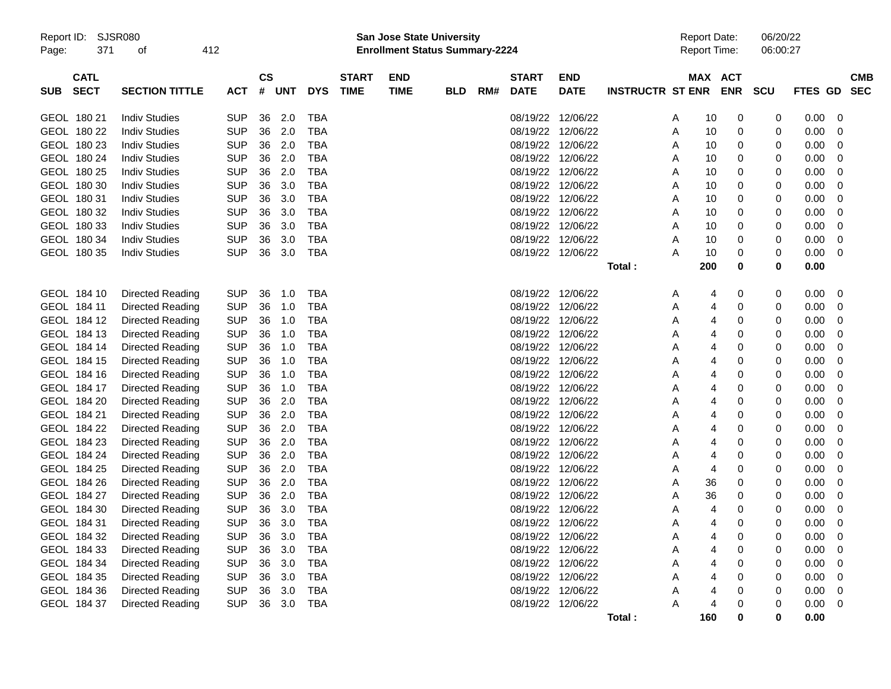| SUB | CATL SECT | SECTION TITTLE | ACT | CS # | UNT | DYS | START TIME | END TIME | BLD | RM# | START DATE | END DATE | INSTRUCTR | ST | MAX ENR | ACT ENR | SCU | FTES | GD | CMB SEC |
|---|---|---|---|---|---|---|---|---|---|---|---|---|---|---|---|---|---|---|---|---|
| GEOL | 180 21 | Indiv Studies | SUP | 36 | 2.0 | TBA | | | | | 08/19/22 | 12/06/22 | | A | 10 | 0 | 0 | 0.00 | 0 | |
| GEOL | 180 22 | Indiv Studies | SUP | 36 | 2.0 | TBA | | | | | 08/19/22 | 12/06/22 | | A | 10 | 0 | 0 | 0.00 | 0 | |
| GEOL | 180 23 | Indiv Studies | SUP | 36 | 2.0 | TBA | | | | | 08/19/22 | 12/06/22 | | A | 10 | 0 | 0 | 0.00 | 0 | |
| GEOL | 180 24 | Indiv Studies | SUP | 36 | 2.0 | TBA | | | | | 08/19/22 | 12/06/22 | | A | 10 | 0 | 0 | 0.00 | 0 | |
| GEOL | 180 25 | Indiv Studies | SUP | 36 | 2.0 | TBA | | | | | 08/19/22 | 12/06/22 | | A | 10 | 0 | 0 | 0.00 | 0 | |
| GEOL | 180 30 | Indiv Studies | SUP | 36 | 3.0 | TBA | | | | | 08/19/22 | 12/06/22 | | A | 10 | 0 | 0 | 0.00 | 0 | |
| GEOL | 180 31 | Indiv Studies | SUP | 36 | 3.0 | TBA | | | | | 08/19/22 | 12/06/22 | | A | 10 | 0 | 0 | 0.00 | 0 | |
| GEOL | 180 32 | Indiv Studies | SUP | 36 | 3.0 | TBA | | | | | 08/19/22 | 12/06/22 | | A | 10 | 0 | 0 | 0.00 | 0 | |
| GEOL | 180 33 | Indiv Studies | SUP | 36 | 3.0 | TBA | | | | | 08/19/22 | 12/06/22 | | A | 10 | 0 | 0 | 0.00 | 0 | |
| GEOL | 180 34 | Indiv Studies | SUP | 36 | 3.0 | TBA | | | | | 08/19/22 | 12/06/22 | | A | 10 | 0 | 0 | 0.00 | 0 | |
| GEOL | 180 35 | Indiv Studies | SUP | 36 | 3.0 | TBA | | | | | 08/19/22 | 12/06/22 | | A | 10 | 0 | 0 | 0.00 | 0 | |
| | | | | | | | | | | | | | **Total :** | | **200** | **0** | **0** | **0.00** | | |
| GEOL | 184 10 | Directed Reading | SUP | 36 | 1.0 | TBA | | | | | 08/19/22 | 12/06/22 | | A | 4 | 0 | 0 | 0.00 | 0 | |
| GEOL | 184 11 | Directed Reading | SUP | 36 | 1.0 | TBA | | | | | 08/19/22 | 12/06/22 | | A | 4 | 0 | 0 | 0.00 | 0 | |
| GEOL | 184 12 | Directed Reading | SUP | 36 | 1.0 | TBA | | | | | 08/19/22 | 12/06/22 | | A | 4 | 0 | 0 | 0.00 | 0 | |
| GEOL | 184 13 | Directed Reading | SUP | 36 | 1.0 | TBA | | | | | 08/19/22 | 12/06/22 | | A | 4 | 0 | 0 | 0.00 | 0 | |
| GEOL | 184 14 | Directed Reading | SUP | 36 | 1.0 | TBA | | | | | 08/19/22 | 12/06/22 | | A | 4 | 0 | 0 | 0.00 | 0 | |
| GEOL | 184 15 | Directed Reading | SUP | 36 | 1.0 | TBA | | | | | 08/19/22 | 12/06/22 | | A | 4 | 0 | 0 | 0.00 | 0 | |
| GEOL | 184 16 | Directed Reading | SUP | 36 | 1.0 | TBA | | | | | 08/19/22 | 12/06/22 | | A | 4 | 0 | 0 | 0.00 | 0 | |
| GEOL | 184 17 | Directed Reading | SUP | 36 | 1.0 | TBA | | | | | 08/19/22 | 12/06/22 | | A | 4 | 0 | 0 | 0.00 | 0 | |
| GEOL | 184 20 | Directed Reading | SUP | 36 | 2.0 | TBA | | | | | 08/19/22 | 12/06/22 | | A | 4 | 0 | 0 | 0.00 | 0 | |
| GEOL | 184 21 | Directed Reading | SUP | 36 | 2.0 | TBA | | | | | 08/19/22 | 12/06/22 | | A | 4 | 0 | 0 | 0.00 | 0 | |
| GEOL | 184 22 | Directed Reading | SUP | 36 | 2.0 | TBA | | | | | 08/19/22 | 12/06/22 | | A | 4 | 0 | 0 | 0.00 | 0 | |
| GEOL | 184 23 | Directed Reading | SUP | 36 | 2.0 | TBA | | | | | 08/19/22 | 12/06/22 | | A | 4 | 0 | 0 | 0.00 | 0 | |
| GEOL | 184 24 | Directed Reading | SUP | 36 | 2.0 | TBA | | | | | 08/19/22 | 12/06/22 | | A | 4 | 0 | 0 | 0.00 | 0 | |
| GEOL | 184 25 | Directed Reading | SUP | 36 | 2.0 | TBA | | | | | 08/19/22 | 12/06/22 | | A | 4 | 0 | 0 | 0.00 | 0 | |
| GEOL | 184 26 | Directed Reading | SUP | 36 | 2.0 | TBA | | | | | 08/19/22 | 12/06/22 | | A | 36 | 0 | 0 | 0.00 | 0 | |
| GEOL | 184 27 | Directed Reading | SUP | 36 | 2.0 | TBA | | | | | 08/19/22 | 12/06/22 | | A | 36 | 0 | 0 | 0.00 | 0 | |
| GEOL | 184 30 | Directed Reading | SUP | 36 | 3.0 | TBA | | | | | 08/19/22 | 12/06/22 | | A | 4 | 0 | 0 | 0.00 | 0 | |
| GEOL | 184 31 | Directed Reading | SUP | 36 | 3.0 | TBA | | | | | 08/19/22 | 12/06/22 | | A | 4 | 0 | 0 | 0.00 | 0 | |
| GEOL | 184 32 | Directed Reading | SUP | 36 | 3.0 | TBA | | | | | 08/19/22 | 12/06/22 | | A | 4 | 0 | 0 | 0.00 | 0 | |
| GEOL | 184 33 | Directed Reading | SUP | 36 | 3.0 | TBA | | | | | 08/19/22 | 12/06/22 | | A | 4 | 0 | 0 | 0.00 | 0 | |
| GEOL | 184 34 | Directed Reading | SUP | 36 | 3.0 | TBA | | | | | 08/19/22 | 12/06/22 | | A | 4 | 0 | 0 | 0.00 | 0 | |
| GEOL | 184 35 | Directed Reading | SUP | 36 | 3.0 | TBA | | | | | 08/19/22 | 12/06/22 | | A | 4 | 0 | 0 | 0.00 | 0 | |
| GEOL | 184 36 | Directed Reading | SUP | 36 | 3.0 | TBA | | | | | 08/19/22 | 12/06/22 | | A | 4 | 0 | 0 | 0.00 | 0 | |
| GEOL | 184 37 | Directed Reading | SUP | 36 | 3.0 | TBA | | | | | 08/19/22 | 12/06/22 | | A | 4 | 0 | 0 | 0.00 | 0 | |
| | | | | | | | | | | | | | **Total :** | | **160** | **0** | **0** | **0.00** | | |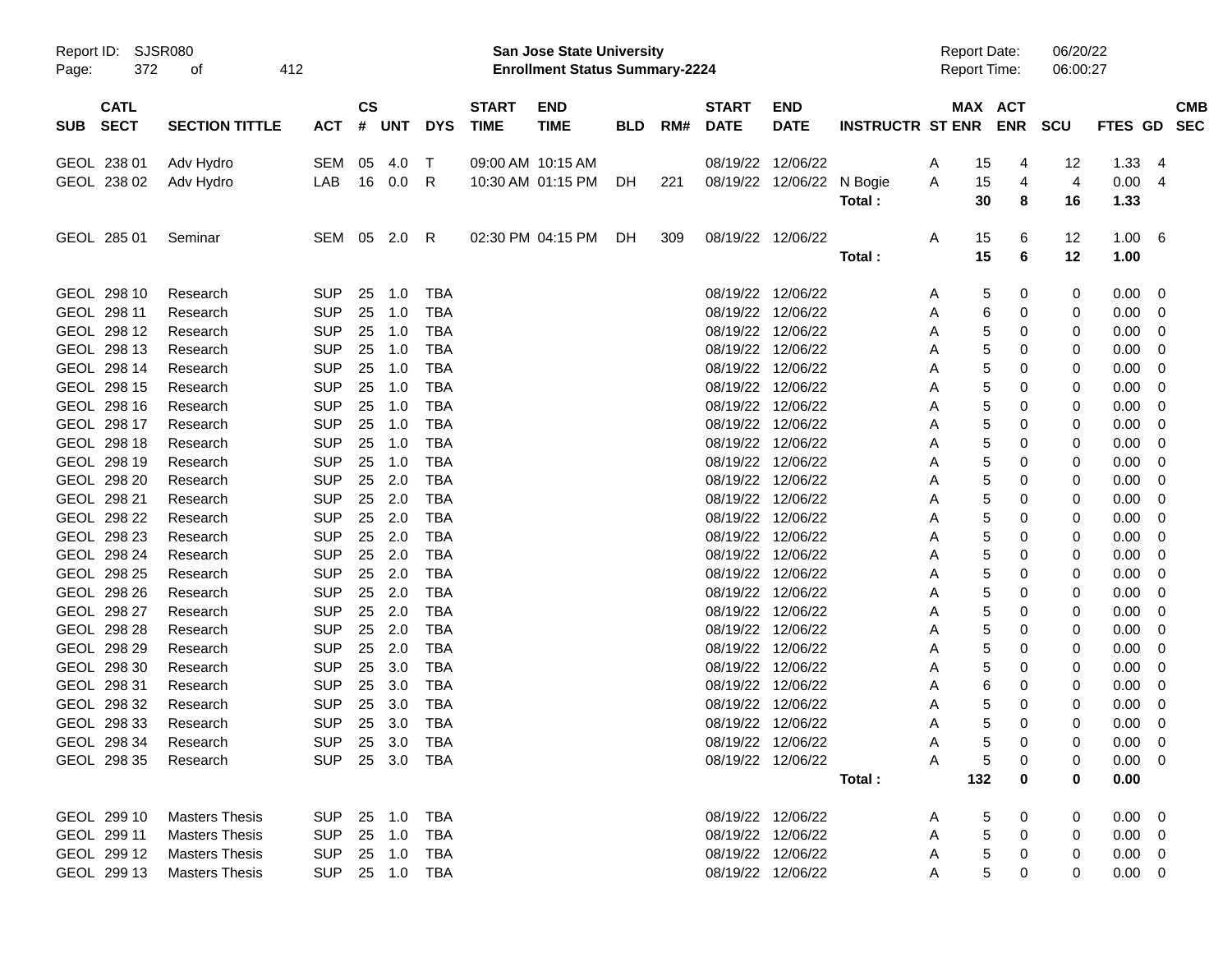Report ID: SJSR080

**San Jose State University**
**Enrollment Status Summary-2224**

Report Date: 06/20/22
Report Time: 06:00:27

| SUB | CATL SECT | SECTION TITTLE | ACT | CS # | UNT | DYS | START TIME | END TIME | BLD | RM# | START DATE | END DATE | INSTRUCTR | ST | MAX ENR | ACT ENR | SCU | FTES | GD | CMB SEC |
|---|---|---|---|---|---|---|---|---|---|---|---|---|---|---|---|---|---|---|---|---|
| GEOL | 238 01 | Adv Hydro | SEM | 05 | 4.0 | T | 09:00 AM | 10:15 AM | | | 08/19/22 | 12/06/22 | | A | 15 | 4 | 12 | 1.33 | 4 | |
| GEOL | 238 02 | Adv Hydro | LAB | 16 | 0.0 | R | 10:30 AM | 01:15 PM | DH | 221 | 08/19/22 | 12/06/22 | N Bogie | A | 15 | 4 | 4 | 0.00 | 4 | |
| | | | | | | | | | | | | | **Total :** | | **30** | **8** | **16** | **1.33** | | |
| GEOL | 285 01 | Seminar | SEM | 05 | 2.0 | R | 02:30 PM | 04:15 PM | DH | 309 | 08/19/22 | 12/06/22 | | A | 15 | 6 | 12 | 1.00 | 6 | |
| | | | | | | | | | | | | | **Total :** | | **15** | **6** | **12** | **1.00** | | |
| GEOL | 298 10 | Research | SUP | 25 | 1.0 | TBA | | | | | 08/19/22 | 12/06/22 | | A | 5 | 0 | 0 | 0.00 | 0 | |
| GEOL | 298 11 | Research | SUP | 25 | 1.0 | TBA | | | | | 08/19/22 | 12/06/22 | | A | 6 | 0 | 0 | 0.00 | 0 | |
| GEOL | 298 12 | Research | SUP | 25 | 1.0 | TBA | | | | | 08/19/22 | 12/06/22 | | A | 5 | 0 | 0 | 0.00 | 0 | |
| GEOL | 298 13 | Research | SUP | 25 | 1.0 | TBA | | | | | 08/19/22 | 12/06/22 | | A | 5 | 0 | 0 | 0.00 | 0 | |
| GEOL | 298 14 | Research | SUP | 25 | 1.0 | TBA | | | | | 08/19/22 | 12/06/22 | | A | 5 | 0 | 0 | 0.00 | 0 | |
| GEOL | 298 15 | Research | SUP | 25 | 1.0 | TBA | | | | | 08/19/22 | 12/06/22 | | A | 5 | 0 | 0 | 0.00 | 0 | |
| GEOL | 298 16 | Research | SUP | 25 | 1.0 | TBA | | | | | 08/19/22 | 12/06/22 | | A | 5 | 0 | 0 | 0.00 | 0 | |
| GEOL | 298 17 | Research | SUP | 25 | 1.0 | TBA | | | | | 08/19/22 | 12/06/22 | | A | 5 | 0 | 0 | 0.00 | 0 | |
| GEOL | 298 18 | Research | SUP | 25 | 1.0 | TBA | | | | | 08/19/22 | 12/06/22 | | A | 5 | 0 | 0 | 0.00 | 0 | |
| GEOL | 298 19 | Research | SUP | 25 | 1.0 | TBA | | | | | 08/19/22 | 12/06/22 | | A | 5 | 0 | 0 | 0.00 | 0 | |
| GEOL | 298 20 | Research | SUP | 25 | 2.0 | TBA | | | | | 08/19/22 | 12/06/22 | | A | 5 | 0 | 0 | 0.00 | 0 | |
| GEOL | 298 21 | Research | SUP | 25 | 2.0 | TBA | | | | | 08/19/22 | 12/06/22 | | A | 5 | 0 | 0 | 0.00 | 0 | |
| GEOL | 298 22 | Research | SUP | 25 | 2.0 | TBA | | | | | 08/19/22 | 12/06/22 | | A | 5 | 0 | 0 | 0.00 | 0 | |
| GEOL | 298 23 | Research | SUP | 25 | 2.0 | TBA | | | | | 08/19/22 | 12/06/22 | | A | 5 | 0 | 0 | 0.00 | 0 | |
| GEOL | 298 24 | Research | SUP | 25 | 2.0 | TBA | | | | | 08/19/22 | 12/06/22 | | A | 5 | 0 | 0 | 0.00 | 0 | |
| GEOL | 298 25 | Research | SUP | 25 | 2.0 | TBA | | | | | 08/19/22 | 12/06/22 | | A | 5 | 0 | 0 | 0.00 | 0 | |
| GEOL | 298 26 | Research | SUP | 25 | 2.0 | TBA | | | | | 08/19/22 | 12/06/22 | | A | 5 | 0 | 0 | 0.00 | 0 | |
| GEOL | 298 27 | Research | SUP | 25 | 2.0 | TBA | | | | | 08/19/22 | 12/06/22 | | A | 5 | 0 | 0 | 0.00 | 0 | |
| GEOL | 298 28 | Research | SUP | 25 | 2.0 | TBA | | | | | 08/19/22 | 12/06/22 | | A | 5 | 0 | 0 | 0.00 | 0 | |
| GEOL | 298 29 | Research | SUP | 25 | 2.0 | TBA | | | | | 08/19/22 | 12/06/22 | | A | 5 | 0 | 0 | 0.00 | 0 | |
| GEOL | 298 30 | Research | SUP | 25 | 3.0 | TBA | | | | | 08/19/22 | 12/06/22 | | A | 5 | 0 | 0 | 0.00 | 0 | |
| GEOL | 298 31 | Research | SUP | 25 | 3.0 | TBA | | | | | 08/19/22 | 12/06/22 | | A | 6 | 0 | 0 | 0.00 | 0 | |
| GEOL | 298 32 | Research | SUP | 25 | 3.0 | TBA | | | | | 08/19/22 | 12/06/22 | | A | 5 | 0 | 0 | 0.00 | 0 | |
| GEOL | 298 33 | Research | SUP | 25 | 3.0 | TBA | | | | | 08/19/22 | 12/06/22 | | A | 5 | 0 | 0 | 0.00 | 0 | |
| GEOL | 298 34 | Research | SUP | 25 | 3.0 | TBA | | | | | 08/19/22 | 12/06/22 | | A | 5 | 0 | 0 | 0.00 | 0 | |
| GEOL | 298 35 | Research | SUP | 25 | 3.0 | TBA | | | | | 08/19/22 | 12/06/22 | | A | 5 | 0 | 0 | 0.00 | 0 | |
| | | | | | | | | | | | | | **Total :** | | **132** | **0** | **0** | **0.00** | | |
| GEOL | 299 10 | Masters Thesis | SUP | 25 | 1.0 | TBA | | | | | 08/19/22 | 12/06/22 | | A | 5 | 0 | 0 | 0.00 | 0 | |
| GEOL | 299 11 | Masters Thesis | SUP | 25 | 1.0 | TBA | | | | | 08/19/22 | 12/06/22 | | A | 5 | 0 | 0 | 0.00 | 0 | |
| GEOL | 299 12 | Masters Thesis | SUP | 25 | 1.0 | TBA | | | | | 08/19/22 | 12/06/22 | | A | 5 | 0 | 0 | 0.00 | 0 | |
| GEOL | 299 13 | Masters Thesis | SUP | 25 | 1.0 | TBA | | | | | 08/19/22 | 12/06/22 | | A | 5 | 0 | 0 | 0.00 | 0 | |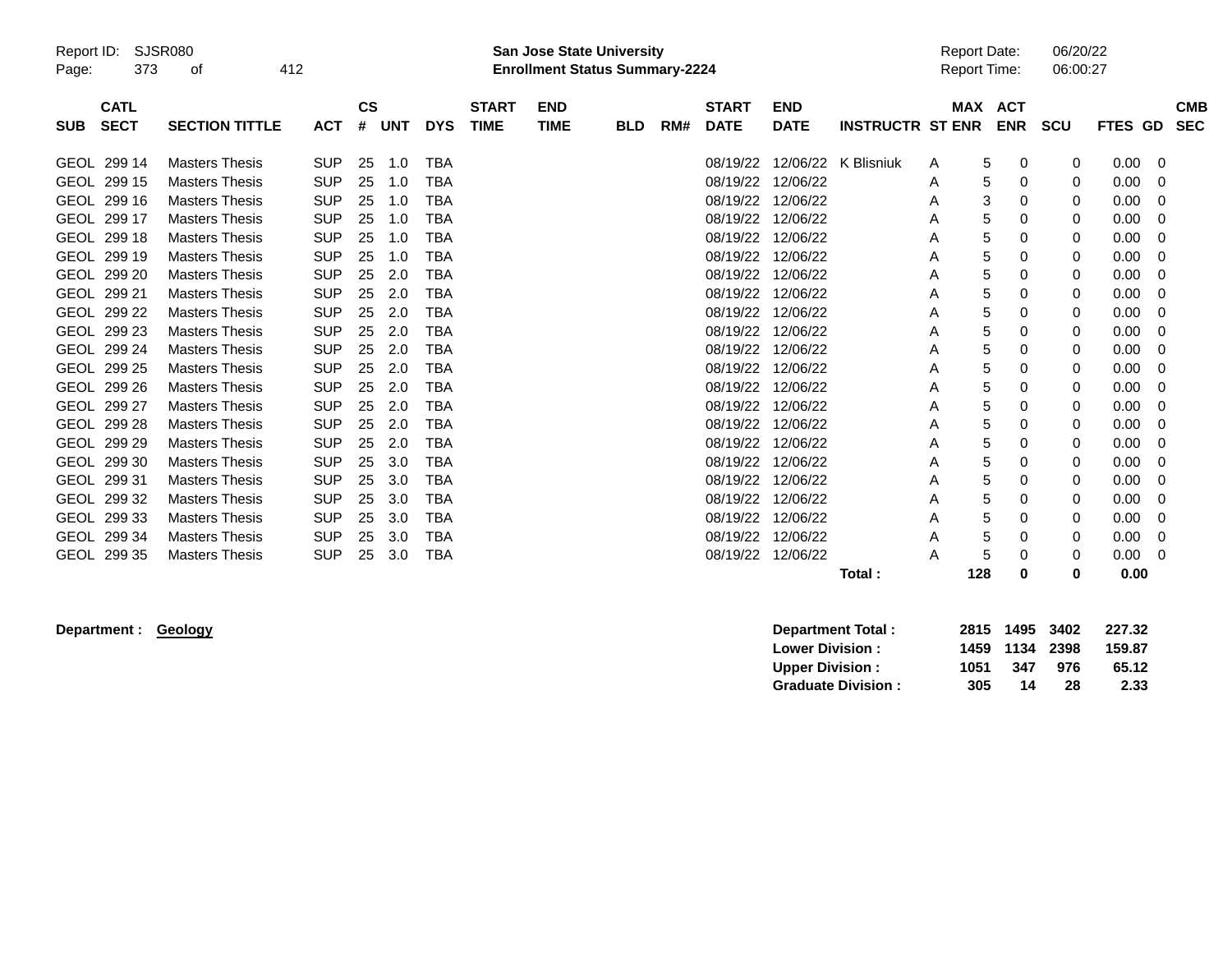| SUB | CATL SECT | SECTION TITTLE | ACT | CS # | UNT | DYS | START TIME | END TIME | BLD | RM# | START DATE | END DATE | INSTRUCTR | ST | MAX ENR | ACT ENR | SCU | FTES | GD | CMB SEC |
|---|---|---|---|---|---|---|---|---|---|---|---|---|---|---|---|---|---|---|---|---|
| GEOL | 299 14 | Masters Thesis | SUP | 25 | 1.0 | TBA | | | | | 08/19/22 | 12/06/22 | K Blisniuk | A | 5 | 0 | 0 | 0.00 | 0 | |
| GEOL | 299 15 | Masters Thesis | SUP | 25 | 1.0 | TBA | | | | | 08/19/22 | 12/06/22 | | A | 5 | 0 | 0 | 0.00 | 0 | |
| GEOL | 299 16 | Masters Thesis | SUP | 25 | 1.0 | TBA | | | | | 08/19/22 | 12/06/22 | | A | 3 | 0 | 0 | 0.00 | 0 | |
| GEOL | 299 17 | Masters Thesis | SUP | 25 | 1.0 | TBA | | | | | 08/19/22 | 12/06/22 | | A | 5 | 0 | 0 | 0.00 | 0 | |
| GEOL | 299 18 | Masters Thesis | SUP | 25 | 1.0 | TBA | | | | | 08/19/22 | 12/06/22 | | A | 5 | 0 | 0 | 0.00 | 0 | |
| GEOL | 299 19 | Masters Thesis | SUP | 25 | 1.0 | TBA | | | | | 08/19/22 | 12/06/22 | | A | 5 | 0 | 0 | 0.00 | 0 | |
| GEOL | 299 20 | Masters Thesis | SUP | 25 | 2.0 | TBA | | | | | 08/19/22 | 12/06/22 | | A | 5 | 0 | 0 | 0.00 | 0 | |
| GEOL | 299 21 | Masters Thesis | SUP | 25 | 2.0 | TBA | | | | | 08/19/22 | 12/06/22 | | A | 5 | 0 | 0 | 0.00 | 0 | |
| GEOL | 299 22 | Masters Thesis | SUP | 25 | 2.0 | TBA | | | | | 08/19/22 | 12/06/22 | | A | 5 | 0 | 0 | 0.00 | 0 | |
| GEOL | 299 23 | Masters Thesis | SUP | 25 | 2.0 | TBA | | | | | 08/19/22 | 12/06/22 | | A | 5 | 0 | 0 | 0.00 | 0 | |
| GEOL | 299 24 | Masters Thesis | SUP | 25 | 2.0 | TBA | | | | | 08/19/22 | 12/06/22 | | A | 5 | 0 | 0 | 0.00 | 0 | |
| GEOL | 299 25 | Masters Thesis | SUP | 25 | 2.0 | TBA | | | | | 08/19/22 | 12/06/22 | | A | 5 | 0 | 0 | 0.00 | 0 | |
| GEOL | 299 26 | Masters Thesis | SUP | 25 | 2.0 | TBA | | | | | 08/19/22 | 12/06/22 | | A | 5 | 0 | 0 | 0.00 | 0 | |
| GEOL | 299 27 | Masters Thesis | SUP | 25 | 2.0 | TBA | | | | | 08/19/22 | 12/06/22 | | A | 5 | 0 | 0 | 0.00 | 0 | |
| GEOL | 299 28 | Masters Thesis | SUP | 25 | 2.0 | TBA | | | | | 08/19/22 | 12/06/22 | | A | 5 | 0 | 0 | 0.00 | 0 | |
| GEOL | 299 29 | Masters Thesis | SUP | 25 | 2.0 | TBA | | | | | 08/19/22 | 12/06/22 | | A | 5 | 0 | 0 | 0.00 | 0 | |
| GEOL | 299 30 | Masters Thesis | SUP | 25 | 3.0 | TBA | | | | | 08/19/22 | 12/06/22 | | A | 5 | 0 | 0 | 0.00 | 0 | |
| GEOL | 299 31 | Masters Thesis | SUP | 25 | 3.0 | TBA | | | | | 08/19/22 | 12/06/22 | | A | 5 | 0 | 0 | 0.00 | 0 | |
| GEOL | 299 32 | Masters Thesis | SUP | 25 | 3.0 | TBA | | | | | 08/19/22 | 12/06/22 | | A | 5 | 0 | 0 | 0.00 | 0 | |
| GEOL | 299 33 | Masters Thesis | SUP | 25 | 3.0 | TBA | | | | | 08/19/22 | 12/06/22 | | A | 5 | 0 | 0 | 0.00 | 0 | |
| GEOL | 299 34 | Masters Thesis | SUP | 25 | 3.0 | TBA | | | | | 08/19/22 | 12/06/22 | | A | 5 | 0 | 0 | 0.00 | 0 | |
| GEOL | 299 35 | Masters Thesis | SUP | 25 | 3.0 | TBA | | | | | 08/19/22 | 12/06/22 | | A | 5 | 0 | 0 | 0.00 | 0 | |
| | | | | | | | | | | | | | **Total :** | | **128** | **0** | **0** | **0.00** | | |

**Department : Geology**

| | MAX ENR | ACT ENR | SCU | FTES |
|---|---|---|---|---|
| **Department Total :** | **2815** | **1495** | **3402** | **227.32** |
| **Lower Division :** | **1459** | **1134** | **2398** | **159.87** |
| **Upper Division :** | **1051** | **347** | **976** | **65.12** |
| **Graduate Division :** | **305** | **14** | **28** | **2.33** |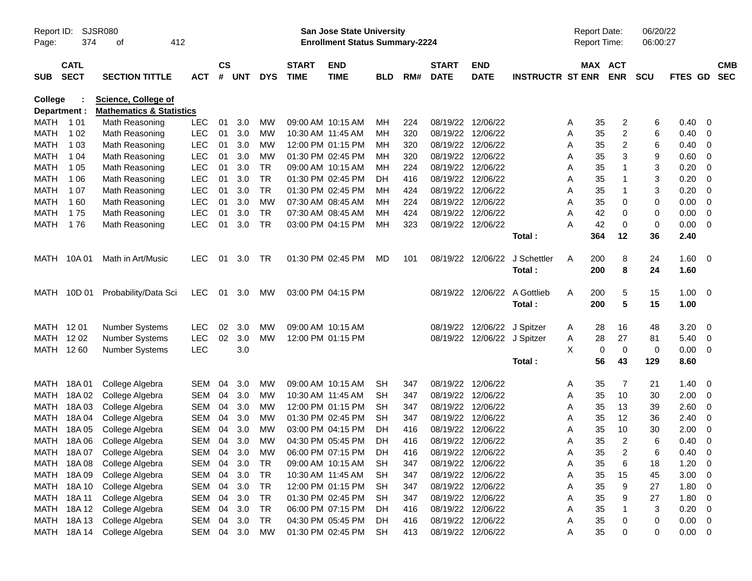**College : Science, College of**
**Department : Mathematics & Statistics**

| SUB | CATL SECT | SECTION TITTLE | ACT | CS # | UNT | DYS | START TIME | END TIME | BLD | RM# | START DATE | END DATE | INSTRUCTR | ST | MAX ENR | ACT ENR | SCU | FTES | GD | CMB SEC |
|---|---|---|---|---|---|---|---|---|---|---|---|---|---|---|---|---|---|---|---|---|
| MATH | 1 01 | Math Reasoning | LEC | 01 | 3.0 | MW | 09:00 AM | 10:15 AM | MH | 224 | 08/19/22 | 12/06/22 | | A | 35 | 2 | 6 | 0.40 | 0 | |
| MATH | 1 02 | Math Reasoning | LEC | 01 | 3.0 | MW | 10:30 AM | 11:45 AM | MH | 320 | 08/19/22 | 12/06/22 | | A | 35 | 2 | 6 | 0.40 | 0 | |
| MATH | 1 03 | Math Reasoning | LEC | 01 | 3.0 | MW | 12:00 PM | 01:15 PM | MH | 320 | 08/19/22 | 12/06/22 | | A | 35 | 2 | 6 | 0.40 | 0 | |
| MATH | 1 04 | Math Reasoning | LEC | 01 | 3.0 | MW | 01:30 PM | 02:45 PM | MH | 320 | 08/19/22 | 12/06/22 | | A | 35 | 3 | 9 | 0.60 | 0 | |
| MATH | 1 05 | Math Reasoning | LEC | 01 | 3.0 | TR | 09:00 AM | 10:15 AM | MH | 224 | 08/19/22 | 12/06/22 | | A | 35 | 1 | 3 | 0.20 | 0 | |
| MATH | 1 06 | Math Reasoning | LEC | 01 | 3.0 | TR | 01:30 PM | 02:45 PM | DH | 416 | 08/19/22 | 12/06/22 | | A | 35 | 1 | 3 | 0.20 | 0 | |
| MATH | 1 07 | Math Reasoning | LEC | 01 | 3.0 | TR | 01:30 PM | 02:45 PM | MH | 424 | 08/19/22 | 12/06/22 | | A | 35 | 1 | 3 | 0.20 | 0 | |
| MATH | 1 60 | Math Reasoning | LEC | 01 | 3.0 | MW | 07:30 AM | 08:45 AM | MH | 224 | 08/19/22 | 12/06/22 | | A | 35 | 0 | 0 | 0.00 | 0 | |
| MATH | 1 75 | Math Reasoning | LEC | 01 | 3.0 | TR | 07:30 AM | 08:45 AM | MH | 424 | 08/19/22 | 12/06/22 | | A | 42 | 0 | 0 | 0.00 | 0 | |
| MATH | 1 76 | Math Reasoning | LEC | 01 | 3.0 | TR | 03:00 PM | 04:15 PM | MH | 323 | 08/19/22 | 12/06/22 | | A | 42 | 0 | 0 | 0.00 | 0 | |
| | | | | | | | | | | | | | **Total :** | | **364** | **12** | **36** | **2.40** | | |
| MATH | 10A 01 | Math in Art/Music | LEC | 01 | 3.0 | TR | 01:30 PM | 02:45 PM | MD | 101 | 08/19/22 | 12/06/22 | J Schettler | A | 200 | 8 | 24 | 1.60 | 0 | |
| | | | | | | | | | | | | | **Total :** | | **200** | **8** | **24** | **1.60** | | |
| MATH | 10D 01 | Probability/Data Sci | LEC | 01 | 3.0 | MW | 03:00 PM | 04:15 PM | | | 08/19/22 | 12/06/22 | A Gottlieb | A | 200 | 5 | 15 | 1.00 | 0 | |
| | | | | | | | | | | | | | **Total :** | | **200** | **5** | **15** | **1.00** | | |
| MATH | 12 01 | Number Systems | LEC | 02 | 3.0 | MW | 09:00 AM | 10:15 AM | | | 08/19/22 | 12/06/22 | J Spitzer | A | 28 | 16 | 48 | 3.20 | 0 | |
| MATH | 12 02 | Number Systems | LEC | 02 | 3.0 | MW | 12:00 PM | 01:15 PM | | | 08/19/22 | 12/06/22 | J Spitzer | A | 28 | 27 | 81 | 5.40 | 0 | |
| MATH | 12 60 | Number Systems | LEC | | 3.0 | | | | | | | | | X | 0 | 0 | 0 | 0.00 | 0 | |
| | | | | | | | | | | | | | **Total :** | | **56** | **43** | **129** | **8.60** | | |
| MATH | 18A 01 | College Algebra | SEM | 04 | 3.0 | MW | 09:00 AM | 10:15 AM | SH | 347 | 08/19/22 | 12/06/22 | | A | 35 | 7 | 21 | 1.40 | 0 | |
| MATH | 18A 02 | College Algebra | SEM | 04 | 3.0 | MW | 10:30 AM | 11:45 AM | SH | 347 | 08/19/22 | 12/06/22 | | A | 35 | 10 | 30 | 2.00 | 0 | |
| MATH | 18A 03 | College Algebra | SEM | 04 | 3.0 | MW | 12:00 PM | 01:15 PM | SH | 347 | 08/19/22 | 12/06/22 | | A | 35 | 13 | 39 | 2.60 | 0 | |
| MATH | 18A 04 | College Algebra | SEM | 04 | 3.0 | MW | 01:30 PM | 02:45 PM | SH | 347 | 08/19/22 | 12/06/22 | | A | 35 | 12 | 36 | 2.40 | 0 | |
| MATH | 18A 05 | College Algebra | SEM | 04 | 3.0 | MW | 03:00 PM | 04:15 PM | DH | 416 | 08/19/22 | 12/06/22 | | A | 35 | 10 | 30 | 2.00 | 0 | |
| MATH | 18A 06 | College Algebra | SEM | 04 | 3.0 | MW | 04:30 PM | 05:45 PM | DH | 416 | 08/19/22 | 12/06/22 | | A | 35 | 2 | 6 | 0.40 | 0 | |
| MATH | 18A 07 | College Algebra | SEM | 04 | 3.0 | MW | 06:00 PM | 07:15 PM | DH | 416 | 08/19/22 | 12/06/22 | | A | 35 | 2 | 6 | 0.40 | 0 | |
| MATH | 18A 08 | College Algebra | SEM | 04 | 3.0 | TR | 09:00 AM | 10:15 AM | SH | 347 | 08/19/22 | 12/06/22 | | A | 35 | 6 | 18 | 1.20 | 0 | |
| MATH | 18A 09 | College Algebra | SEM | 04 | 3.0 | TR | 10:30 AM | 11:45 AM | SH | 347 | 08/19/22 | 12/06/22 | | A | 35 | 15 | 45 | 3.00 | 0 | |
| MATH | 18A 10 | College Algebra | SEM | 04 | 3.0 | TR | 12:00 PM | 01:15 PM | SH | 347 | 08/19/22 | 12/06/22 | | A | 35 | 9 | 27 | 1.80 | 0 | |
| MATH | 18A 11 | College Algebra | SEM | 04 | 3.0 | TR | 01:30 PM | 02:45 PM | SH | 347 | 08/19/22 | 12/06/22 | | A | 35 | 9 | 27 | 1.80 | 0 | |
| MATH | 18A 12 | College Algebra | SEM | 04 | 3.0 | TR | 06:00 PM | 07:15 PM | DH | 416 | 08/19/22 | 12/06/22 | | A | 35 | 1 | 3 | 0.20 | 0 | |
| MATH | 18A 13 | College Algebra | SEM | 04 | 3.0 | TR | 04:30 PM | 05:45 PM | DH | 416 | 08/19/22 | 12/06/22 | | A | 35 | 0 | 0 | 0.00 | 0 | |
| MATH | 18A 14 | College Algebra | SEM | 04 | 3.0 | MW | 01:30 PM | 02:45 PM | SH | 413 | 08/19/22 | 12/06/22 | | A | 35 | 0 | 0 | 0.00 | 0 | |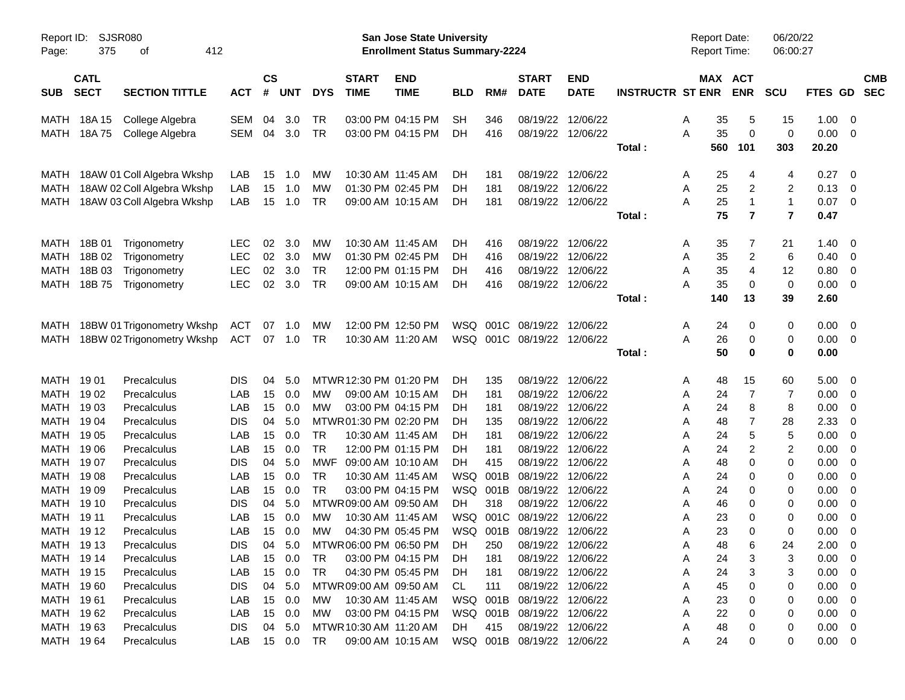Report ID: SJSR080 | San Jose State University | Report Date: 06/20/22
Enrollment Status Summary-2224 | Report Time: 06:00:27

| SUB | CATL SECT | SECTION TITTLE | ACT | CS # | UNT | DYS | START TIME | END TIME | BLD | RM# | START DATE | END DATE | INSTRUCTR | ST | MAX ENR | ACT ENR | SCU | FTES | GD | CMB SEC |
|---|---|---|---|---|---|---|---|---|---|---|---|---|---|---|---|---|---|---|---|---|
| MATH | 18A 15 | College Algebra | SEM | 04 | 3.0 | TR | 03:00 PM | 04:15 PM | SH | 346 | 08/19/22 | 12/06/22 | | A | 35 | 5 | 15 | 1.00 | 0 | |
| MATH | 18A 75 | College Algebra | SEM | 04 | 3.0 | TR | 03:00 PM | 04:15 PM | DH | 416 | 08/19/22 | 12/06/22 | | A | 35 | 0 | 0 | 0.00 | 0 | |
| | | | | | | | | | | | | | Total : | | 560 | 101 | 303 | 20.20 | | |
| MATH | 18AW 01 | Coll Algebra Wkshp | LAB | 15 | 1.0 | MW | 10:30 AM | 11:45 AM | DH | 181 | 08/19/22 | 12/06/22 | | A | 25 | 4 | 4 | 0.27 | 0 | |
| MATH | 18AW 02 | Coll Algebra Wkshp | LAB | 15 | 1.0 | MW | 01:30 PM | 02:45 PM | DH | 181 | 08/19/22 | 12/06/22 | | A | 25 | 2 | 2 | 0.13 | 0 | |
| MATH | 18AW 03 | Coll Algebra Wkshp | LAB | 15 | 1.0 | TR | 09:00 AM | 10:15 AM | DH | 181 | 08/19/22 | 12/06/22 | | A | 25 | 1 | 1 | 0.07 | 0 | |
| | | | | | | | | | | | | | Total : | | 75 | 7 | 7 | 0.47 | | |
| MATH | 18B 01 | Trigonometry | LEC | 02 | 3.0 | MW | 10:30 AM | 11:45 AM | DH | 416 | 08/19/22 | 12/06/22 | | A | 35 | 7 | 21 | 1.40 | 0 | |
| MATH | 18B 02 | Trigonometry | LEC | 02 | 3.0 | MW | 01:30 PM | 02:45 PM | DH | 416 | 08/19/22 | 12/06/22 | | A | 35 | 2 | 6 | 0.40 | 0 | |
| MATH | 18B 03 | Trigonometry | LEC | 02 | 3.0 | TR | 12:00 PM | 01:15 PM | DH | 416 | 08/19/22 | 12/06/22 | | A | 35 | 4 | 12 | 0.80 | 0 | |
| MATH | 18B 75 | Trigonometry | LEC | 02 | 3.0 | TR | 09:00 AM | 10:15 AM | DH | 416 | 08/19/22 | 12/06/22 | | A | 35 | 0 | 0 | 0.00 | 0 | |
| | | | | | | | | | | | | | Total : | | 140 | 13 | 39 | 2.60 | | |
| MATH | 18BW 01 | Trigonometry Wkshp | ACT | 07 | 1.0 | MW | 12:00 PM | 12:50 PM | WSQ | 001C | 08/19/22 | 12/06/22 | | A | 24 | 0 | 0 | 0.00 | 0 | |
| MATH | 18BW 02 | Trigonometry Wkshp | ACT | 07 | 1.0 | TR | 10:30 AM | 11:20 AM | WSQ | 001C | 08/19/22 | 12/06/22 | | A | 26 | 0 | 0 | 0.00 | 0 | |
| | | | | | | | | | | | | | Total : | | 50 | 0 | 0 | 0.00 | | |
| MATH | 19 01 | Precalculus | DIS | 04 | 5.0 | MTWR | 12:30 PM | 01:20 PM | DH | 135 | 08/19/22 | 12/06/22 | | A | 48 | 15 | 60 | 5.00 | 0 | |
| MATH | 19 02 | Precalculus | LAB | 15 | 0.0 | MW | 09:00 AM | 10:15 AM | DH | 181 | 08/19/22 | 12/06/22 | | A | 24 | 7 | 7 | 0.00 | 0 | |
| MATH | 19 03 | Precalculus | LAB | 15 | 0.0 | MW | 03:00 PM | 04:15 PM | DH | 181 | 08/19/22 | 12/06/22 | | A | 24 | 8 | 8 | 0.00 | 0 | |
| MATH | 19 04 | Precalculus | DIS | 04 | 5.0 | MTWR | 01:30 PM | 02:20 PM | DH | 135 | 08/19/22 | 12/06/22 | | A | 48 | 7 | 28 | 2.33 | 0 | |
| MATH | 19 05 | Precalculus | LAB | 15 | 0.0 | TR | 10:30 AM | 11:45 AM | DH | 181 | 08/19/22 | 12/06/22 | | A | 24 | 5 | 5 | 0.00 | 0 | |
| MATH | 19 06 | Precalculus | LAB | 15 | 0.0 | TR | 12:00 PM | 01:15 PM | DH | 181 | 08/19/22 | 12/06/22 | | A | 24 | 2 | 2 | 0.00 | 0 | |
| MATH | 19 07 | Precalculus | DIS | 04 | 5.0 | MWF | 09:00 AM | 10:10 AM | DH | 415 | 08/19/22 | 12/06/22 | | A | 48 | 0 | 0 | 0.00 | 0 | |
| MATH | 19 08 | Precalculus | LAB | 15 | 0.0 | TR | 10:30 AM | 11:45 AM | WSQ | 001B | 08/19/22 | 12/06/22 | | A | 24 | 0 | 0 | 0.00 | 0 | |
| MATH | 19 09 | Precalculus | LAB | 15 | 0.0 | TR | 03:00 PM | 04:15 PM | WSQ | 001B | 08/19/22 | 12/06/22 | | A | 24 | 0 | 0 | 0.00 | 0 | |
| MATH | 19 10 | Precalculus | DIS | 04 | 5.0 | MTWR | 09:00 AM | 09:50 AM | DH | 318 | 08/19/22 | 12/06/22 | | A | 46 | 0 | 0 | 0.00 | 0 | |
| MATH | 19 11 | Precalculus | LAB | 15 | 0.0 | MW | 10:30 AM | 11:45 AM | WSQ | 001C | 08/19/22 | 12/06/22 | | A | 23 | 0 | 0 | 0.00 | 0 | |
| MATH | 19 12 | Precalculus | LAB | 15 | 0.0 | MW | 04:30 PM | 05:45 PM | WSQ | 001B | 08/19/22 | 12/06/22 | | A | 23 | 0 | 0 | 0.00 | 0 | |
| MATH | 19 13 | Precalculus | DIS | 04 | 5.0 | MTWR | 06:00 PM | 06:50 PM | DH | 250 | 08/19/22 | 12/06/22 | | A | 48 | 6 | 24 | 2.00 | 0 | |
| MATH | 19 14 | Precalculus | LAB | 15 | 0.0 | TR | 03:00 PM | 04:15 PM | DH | 181 | 08/19/22 | 12/06/22 | | A | 24 | 3 | 3 | 0.00 | 0 | |
| MATH | 19 15 | Precalculus | LAB | 15 | 0.0 | TR | 04:30 PM | 05:45 PM | DH | 181 | 08/19/22 | 12/06/22 | | A | 24 | 3 | 3 | 0.00 | 0 | |
| MATH | 19 60 | Precalculus | DIS | 04 | 5.0 | MTWR | 09:00 AM | 09:50 AM | CL | 111 | 08/19/22 | 12/06/22 | | A | 45 | 0 | 0 | 0.00 | 0 | |
| MATH | 19 61 | Precalculus | LAB | 15 | 0.0 | MW | 10:30 AM | 11:45 AM | WSQ | 001B | 08/19/22 | 12/06/22 | | A | 23 | 0 | 0 | 0.00 | 0 | |
| MATH | 19 62 | Precalculus | LAB | 15 | 0.0 | MW | 03:00 PM | 04:15 PM | WSQ | 001B | 08/19/22 | 12/06/22 | | A | 22 | 0 | 0 | 0.00 | 0 | |
| MATH | 19 63 | Precalculus | DIS | 04 | 5.0 | MTWR | 10:30 AM | 11:20 AM | DH | 415 | 08/19/22 | 12/06/22 | | A | 48 | 0 | 0 | 0.00 | 0 | |
| MATH | 19 64 | Precalculus | LAB | 15 | 0.0 | TR | 09:00 AM | 10:15 AM | WSQ | 001B | 08/19/22 | 12/06/22 | | A | 24 | 0 | 0 | 0.00 | 0 | |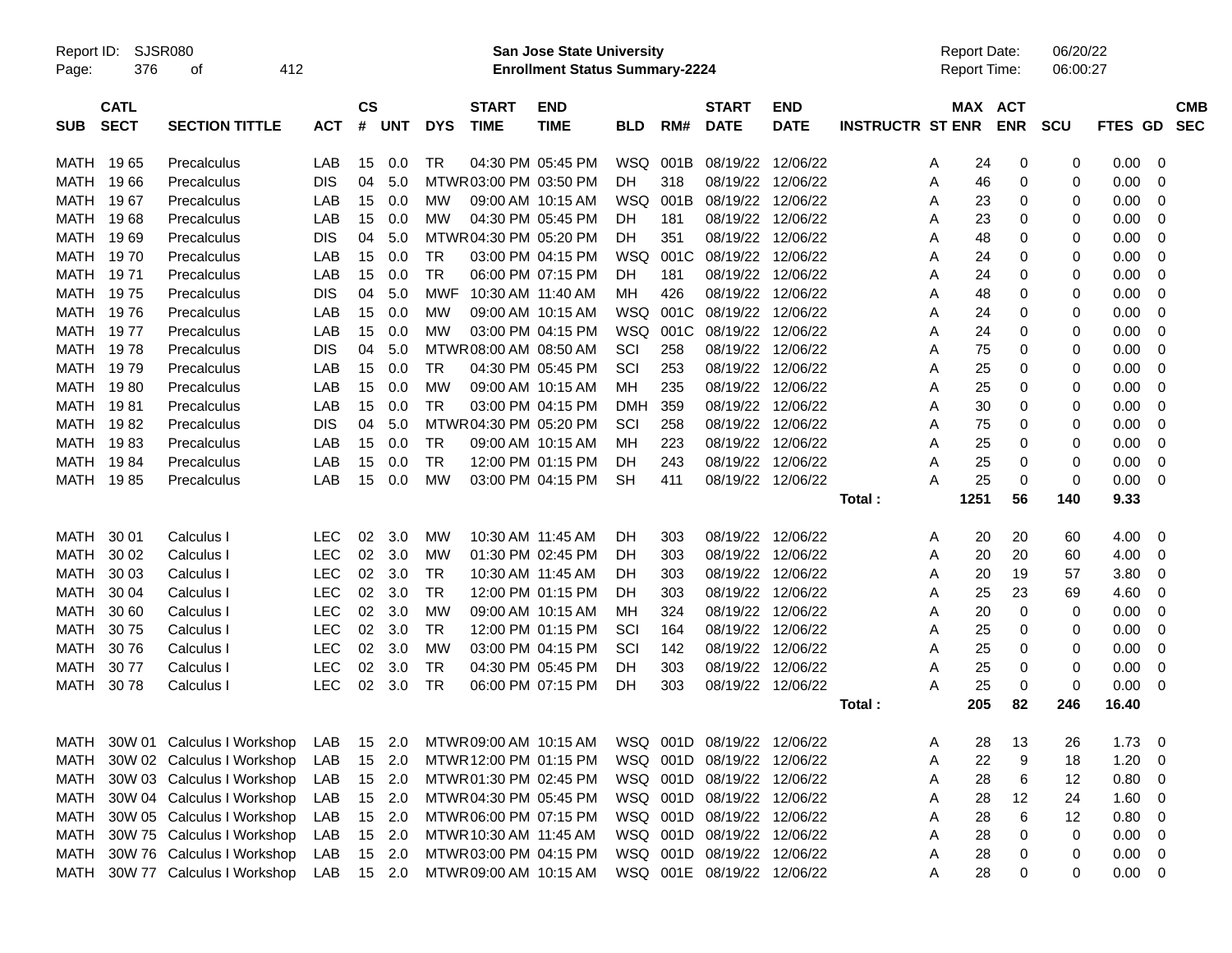| SUB | CATL SECT | SECTION TITTLE | ACT | CS # | UNT | DYS | START TIME | END TIME | BLD | RM# | START DATE | END DATE | INSTRUCTR | ST | MAX ENR | ACT ENR | SCU | FTES | GD | CMB SEC |
|---|---|---|---|---|---|---|---|---|---|---|---|---|---|---|---|---|---|---|---|---|
| MATH | 19 65 | Precalculus | LAB | 15 | 0.0 | TR | 04:30 PM | 05:45 PM | WSQ | 001B | 08/19/22 | 12/06/22 | | A | 24 | 0 | 0 | 0.00 | 0 | |
| MATH | 19 66 | Precalculus | DIS | 04 | 5.0 | MTWR | 03:00 PM | 03:50 PM | DH | 318 | 08/19/22 | 12/06/22 | | A | 46 | 0 | 0 | 0.00 | 0 | |
| MATH | 19 67 | Precalculus | LAB | 15 | 0.0 | MW | 09:00 AM | 10:15 AM | WSQ | 001B | 08/19/22 | 12/06/22 | | A | 23 | 0 | 0 | 0.00 | 0 | |
| MATH | 19 68 | Precalculus | LAB | 15 | 0.0 | MW | 04:30 PM | 05:45 PM | DH | 181 | 08/19/22 | 12/06/22 | | A | 23 | 0 | 0 | 0.00 | 0 | |
| MATH | 19 69 | Precalculus | DIS | 04 | 5.0 | MTWR | 04:30 PM | 05:20 PM | DH | 351 | 08/19/22 | 12/06/22 | | A | 48 | 0 | 0 | 0.00 | 0 | |
| MATH | 19 70 | Precalculus | LAB | 15 | 0.0 | TR | 03:00 PM | 04:15 PM | WSQ | 001C | 08/19/22 | 12/06/22 | | A | 24 | 0 | 0 | 0.00 | 0 | |
| MATH | 19 71 | Precalculus | LAB | 15 | 0.0 | TR | 06:00 PM | 07:15 PM | DH | 181 | 08/19/22 | 12/06/22 | | A | 24 | 0 | 0 | 0.00 | 0 | |
| MATH | 19 75 | Precalculus | DIS | 04 | 5.0 | MWF | 10:30 AM | 11:40 AM | MH | 426 | 08/19/22 | 12/06/22 | | A | 48 | 0 | 0 | 0.00 | 0 | |
| MATH | 19 76 | Precalculus | LAB | 15 | 0.0 | MW | 09:00 AM | 10:15 AM | WSQ | 001C | 08/19/22 | 12/06/22 | | A | 24 | 0 | 0 | 0.00 | 0 | |
| MATH | 19 77 | Precalculus | LAB | 15 | 0.0 | MW | 03:00 PM | 04:15 PM | WSQ | 001C | 08/19/22 | 12/06/22 | | A | 24 | 0 | 0 | 0.00 | 0 | |
| MATH | 19 78 | Precalculus | DIS | 04 | 5.0 | MTWR | 08:00 AM | 08:50 AM | SCI | 258 | 08/19/22 | 12/06/22 | | A | 75 | 0 | 0 | 0.00 | 0 | |
| MATH | 19 79 | Precalculus | LAB | 15 | 0.0 | TR | 04:30 PM | 05:45 PM | SCI | 253 | 08/19/22 | 12/06/22 | | A | 25 | 0 | 0 | 0.00 | 0 | |
| MATH | 19 80 | Precalculus | LAB | 15 | 0.0 | MW | 09:00 AM | 10:15 AM | MH | 235 | 08/19/22 | 12/06/22 | | A | 25 | 0 | 0 | 0.00 | 0 | |
| MATH | 19 81 | Precalculus | LAB | 15 | 0.0 | TR | 03:00 PM | 04:15 PM | DMH | 359 | 08/19/22 | 12/06/22 | | A | 30 | 0 | 0 | 0.00 | 0 | |
| MATH | 19 82 | Precalculus | DIS | 04 | 5.0 | MTWR | 04:30 PM | 05:20 PM | SCI | 258 | 08/19/22 | 12/06/22 | | A | 75 | 0 | 0 | 0.00 | 0 | |
| MATH | 19 83 | Precalculus | LAB | 15 | 0.0 | TR | 09:00 AM | 10:15 AM | MH | 223 | 08/19/22 | 12/06/22 | | A | 25 | 0 | 0 | 0.00 | 0 | |
| MATH | 19 84 | Precalculus | LAB | 15 | 0.0 | TR | 12:00 PM | 01:15 PM | DH | 243 | 08/19/22 | 12/06/22 | | A | 25 | 0 | 0 | 0.00 | 0 | |
| MATH | 19 85 | Precalculus | LAB | 15 | 0.0 | MW | 03:00 PM | 04:15 PM | SH | 411 | 08/19/22 | 12/06/22 | | A | 25 | 0 | 0 | 0.00 | 0 | |
| | | | | | | | | | | | | | Total : | | 1251 | 56 | 140 | 9.33 | | |
| MATH | 30 01 | Calculus I | LEC | 02 | 3.0 | MW | 10:30 AM | 11:45 AM | DH | 303 | 08/19/22 | 12/06/22 | | A | 20 | 20 | 60 | 4.00 | 0 | |
| MATH | 30 02 | Calculus I | LEC | 02 | 3.0 | MW | 01:30 PM | 02:45 PM | DH | 303 | 08/19/22 | 12/06/22 | | A | 20 | 20 | 60 | 4.00 | 0 | |
| MATH | 30 03 | Calculus I | LEC | 02 | 3.0 | TR | 10:30 AM | 11:45 AM | DH | 303 | 08/19/22 | 12/06/22 | | A | 20 | 19 | 57 | 3.80 | 0 | |
| MATH | 30 04 | Calculus I | LEC | 02 | 3.0 | TR | 12:00 PM | 01:15 PM | DH | 303 | 08/19/22 | 12/06/22 | | A | 25 | 23 | 69 | 4.60 | 0 | |
| MATH | 30 60 | Calculus I | LEC | 02 | 3.0 | MW | 09:00 AM | 10:15 AM | MH | 324 | 08/19/22 | 12/06/22 | | A | 20 | 0 | 0 | 0.00 | 0 | |
| MATH | 30 75 | Calculus I | LEC | 02 | 3.0 | TR | 12:00 PM | 01:15 PM | SCI | 164 | 08/19/22 | 12/06/22 | | A | 25 | 0 | 0 | 0.00 | 0 | |
| MATH | 30 76 | Calculus I | LEC | 02 | 3.0 | MW | 03:00 PM | 04:15 PM | SCI | 142 | 08/19/22 | 12/06/22 | | A | 25 | 0 | 0 | 0.00 | 0 | |
| MATH | 30 77 | Calculus I | LEC | 02 | 3.0 | TR | 04:30 PM | 05:45 PM | DH | 303 | 08/19/22 | 12/06/22 | | A | 25 | 0 | 0 | 0.00 | 0 | |
| MATH | 30 78 | Calculus I | LEC | 02 | 3.0 | TR | 06:00 PM | 07:15 PM | DH | 303 | 08/19/22 | 12/06/22 | | A | 25 | 0 | 0 | 0.00 | 0 | |
| | | | | | | | | | | | | | Total : | | 205 | 82 | 246 | 16.40 | | |
| MATH | 30W 01 | Calculus I Workshop | LAB | 15 | 2.0 | MTWR | 09:00 AM | 10:15 AM | WSQ | 001D | 08/19/22 | 12/06/22 | | A | 28 | 13 | 26 | 1.73 | 0 | |
| MATH | 30W 02 | Calculus I Workshop | LAB | 15 | 2.0 | MTWR | 12:00 PM | 01:15 PM | WSQ | 001D | 08/19/22 | 12/06/22 | | A | 22 | 9 | 18 | 1.20 | 0 | |
| MATH | 30W 03 | Calculus I Workshop | LAB | 15 | 2.0 | MTWR | 01:30 PM | 02:45 PM | WSQ | 001D | 08/19/22 | 12/06/22 | | A | 28 | 6 | 12 | 0.80 | 0 | |
| MATH | 30W 04 | Calculus I Workshop | LAB | 15 | 2.0 | MTWR | 04:30 PM | 05:45 PM | WSQ | 001D | 08/19/22 | 12/06/22 | | A | 28 | 12 | 24 | 1.60 | 0 | |
| MATH | 30W 05 | Calculus I Workshop | LAB | 15 | 2.0 | MTWR | 06:00 PM | 07:15 PM | WSQ | 001D | 08/19/22 | 12/06/22 | | A | 28 | 6 | 12 | 0.80 | 0 | |
| MATH | 30W 75 | Calculus I Workshop | LAB | 15 | 2.0 | MTWR | 10:30 AM | 11:45 AM | WSQ | 001D | 08/19/22 | 12/06/22 | | A | 28 | 0 | 0 | 0.00 | 0 | |
| MATH | 30W 76 | Calculus I Workshop | LAB | 15 | 2.0 | MTWR | 03:00 PM | 04:15 PM | WSQ | 001D | 08/19/22 | 12/06/22 | | A | 28 | 0 | 0 | 0.00 | 0 | |
| MATH | 30W 77 | Calculus I Workshop | LAB | 15 | 2.0 | MTWR | 09:00 AM | 10:15 AM | WSQ | 001E | 08/19/22 | 12/06/22 | | A | 28 | 0 | 0 | 0.00 | 0 | |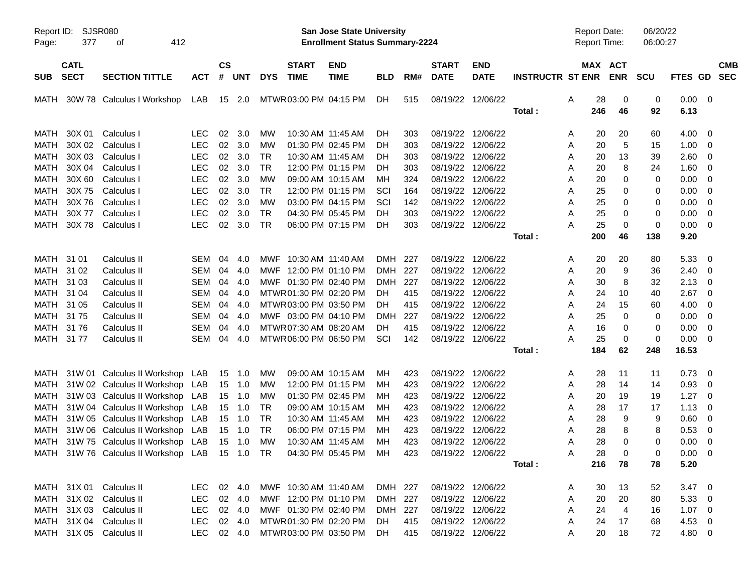Report ID: SJSR080

**San Jose State University**
**Enrollment Status Summary-2224**

Report Date: 06/20/22
Report Time: 06:00:27

| SUB | CATL SECT | SECTION TITTLE | ACT | CS # | UNT | DYS | START TIME | END TIME | BLD | RM# | START DATE | END DATE | INSTRUCTR | ST | MAX ENR | ACT ENR | SCU | FTES | GD | CMB SEC |
|---|---|---|---|---|---|---|---|---|---|---|---|---|---|---|---|---|---|---|---|---|
| MATH | 30W 78 | Calculus I Workshop | LAB | 15 | 2.0 | MTWR | 03:00 PM | 04:15 PM | DH | 515 | 08/19/22 | 12/06/22 | | A | 28 | 0 | 0 | 0.00 | 0 | |
| | | | | | | | | | | | | | Total : | | 246 | 46 | 92 | 6.13 | | |
| MATH | 30X 01 | Calculus I | LEC | 02 | 3.0 | MW | 10:30 AM | 11:45 AM | DH | 303 | 08/19/22 | 12/06/22 | | A | 20 | 20 | 60 | 4.00 | 0 | |
| MATH | 30X 02 | Calculus I | LEC | 02 | 3.0 | MW | 01:30 PM | 02:45 PM | DH | 303 | 08/19/22 | 12/06/22 | | A | 20 | 5 | 15 | 1.00 | 0 | |
| MATH | 30X 03 | Calculus I | LEC | 02 | 3.0 | TR | 10:30 AM | 11:45 AM | DH | 303 | 08/19/22 | 12/06/22 | | A | 20 | 13 | 39 | 2.60 | 0 | |
| MATH | 30X 04 | Calculus I | LEC | 02 | 3.0 | TR | 12:00 PM | 01:15 PM | DH | 303 | 08/19/22 | 12/06/22 | | A | 20 | 8 | 24 | 1.60 | 0 | |
| MATH | 30X 60 | Calculus I | LEC | 02 | 3.0 | MW | 09:00 AM | 10:15 AM | MH | 324 | 08/19/22 | 12/06/22 | | A | 20 | 0 | 0 | 0.00 | 0 | |
| MATH | 30X 75 | Calculus I | LEC | 02 | 3.0 | TR | 12:00 PM | 01:15 PM | SCI | 164 | 08/19/22 | 12/06/22 | | A | 25 | 0 | 0 | 0.00 | 0 | |
| MATH | 30X 76 | Calculus I | LEC | 02 | 3.0 | MW | 03:00 PM | 04:15 PM | SCI | 142 | 08/19/22 | 12/06/22 | | A | 25 | 0 | 0 | 0.00 | 0 | |
| MATH | 30X 77 | Calculus I | LEC | 02 | 3.0 | TR | 04:30 PM | 05:45 PM | DH | 303 | 08/19/22 | 12/06/22 | | A | 25 | 0 | 0 | 0.00 | 0 | |
| MATH | 30X 78 | Calculus I | LEC | 02 | 3.0 | TR | 06:00 PM | 07:15 PM | DH | 303 | 08/19/22 | 12/06/22 | | A | 25 | 0 | 0 | 0.00 | 0 | |
| | | | | | | | | | | | | | Total : | | 200 | 46 | 138 | 9.20 | | |
| MATH | 31 01 | Calculus II | SEM | 04 | 4.0 | MWF | 10:30 AM | 11:40 AM | DMH | 227 | 08/19/22 | 12/06/22 | | A | 20 | 20 | 80 | 5.33 | 0 | |
| MATH | 31 02 | Calculus II | SEM | 04 | 4.0 | MWF | 12:00 PM | 01:10 PM | DMH | 227 | 08/19/22 | 12/06/22 | | A | 20 | 9 | 36 | 2.40 | 0 | |
| MATH | 31 03 | Calculus II | SEM | 04 | 4.0 | MWF | 01:30 PM | 02:40 PM | DMH | 227 | 08/19/22 | 12/06/22 | | A | 30 | 8 | 32 | 2.13 | 0 | |
| MATH | 31 04 | Calculus II | SEM | 04 | 4.0 | MTWR | 01:30 PM | 02:20 PM | DH | 415 | 08/19/22 | 12/06/22 | | A | 24 | 10 | 40 | 2.67 | 0 | |
| MATH | 31 05 | Calculus II | SEM | 04 | 4.0 | MTWR | 03:00 PM | 03:50 PM | DH | 415 | 08/19/22 | 12/06/22 | | A | 24 | 15 | 60 | 4.00 | 0 | |
| MATH | 31 75 | Calculus II | SEM | 04 | 4.0 | MWF | 03:00 PM | 04:10 PM | DMH | 227 | 08/19/22 | 12/06/22 | | A | 25 | 0 | 0 | 0.00 | 0 | |
| MATH | 31 76 | Calculus II | SEM | 04 | 4.0 | MTWR | 07:30 AM | 08:20 AM | DH | 415 | 08/19/22 | 12/06/22 | | A | 16 | 0 | 0 | 0.00 | 0 | |
| MATH | 31 77 | Calculus II | SEM | 04 | 4.0 | MTWR | 06:00 PM | 06:50 PM | SCI | 142 | 08/19/22 | 12/06/22 | | A | 25 | 0 | 0 | 0.00 | 0 | |
| | | | | | | | | | | | | | Total : | | 184 | 62 | 248 | 16.53 | | |
| MATH | 31W 01 | Calculus II Workshop | LAB | 15 | 1.0 | MW | 09:00 AM | 10:15 AM | MH | 423 | 08/19/22 | 12/06/22 | | A | 28 | 11 | 11 | 0.73 | 0 | |
| MATH | 31W 02 | Calculus II Workshop | LAB | 15 | 1.0 | MW | 12:00 PM | 01:15 PM | MH | 423 | 08/19/22 | 12/06/22 | | A | 28 | 14 | 14 | 0.93 | 0 | |
| MATH | 31W 03 | Calculus II Workshop | LAB | 15 | 1.0 | MW | 01:30 PM | 02:45 PM | MH | 423 | 08/19/22 | 12/06/22 | | A | 20 | 19 | 19 | 1.27 | 0 | |
| MATH | 31W 04 | Calculus II Workshop | LAB | 15 | 1.0 | TR | 09:00 AM | 10:15 AM | MH | 423 | 08/19/22 | 12/06/22 | | A | 28 | 17 | 17 | 1.13 | 0 | |
| MATH | 31W 05 | Calculus II Workshop | LAB | 15 | 1.0 | TR | 10:30 AM | 11:45 AM | MH | 423 | 08/19/22 | 12/06/22 | | A | 28 | 9 | 9 | 0.60 | 0 | |
| MATH | 31W 06 | Calculus II Workshop | LAB | 15 | 1.0 | TR | 06:00 PM | 07:15 PM | MH | 423 | 08/19/22 | 12/06/22 | | A | 28 | 8 | 8 | 0.53 | 0 | |
| MATH | 31W 75 | Calculus II Workshop | LAB | 15 | 1.0 | MW | 10:30 AM | 11:45 AM | MH | 423 | 08/19/22 | 12/06/22 | | A | 28 | 0 | 0 | 0.00 | 0 | |
| MATH | 31W 76 | Calculus II Workshop | LAB | 15 | 1.0 | TR | 04:30 PM | 05:45 PM | MH | 423 | 08/19/22 | 12/06/22 | | A | 28 | 0 | 0 | 0.00 | 0 | |
| | | | | | | | | | | | | | Total : | | 216 | 78 | 78 | 5.20 | | |
| MATH | 31X 01 | Calculus II | LEC | 02 | 4.0 | MWF | 10:30 AM | 11:40 AM | DMH | 227 | 08/19/22 | 12/06/22 | | A | 30 | 13 | 52 | 3.47 | 0 | |
| MATH | 31X 02 | Calculus II | LEC | 02 | 4.0 | MWF | 12:00 PM | 01:10 PM | DMH | 227 | 08/19/22 | 12/06/22 | | A | 20 | 20 | 80 | 5.33 | 0 | |
| MATH | 31X 03 | Calculus II | LEC | 02 | 4.0 | MWF | 01:30 PM | 02:40 PM | DMH | 227 | 08/19/22 | 12/06/22 | | A | 24 | 4 | 16 | 1.07 | 0 | |
| MATH | 31X 04 | Calculus II | LEC | 02 | 4.0 | MTWR | 01:30 PM | 02:20 PM | DH | 415 | 08/19/22 | 12/06/22 | | A | 24 | 17 | 68 | 4.53 | 0 | |
| MATH | 31X 05 | Calculus II | LEC | 02 | 4.0 | MTWR | 03:00 PM | 03:50 PM | DH | 415 | 08/19/22 | 12/06/22 | | A | 20 | 18 | 72 | 4.80 | 0 | |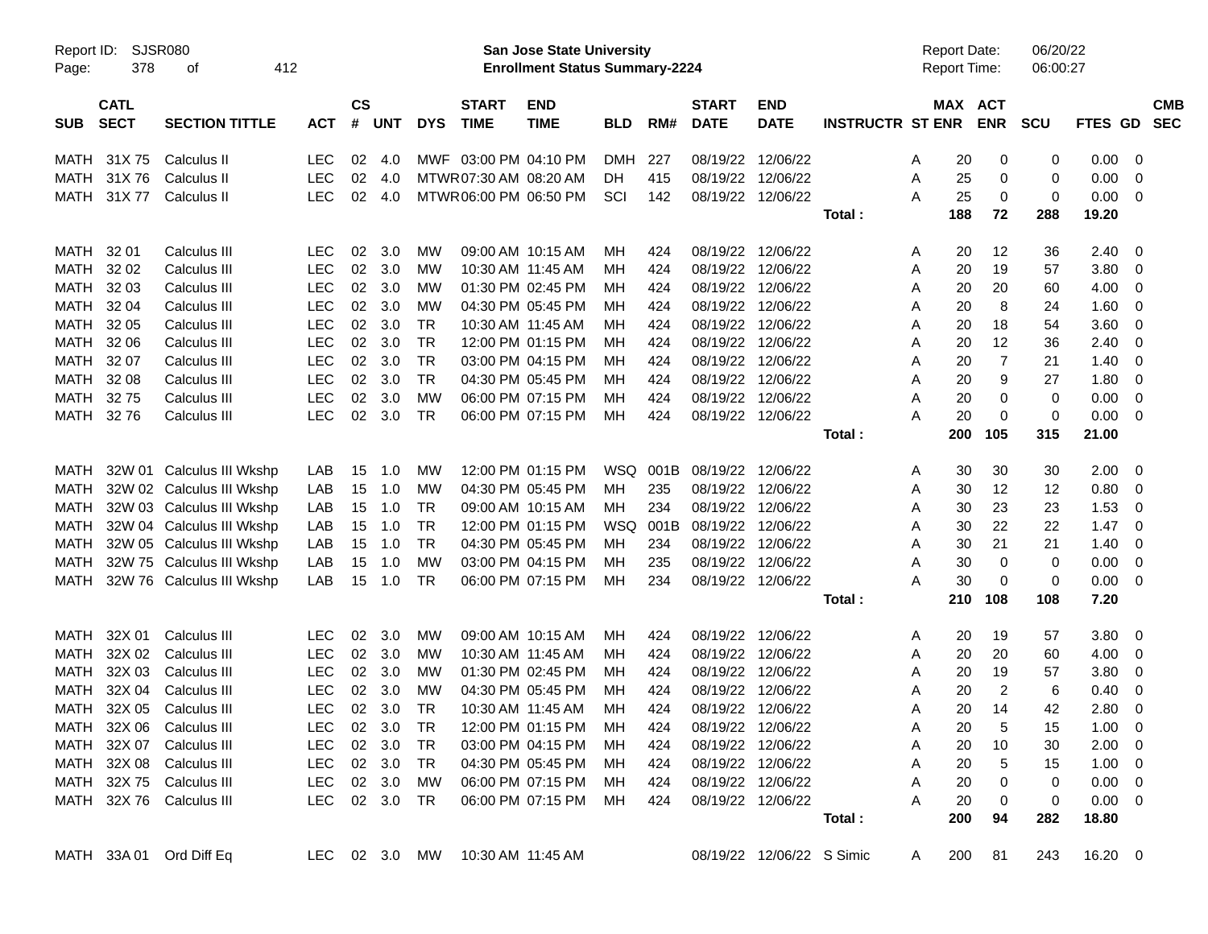Report ID: SJSR080
San Jose State University
Enrollment Status Summary-2224
Report Date: 06/20/22
Report Time: 06:00:27

| SUB | CATL SECT | SECTION TITTLE | ACT | CS # | UNT | DYS | START TIME | END TIME | BLD | RM# | START DATE | END DATE | INSTRUCTR | ST | MAX ENR | ACT ENR | SCU | FTES | GD | CMB SEC |
|---|---|---|---|---|---|---|---|---|---|---|---|---|---|---|---|---|---|---|---|---|
| MATH | 31X 75 | Calculus II | LEC | 02 | 4.0 | MWF | 03:00 PM | 04:10 PM | DMH | 227 | 08/19/22 | 12/06/22 | | A | 20 | 0 | 0 | 0.00 | 0 | |
| MATH | 31X 76 | Calculus II | LEC | 02 | 4.0 | MTWR | 07:30 AM | 08:20 AM | DH | 415 | 08/19/22 | 12/06/22 | | A | 25 | 0 | 0 | 0.00 | 0 | |
| MATH | 31X 77 | Calculus II | LEC | 02 | 4.0 | MTWR | 06:00 PM | 06:50 PM | SCI | 142 | 08/19/22 | 12/06/22 | | A | 25 | 0 | 0 | 0.00 | 0 | |
| | | | | | | | | | | | | | Total : | | 188 | 72 | 288 | 19.20 | | |
| MATH | 32 01 | Calculus III | LEC | 02 | 3.0 | MW | 09:00 AM | 10:15 AM | MH | 424 | 08/19/22 | 12/06/22 | | A | 20 | 12 | 36 | 2.40 | 0 | |
| MATH | 32 02 | Calculus III | LEC | 02 | 3.0 | MW | 10:30 AM | 11:45 AM | MH | 424 | 08/19/22 | 12/06/22 | | A | 20 | 19 | 57 | 3.80 | 0 | |
| MATH | 32 03 | Calculus III | LEC | 02 | 3.0 | MW | 01:30 PM | 02:45 PM | MH | 424 | 08/19/22 | 12/06/22 | | A | 20 | 20 | 60 | 4.00 | 0 | |
| MATH | 32 04 | Calculus III | LEC | 02 | 3.0 | MW | 04:30 PM | 05:45 PM | MH | 424 | 08/19/22 | 12/06/22 | | A | 20 | 8 | 24 | 1.60 | 0 | |
| MATH | 32 05 | Calculus III | LEC | 02 | 3.0 | TR | 10:30 AM | 11:45 AM | MH | 424 | 08/19/22 | 12/06/22 | | A | 20 | 18 | 54 | 3.60 | 0 | |
| MATH | 32 06 | Calculus III | LEC | 02 | 3.0 | TR | 12:00 PM | 01:15 PM | MH | 424 | 08/19/22 | 12/06/22 | | A | 20 | 12 | 36 | 2.40 | 0 | |
| MATH | 32 07 | Calculus III | LEC | 02 | 3.0 | TR | 03:00 PM | 04:15 PM | MH | 424 | 08/19/22 | 12/06/22 | | A | 20 | 7 | 21 | 1.40 | 0 | |
| MATH | 32 08 | Calculus III | LEC | 02 | 3.0 | TR | 04:30 PM | 05:45 PM | MH | 424 | 08/19/22 | 12/06/22 | | A | 20 | 9 | 27 | 1.80 | 0 | |
| MATH | 32 75 | Calculus III | LEC | 02 | 3.0 | MW | 06:00 PM | 07:15 PM | MH | 424 | 08/19/22 | 12/06/22 | | A | 20 | 0 | 0 | 0.00 | 0 | |
| MATH | 32 76 | Calculus III | LEC | 02 | 3.0 | TR | 06:00 PM | 07:15 PM | MH | 424 | 08/19/22 | 12/06/22 | | A | 20 | 0 | 0 | 0.00 | 0 | |
| | | | | | | | | | | | | | Total : | | 200 | 105 | 315 | 21.00 | | |
| MATH | 32W 01 | Calculus III Wkshp | LAB | 15 | 1.0 | MW | 12:00 PM | 01:15 PM | WSQ | 001B | 08/19/22 | 12/06/22 | | A | 30 | 30 | 30 | 2.00 | 0 | |
| MATH | 32W 02 | Calculus III Wkshp | LAB | 15 | 1.0 | MW | 04:30 PM | 05:45 PM | MH | 235 | 08/19/22 | 12/06/22 | | A | 30 | 12 | 12 | 0.80 | 0 | |
| MATH | 32W 03 | Calculus III Wkshp | LAB | 15 | 1.0 | TR | 09:00 AM | 10:15 AM | MH | 234 | 08/19/22 | 12/06/22 | | A | 30 | 23 | 23 | 1.53 | 0 | |
| MATH | 32W 04 | Calculus III Wkshp | LAB | 15 | 1.0 | TR | 12:00 PM | 01:15 PM | WSQ | 001B | 08/19/22 | 12/06/22 | | A | 30 | 22 | 22 | 1.47 | 0 | |
| MATH | 32W 05 | Calculus III Wkshp | LAB | 15 | 1.0 | TR | 04:30 PM | 05:45 PM | MH | 234 | 08/19/22 | 12/06/22 | | A | 30 | 21 | 21 | 1.40 | 0 | |
| MATH | 32W 75 | Calculus III Wkshp | LAB | 15 | 1.0 | MW | 03:00 PM | 04:15 PM | MH | 235 | 08/19/22 | 12/06/22 | | A | 30 | 0 | 0 | 0.00 | 0 | |
| MATH | 32W 76 | Calculus III Wkshp | LAB | 15 | 1.0 | TR | 06:00 PM | 07:15 PM | MH | 234 | 08/19/22 | 12/06/22 | | A | 30 | 0 | 0 | 0.00 | 0 | |
| | | | | | | | | | | | | | Total : | | 210 | 108 | 108 | 7.20 | | |
| MATH | 32X 01 | Calculus III | LEC | 02 | 3.0 | MW | 09:00 AM | 10:15 AM | MH | 424 | 08/19/22 | 12/06/22 | | A | 20 | 19 | 57 | 3.80 | 0 | |
| MATH | 32X 02 | Calculus III | LEC | 02 | 3.0 | MW | 10:30 AM | 11:45 AM | MH | 424 | 08/19/22 | 12/06/22 | | A | 20 | 20 | 60 | 4.00 | 0 | |
| MATH | 32X 03 | Calculus III | LEC | 02 | 3.0 | MW | 01:30 PM | 02:45 PM | MH | 424 | 08/19/22 | 12/06/22 | | A | 20 | 19 | 57 | 3.80 | 0 | |
| MATH | 32X 04 | Calculus III | LEC | 02 | 3.0 | MW | 04:30 PM | 05:45 PM | MH | 424 | 08/19/22 | 12/06/22 | | A | 20 | 2 | 6 | 0.40 | 0 | |
| MATH | 32X 05 | Calculus III | LEC | 02 | 3.0 | TR | 10:30 AM | 11:45 AM | MH | 424 | 08/19/22 | 12/06/22 | | A | 20 | 14 | 42 | 2.80 | 0 | |
| MATH | 32X 06 | Calculus III | LEC | 02 | 3.0 | TR | 12:00 PM | 01:15 PM | MH | 424 | 08/19/22 | 12/06/22 | | A | 20 | 5 | 15 | 1.00 | 0 | |
| MATH | 32X 07 | Calculus III | LEC | 02 | 3.0 | TR | 03:00 PM | 04:15 PM | MH | 424 | 08/19/22 | 12/06/22 | | A | 20 | 10 | 30 | 2.00 | 0 | |
| MATH | 32X 08 | Calculus III | LEC | 02 | 3.0 | TR | 04:30 PM | 05:45 PM | MH | 424 | 08/19/22 | 12/06/22 | | A | 20 | 5 | 15 | 1.00 | 0 | |
| MATH | 32X 75 | Calculus III | LEC | 02 | 3.0 | MW | 06:00 PM | 07:15 PM | MH | 424 | 08/19/22 | 12/06/22 | | A | 20 | 0 | 0 | 0.00 | 0 | |
| MATH | 32X 76 | Calculus III | LEC | 02 | 3.0 | TR | 06:00 PM | 07:15 PM | MH | 424 | 08/19/22 | 12/06/22 | | A | 20 | 0 | 0 | 0.00 | 0 | |
| | | | | | | | | | | | | | Total : | | 200 | 94 | 282 | 18.80 | | |
| MATH | 33A 01 | Ord Diff Eq | LEC | 02 | 3.0 | MW | 10:30 AM | 11:45 AM | | | 08/19/22 | 12/06/22 | S Simic | A | 200 | 81 | 243 | 16.20 | 0 | |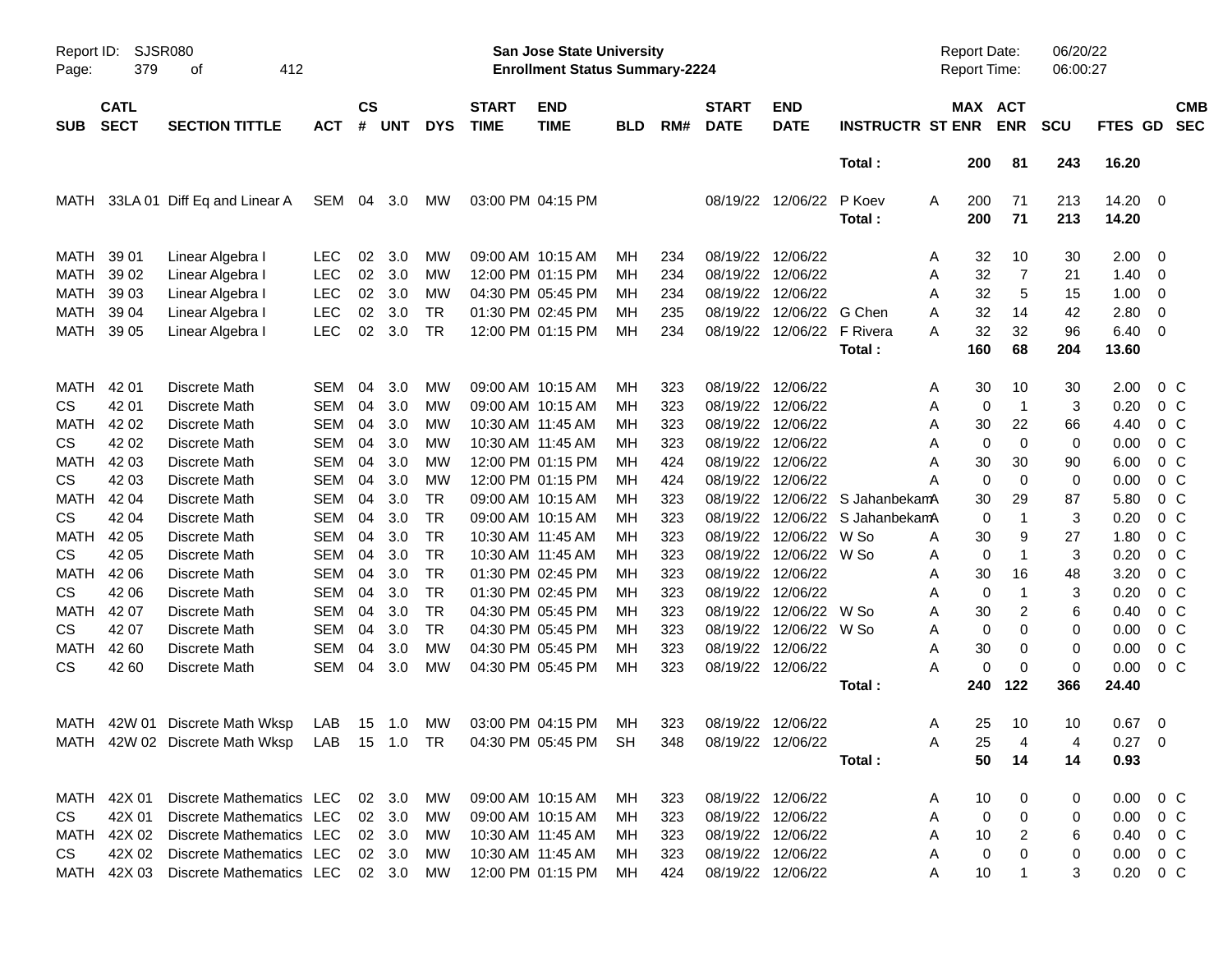| SUB | CATL SECT | SECTION TITTLE | ACT | CS # | UNT | DYS | START TIME | END TIME | BLD | RM# | START DATE | END DATE | INSTRUCTR | ST | MAX ENR | ACT ENR | SCU | FTES | GD | CMB SEC |
|---|---|---|---|---|---|---|---|---|---|---|---|---|---|---|---|---|---|---|---|---|
| | | | | | | | | | | | | | Total : | | 200 | 81 | 243 | 16.20 | | |
| MATH | 33LA 01 | Diff Eq and Linear A | SEM | 04 | 3.0 | MW | 03:00 PM | 04:15 PM | | | 08/19/22 | 12/06/22 | P Koev | A | 200 | 71 | 213 | 14.20 | 0 | |
| | | | | | | | | | | | | | Total : | | 200 | 71 | 213 | 14.20 | | |
| MATH | 39 01 | Linear Algebra I | LEC | 02 | 3.0 | MW | 09:00 AM | 10:15 AM | MH | 234 | 08/19/22 | 12/06/22 | | A | 32 | 10 | 30 | 2.00 | 0 | |
| MATH | 39 02 | Linear Algebra I | LEC | 02 | 3.0 | MW | 12:00 PM | 01:15 PM | MH | 234 | 08/19/22 | 12/06/22 | | A | 32 | 7 | 21 | 1.40 | 0 | |
| MATH | 39 03 | Linear Algebra I | LEC | 02 | 3.0 | MW | 04:30 PM | 05:45 PM | MH | 234 | 08/19/22 | 12/06/22 | | A | 32 | 5 | 15 | 1.00 | 0 | |
| MATH | 39 04 | Linear Algebra I | LEC | 02 | 3.0 | TR | 01:30 PM | 02:45 PM | MH | 235 | 08/19/22 | 12/06/22 | G Chen | A | 32 | 14 | 42 | 2.80 | 0 | |
| MATH | 39 05 | Linear Algebra I | LEC | 02 | 3.0 | TR | 12:00 PM | 01:15 PM | MH | 234 | 08/19/22 | 12/06/22 | F Rivera | A | 32 | 32 | 96 | 6.40 | 0 | |
| | | | | | | | | | | | | | Total : | | 160 | 68 | 204 | 13.60 | | |
| MATH | 42 01 | Discrete Math | SEM | 04 | 3.0 | MW | 09:00 AM | 10:15 AM | MH | 323 | 08/19/22 | 12/06/22 | | A | 30 | 10 | 30 | 2.00 | 0 | C |
| CS | 42 01 | Discrete Math | SEM | 04 | 3.0 | MW | 09:00 AM | 10:15 AM | MH | 323 | 08/19/22 | 12/06/22 | | A | 0 | 1 | 3 | 0.20 | 0 | C |
| MATH | 42 02 | Discrete Math | SEM | 04 | 3.0 | MW | 10:30 AM | 11:45 AM | MH | 323 | 08/19/22 | 12/06/22 | | A | 30 | 22 | 66 | 4.40 | 0 | C |
| CS | 42 02 | Discrete Math | SEM | 04 | 3.0 | MW | 10:30 AM | 11:45 AM | MH | 323 | 08/19/22 | 12/06/22 | | A | 0 | 0 | 0 | 0.00 | 0 | C |
| MATH | 42 03 | Discrete Math | SEM | 04 | 3.0 | MW | 12:00 PM | 01:15 PM | MH | 424 | 08/19/22 | 12/06/22 | | A | 30 | 30 | 90 | 6.00 | 0 | C |
| CS | 42 03 | Discrete Math | SEM | 04 | 3.0 | MW | 12:00 PM | 01:15 PM | MH | 424 | 08/19/22 | 12/06/22 | | A | 0 | 0 | 0 | 0.00 | 0 | C |
| MATH | 42 04 | Discrete Math | SEM | 04 | 3.0 | TR | 09:00 AM | 10:15 AM | MH | 323 | 08/19/22 | 12/06/22 | S Jahanbekam | A | 30 | 29 | 87 | 5.80 | 0 | C |
| CS | 42 04 | Discrete Math | SEM | 04 | 3.0 | TR | 09:00 AM | 10:15 AM | MH | 323 | 08/19/22 | 12/06/22 | S Jahanbekam | A | 0 | 1 | 3 | 0.20 | 0 | C |
| MATH | 42 05 | Discrete Math | SEM | 04 | 3.0 | TR | 10:30 AM | 11:45 AM | MH | 323 | 08/19/22 | 12/06/22 | W So | A | 30 | 9 | 27 | 1.80 | 0 | C |
| CS | 42 05 | Discrete Math | SEM | 04 | 3.0 | TR | 10:30 AM | 11:45 AM | MH | 323 | 08/19/22 | 12/06/22 | W So | A | 0 | 1 | 3 | 0.20 | 0 | C |
| MATH | 42 06 | Discrete Math | SEM | 04 | 3.0 | TR | 01:30 PM | 02:45 PM | MH | 323 | 08/19/22 | 12/06/22 | | A | 30 | 16 | 48 | 3.20 | 0 | C |
| CS | 42 06 | Discrete Math | SEM | 04 | 3.0 | TR | 01:30 PM | 02:45 PM | MH | 323 | 08/19/22 | 12/06/22 | | A | 0 | 1 | 3 | 0.20 | 0 | C |
| MATH | 42 07 | Discrete Math | SEM | 04 | 3.0 | TR | 04:30 PM | 05:45 PM | MH | 323 | 08/19/22 | 12/06/22 | W So | A | 30 | 2 | 6 | 0.40 | 0 | C |
| CS | 42 07 | Discrete Math | SEM | 04 | 3.0 | TR | 04:30 PM | 05:45 PM | MH | 323 | 08/19/22 | 12/06/22 | W So | A | 0 | 0 | 0 | 0.00 | 0 | C |
| MATH | 42 60 | Discrete Math | SEM | 04 | 3.0 | MW | 04:30 PM | 05:45 PM | MH | 323 | 08/19/22 | 12/06/22 | | A | 30 | 0 | 0 | 0.00 | 0 | C |
| CS | 42 60 | Discrete Math | SEM | 04 | 3.0 | MW | 04:30 PM | 05:45 PM | MH | 323 | 08/19/22 | 12/06/22 | | A | 0 | 0 | 0 | 0.00 | 0 | C |
| | | | | | | | | | | | | | Total : | | 240 | 122 | 366 | 24.40 | | |
| MATH | 42W 01 | Discrete Math Wksp | LAB | 15 | 1.0 | MW | 03:00 PM | 04:15 PM | MH | 323 | 08/19/22 | 12/06/22 | | A | 25 | 10 | 10 | 0.67 | 0 | |
| MATH | 42W 02 | Discrete Math Wksp | LAB | 15 | 1.0 | TR | 04:30 PM | 05:45 PM | SH | 348 | 08/19/22 | 12/06/22 | | A | 25 | 4 | 4 | 0.27 | 0 | |
| | | | | | | | | | | | | | Total : | | 50 | 14 | 14 | 0.93 | | |
| MATH | 42X 01 | Discrete Mathematics | LEC | 02 | 3.0 | MW | 09:00 AM | 10:15 AM | MH | 323 | 08/19/22 | 12/06/22 | | A | 10 | 0 | 0 | 0.00 | 0 | C |
| CS | 42X 01 | Discrete Mathematics | LEC | 02 | 3.0 | MW | 09:00 AM | 10:15 AM | MH | 323 | 08/19/22 | 12/06/22 | | A | 0 | 0 | 0 | 0.00 | 0 | C |
| MATH | 42X 02 | Discrete Mathematics | LEC | 02 | 3.0 | MW | 10:30 AM | 11:45 AM | MH | 323 | 08/19/22 | 12/06/22 | | A | 10 | 2 | 6 | 0.40 | 0 | C |
| CS | 42X 02 | Discrete Mathematics | LEC | 02 | 3.0 | MW | 10:30 AM | 11:45 AM | MH | 323 | 08/19/22 | 12/06/22 | | A | 0 | 0 | 0 | 0.00 | 0 | C |
| MATH | 42X 03 | Discrete Mathematics | LEC | 02 | 3.0 | MW | 12:00 PM | 01:15 PM | MH | 424 | 08/19/22 | 12/06/22 | | A | 10 | 1 | 3 | 0.20 | 0 | C |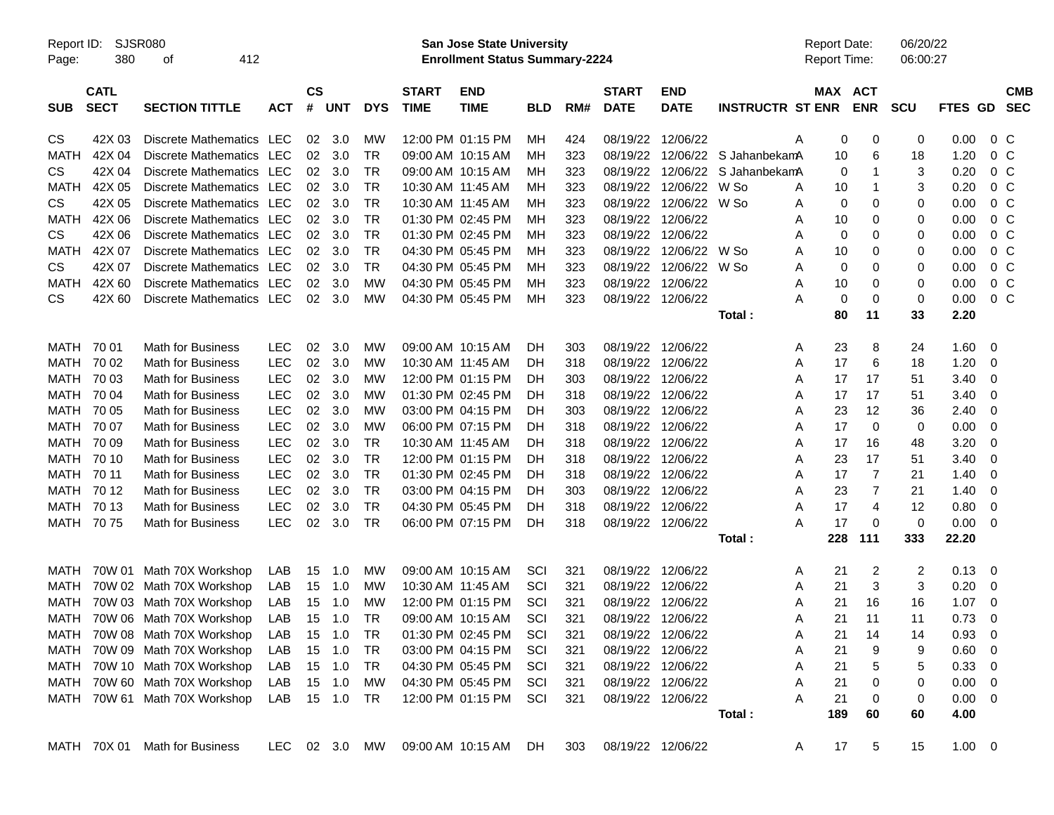Report ID: SJSR080

**San Jose State University**
**Enrollment Status Summary-2224**

Report Date: 06/20/22
Report Time: 06:00:27

| SUB | CATL SECT | SECTION TITTLE | ACT | CS # | UNT | DYS | START TIME | END TIME | BLD | RM# | START DATE | END DATE | INSTRUCTR | ST | MAX ENR | ACT ENR | SCU | FTES | GD | CMB SEC |
|---|---|---|---|---|---|---|---|---|---|---|---|---|---|---|---|---|---|---|---|---|
| CS | 42X 03 | Discrete Mathematics | LEC | 02 | 3.0 | MW | 12:00 PM | 01:15 PM | MH | 424 | 08/19/22 | 12/06/22 | | A | 0 | 0 | 0 | 0.00 | 0 | C |
| MATH | 42X 04 | Discrete Mathematics | LEC | 02 | 3.0 | TR | 09:00 AM | 10:15 AM | MH | 323 | 08/19/22 | 12/06/22 | S Jahanbekam | A | 10 | 6 | 18 | 1.20 | 0 | C |
| CS | 42X 04 | Discrete Mathematics | LEC | 02 | 3.0 | TR | 09:00 AM | 10:15 AM | MH | 323 | 08/19/22 | 12/06/22 | S Jahanbekam | A | 0 | 1 | 3 | 0.20 | 0 | C |
| MATH | 42X 05 | Discrete Mathematics | LEC | 02 | 3.0 | TR | 10:30 AM | 11:45 AM | MH | 323 | 08/19/22 | 12/06/22 | W So | A | 10 | 1 | 3 | 0.20 | 0 | C |
| CS | 42X 05 | Discrete Mathematics | LEC | 02 | 3.0 | TR | 10:30 AM | 11:45 AM | MH | 323 | 08/19/22 | 12/06/22 | W So | A | 0 | 0 | 0 | 0.00 | 0 | C |
| MATH | 42X 06 | Discrete Mathematics | LEC | 02 | 3.0 | TR | 01:30 PM | 02:45 PM | MH | 323 | 08/19/22 | 12/06/22 | | A | 10 | 0 | 0 | 0.00 | 0 | C |
| CS | 42X 06 | Discrete Mathematics | LEC | 02 | 3.0 | TR | 01:30 PM | 02:45 PM | MH | 323 | 08/19/22 | 12/06/22 | | A | 0 | 0 | 0 | 0.00 | 0 | C |
| MATH | 42X 07 | Discrete Mathematics | LEC | 02 | 3.0 | TR | 04:30 PM | 05:45 PM | MH | 323 | 08/19/22 | 12/06/22 | W So | A | 10 | 0 | 0 | 0.00 | 0 | C |
| CS | 42X 07 | Discrete Mathematics | LEC | 02 | 3.0 | TR | 04:30 PM | 05:45 PM | MH | 323 | 08/19/22 | 12/06/22 | W So | A | 0 | 0 | 0 | 0.00 | 0 | C |
| MATH | 42X 60 | Discrete Mathematics | LEC | 02 | 3.0 | MW | 04:30 PM | 05:45 PM | MH | 323 | 08/19/22 | 12/06/22 | | A | 10 | 0 | 0 | 0.00 | 0 | C |
| CS | 42X 60 | Discrete Mathematics | LEC | 02 | 3.0 | MW | 04:30 PM | 05:45 PM | MH | 323 | 08/19/22 | 12/06/22 | | A | 0 | 0 | 0 | 0.00 | 0 | C |
| | | | | | | | | | | | | | **Total :** | | **80** | **11** | **33** | **2.20** | | |
| MATH | 70 01 | Math for Business | LEC | 02 | 3.0 | MW | 09:00 AM | 10:15 AM | DH | 303 | 08/19/22 | 12/06/22 | | A | 23 | 8 | 24 | 1.60 | 0 | |
| MATH | 70 02 | Math for Business | LEC | 02 | 3.0 | MW | 10:30 AM | 11:45 AM | DH | 318 | 08/19/22 | 12/06/22 | | A | 17 | 6 | 18 | 1.20 | 0 | |
| MATH | 70 03 | Math for Business | LEC | 02 | 3.0 | MW | 12:00 PM | 01:15 PM | DH | 303 | 08/19/22 | 12/06/22 | | A | 17 | 17 | 51 | 3.40 | 0 | |
| MATH | 70 04 | Math for Business | LEC | 02 | 3.0 | MW | 01:30 PM | 02:45 PM | DH | 318 | 08/19/22 | 12/06/22 | | A | 17 | 17 | 51 | 3.40 | 0 | |
| MATH | 70 05 | Math for Business | LEC | 02 | 3.0 | MW | 03:00 PM | 04:15 PM | DH | 303 | 08/19/22 | 12/06/22 | | A | 23 | 12 | 36 | 2.40 | 0 | |
| MATH | 70 07 | Math for Business | LEC | 02 | 3.0 | MW | 06:00 PM | 07:15 PM | DH | 318 | 08/19/22 | 12/06/22 | | A | 17 | 0 | 0 | 0.00 | 0 | |
| MATH | 70 09 | Math for Business | LEC | 02 | 3.0 | TR | 10:30 AM | 11:45 AM | DH | 318 | 08/19/22 | 12/06/22 | | A | 17 | 16 | 48 | 3.20 | 0 | |
| MATH | 70 10 | Math for Business | LEC | 02 | 3.0 | TR | 12:00 PM | 01:15 PM | DH | 318 | 08/19/22 | 12/06/22 | | A | 23 | 17 | 51 | 3.40 | 0 | |
| MATH | 70 11 | Math for Business | LEC | 02 | 3.0 | TR | 01:30 PM | 02:45 PM | DH | 318 | 08/19/22 | 12/06/22 | | A | 17 | 7 | 21 | 1.40 | 0 | |
| MATH | 70 12 | Math for Business | LEC | 02 | 3.0 | TR | 03:00 PM | 04:15 PM | DH | 303 | 08/19/22 | 12/06/22 | | A | 23 | 7 | 21 | 1.40 | 0 | |
| MATH | 70 13 | Math for Business | LEC | 02 | 3.0 | TR | 04:30 PM | 05:45 PM | DH | 318 | 08/19/22 | 12/06/22 | | A | 17 | 4 | 12 | 0.80 | 0 | |
| MATH | 70 75 | Math for Business | LEC | 02 | 3.0 | TR | 06:00 PM | 07:15 PM | DH | 318 | 08/19/22 | 12/06/22 | | A | 17 | 0 | 0 | 0.00 | 0 | |
| | | | | | | | | | | | | | **Total :** | | **228** | **111** | **333** | **22.20** | | |
| MATH | 70W 01 | Math 70X Workshop | LAB | 15 | 1.0 | MW | 09:00 AM | 10:15 AM | SCI | 321 | 08/19/22 | 12/06/22 | | A | 21 | 2 | 2 | 0.13 | 0 | |
| MATH | 70W 02 | Math 70X Workshop | LAB | 15 | 1.0 | MW | 10:30 AM | 11:45 AM | SCI | 321 | 08/19/22 | 12/06/22 | | A | 21 | 3 | 3 | 0.20 | 0 | |
| MATH | 70W 03 | Math 70X Workshop | LAB | 15 | 1.0 | MW | 12:00 PM | 01:15 PM | SCI | 321 | 08/19/22 | 12/06/22 | | A | 21 | 16 | 16 | 1.07 | 0 | |
| MATH | 70W 06 | Math 70X Workshop | LAB | 15 | 1.0 | TR | 09:00 AM | 10:15 AM | SCI | 321 | 08/19/22 | 12/06/22 | | A | 21 | 11 | 11 | 0.73 | 0 | |
| MATH | 70W 08 | Math 70X Workshop | LAB | 15 | 1.0 | TR | 01:30 PM | 02:45 PM | SCI | 321 | 08/19/22 | 12/06/22 | | A | 21 | 14 | 14 | 0.93 | 0 | |
| MATH | 70W 09 | Math 70X Workshop | LAB | 15 | 1.0 | TR | 03:00 PM | 04:15 PM | SCI | 321 | 08/19/22 | 12/06/22 | | A | 21 | 9 | 9 | 0.60 | 0 | |
| MATH | 70W 10 | Math 70X Workshop | LAB | 15 | 1.0 | TR | 04:30 PM | 05:45 PM | SCI | 321 | 08/19/22 | 12/06/22 | | A | 21 | 5 | 5 | 0.33 | 0 | |
| MATH | 70W 60 | Math 70X Workshop | LAB | 15 | 1.0 | MW | 04:30 PM | 05:45 PM | SCI | 321 | 08/19/22 | 12/06/22 | | A | 21 | 0 | 0 | 0.00 | 0 | |
| MATH | 70W 61 | Math 70X Workshop | LAB | 15 | 1.0 | TR | 12:00 PM | 01:15 PM | SCI | 321 | 08/19/22 | 12/06/22 | | A | 21 | 0 | 0 | 0.00 | 0 | |
| | | | | | | | | | | | | | **Total :** | | **189** | **60** | **60** | **4.00** | | |
| MATH | 70X 01 | Math for Business | LEC | 02 | 3.0 | MW | 09:00 AM | 10:15 AM | DH | 303 | 08/19/22 | 12/06/22 | | A | 17 | 5 | 15 | 1.00 | 0 | |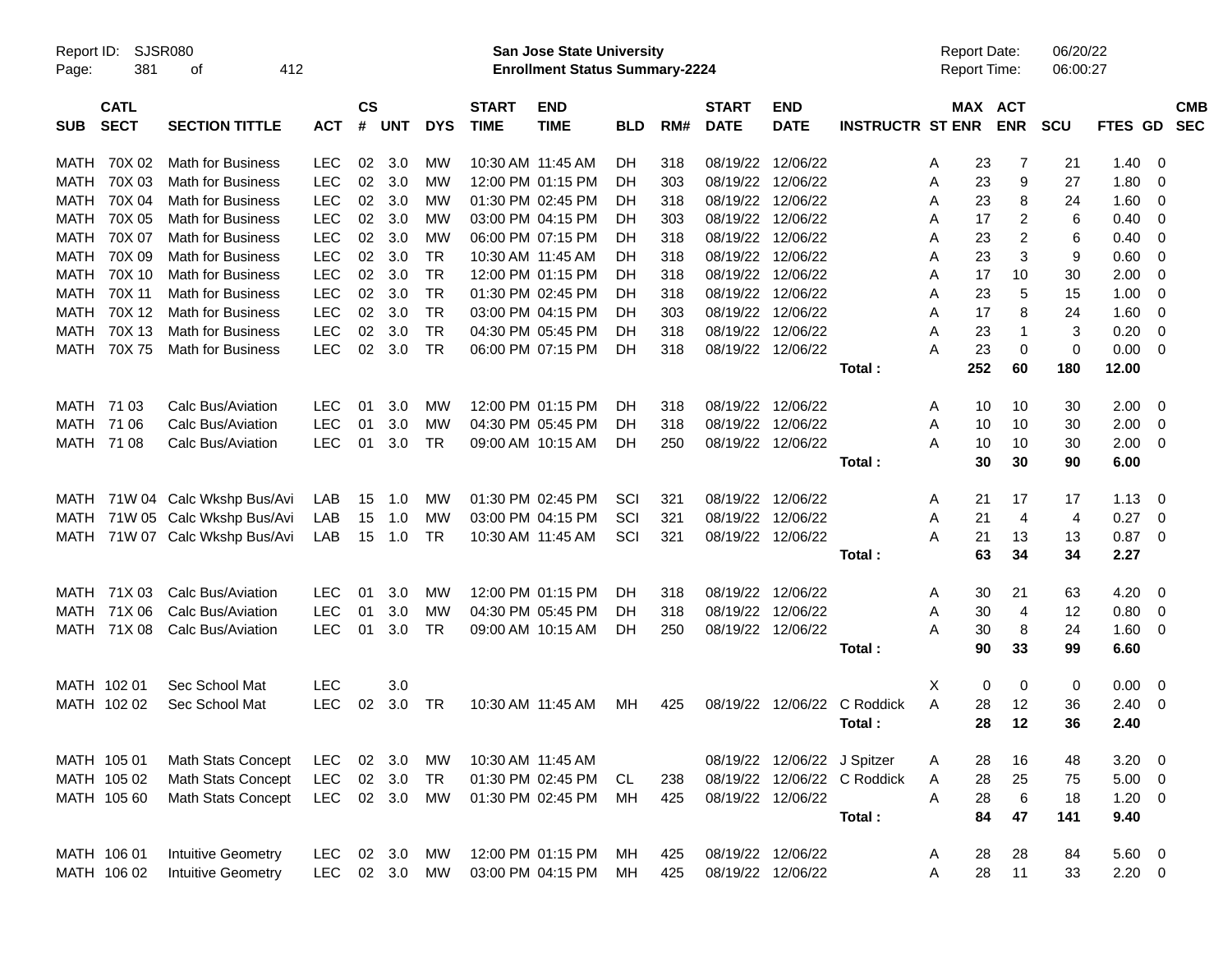Report ID: SJSR080

**San Jose State University**
**Enrollment Status Summary-2224**

Report Date: 06/20/22
Report Time: 06:00:27

| SUB | CATL SECT | SECTION TITTLE | ACT | CS # | UNT | DYS | START TIME | END TIME | BLD | RM# | START DATE | END DATE | INSTRUCTR | ST | MAX ENR | ACT ENR | SCU | FTES | GD | CMB SEC |
|---|---|---|---|---|---|---|---|---|---|---|---|---|---|---|---|---|---|---|---|---|
| MATH | 70X 02 | Math for Business | LEC | 02 | 3.0 | MW | 10:30 AM | 11:45 AM | DH | 318 | 08/19/22 | 12/06/22 | | A | 23 | 7 | 21 | 1.40 | 0 | |
| MATH | 70X 03 | Math for Business | LEC | 02 | 3.0 | MW | 12:00 PM | 01:15 PM | DH | 303 | 08/19/22 | 12/06/22 | | A | 23 | 9 | 27 | 1.80 | 0 | |
| MATH | 70X 04 | Math for Business | LEC | 02 | 3.0 | MW | 01:30 PM | 02:45 PM | DH | 318 | 08/19/22 | 12/06/22 | | A | 23 | 8 | 24 | 1.60 | 0 | |
| MATH | 70X 05 | Math for Business | LEC | 02 | 3.0 | MW | 03:00 PM | 04:15 PM | DH | 303 | 08/19/22 | 12/06/22 | | A | 17 | 2 | 6 | 0.40 | 0 | |
| MATH | 70X 07 | Math for Business | LEC | 02 | 3.0 | MW | 06:00 PM | 07:15 PM | DH | 318 | 08/19/22 | 12/06/22 | | A | 23 | 2 | 6 | 0.40 | 0 | |
| MATH | 70X 09 | Math for Business | LEC | 02 | 3.0 | TR | 10:30 AM | 11:45 AM | DH | 318 | 08/19/22 | 12/06/22 | | A | 23 | 3 | 9 | 0.60 | 0 | |
| MATH | 70X 10 | Math for Business | LEC | 02 | 3.0 | TR | 12:00 PM | 01:15 PM | DH | 318 | 08/19/22 | 12/06/22 | | A | 17 | 10 | 30 | 2.00 | 0 | |
| MATH | 70X 11 | Math for Business | LEC | 02 | 3.0 | TR | 01:30 PM | 02:45 PM | DH | 318 | 08/19/22 | 12/06/22 | | A | 23 | 5 | 15 | 1.00 | 0 | |
| MATH | 70X 12 | Math for Business | LEC | 02 | 3.0 | TR | 03:00 PM | 04:15 PM | DH | 303 | 08/19/22 | 12/06/22 | | A | 17 | 8 | 24 | 1.60 | 0 | |
| MATH | 70X 13 | Math for Business | LEC | 02 | 3.0 | TR | 04:30 PM | 05:45 PM | DH | 318 | 08/19/22 | 12/06/22 | | A | 23 | 1 | 3 | 0.20 | 0 | |
| MATH | 70X 75 | Math for Business | LEC | 02 | 3.0 | TR | 06:00 PM | 07:15 PM | DH | 318 | 08/19/22 | 12/06/22 | | A | 23 | 0 | 0 | 0.00 | 0 | |
| | | | | | | | | | | | | | Total : | | 252 | 60 | 180 | 12.00 | | |
| MATH | 71 03 | Calc Bus/Aviation | LEC | 01 | 3.0 | MW | 12:00 PM | 01:15 PM | DH | 318 | 08/19/22 | 12/06/22 | | A | 10 | 10 | 30 | 2.00 | 0 | |
| MATH | 71 06 | Calc Bus/Aviation | LEC | 01 | 3.0 | MW | 04:30 PM | 05:45 PM | DH | 318 | 08/19/22 | 12/06/22 | | A | 10 | 10 | 30 | 2.00 | 0 | |
| MATH | 71 08 | Calc Bus/Aviation | LEC | 01 | 3.0 | TR | 09:00 AM | 10:15 AM | DH | 250 | 08/19/22 | 12/06/22 | | A | 10 | 10 | 30 | 2.00 | 0 | |
| | | | | | | | | | | | | | Total : | | 30 | 30 | 90 | 6.00 | | |
| MATH | 71W 04 | Calc Wkshp Bus/Avi | LAB | 15 | 1.0 | MW | 01:30 PM | 02:45 PM | SCI | 321 | 08/19/22 | 12/06/22 | | A | 21 | 17 | 17 | 1.13 | 0 | |
| MATH | 71W 05 | Calc Wkshp Bus/Avi | LAB | 15 | 1.0 | MW | 03:00 PM | 04:15 PM | SCI | 321 | 08/19/22 | 12/06/22 | | A | 21 | 4 | 4 | 0.27 | 0 | |
| MATH | 71W 07 | Calc Wkshp Bus/Avi | LAB | 15 | 1.0 | TR | 10:30 AM | 11:45 AM | SCI | 321 | 08/19/22 | 12/06/22 | | A | 21 | 13 | 13 | 0.87 | 0 | |
| | | | | | | | | | | | | | Total : | | 63 | 34 | 34 | 2.27 | | |
| MATH | 71X 03 | Calc Bus/Aviation | LEC | 01 | 3.0 | MW | 12:00 PM | 01:15 PM | DH | 318 | 08/19/22 | 12/06/22 | | A | 30 | 21 | 63 | 4.20 | 0 | |
| MATH | 71X 06 | Calc Bus/Aviation | LEC | 01 | 3.0 | MW | 04:30 PM | 05:45 PM | DH | 318 | 08/19/22 | 12/06/22 | | A | 30 | 4 | 12 | 0.80 | 0 | |
| MATH | 71X 08 | Calc Bus/Aviation | LEC | 01 | 3.0 | TR | 09:00 AM | 10:15 AM | DH | 250 | 08/19/22 | 12/06/22 | | A | 30 | 8 | 24 | 1.60 | 0 | |
| | | | | | | | | | | | | | Total : | | 90 | 33 | 99 | 6.60 | | |
| MATH | 102 01 | Sec School Mat | LEC | | 3.0 | | | | | | | | | X | 0 | 0 | 0 | 0.00 | 0 | |
| MATH | 102 02 | Sec School Mat | LEC | 02 | 3.0 | TR | 10:30 AM | 11:45 AM | MH | 425 | 08/19/22 | 12/06/22 | C Roddick | A | 28 | 12 | 36 | 2.40 | 0 | |
| | | | | | | | | | | | | | Total : | | 28 | 12 | 36 | 2.40 | | |
| MATH | 105 01 | Math Stats Concept | LEC | 02 | 3.0 | MW | 10:30 AM | 11:45 AM | | | 08/19/22 | 12/06/22 | J Spitzer | A | 28 | 16 | 48 | 3.20 | 0 | |
| MATH | 105 02 | Math Stats Concept | LEC | 02 | 3.0 | TR | 01:30 PM | 02:45 PM | CL | 238 | 08/19/22 | 12/06/22 | C Roddick | A | 28 | 25 | 75 | 5.00 | 0 | |
| MATH | 105 60 | Math Stats Concept | LEC | 02 | 3.0 | MW | 01:30 PM | 02:45 PM | MH | 425 | 08/19/22 | 12/06/22 | | A | 28 | 6 | 18 | 1.20 | 0 | |
| | | | | | | | | | | | | | Total : | | 84 | 47 | 141 | 9.40 | | |
| MATH | 106 01 | Intuitive Geometry | LEC | 02 | 3.0 | MW | 12:00 PM | 01:15 PM | MH | 425 | 08/19/22 | 12/06/22 | | A | 28 | 28 | 84 | 5.60 | 0 | |
| MATH | 106 02 | Intuitive Geometry | LEC | 02 | 3.0 | MW | 03:00 PM | 04:15 PM | MH | 425 | 08/19/22 | 12/06/22 | | A | 28 | 11 | 33 | 2.20 | 0 | |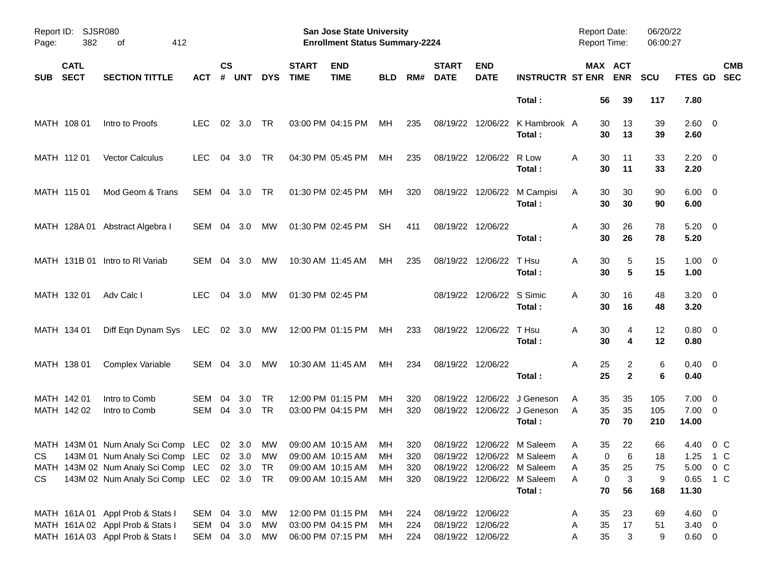| SUB | CATL SECT | SECTION TITTLE | ACT | CS # | UNT | DYS | START TIME | END TIME | BLD | RM# | START DATE | END DATE | INSTRUCTR | ST | MAX ENR | ACT ENR | SCU | FTES | GD | CMB SEC |
|---|---|---|---|---|---|---|---|---|---|---|---|---|---|---|---|---|---|---|---|---|
| | | | | | | | | | | | | | **Total :** | | **56** | **39** | **117** | **7.80** | | |
| MATH | 108 01 | Intro to Proofs | LEC | 02 | 3.0 | TR | 03:00 PM | 04:15 PM | MH | 235 | 08/19/22 | 12/06/22 | K Hambrook | A | 30 | 13 | 39 | 2.60 | 0 | |
| | | | | | | | | | | | | | **Total :** | | **30** | **13** | **39** | **2.60** | | |
| MATH | 112 01 | Vector Calculus | LEC | 04 | 3.0 | TR | 04:30 PM | 05:45 PM | MH | 235 | 08/19/22 | 12/06/22 | R Low | A | 30 | 11 | 33 | 2.20 | 0 | |
| | | | | | | | | | | | | | **Total :** | | **30** | **11** | **33** | **2.20** | | |
| MATH | 115 01 | Mod Geom & Trans | SEM | 04 | 3.0 | TR | 01:30 PM | 02:45 PM | MH | 320 | 08/19/22 | 12/06/22 | M Campisi | A | 30 | 30 | 90 | 6.00 | 0 | |
| | | | | | | | | | | | | | **Total :** | | **30** | **30** | **90** | **6.00** | | |
| MATH | 128A 01 | Abstract Algebra I | SEM | 04 | 3.0 | MW | 01:30 PM | 02:45 PM | SH | 411 | 08/19/22 | 12/06/22 | | A | 30 | 26 | 78 | 5.20 | 0 | |
| | | | | | | | | | | | | | **Total :** | | **30** | **26** | **78** | **5.20** | | |
| MATH | 131B 01 | Intro to Rl Variab | SEM | 04 | 3.0 | MW | 10:30 AM | 11:45 AM | MH | 235 | 08/19/22 | 12/06/22 | T Hsu | A | 30 | 5 | 15 | 1.00 | 0 | |
| | | | | | | | | | | | | | **Total :** | | **30** | **5** | **15** | **1.00** | | |
| MATH | 132 01 | Adv Calc I | LEC | 04 | 3.0 | MW | 01:30 PM | 02:45 PM | | | 08/19/22 | 12/06/22 | S Simic | A | 30 | 16 | 48 | 3.20 | 0 | |
| | | | | | | | | | | | | | **Total :** | | **30** | **16** | **48** | **3.20** | | |
| MATH | 134 01 | Diff Eqn Dynam Sys | LEC | 02 | 3.0 | MW | 12:00 PM | 01:15 PM | MH | 233 | 08/19/22 | 12/06/22 | T Hsu | A | 30 | 4 | 12 | 0.80 | 0 | |
| | | | | | | | | | | | | | **Total :** | | **30** | **4** | **12** | **0.80** | | |
| MATH | 138 01 | Complex Variable | SEM | 04 | 3.0 | MW | 10:30 AM | 11:45 AM | MH | 234 | 08/19/22 | 12/06/22 | | A | 25 | 2 | 6 | 0.40 | 0 | |
| | | | | | | | | | | | | | **Total :** | | **25** | **2** | **6** | **0.40** | | |
| MATH | 142 01 | Intro to Comb | SEM | 04 | 3.0 | TR | 12:00 PM | 01:15 PM | MH | 320 | 08/19/22 | 12/06/22 | J Geneson | A | 35 | 35 | 105 | 7.00 | 0 | |
| MATH | 142 02 | Intro to Comb | SEM | 04 | 3.0 | TR | 03:00 PM | 04:15 PM | MH | 320 | 08/19/22 | 12/06/22 | J Geneson | A | 35 | 35 | 105 | 7.00 | 0 | |
| | | | | | | | | | | | | | **Total :** | | **70** | **70** | **210** | **14.00** | | |
| MATH | 143M 01 | Num Analy Sci Comp | LEC | 02 | 3.0 | MW | 09:00 AM | 10:15 AM | MH | 320 | 08/19/22 | 12/06/22 | M Saleem | A | 35 | 22 | 66 | 4.40 | 0 | C |
| CS | 143M 01 | Num Analy Sci Comp | LEC | 02 | 3.0 | MW | 09:00 AM | 10:15 AM | MH | 320 | 08/19/22 | 12/06/22 | M Saleem | A | 0 | 6 | 18 | 1.25 | 1 | C |
| MATH | 143M 02 | Num Analy Sci Comp | LEC | 02 | 3.0 | TR | 09:00 AM | 10:15 AM | MH | 320 | 08/19/22 | 12/06/22 | M Saleem | A | 35 | 25 | 75 | 5.00 | 0 | C |
| CS | 143M 02 | Num Analy Sci Comp | LEC | 02 | 3.0 | TR | 09:00 AM | 10:15 AM | MH | 320 | 08/19/22 | 12/06/22 | M Saleem | A | 0 | 3 | 9 | 0.65 | 1 | C |
| | | | | | | | | | | | | | **Total :** | | **70** | **56** | **168** | **11.30** | | |
| MATH | 161A 01 | Appl Prob & Stats I | SEM | 04 | 3.0 | MW | 12:00 PM | 01:15 PM | MH | 224 | 08/19/22 | 12/06/22 | | A | 35 | 23 | 69 | 4.60 | 0 | |
| MATH | 161A 02 | Appl Prob & Stats I | SEM | 04 | 3.0 | MW | 03:00 PM | 04:15 PM | MH | 224 | 08/19/22 | 12/06/22 | | A | 35 | 17 | 51 | 3.40 | 0 | |
| MATH | 161A 03 | Appl Prob & Stats I | SEM | 04 | 3.0 | MW | 06:00 PM | 07:15 PM | MH | 224 | 08/19/22 | 12/06/22 | | A | 35 | 3 | 9 | 0.60 | 0 | |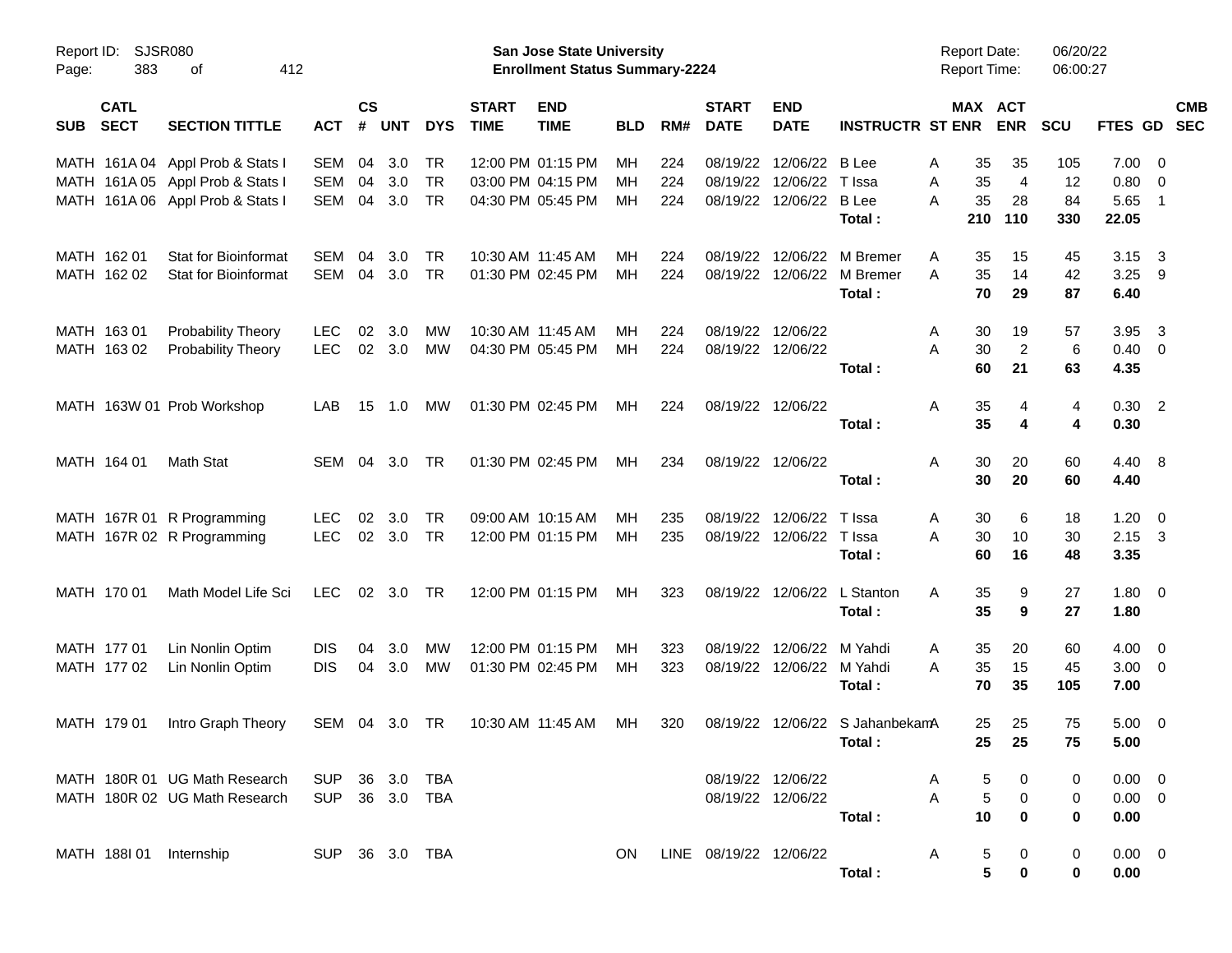Report ID: SJSR080
**San Jose State University**
**Enrollment Status Summary-2224**
Report Date: 06/20/22
Report Time: 06:00:27

| SUB | CATL SECT | SECTION TITTLE | ACT | CS # | UNT | DYS | START TIME | END TIME | BLD | RM# | START DATE | END DATE | INSTRUCTR | ST | MAX ENR | ACT ENR | SCU | FTES | GD | CMB SEC |
|---|---|---|---|---|---|---|---|---|---|---|---|---|---|---|---|---|---|---|---|---|
| MATH | 161A 04 | Appl Prob & Stats I | SEM | 04 | 3.0 | TR | 12:00 PM | 01:15 PM | MH | 224 | 08/19/22 | 12/06/22 | B Lee | A | 35 | 35 | 105 | 7.00 | 0 | |
| MATH | 161A 05 | Appl Prob & Stats I | SEM | 04 | 3.0 | TR | 03:00 PM | 04:15 PM | MH | 224 | 08/19/22 | 12/06/22 | T Issa | A | 35 | 4 | 12 | 0.80 | 0 | |
| MATH | 161A 06 | Appl Prob & Stats I | SEM | 04 | 3.0 | TR | 04:30 PM | 05:45 PM | MH | 224 | 08/19/22 | 12/06/22 | B Lee | A | 35 | 28 | 84 | 5.65 | 1 | |
| | | | | | | | | | | | | | **Total :** | | **210** | **110** | **330** | **22.05** | | |
| MATH | 162 01 | Stat for Bioinformat | SEM | 04 | 3.0 | TR | 10:30 AM | 11:45 AM | MH | 224 | 08/19/22 | 12/06/22 | M Bremer | A | 35 | 15 | 45 | 3.15 | 3 | |
| MATH | 162 02 | Stat for Bioinformat | SEM | 04 | 3.0 | TR | 01:30 PM | 02:45 PM | MH | 224 | 08/19/22 | 12/06/22 | M Bremer | A | 35 | 14 | 42 | 3.25 | 9 | |
| | | | | | | | | | | | | | **Total :** | | **70** | **29** | **87** | **6.40** | | |
| MATH | 163 01 | Probability Theory | LEC | 02 | 3.0 | MW | 10:30 AM | 11:45 AM | MH | 224 | 08/19/22 | 12/06/22 | | A | 30 | 19 | 57 | 3.95 | 3 | |
| MATH | 163 02 | Probability Theory | LEC | 02 | 3.0 | MW | 04:30 PM | 05:45 PM | MH | 224 | 08/19/22 | 12/06/22 | | A | 30 | 2 | 6 | 0.40 | 0 | |
| | | | | | | | | | | | | | **Total :** | | **60** | **21** | **63** | **4.35** | | |
| MATH | 163W 01 | Prob Workshop | LAB | 15 | 1.0 | MW | 01:30 PM | 02:45 PM | MH | 224 | 08/19/22 | 12/06/22 | | A | 35 | 4 | 4 | 0.30 | 2 | |
| | | | | | | | | | | | | | **Total :** | | **35** | **4** | **4** | **0.30** | | |
| MATH | 164 01 | Math Stat | SEM | 04 | 3.0 | TR | 01:30 PM | 02:45 PM | MH | 234 | 08/19/22 | 12/06/22 | | A | 30 | 20 | 60 | 4.40 | 8 | |
| | | | | | | | | | | | | | **Total :** | | **30** | **20** | **60** | **4.40** | | |
| MATH | 167R 01 | R Programming | LEC | 02 | 3.0 | TR | 09:00 AM | 10:15 AM | MH | 235 | 08/19/22 | 12/06/22 | T Issa | A | 30 | 6 | 18 | 1.20 | 0 | |
| MATH | 167R 02 | R Programming | LEC | 02 | 3.0 | TR | 12:00 PM | 01:15 PM | MH | 235 | 08/19/22 | 12/06/22 | T Issa | A | 30 | 10 | 30 | 2.15 | 3 | |
| | | | | | | | | | | | | | **Total :** | | **60** | **16** | **48** | **3.35** | | |
| MATH | 170 01 | Math Model Life Sci | LEC | 02 | 3.0 | TR | 12:00 PM | 01:15 PM | MH | 323 | 08/19/22 | 12/06/22 | L Stanton | A | 35 | 9 | 27 | 1.80 | 0 | |
| | | | | | | | | | | | | | **Total :** | | **35** | **9** | **27** | **1.80** | | |
| MATH | 177 01 | Lin Nonlin Optim | DIS | 04 | 3.0 | MW | 12:00 PM | 01:15 PM | MH | 323 | 08/19/22 | 12/06/22 | M Yahdi | A | 35 | 20 | 60 | 4.00 | 0 | |
| MATH | 177 02 | Lin Nonlin Optim | DIS | 04 | 3.0 | MW | 01:30 PM | 02:45 PM | MH | 323 | 08/19/22 | 12/06/22 | M Yahdi | A | 35 | 15 | 45 | 3.00 | 0 | |
| | | | | | | | | | | | | | **Total :** | | **70** | **35** | **105** | **7.00** | | |
| MATH | 179 01 | Intro Graph Theory | SEM | 04 | 3.0 | TR | 10:30 AM | 11:45 AM | MH | 320 | 08/19/22 | 12/06/22 | S Jahanbekam | A | 25 | 25 | 75 | 5.00 | 0 | |
| | | | | | | | | | | | | | **Total :** | | **25** | **25** | **75** | **5.00** | | |
| MATH | 180R 01 | UG Math Research | SUP | 36 | 3.0 | TBA | | | | | 08/19/22 | 12/06/22 | | A | 5 | 0 | 0 | 0.00 | 0 | |
| MATH | 180R 02 | UG Math Research | SUP | 36 | 3.0 | TBA | | | | | 08/19/22 | 12/06/22 | | A | 5 | 0 | 0 | 0.00 | 0 | |
| | | | | | | | | | | | | | **Total :** | | **10** | **0** | **0** | **0.00** | | |
| MATH | 188I 01 | Internship | SUP | 36 | 3.0 | TBA | | | ON | LINE | 08/19/22 | 12/06/22 | | A | 5 | 0 | 0 | 0.00 | 0 | |
| | | | | | | | | | | | | | **Total :** | | **5** | **0** | **0** | **0.00** | | |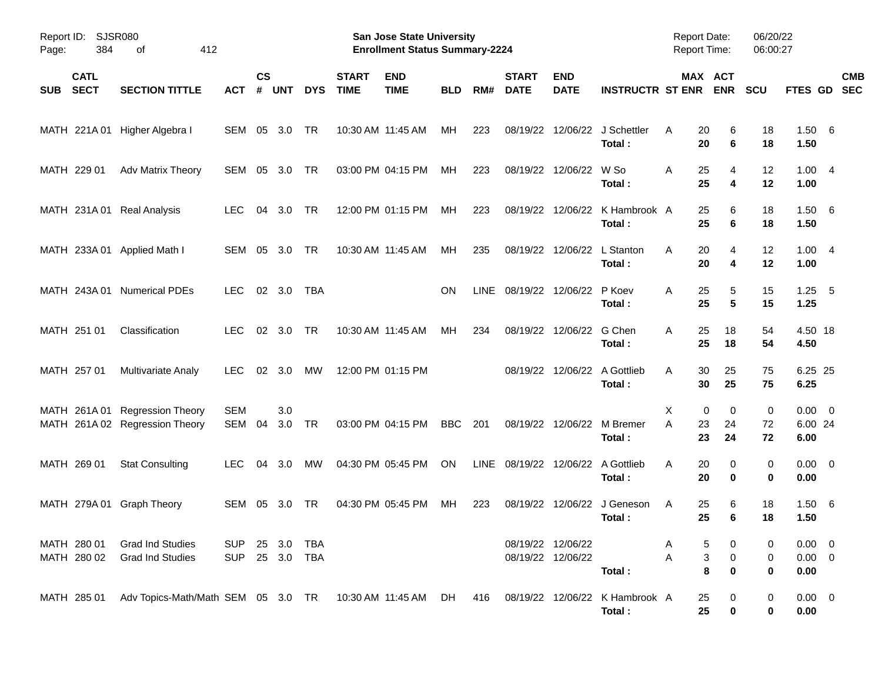Report ID: SJSR080
Page: 384 of 412

**San Jose State University**
**Enrollment Status Summary-2224**

Report Date: 06/20/22
Report Time: 06:00:27

| SUB | CATL SECT | SECTION TITTLE | ACT | CS # | UNT | DYS | START TIME | END TIME | BLD | RM# | START DATE | END DATE | INSTRUCTR | ST | MAX ENR | ACT ENR | SCU | FTES | GD | CMB SEC |
|---|---|---|---|---|---|---|---|---|---|---|---|---|---|---|---|---|---|---|---|---|
| MATH | 221A 01 | Higher Algebra I | SEM | 05 | 3.0 | TR | 10:30 AM | 11:45 AM | MH | 223 | 08/19/22 | 12/06/22 | J Schettler | A | 20 | 6 | 18 | 1.50 | 6 | |
| | | | | | | | | | | | | | **Total :** | | **20** | **6** | **18** | **1.50** | | |
| MATH | 229 01 | Adv Matrix Theory | SEM | 05 | 3.0 | TR | 03:00 PM | 04:15 PM | MH | 223 | 08/19/22 | 12/06/22 | W So | A | 25 | 4 | 12 | 1.00 | 4 | |
| | | | | | | | | | | | | | **Total :** | | **25** | **4** | **12** | **1.00** | | |
| MATH | 231A 01 | Real Analysis | LEC | 04 | 3.0 | TR | 12:00 PM | 01:15 PM | MH | 223 | 08/19/22 | 12/06/22 | K Hambrook | A | 25 | 6 | 18 | 1.50 | 6 | |
| | | | | | | | | | | | | | **Total :** | | **25** | **6** | **18** | **1.50** | | |
| MATH | 233A 01 | Applied Math I | SEM | 05 | 3.0 | TR | 10:30 AM | 11:45 AM | MH | 235 | 08/19/22 | 12/06/22 | L Stanton | A | 20 | 4 | 12 | 1.00 | 4 | |
| | | | | | | | | | | | | | **Total :** | | **20** | **4** | **12** | **1.00** | | |
| MATH | 243A 01 | Numerical PDEs | LEC | 02 | 3.0 | TBA | | | ON | LINE | 08/19/22 | 12/06/22 | P Koev | A | 25 | 5 | 15 | 1.25 | 5 | |
| | | | | | | | | | | | | | **Total :** | | **25** | **5** | **15** | **1.25** | | |
| MATH | 251 01 | Classification | LEC | 02 | 3.0 | TR | 10:30 AM | 11:45 AM | MH | 234 | 08/19/22 | 12/06/22 | G Chen | A | 25 | 18 | 54 | 4.50 | 18 | |
| | | | | | | | | | | | | | **Total :** | | **25** | **18** | **54** | **4.50** | | |
| MATH | 257 01 | Multivariate Analy | LEC | 02 | 3.0 | MW | 12:00 PM | 01:15 PM | | | 08/19/22 | 12/06/22 | A Gottlieb | A | 30 | 25 | 75 | 6.25 | 25 | |
| | | | | | | | | | | | | | **Total :** | | **30** | **25** | **75** | **6.25** | | |
| MATH | 261A 01 | Regression Theory | SEM | | 3.0 | | | | | | | | | X | 0 | 0 | 0 | 0.00 | 0 | |
| MATH | 261A 02 | Regression Theory | SEM | 04 | 3.0 | TR | 03:00 PM | 04:15 PM | BBC | 201 | 08/19/22 | 12/06/22 | M Bremer | A | 23 | 24 | 72 | 6.00 | 24 | |
| | | | | | | | | | | | | | **Total :** | | **23** | **24** | **72** | **6.00** | | |
| MATH | 269 01 | Stat Consulting | LEC | 04 | 3.0 | MW | 04:30 PM | 05:45 PM | ON | LINE | 08/19/22 | 12/06/22 | A Gottlieb | A | 20 | 0 | 0 | 0.00 | 0 | |
| | | | | | | | | | | | | | **Total :** | | **20** | **0** | **0** | **0.00** | | |
| MATH | 279A 01 | Graph Theory | SEM | 05 | 3.0 | TR | 04:30 PM | 05:45 PM | MH | 223 | 08/19/22 | 12/06/22 | J Geneson | A | 25 | 6 | 18 | 1.50 | 6 | |
| | | | | | | | | | | | | | **Total :** | | **25** | **6** | **18** | **1.50** | | |
| MATH | 280 01 | Grad Ind Studies | SUP | 25 | 3.0 | TBA | | | | | 08/19/22 | 12/06/22 | | A | 5 | 0 | 0 | 0.00 | 0 | |
| MATH | 280 02 | Grad Ind Studies | SUP | 25 | 3.0 | TBA | | | | | 08/19/22 | 12/06/22 | | A | 3 | 0 | 0 | 0.00 | 0 | |
| | | | | | | | | | | | | | **Total :** | | **8** | **0** | **0** | **0.00** | | |
| MATH | 285 01 | Adv Topics-Math/Math | SEM | 05 | 3.0 | TR | 10:30 AM | 11:45 AM | DH | 416 | 08/19/22 | 12/06/22 | K Hambrook | A | 25 | 0 | 0 | 0.00 | 0 | |
| | | | | | | | | | | | | | **Total :** | | **25** | **0** | **0** | **0.00** | | |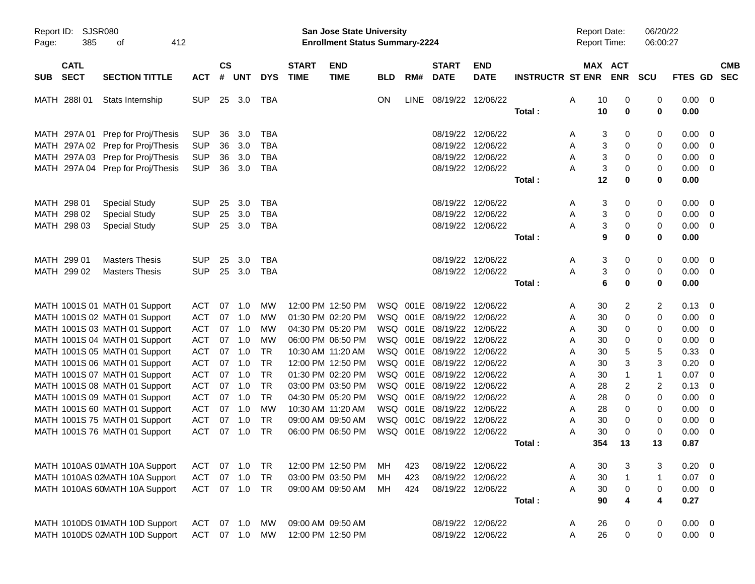Report ID: SJSR080

**San Jose State University**
**Enrollment Status Summary-2224**

Report Date: 06/20/22
Report Time: 06:00:27

| SUB | CATL SECT | SECTION TITTLE | ACT | CS # | UNT | DYS | START TIME | END TIME | BLD | RM# | START DATE | END DATE | INSTRUCTR | ST | MAX ENR | ACT ENR | SCU | FTES | GD | CMB SEC |
|---|---|---|---|---|---|---|---|---|---|---|---|---|---|---|---|---|---|---|---|---|
| MATH | 288I 01 | Stats Internship | SUP | 25 | 3.0 | TBA | | | ON | LINE | 08/19/22 | 12/06/22 | | A | 10 | 0 | 0 | 0.00 | 0 | |
| | | | | | | | | | | | | | **Total :** | | **10** | **0** | **0** | **0.00** | | |
| MATH | 297A 01 | Prep for Proj/Thesis | SUP | 36 | 3.0 | TBA | | | | | 08/19/22 | 12/06/22 | | A | 3 | 0 | 0 | 0.00 | 0 | |
| MATH | 297A 02 | Prep for Proj/Thesis | SUP | 36 | 3.0 | TBA | | | | | 08/19/22 | 12/06/22 | | A | 3 | 0 | 0 | 0.00 | 0 | |
| MATH | 297A 03 | Prep for Proj/Thesis | SUP | 36 | 3.0 | TBA | | | | | 08/19/22 | 12/06/22 | | A | 3 | 0 | 0 | 0.00 | 0 | |
| MATH | 297A 04 | Prep for Proj/Thesis | SUP | 36 | 3.0 | TBA | | | | | 08/19/22 | 12/06/22 | | A | 3 | 0 | 0 | 0.00 | 0 | |
| | | | | | | | | | | | | | **Total :** | | **12** | **0** | **0** | **0.00** | | |
| MATH | 298 01 | Special Study | SUP | 25 | 3.0 | TBA | | | | | 08/19/22 | 12/06/22 | | A | 3 | 0 | 0 | 0.00 | 0 | |
| MATH | 298 02 | Special Study | SUP | 25 | 3.0 | TBA | | | | | 08/19/22 | 12/06/22 | | A | 3 | 0 | 0 | 0.00 | 0 | |
| MATH | 298 03 | Special Study | SUP | 25 | 3.0 | TBA | | | | | 08/19/22 | 12/06/22 | | A | 3 | 0 | 0 | 0.00 | 0 | |
| | | | | | | | | | | | | | **Total :** | | **9** | **0** | **0** | **0.00** | | |
| MATH | 299 01 | Masters Thesis | SUP | 25 | 3.0 | TBA | | | | | 08/19/22 | 12/06/22 | | A | 3 | 0 | 0 | 0.00 | 0 | |
| MATH | 299 02 | Masters Thesis | SUP | 25 | 3.0 | TBA | | | | | 08/19/22 | 12/06/22 | | A | 3 | 0 | 0 | 0.00 | 0 | |
| | | | | | | | | | | | | | **Total :** | | **6** | **0** | **0** | **0.00** | | |
| MATH | 1001S 01 | MATH 01 Support | ACT | 07 | 1.0 | MW | 12:00 PM | 12:50 PM | WSQ | 001E | 08/19/22 | 12/06/22 | | A | 30 | 2 | 2 | 0.13 | 0 | |
| MATH | 1001S 02 | MATH 01 Support | ACT | 07 | 1.0 | MW | 01:30 PM | 02:20 PM | WSQ | 001E | 08/19/22 | 12/06/22 | | A | 30 | 0 | 0 | 0.00 | 0 | |
| MATH | 1001S 03 | MATH 01 Support | ACT | 07 | 1.0 | MW | 04:30 PM | 05:20 PM | WSQ | 001E | 08/19/22 | 12/06/22 | | A | 30 | 0 | 0 | 0.00 | 0 | |
| MATH | 1001S 04 | MATH 01 Support | ACT | 07 | 1.0 | MW | 06:00 PM | 06:50 PM | WSQ | 001E | 08/19/22 | 12/06/22 | | A | 30 | 0 | 0 | 0.00 | 0 | |
| MATH | 1001S 05 | MATH 01 Support | ACT | 07 | 1.0 | TR | 10:30 AM | 11:20 AM | WSQ | 001E | 08/19/22 | 12/06/22 | | A | 30 | 5 | 5 | 0.33 | 0 | |
| MATH | 1001S 06 | MATH 01 Support | ACT | 07 | 1.0 | TR | 12:00 PM | 12:50 PM | WSQ | 001E | 08/19/22 | 12/06/22 | | A | 30 | 3 | 3 | 0.20 | 0 | |
| MATH | 1001S 07 | MATH 01 Support | ACT | 07 | 1.0 | TR | 01:30 PM | 02:20 PM | WSQ | 001E | 08/19/22 | 12/06/22 | | A | 30 | 1 | 1 | 0.07 | 0 | |
| MATH | 1001S 08 | MATH 01 Support | ACT | 07 | 1.0 | TR | 03:00 PM | 03:50 PM | WSQ | 001E | 08/19/22 | 12/06/22 | | A | 28 | 2 | 2 | 0.13 | 0 | |
| MATH | 1001S 09 | MATH 01 Support | ACT | 07 | 1.0 | TR | 04:30 PM | 05:20 PM | WSQ | 001E | 08/19/22 | 12/06/22 | | A | 28 | 0 | 0 | 0.00 | 0 | |
| MATH | 1001S 60 | MATH 01 Support | ACT | 07 | 1.0 | MW | 10:30 AM | 11:20 AM | WSQ | 001E | 08/19/22 | 12/06/22 | | A | 28 | 0 | 0 | 0.00 | 0 | |
| MATH | 1001S 75 | MATH 01 Support | ACT | 07 | 1.0 | TR | 09:00 AM | 09:50 AM | WSQ | 001C | 08/19/22 | 12/06/22 | | A | 30 | 0 | 0 | 0.00 | 0 | |
| MATH | 1001S 76 | MATH 01 Support | ACT | 07 | 1.0 | TR | 06:00 PM | 06:50 PM | WSQ | 001E | 08/19/22 | 12/06/22 | | A | 30 | 0 | 0 | 0.00 | 0 | |
| | | | | | | | | | | | | | **Total :** | | **354** | **13** | **13** | **0.87** | | |
| MATH | 1010AS 01 | MATH 10A Support | ACT | 07 | 1.0 | TR | 12:00 PM | 12:50 PM | MH | 423 | 08/19/22 | 12/06/22 | | A | 30 | 3 | 3 | 0.20 | 0 | |
| MATH | 1010AS 02 | MATH 10A Support | ACT | 07 | 1.0 | TR | 03:00 PM | 03:50 PM | MH | 423 | 08/19/22 | 12/06/22 | | A | 30 | 1 | 1 | 0.07 | 0 | |
| MATH | 1010AS 60 | MATH 10A Support | ACT | 07 | 1.0 | TR | 09:00 AM | 09:50 AM | MH | 424 | 08/19/22 | 12/06/22 | | A | 30 | 0 | 0 | 0.00 | 0 | |
| | | | | | | | | | | | | | **Total :** | | **90** | **4** | **4** | **0.27** | | |
| MATH | 1010DS 01 | MATH 10D Support | ACT | 07 | 1.0 | MW | 09:00 AM | 09:50 AM | | | 08/19/22 | 12/06/22 | | A | 26 | 0 | 0 | 0.00 | 0 | |
| MATH | 1010DS 02 | MATH 10D Support | ACT | 07 | 1.0 | MW | 12:00 PM | 12:50 PM | | | 08/19/22 | 12/06/22 | | A | 26 | 0 | 0 | 0.00 | 0 | |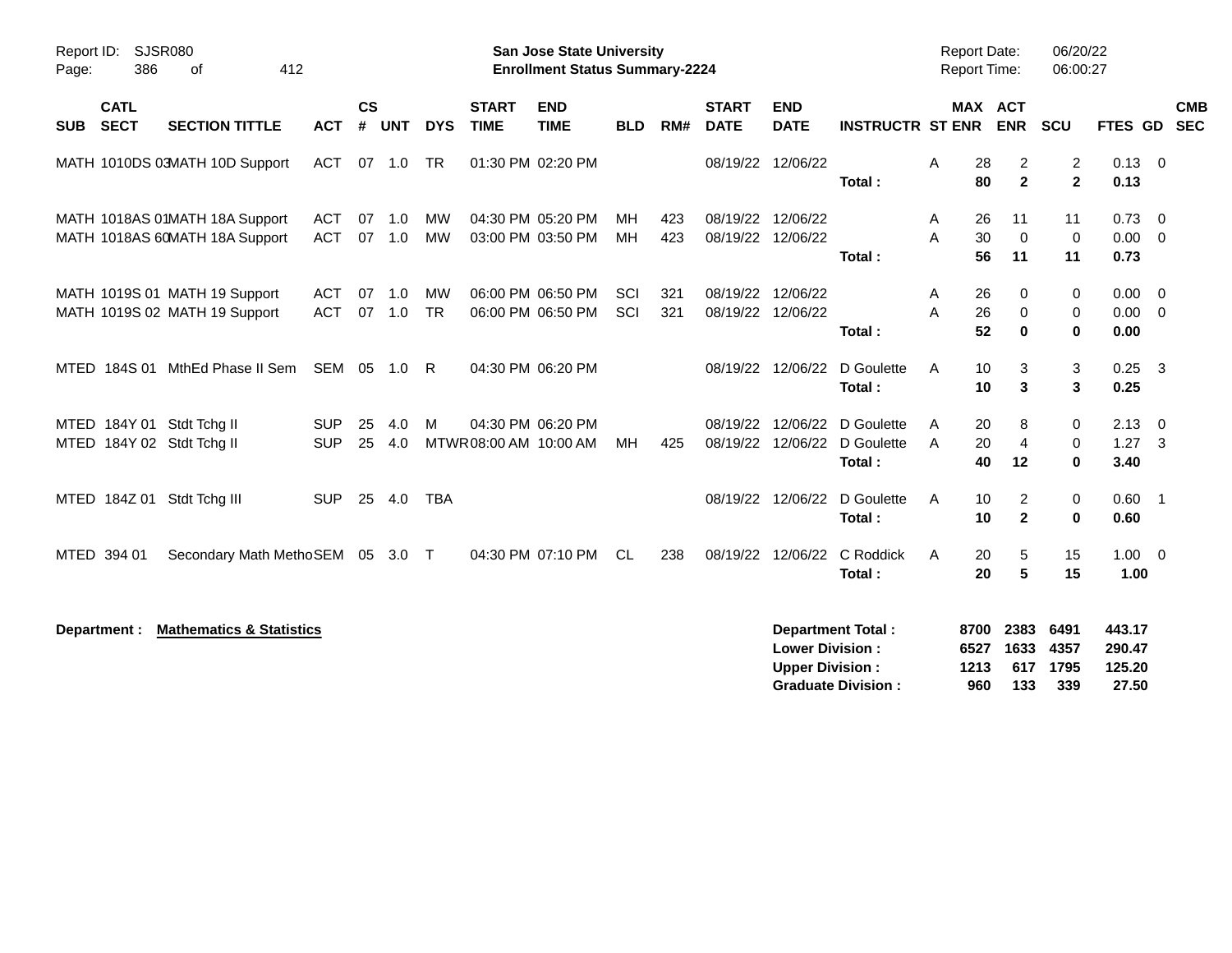**San Jose State University**
**Enrollment Status Summary-2224**

Report ID: SJSR080
Report Date: 06/20/22
Report Time: 06:00:27

| SUB | CATL SECT | SECTION TITTLE | ACT | CS # | UNT | DYS | START TIME | END TIME | BLD | RM# | START DATE | END DATE | INSTRUCTR | ST | MAX ENR | ACT ENR | SCU | FTES | GD | CMB SEC |
|---|---|---|---|---|---|---|---|---|---|---|---|---|---|---|---|---|---|---|---|---|
| MATH | 1010DS 03 | MATH 10D Support | ACT | 07 | 1.0 | TR | 01:30 PM | 02:20 PM | | | 08/19/22 | 12/06/22 | | A | 28 | 2 | 2 | 0.13 | 0 | |
| | | | | | | | | | | | | | **Total :** | | **80** | **2** | **2** | **0.13** | | |
| MATH | 1018AS 01 | MATH 18A Support | ACT | 07 | 1.0 | MW | 04:30 PM | 05:20 PM | MH | 423 | 08/19/22 | 12/06/22 | | A | 26 | 11 | 11 | 0.73 | 0 | |
| MATH | 1018AS 60 | MATH 18A Support | ACT | 07 | 1.0 | MW | 03:00 PM | 03:50 PM | MH | 423 | 08/19/22 | 12/06/22 | | A | 30 | 0 | 0 | 0.00 | 0 | |
| | | | | | | | | | | | | | **Total :** | | **56** | **11** | **11** | **0.73** | | |
| MATH | 1019S 01 | MATH 19 Support | ACT | 07 | 1.0 | MW | 06:00 PM | 06:50 PM | SCI | 321 | 08/19/22 | 12/06/22 | | A | 26 | 0 | 0 | 0.00 | 0 | |
| MATH | 1019S 02 | MATH 19 Support | ACT | 07 | 1.0 | TR | 06:00 PM | 06:50 PM | SCI | 321 | 08/19/22 | 12/06/22 | | A | 26 | 0 | 0 | 0.00 | 0 | |
| | | | | | | | | | | | | | **Total :** | | **52** | **0** | **0** | **0.00** | | |
| MTED | 184S 01 | MthEd Phase II Sem | SEM | 05 | 1.0 | R | 04:30 PM | 06:20 PM | | | 08/19/22 | 12/06/22 | D Goulette | A | 10 | 3 | 3 | 0.25 | 3 | |
| | | | | | | | | | | | | | **Total :** | | **10** | **3** | **3** | **0.25** | | |
| MTED | 184Y 01 | Stdt Tchg II | SUP | 25 | 4.0 | M | 04:30 PM | 06:20 PM | | | 08/19/22 | 12/06/22 | D Goulette | A | 20 | 8 | 0 | 2.13 | 0 | |
| MTED | 184Y 02 | Stdt Tchg II | SUP | 25 | 4.0 | MTWR | 08:00 AM | 10:00 AM | MH | 425 | 08/19/22 | 12/06/22 | D Goulette | A | 20 | 4 | 0 | 1.27 | 3 | |
| | | | | | | | | | | | | | **Total :** | | **40** | **12** | **0** | **3.40** | | |
| MTED | 184Z 01 | Stdt Tchg III | SUP | 25 | 4.0 | TBA | | | | | 08/19/22 | 12/06/22 | D Goulette | A | 10 | 2 | 0 | 0.60 | 1 | |
| | | | | | | | | | | | | | **Total :** | | **10** | **2** | **0** | **0.60** | | |
| MTED | 394 01 | Secondary Math Metho | SEM | 05 | 3.0 | T | 04:30 PM | 07:10 PM | CL | 238 | 08/19/22 | 12/06/22 | C Roddick | A | 20 | 5 | 15 | 1.00 | 0 | |
| | | | | | | | | | | | | | **Total :** | | **20** | **5** | **15** | **1.00** | | |

**Department : Mathematics & Statistics**

| | MAX ENR | ACT ENR | SCU | FTES |
|---|---|---|---|---|
| **Department Total :** | **8700** | **2383** | **6491** | **443.17** |
| **Lower Division :** | **6527** | **1633** | **4357** | **290.47** |
| **Upper Division :** | **1213** | **617** | **1795** | **125.20** |
| **Graduate Division :** | **960** | **133** | **339** | **27.50** |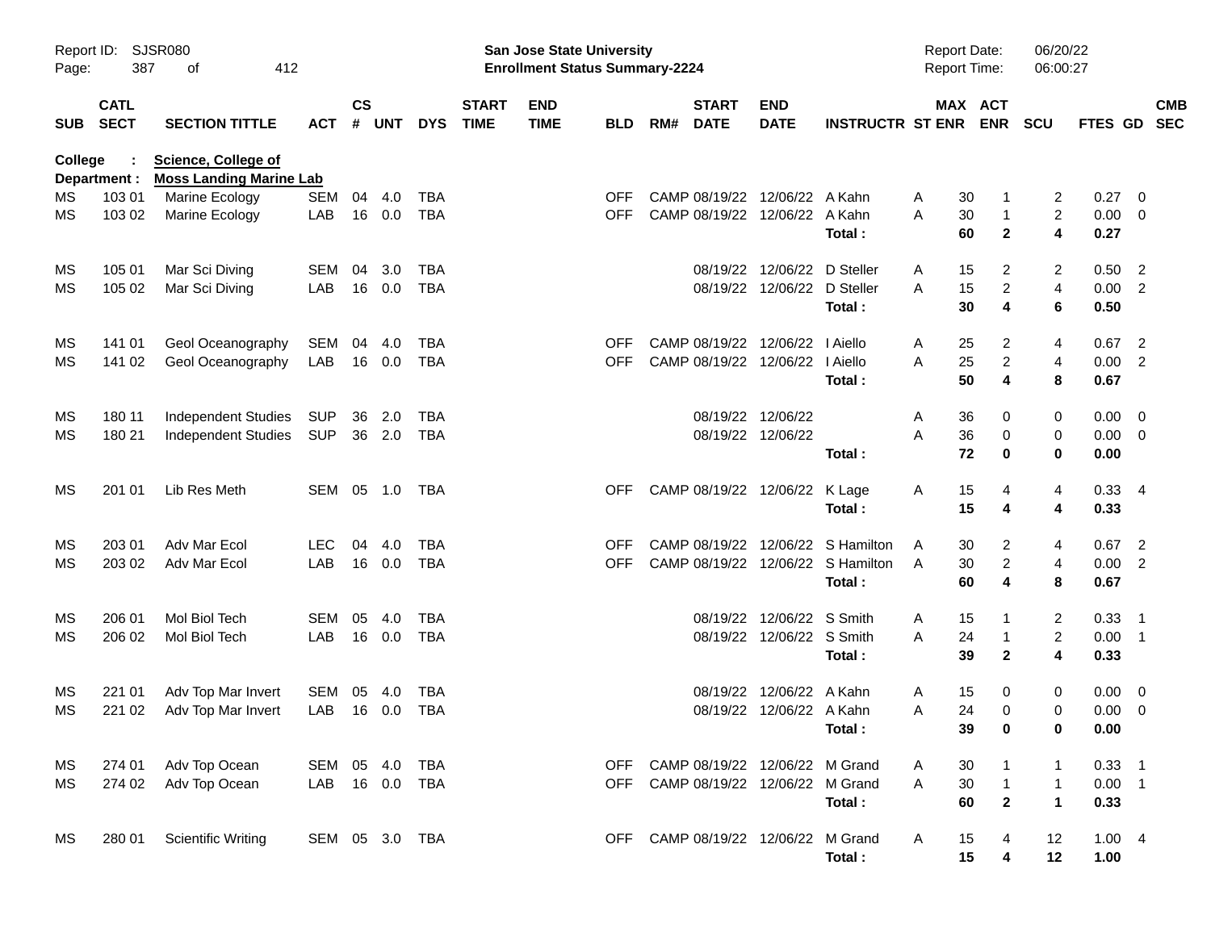Report ID: SJSR080
Page: 387 of 412

**San Jose State University**
**Enrollment Status Summary-2224**

Report Date: 06/20/22
Report Time: 06:00:27

College : **Science, College of**
Department : **Moss Landing Marine Lab**

| SUB | CATL SECT | SECTION TITTLE | ACT | CS # | UNT | DYS | START TIME | END TIME | BLD | RM# | START DATE | END DATE | INSTRUCTR | ST | MAX ENR | ACT ENR | SCU | FTES | GD | CMB SEC |
|---|---|---|---|---|---|---|---|---|---|---|---|---|---|---|---|---|---|---|---|---|
| MS | 103 01 | Marine Ecology | SEM | 04 | 4.0 | TBA | | | OFF | CAMP | 08/19/22 | 12/06/22 | A Kahn | A | 30 | 1 | 2 | 0.27 | 0 | |
| MS | 103 02 | Marine Ecology | LAB | 16 | 0.0 | TBA | | | OFF | CAMP | 08/19/22 | 12/06/22 | A Kahn | A | 30 | 1 | 2 | 0.00 | 0 | |
| | | | | | | | | | | | | | **Total :** | | **60** | **2** | **4** | **0.27** | | |
| MS | 105 01 | Mar Sci Diving | SEM | 04 | 3.0 | TBA | | | | | 08/19/22 | 12/06/22 | D Steller | A | 15 | 2 | 2 | 0.50 | 2 | |
| MS | 105 02 | Mar Sci Diving | LAB | 16 | 0.0 | TBA | | | | | 08/19/22 | 12/06/22 | D Steller | A | 15 | 2 | 4 | 0.00 | 2 | |
| | | | | | | | | | | | | | **Total :** | | **30** | **4** | **6** | **0.50** | | |
| MS | 141 01 | Geol Oceanography | SEM | 04 | 4.0 | TBA | | | OFF | CAMP | 08/19/22 | 12/06/22 | I Aiello | A | 25 | 2 | 4 | 0.67 | 2 | |
| MS | 141 02 | Geol Oceanography | LAB | 16 | 0.0 | TBA | | | OFF | CAMP | 08/19/22 | 12/06/22 | I Aiello | A | 25 | 2 | 4 | 0.00 | 2 | |
| | | | | | | | | | | | | | **Total :** | | **50** | **4** | **8** | **0.67** | | |
| MS | 180 11 | Independent Studies | SUP | 36 | 2.0 | TBA | | | | | 08/19/22 | 12/06/22 | | A | 36 | 0 | 0 | 0.00 | 0 | |
| MS | 180 21 | Independent Studies | SUP | 36 | 2.0 | TBA | | | | | 08/19/22 | 12/06/22 | | A | 36 | 0 | 0 | 0.00 | 0 | |
| | | | | | | | | | | | | | **Total :** | | **72** | **0** | **0** | **0.00** | | |
| MS | 201 01 | Lib Res Meth | SEM | 05 | 1.0 | TBA | | | OFF | CAMP | 08/19/22 | 12/06/22 | K Lage | A | 15 | 4 | 4 | 0.33 | 4 | |
| | | | | | | | | | | | | | **Total :** | | **15** | **4** | **4** | **0.33** | | |
| MS | 203 01 | Adv Mar Ecol | LEC | 04 | 4.0 | TBA | | | OFF | CAMP | 08/19/22 | 12/06/22 | S Hamilton | A | 30 | 2 | 4 | 0.67 | 2 | |
| MS | 203 02 | Adv Mar Ecol | LAB | 16 | 0.0 | TBA | | | OFF | CAMP | 08/19/22 | 12/06/22 | S Hamilton | A | 30 | 2 | 4 | 0.00 | 2 | |
| | | | | | | | | | | | | | **Total :** | | **60** | **4** | **8** | **0.67** | | |
| MS | 206 01 | Mol Biol Tech | SEM | 05 | 4.0 | TBA | | | | | 08/19/22 | 12/06/22 | S Smith | A | 15 | 1 | 2 | 0.33 | 1 | |
| MS | 206 02 | Mol Biol Tech | LAB | 16 | 0.0 | TBA | | | | | 08/19/22 | 12/06/22 | S Smith | A | 24 | 1 | 2 | 0.00 | 1 | |
| | | | | | | | | | | | | | **Total :** | | **39** | **2** | **4** | **0.33** | | |
| MS | 221 01 | Adv Top Mar Invert | SEM | 05 | 4.0 | TBA | | | | | 08/19/22 | 12/06/22 | A Kahn | A | 15 | 0 | 0 | 0.00 | 0 | |
| MS | 221 02 | Adv Top Mar Invert | LAB | 16 | 0.0 | TBA | | | | | 08/19/22 | 12/06/22 | A Kahn | A | 24 | 0 | 0 | 0.00 | 0 | |
| | | | | | | | | | | | | | **Total :** | | **39** | **0** | **0** | **0.00** | | |
| MS | 274 01 | Adv Top Ocean | SEM | 05 | 4.0 | TBA | | | OFF | CAMP | 08/19/22 | 12/06/22 | M Grand | A | 30 | 1 | 1 | 0.33 | 1 | |
| MS | 274 02 | Adv Top Ocean | LAB | 16 | 0.0 | TBA | | | OFF | CAMP | 08/19/22 | 12/06/22 | M Grand | A | 30 | 1 | 1 | 0.00 | 1 | |
| | | | | | | | | | | | | | **Total :** | | **60** | **2** | **1** | **0.33** | | |
| MS | 280 01 | Scientific Writing | SEM | 05 | 3.0 | TBA | | | OFF | CAMP | 08/19/22 | 12/06/22 | M Grand | A | 15 | 4 | 12 | 1.00 | 4 | |
| | | | | | | | | | | | | | **Total :** | | **15** | **4** | **12** | **1.00** | | |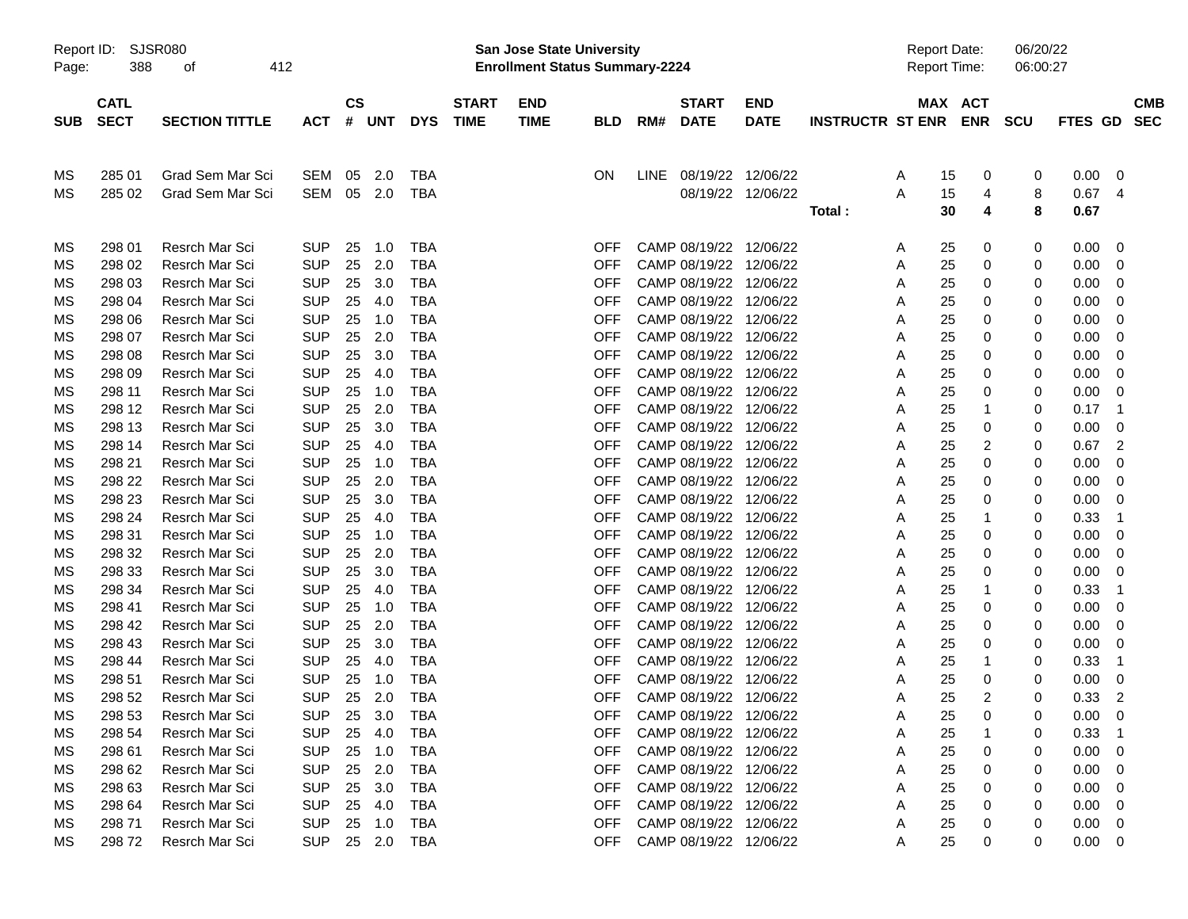Report ID: SJSR080 | San Jose State University | Report Date: 06/20/22
Enrollment Status Summary-2224 | Report Time: 06:00:27

| SUB | CATL SECT | SECTION TITTLE | ACT | CS # | UNT | DYS | START TIME | END TIME | BLD | RM# | START DATE | END DATE | INSTRUCTR | ST | MAX ENR | ACT ENR | SCU | FTES | GD | CMB SEC |
|---|---|---|---|---|---|---|---|---|---|---|---|---|---|---|---|---|---|---|---|---|
| MS | 285 01 | Grad Sem Mar Sci | SEM | 05 | 2.0 | TBA | | | ON | LINE | 08/19/22 | 12/06/22 | | A | 15 | 0 | 0 | 0.00 | 0 | |
| MS | 285 02 | Grad Sem Mar Sci | SEM | 05 | 2.0 | TBA | | | | | 08/19/22 | 12/06/22 | | A | 15 | 4 | 8 | 0.67 | 4 | |
| | | | | | | | | | | | | | Total : | | 30 | 4 | 8 | 0.67 | | |
| MS | 298 01 | Resrch Mar Sci | SUP | 25 | 1.0 | TBA | | | OFF | CAMP | 08/19/22 | 12/06/22 | | A | 25 | 0 | 0 | 0.00 | 0 | |
| MS | 298 02 | Resrch Mar Sci | SUP | 25 | 2.0 | TBA | | | OFF | CAMP | 08/19/22 | 12/06/22 | | A | 25 | 0 | 0 | 0.00 | 0 | |
| MS | 298 03 | Resrch Mar Sci | SUP | 25 | 3.0 | TBA | | | OFF | CAMP | 08/19/22 | 12/06/22 | | A | 25 | 0 | 0 | 0.00 | 0 | |
| MS | 298 04 | Resrch Mar Sci | SUP | 25 | 4.0 | TBA | | | OFF | CAMP | 08/19/22 | 12/06/22 | | A | 25 | 0 | 0 | 0.00 | 0 | |
| MS | 298 06 | Resrch Mar Sci | SUP | 25 | 1.0 | TBA | | | OFF | CAMP | 08/19/22 | 12/06/22 | | A | 25 | 0 | 0 | 0.00 | 0 | |
| MS | 298 07 | Resrch Mar Sci | SUP | 25 | 2.0 | TBA | | | OFF | CAMP | 08/19/22 | 12/06/22 | | A | 25 | 0 | 0 | 0.00 | 0 | |
| MS | 298 08 | Resrch Mar Sci | SUP | 25 | 3.0 | TBA | | | OFF | CAMP | 08/19/22 | 12/06/22 | | A | 25 | 0 | 0 | 0.00 | 0 | |
| MS | 298 09 | Resrch Mar Sci | SUP | 25 | 4.0 | TBA | | | OFF | CAMP | 08/19/22 | 12/06/22 | | A | 25 | 0 | 0 | 0.00 | 0 | |
| MS | 298 11 | Resrch Mar Sci | SUP | 25 | 1.0 | TBA | | | OFF | CAMP | 08/19/22 | 12/06/22 | | A | 25 | 0 | 0 | 0.00 | 0 | |
| MS | 298 12 | Resrch Mar Sci | SUP | 25 | 2.0 | TBA | | | OFF | CAMP | 08/19/22 | 12/06/22 | | A | 25 | 1 | 0 | 0.17 | 1 | |
| MS | 298 13 | Resrch Mar Sci | SUP | 25 | 3.0 | TBA | | | OFF | CAMP | 08/19/22 | 12/06/22 | | A | 25 | 0 | 0 | 0.00 | 0 | |
| MS | 298 14 | Resrch Mar Sci | SUP | 25 | 4.0 | TBA | | | OFF | CAMP | 08/19/22 | 12/06/22 | | A | 25 | 2 | 0 | 0.67 | 2 | |
| MS | 298 21 | Resrch Mar Sci | SUP | 25 | 1.0 | TBA | | | OFF | CAMP | 08/19/22 | 12/06/22 | | A | 25 | 0 | 0 | 0.00 | 0 | |
| MS | 298 22 | Resrch Mar Sci | SUP | 25 | 2.0 | TBA | | | OFF | CAMP | 08/19/22 | 12/06/22 | | A | 25 | 0 | 0 | 0.00 | 0 | |
| MS | 298 23 | Resrch Mar Sci | SUP | 25 | 3.0 | TBA | | | OFF | CAMP | 08/19/22 | 12/06/22 | | A | 25 | 0 | 0 | 0.00 | 0 | |
| MS | 298 24 | Resrch Mar Sci | SUP | 25 | 4.0 | TBA | | | OFF | CAMP | 08/19/22 | 12/06/22 | | A | 25 | 1 | 0 | 0.33 | 1 | |
| MS | 298 31 | Resrch Mar Sci | SUP | 25 | 1.0 | TBA | | | OFF | CAMP | 08/19/22 | 12/06/22 | | A | 25 | 0 | 0 | 0.00 | 0 | |
| MS | 298 32 | Resrch Mar Sci | SUP | 25 | 2.0 | TBA | | | OFF | CAMP | 08/19/22 | 12/06/22 | | A | 25 | 0 | 0 | 0.00 | 0 | |
| MS | 298 33 | Resrch Mar Sci | SUP | 25 | 3.0 | TBA | | | OFF | CAMP | 08/19/22 | 12/06/22 | | A | 25 | 0 | 0 | 0.00 | 0 | |
| MS | 298 34 | Resrch Mar Sci | SUP | 25 | 4.0 | TBA | | | OFF | CAMP | 08/19/22 | 12/06/22 | | A | 25 | 1 | 0 | 0.33 | 1 | |
| MS | 298 41 | Resrch Mar Sci | SUP | 25 | 1.0 | TBA | | | OFF | CAMP | 08/19/22 | 12/06/22 | | A | 25 | 0 | 0 | 0.00 | 0 | |
| MS | 298 42 | Resrch Mar Sci | SUP | 25 | 2.0 | TBA | | | OFF | CAMP | 08/19/22 | 12/06/22 | | A | 25 | 0 | 0 | 0.00 | 0 | |
| MS | 298 43 | Resrch Mar Sci | SUP | 25 | 3.0 | TBA | | | OFF | CAMP | 08/19/22 | 12/06/22 | | A | 25 | 0 | 0 | 0.00 | 0 | |
| MS | 298 44 | Resrch Mar Sci | SUP | 25 | 4.0 | TBA | | | OFF | CAMP | 08/19/22 | 12/06/22 | | A | 25 | 1 | 0 | 0.33 | 1 | |
| MS | 298 51 | Resrch Mar Sci | SUP | 25 | 1.0 | TBA | | | OFF | CAMP | 08/19/22 | 12/06/22 | | A | 25 | 0 | 0 | 0.00 | 0 | |
| MS | 298 52 | Resrch Mar Sci | SUP | 25 | 2.0 | TBA | | | OFF | CAMP | 08/19/22 | 12/06/22 | | A | 25 | 2 | 0 | 0.33 | 2 | |
| MS | 298 53 | Resrch Mar Sci | SUP | 25 | 3.0 | TBA | | | OFF | CAMP | 08/19/22 | 12/06/22 | | A | 25 | 0 | 0 | 0.00 | 0 | |
| MS | 298 54 | Resrch Mar Sci | SUP | 25 | 4.0 | TBA | | | OFF | CAMP | 08/19/22 | 12/06/22 | | A | 25 | 1 | 0 | 0.33 | 1 | |
| MS | 298 61 | Resrch Mar Sci | SUP | 25 | 1.0 | TBA | | | OFF | CAMP | 08/19/22 | 12/06/22 | | A | 25 | 0 | 0 | 0.00 | 0 | |
| MS | 298 62 | Resrch Mar Sci | SUP | 25 | 2.0 | TBA | | | OFF | CAMP | 08/19/22 | 12/06/22 | | A | 25 | 0 | 0 | 0.00 | 0 | |
| MS | 298 63 | Resrch Mar Sci | SUP | 25 | 3.0 | TBA | | | OFF | CAMP | 08/19/22 | 12/06/22 | | A | 25 | 0 | 0 | 0.00 | 0 | |
| MS | 298 64 | Resrch Mar Sci | SUP | 25 | 4.0 | TBA | | | OFF | CAMP | 08/19/22 | 12/06/22 | | A | 25 | 0 | 0 | 0.00 | 0 | |
| MS | 298 71 | Resrch Mar Sci | SUP | 25 | 1.0 | TBA | | | OFF | CAMP | 08/19/22 | 12/06/22 | | A | 25 | 0 | 0 | 0.00 | 0 | |
| MS | 298 72 | Resrch Mar Sci | SUP | 25 | 2.0 | TBA | | | OFF | CAMP | 08/19/22 | 12/06/22 | | A | 25 | 0 | 0 | 0.00 | 0 | |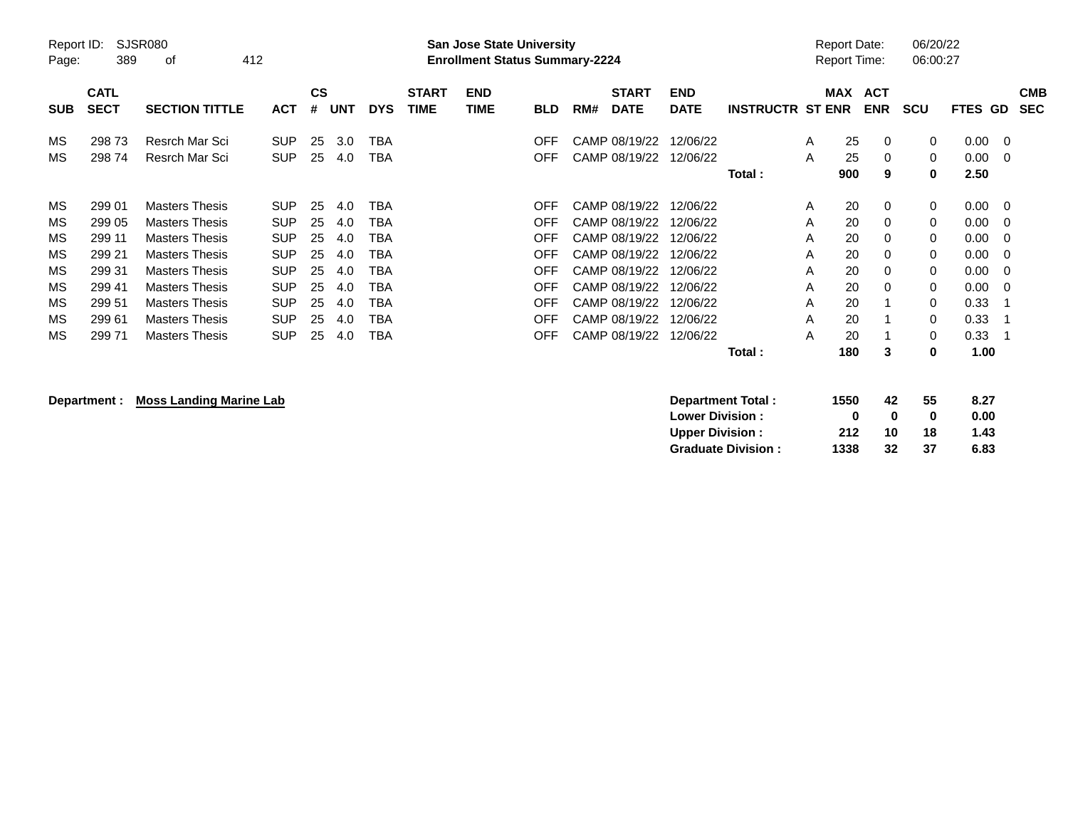| SUB | CATL SECT | SECTION TITTLE | ACT | CS # | UNT | DYS | START TIME | END TIME | BLD | RM# | START DATE | END DATE | INSTRUCTR | ST | MAX ENR | ACT ENR | SCU | FTES | GD | CMB SEC |
|---|---|---|---|---|---|---|---|---|---|---|---|---|---|---|---|---|---|---|---|---|
| MS | 298 73 | Resrch Mar Sci | SUP | 25 | 3.0 | TBA | | | OFF | CAMP | 08/19/22 | 12/06/22 | | A | 25 | 0 | 0 | 0.00 | 0 | |
| MS | 298 74 | Resrch Mar Sci | SUP | 25 | 4.0 | TBA | | | OFF | CAMP | 08/19/22 | 12/06/22 | | A | 25 | 0 | 0 | 0.00 | 0 | |
| | | | | | | | | | | | | | **Total :** | | **900** | **9** | **0** | **2.50** | | |
| MS | 299 01 | Masters Thesis | SUP | 25 | 4.0 | TBA | | | OFF | CAMP | 08/19/22 | 12/06/22 | | A | 20 | 0 | 0 | 0.00 | 0 | |
| MS | 299 05 | Masters Thesis | SUP | 25 | 4.0 | TBA | | | OFF | CAMP | 08/19/22 | 12/06/22 | | A | 20 | 0 | 0 | 0.00 | 0 | |
| MS | 299 11 | Masters Thesis | SUP | 25 | 4.0 | TBA | | | OFF | CAMP | 08/19/22 | 12/06/22 | | A | 20 | 0 | 0 | 0.00 | 0 | |
| MS | 299 21 | Masters Thesis | SUP | 25 | 4.0 | TBA | | | OFF | CAMP | 08/19/22 | 12/06/22 | | A | 20 | 0 | 0 | 0.00 | 0 | |
| MS | 299 31 | Masters Thesis | SUP | 25 | 4.0 | TBA | | | OFF | CAMP | 08/19/22 | 12/06/22 | | A | 20 | 0 | 0 | 0.00 | 0 | |
| MS | 299 41 | Masters Thesis | SUP | 25 | 4.0 | TBA | | | OFF | CAMP | 08/19/22 | 12/06/22 | | A | 20 | 0 | 0 | 0.00 | 0 | |
| MS | 299 51 | Masters Thesis | SUP | 25 | 4.0 | TBA | | | OFF | CAMP | 08/19/22 | 12/06/22 | | A | 20 | 1 | 0 | 0.33 | 1 | |
| MS | 299 61 | Masters Thesis | SUP | 25 | 4.0 | TBA | | | OFF | CAMP | 08/19/22 | 12/06/22 | | A | 20 | 1 | 0 | 0.33 | 1 | |
| MS | 299 71 | Masters Thesis | SUP | 25 | 4.0 | TBA | | | OFF | CAMP | 08/19/22 | 12/06/22 | | A | 20 | 1 | 0 | 0.33 | 1 | |
| | | | | | | | | | | | | | **Total :** | | **180** | **3** | **0** | **1.00** | | |

**Department :** **Moss Landing Marine Lab**

| | MAX ENR | ACT ENR | SCU | FTES |
|---|---|---|---|---|
| **Department Total :** | **1550** | **42** | **55** | **8.27** |
| **Lower Division :** | **0** | **0** | **0** | **0.00** |
| **Upper Division :** | **212** | **10** | **18** | **1.43** |
| **Graduate Division :** | **1338** | **32** | **37** | **6.83** |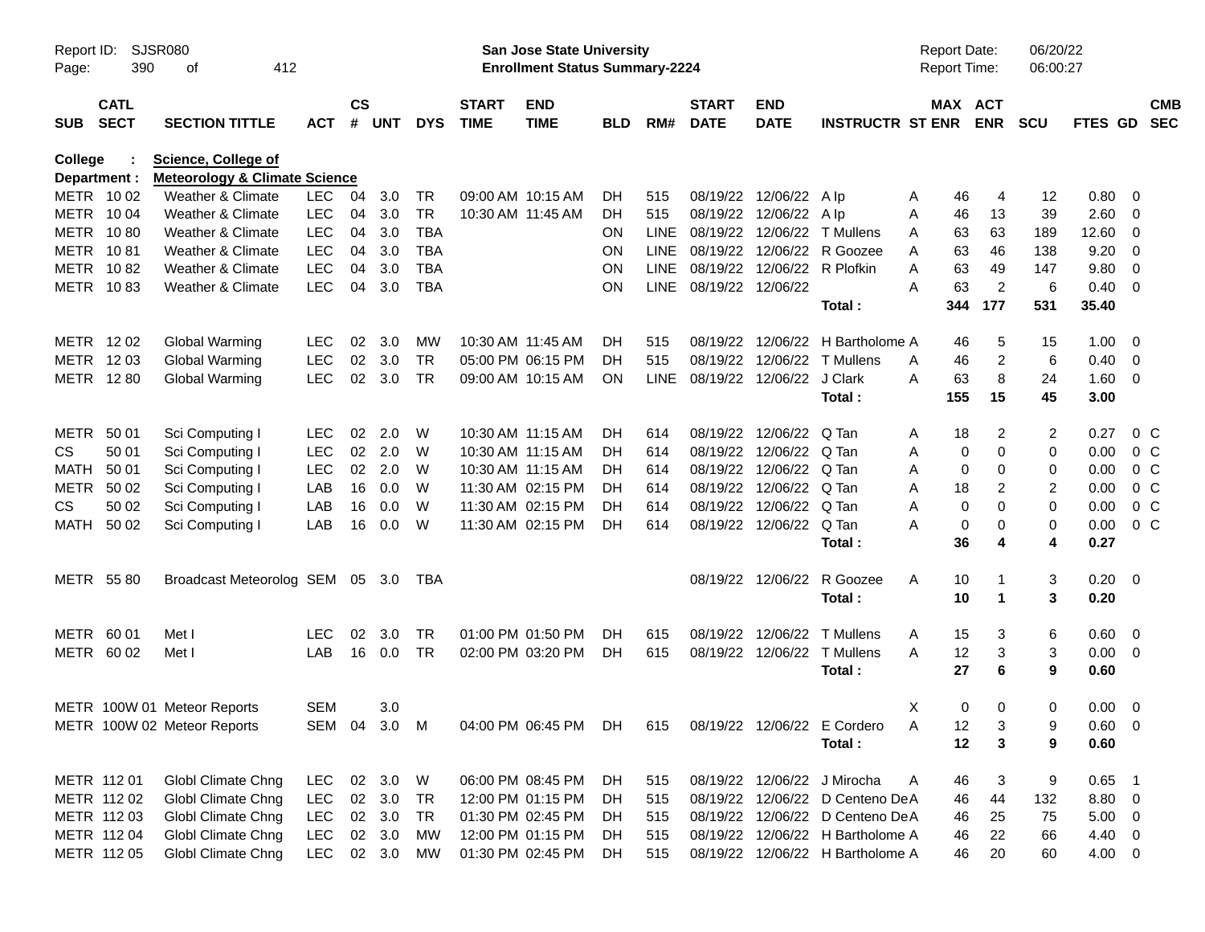Report ID: SJSR080
San Jose State University
Enrollment Status Summary-2224
Report Date: 06/20/22
Report Time: 06:00:27

College : **Science, College of**
Department : **Meteorology & Climate Science**

| SUB | CATL SECT | SECTION TITTLE | ACT | CS # | UNT | DYS | START TIME | END TIME | BLD | RM# | START DATE | END DATE | INSTRUCTR | ST | MAX ENR | ACT ENR | SCU | FTES | GD | CMB SEC |
|---|---|---|---|---|---|---|---|---|---|---|---|---|---|---|---|---|---|---|---|---|
| METR | 10 02 | Weather & Climate | LEC | 04 | 3.0 | TR | 09:00 AM | 10:15 AM | DH | 515 | 08/19/22 | 12/06/22 | A Ip | A | 46 | 4 | 12 | 0.80 | 0 | |
| METR | 10 04 | Weather & Climate | LEC | 04 | 3.0 | TR | 10:30 AM | 11:45 AM | DH | 515 | 08/19/22 | 12/06/22 | A Ip | A | 46 | 13 | 39 | 2.60 | 0 | |
| METR | 10 80 | Weather & Climate | LEC | 04 | 3.0 | TBA | | | ON | LINE | 08/19/22 | 12/06/22 | T Mullens | A | 63 | 63 | 189 | 12.60 | 0 | |
| METR | 10 81 | Weather & Climate | LEC | 04 | 3.0 | TBA | | | ON | LINE | 08/19/22 | 12/06/22 | R Goozee | A | 63 | 46 | 138 | 9.20 | 0 | |
| METR | 10 82 | Weather & Climate | LEC | 04 | 3.0 | TBA | | | ON | LINE | 08/19/22 | 12/06/22 | R Plofkin | A | 63 | 49 | 147 | 9.80 | 0 | |
| METR | 10 83 | Weather & Climate | LEC | 04 | 3.0 | TBA | | | ON | LINE | 08/19/22 | 12/06/22 | | A | 63 | 2 | 6 | 0.40 | 0 | |
| | | | | | | | | | | | | | **Total :** | | **344** | **177** | **531** | **35.40** | | |
| METR | 12 02 | Global Warming | LEC | 02 | 3.0 | MW | 10:30 AM | 11:45 AM | DH | 515 | 08/19/22 | 12/06/22 | H Bartholome | A | 46 | 5 | 15 | 1.00 | 0 | |
| METR | 12 03 | Global Warming | LEC | 02 | 3.0 | TR | 05:00 PM | 06:15 PM | DH | 515 | 08/19/22 | 12/06/22 | T Mullens | A | 46 | 2 | 6 | 0.40 | 0 | |
| METR | 12 80 | Global Warming | LEC | 02 | 3.0 | TR | 09:00 AM | 10:15 AM | ON | LINE | 08/19/22 | 12/06/22 | J Clark | A | 63 | 8 | 24 | 1.60 | 0 | |
| | | | | | | | | | | | | | **Total :** | | **155** | **15** | **45** | **3.00** | | |
| METR | 50 01 | Sci Computing I | LEC | 02 | 2.0 | W | 10:30 AM | 11:15 AM | DH | 614 | 08/19/22 | 12/06/22 | Q Tan | A | 18 | 2 | 2 | 0.27 | 0 | C |
| CS | 50 01 | Sci Computing I | LEC | 02 | 2.0 | W | 10:30 AM | 11:15 AM | DH | 614 | 08/19/22 | 12/06/22 | Q Tan | A | 0 | 0 | 0 | 0.00 | 0 | C |
| MATH | 50 01 | Sci Computing I | LEC | 02 | 2.0 | W | 10:30 AM | 11:15 AM | DH | 614 | 08/19/22 | 12/06/22 | Q Tan | A | 0 | 0 | 0 | 0.00 | 0 | C |
| METR | 50 02 | Sci Computing I | LAB | 16 | 0.0 | W | 11:30 AM | 02:15 PM | DH | 614 | 08/19/22 | 12/06/22 | Q Tan | A | 18 | 2 | 2 | 0.00 | 0 | C |
| CS | 50 02 | Sci Computing I | LAB | 16 | 0.0 | W | 11:30 AM | 02:15 PM | DH | 614 | 08/19/22 | 12/06/22 | Q Tan | A | 0 | 0 | 0 | 0.00 | 0 | C |
| MATH | 50 02 | Sci Computing I | LAB | 16 | 0.0 | W | 11:30 AM | 02:15 PM | DH | 614 | 08/19/22 | 12/06/22 | Q Tan | A | 0 | 0 | 0 | 0.00 | 0 | C |
| | | | | | | | | | | | | | **Total :** | | **36** | **4** | **4** | **0.27** | | |
| METR | 55 80 | Broadcast Meteorolog | SEM | 05 | 3.0 | TBA | | | | | 08/19/22 | 12/06/22 | R Goozee | A | 10 | 1 | 3 | 0.20 | 0 | |
| | | | | | | | | | | | | | **Total :** | | **10** | **1** | **3** | **0.20** | | |
| METR | 60 01 | Met I | LEC | 02 | 3.0 | TR | 01:00 PM | 01:50 PM | DH | 615 | 08/19/22 | 12/06/22 | T Mullens | A | 15 | 3 | 6 | 0.60 | 0 | |
| METR | 60 02 | Met I | LAB | 16 | 0.0 | TR | 02:00 PM | 03:20 PM | DH | 615 | 08/19/22 | 12/06/22 | T Mullens | A | 12 | 3 | 3 | 0.00 | 0 | |
| | | | | | | | | | | | | | **Total :** | | **27** | **6** | **9** | **0.60** | | |
| METR | 100W 01 | Meteor Reports | SEM | | 3.0 | | | | | | | | | X | 0 | 0 | 0 | 0.00 | 0 | |
| METR | 100W 02 | Meteor Reports | SEM | 04 | 3.0 | M | 04:00 PM | 06:45 PM | DH | 615 | 08/19/22 | 12/06/22 | E Cordero | A | 12 | 3 | 9 | 0.60 | 0 | |
| | | | | | | | | | | | | | **Total :** | | **12** | **3** | **9** | **0.60** | | |
| METR | 112 01 | Globl Climate Chng | LEC | 02 | 3.0 | W | 06:00 PM | 08:45 PM | DH | 515 | 08/19/22 | 12/06/22 | J Mirocha | A | 46 | 3 | 9 | 0.65 | 1 | |
| METR | 112 02 | Globl Climate Chng | LEC | 02 | 3.0 | TR | 12:00 PM | 01:15 PM | DH | 515 | 08/19/22 | 12/06/22 | D Centeno De | A | 46 | 44 | 132 | 8.80 | 0 | |
| METR | 112 03 | Globl Climate Chng | LEC | 02 | 3.0 | TR | 01:30 PM | 02:45 PM | DH | 515 | 08/19/22 | 12/06/22 | D Centeno De | A | 46 | 25 | 75 | 5.00 | 0 | |
| METR | 112 04 | Globl Climate Chng | LEC | 02 | 3.0 | MW | 12:00 PM | 01:15 PM | DH | 515 | 08/19/22 | 12/06/22 | H Bartholome | A | 46 | 22 | 66 | 4.40 | 0 | |
| METR | 112 05 | Globl Climate Chng | LEC | 02 | 3.0 | MW | 01:30 PM | 02:45 PM | DH | 515 | 08/19/22 | 12/06/22 | H Bartholome | A | 46 | 20 | 60 | 4.00 | 0 | |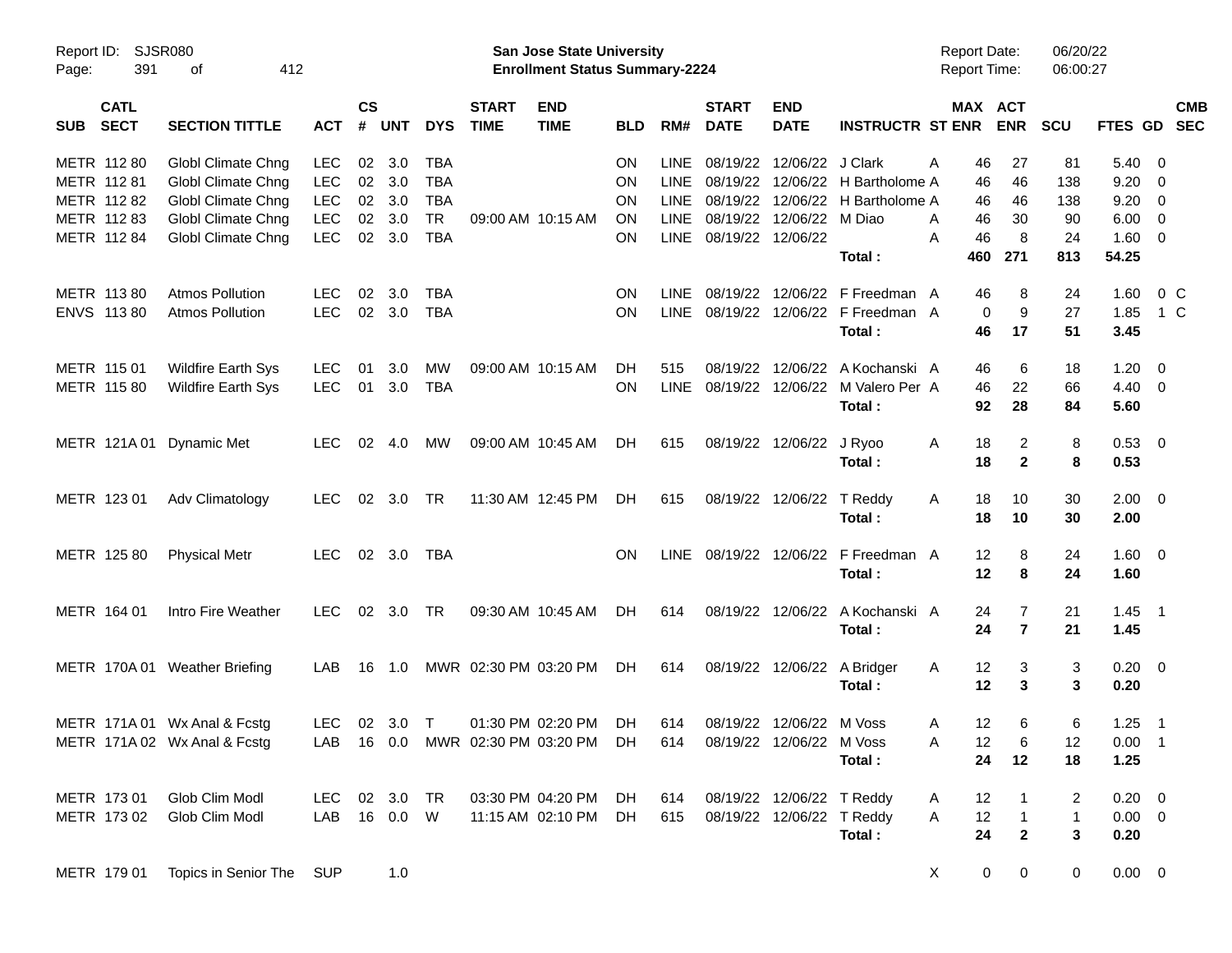| SUB | CATL SECT | SECTION TITTLE | ACT | CS # | UNT | DYS | START TIME | END TIME | BLD | RM# | START DATE | END DATE | INSTRUCTR | ST | MAX ENR | ACT ENR | SCU | FTES | GD | CMB SEC |
|---|---|---|---|---|---|---|---|---|---|---|---|---|---|---|---|---|---|---|---|---|
| METR | 112 80 | Globl Climate Chng | LEC | 02 | 3.0 | TBA | | | ON | LINE | 08/19/22 | 12/06/22 | J Clark | A | 46 | 27 | 81 | 5.40 | 0 | |
| METR | 112 81 | Globl Climate Chng | LEC | 02 | 3.0 | TBA | | | ON | LINE | 08/19/22 | 12/06/22 | H Bartholome | A | 46 | 46 | 138 | 9.20 | 0 | |
| METR | 112 82 | Globl Climate Chng | LEC | 02 | 3.0 | TBA | | | ON | LINE | 08/19/22 | 12/06/22 | H Bartholome | A | 46 | 46 | 138 | 9.20 | 0 | |
| METR | 112 83 | Globl Climate Chng | LEC | 02 | 3.0 | TR | 09:00 AM | 10:15 AM | ON | LINE | 08/19/22 | 12/06/22 | M Diao | A | 46 | 30 | 90 | 6.00 | 0 | |
| METR | 112 84 | Globl Climate Chng | LEC | 02 | 3.0 | TBA | | | ON | LINE | 08/19/22 | 12/06/22 | | A | 46 | 8 | 24 | 1.60 | 0 | |
| | | | | | | | | | | | | | **Total :** | | **460** | **271** | **813** | **54.25** | | |
| METR | 113 80 | Atmos Pollution | LEC | 02 | 3.0 | TBA | | | ON | LINE | 08/19/22 | 12/06/22 | F Freedman | A | 46 | 8 | 24 | 1.60 | 0 | C |
| ENVS | 113 80 | Atmos Pollution | LEC | 02 | 3.0 | TBA | | | ON | LINE | 08/19/22 | 12/06/22 | F Freedman | A | 0 | 9 | 27 | 1.85 | 1 | C |
| | | | | | | | | | | | | | **Total :** | | **46** | **17** | **51** | **3.45** | | |
| METR | 115 01 | Wildfire Earth Sys | LEC | 01 | 3.0 | MW | 09:00 AM | 10:15 AM | DH | 515 | 08/19/22 | 12/06/22 | A Kochanski | A | 46 | 6 | 18 | 1.20 | 0 | |
| METR | 115 80 | Wildfire Earth Sys | LEC | 01 | 3.0 | TBA | | | ON | LINE | 08/19/22 | 12/06/22 | M Valero Per | A | 46 | 22 | 66 | 4.40 | 0 | |
| | | | | | | | | | | | | | **Total :** | | **92** | **28** | **84** | **5.60** | | |
| METR | 121A 01 | Dynamic Met | LEC | 02 | 4.0 | MW | 09:00 AM | 10:45 AM | DH | 615 | 08/19/22 | 12/06/22 | J Ryoo | A | 18 | 2 | 8 | 0.53 | 0 | |
| | | | | | | | | | | | | | **Total :** | | **18** | **2** | **8** | **0.53** | | |
| METR | 123 01 | Adv Climatology | LEC | 02 | 3.0 | TR | 11:30 AM | 12:45 PM | DH | 615 | 08/19/22 | 12/06/22 | T Reddy | A | 18 | 10 | 30 | 2.00 | 0 | |
| | | | | | | | | | | | | | **Total :** | | **18** | **10** | **30** | **2.00** | | |
| METR | 125 80 | Physical Metr | LEC | 02 | 3.0 | TBA | | | ON | LINE | 08/19/22 | 12/06/22 | F Freedman | A | 12 | 8 | 24 | 1.60 | 0 | |
| | | | | | | | | | | | | | **Total :** | | **12** | **8** | **24** | **1.60** | | |
| METR | 164 01 | Intro Fire Weather | LEC | 02 | 3.0 | TR | 09:30 AM | 10:45 AM | DH | 614 | 08/19/22 | 12/06/22 | A Kochanski | A | 24 | 7 | 21 | 1.45 | 1 | |
| | | | | | | | | | | | | | **Total :** | | **24** | **7** | **21** | **1.45** | | |
| METR | 170A 01 | Weather Briefing | LAB | 16 | 1.0 | MWR | 02:30 PM | 03:20 PM | DH | 614 | 08/19/22 | 12/06/22 | A Bridger | A | 12 | 3 | 3 | 0.20 | 0 | |
| | | | | | | | | | | | | | **Total :** | | **12** | **3** | **3** | **0.20** | | |
| METR | 171A 01 | Wx Anal & Fcstg | LEC | 02 | 3.0 | T | 01:30 PM | 02:20 PM | DH | 614 | 08/19/22 | 12/06/22 | M Voss | A | 12 | 6 | 6 | 1.25 | 1 | |
| METR | 171A 02 | Wx Anal & Fcstg | LAB | 16 | 0.0 | MWR | 02:30 PM | 03:20 PM | DH | 614 | 08/19/22 | 12/06/22 | M Voss | A | 12 | 6 | 12 | 0.00 | 1 | |
| | | | | | | | | | | | | | **Total :** | | **24** | **12** | **18** | **1.25** | | |
| METR | 173 01 | Glob Clim Modl | LEC | 02 | 3.0 | TR | 03:30 PM | 04:20 PM | DH | 614 | 08/19/22 | 12/06/22 | T Reddy | A | 12 | 1 | 2 | 0.20 | 0 | |
| METR | 173 02 | Glob Clim Modl | LAB | 16 | 0.0 | W | 11:15 AM | 02:10 PM | DH | 615 | 08/19/22 | 12/06/22 | T Reddy | A | 12 | 1 | 1 | 0.00 | 0 | |
| | | | | | | | | | | | | | **Total :** | | **24** | **2** | **3** | **0.20** | | |
| METR | 179 01 | Topics in Senior The | SUP | | 1.0 | | | | | | | | | X | 0 | 0 | 0 | 0.00 | 0 | |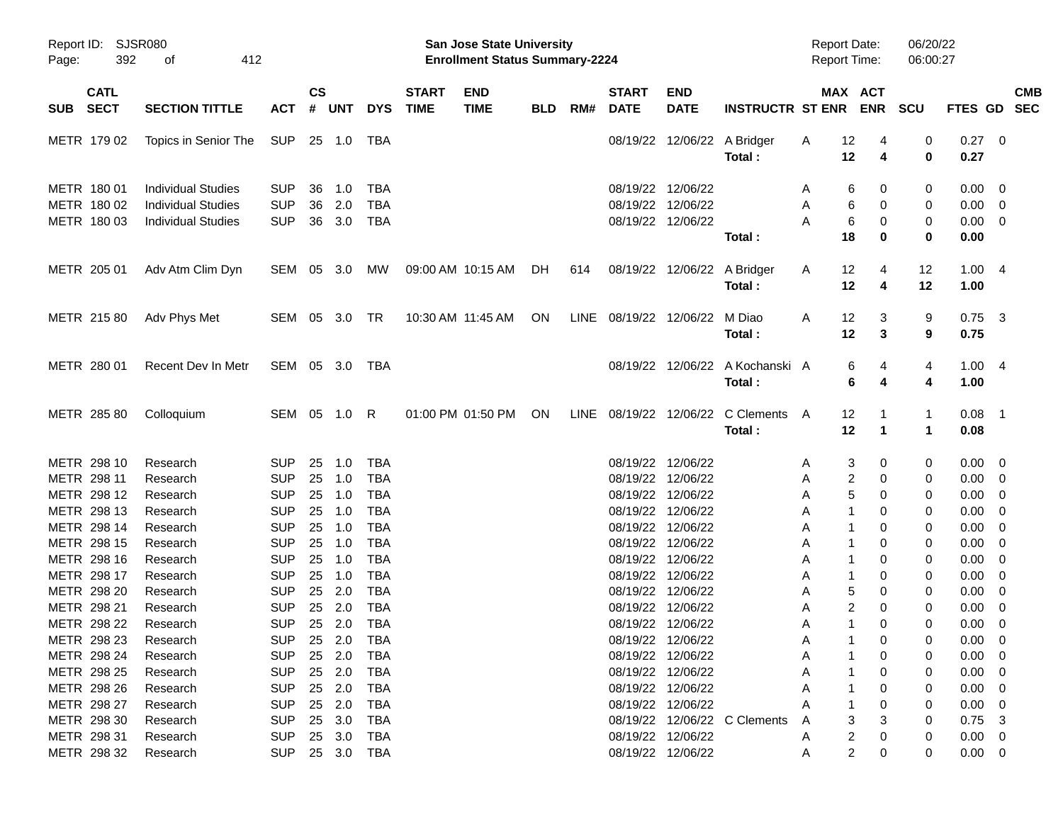# San Jose State University
## Enrollment Status Summary-2224

Report ID: SJSR080
Report Date: 06/20/22
Report Time: 06:00:27

| SUB | CATL SECT | SECTION TITTLE | ACT | CS # | UNT | DYS | START TIME | END TIME | BLD | RM# | START DATE | END DATE | INSTRUCTR | ST | MAX ENR | ACT ENR | SCU | FTES | GD | CMB SEC |
|---|---|---|---|---|---|---|---|---|---|---|---|---|---|---|---|---|---|---|---|---|
| METR | 179 02 | Topics in Senior The | SUP | 25 | 1.0 | TBA | | | | | 08/19/22 | 12/06/22 | A Bridger | A | 12 | 4 | 0 | 0.27 | 0 | |
| | | | | | | | | | | | | | Total : | | 12 | 4 | 0 | 0.27 | | |
| METR | 180 01 | Individual Studies | SUP | 36 | 1.0 | TBA | | | | | 08/19/22 | 12/06/22 | | A | 6 | 0 | 0 | 0.00 | 0 | |
| METR | 180 02 | Individual Studies | SUP | 36 | 2.0 | TBA | | | | | 08/19/22 | 12/06/22 | | A | 6 | 0 | 0 | 0.00 | 0 | |
| METR | 180 03 | Individual Studies | SUP | 36 | 3.0 | TBA | | | | | 08/19/22 | 12/06/22 | | A | 6 | 0 | 0 | 0.00 | 0 | |
| | | | | | | | | | | | | | Total : | | 18 | 0 | 0 | 0.00 | | |
| METR | 205 01 | Adv Atm Clim Dyn | SEM | 05 | 3.0 | MW | 09:00 AM | 10:15 AM | DH | 614 | 08/19/22 | 12/06/22 | A Bridger | A | 12 | 4 | 12 | 1.00 | 4 | |
| | | | | | | | | | | | | | Total : | | 12 | 4 | 12 | 1.00 | | |
| METR | 215 80 | Adv Phys Met | SEM | 05 | 3.0 | TR | 10:30 AM | 11:45 AM | ON | LINE | 08/19/22 | 12/06/22 | M Diao | A | 12 | 3 | 9 | 0.75 | 3 | |
| | | | | | | | | | | | | | Total : | | 12 | 3 | 9 | 0.75 | | |
| METR | 280 01 | Recent Dev In Metr | SEM | 05 | 3.0 | TBA | | | | | 08/19/22 | 12/06/22 | A Kochanski | A | 6 | 4 | 4 | 1.00 | 4 | |
| | | | | | | | | | | | | | Total : | | 6 | 4 | 4 | 1.00 | | |
| METR | 285 80 | Colloquium | SEM | 05 | 1.0 | R | 01:00 PM | 01:50 PM | ON | LINE | 08/19/22 | 12/06/22 | C Clements | A | 12 | 1 | 1 | 0.08 | 1 | |
| | | | | | | | | | | | | | Total : | | 12 | 1 | 1 | 0.08 | | |
| METR | 298 10 | Research | SUP | 25 | 1.0 | TBA | | | | | 08/19/22 | 12/06/22 | | A | 3 | 0 | 0 | 0.00 | 0 | |
| METR | 298 11 | Research | SUP | 25 | 1.0 | TBA | | | | | 08/19/22 | 12/06/22 | | A | 2 | 0 | 0 | 0.00 | 0 | |
| METR | 298 12 | Research | SUP | 25 | 1.0 | TBA | | | | | 08/19/22 | 12/06/22 | | A | 5 | 0 | 0 | 0.00 | 0 | |
| METR | 298 13 | Research | SUP | 25 | 1.0 | TBA | | | | | 08/19/22 | 12/06/22 | | A | 1 | 0 | 0 | 0.00 | 0 | |
| METR | 298 14 | Research | SUP | 25 | 1.0 | TBA | | | | | 08/19/22 | 12/06/22 | | A | 1 | 0 | 0 | 0.00 | 0 | |
| METR | 298 15 | Research | SUP | 25 | 1.0 | TBA | | | | | 08/19/22 | 12/06/22 | | A | 1 | 0 | 0 | 0.00 | 0 | |
| METR | 298 16 | Research | SUP | 25 | 1.0 | TBA | | | | | 08/19/22 | 12/06/22 | | A | 1 | 0 | 0 | 0.00 | 0 | |
| METR | 298 17 | Research | SUP | 25 | 1.0 | TBA | | | | | 08/19/22 | 12/06/22 | | A | 1 | 0 | 0 | 0.00 | 0 | |
| METR | 298 20 | Research | SUP | 25 | 2.0 | TBA | | | | | 08/19/22 | 12/06/22 | | A | 5 | 0 | 0 | 0.00 | 0 | |
| METR | 298 21 | Research | SUP | 25 | 2.0 | TBA | | | | | 08/19/22 | 12/06/22 | | A | 2 | 0 | 0 | 0.00 | 0 | |
| METR | 298 22 | Research | SUP | 25 | 2.0 | TBA | | | | | 08/19/22 | 12/06/22 | | A | 1 | 0 | 0 | 0.00 | 0 | |
| METR | 298 23 | Research | SUP | 25 | 2.0 | TBA | | | | | 08/19/22 | 12/06/22 | | A | 1 | 0 | 0 | 0.00 | 0 | |
| METR | 298 24 | Research | SUP | 25 | 2.0 | TBA | | | | | 08/19/22 | 12/06/22 | | A | 1 | 0 | 0 | 0.00 | 0 | |
| METR | 298 25 | Research | SUP | 25 | 2.0 | TBA | | | | | 08/19/22 | 12/06/22 | | A | 1 | 0 | 0 | 0.00 | 0 | |
| METR | 298 26 | Research | SUP | 25 | 2.0 | TBA | | | | | 08/19/22 | 12/06/22 | | A | 1 | 0 | 0 | 0.00 | 0 | |
| METR | 298 27 | Research | SUP | 25 | 2.0 | TBA | | | | | 08/19/22 | 12/06/22 | | A | 1 | 0 | 0 | 0.00 | 0 | |
| METR | 298 30 | Research | SUP | 25 | 3.0 | TBA | | | | | 08/19/22 | 12/06/22 | C Clements | A | 3 | 3 | 0 | 0.75 | 3 | |
| METR | 298 31 | Research | SUP | 25 | 3.0 | TBA | | | | | 08/19/22 | 12/06/22 | | A | 2 | 0 | 0 | 0.00 | 0 | |
| METR | 298 32 | Research | SUP | 25 | 3.0 | TBA | | | | | 08/19/22 | 12/06/22 | | A | 2 | 0 | 0 | 0.00 | 0 | |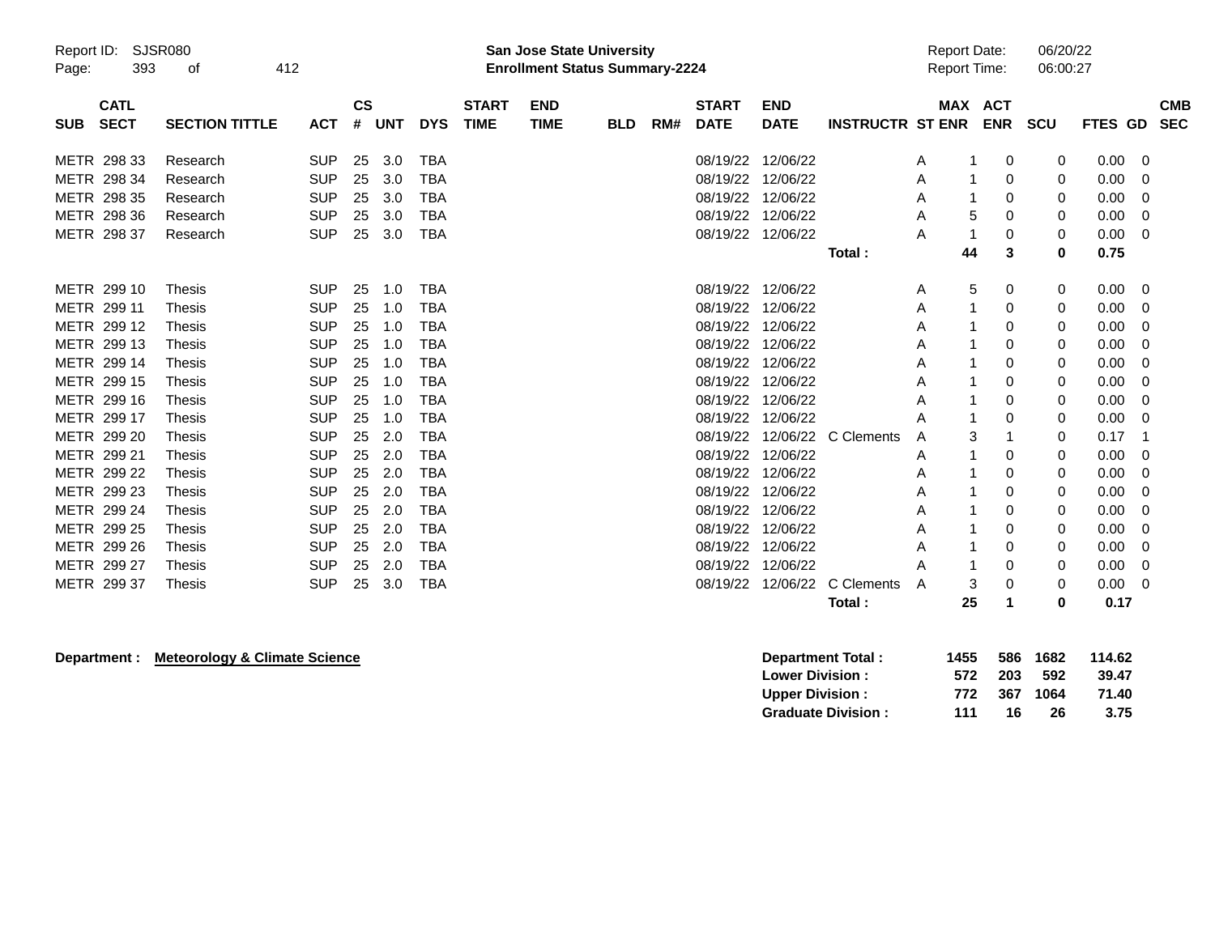| SUB | CATL SECT | SECTION TITTLE | ACT | CS # | UNT | DYS | START TIME | END TIME | BLD | RM# | START DATE | END DATE | INSTRUCTR | ST | MAX ENR | ACT ENR | SCU | FTES | GD | CMB SEC |
|---|---|---|---|---|---|---|---|---|---|---|---|---|---|---|---|---|---|---|---|---|
| METR | 298 33 | Research | SUP | 25 | 3.0 | TBA | | | | | 08/19/22 | 12/06/22 | | A | 1 | 0 | 0 | 0.00 | 0 | |
| METR | 298 34 | Research | SUP | 25 | 3.0 | TBA | | | | | 08/19/22 | 12/06/22 | | A | 1 | 0 | 0 | 0.00 | 0 | |
| METR | 298 35 | Research | SUP | 25 | 3.0 | TBA | | | | | 08/19/22 | 12/06/22 | | A | 1 | 0 | 0 | 0.00 | 0 | |
| METR | 298 36 | Research | SUP | 25 | 3.0 | TBA | | | | | 08/19/22 | 12/06/22 | | A | 5 | 0 | 0 | 0.00 | 0 | |
| METR | 298 37 | Research | SUP | 25 | 3.0 | TBA | | | | | 08/19/22 | 12/06/22 | | A | 1 | 0 | 0 | 0.00 | 0 | |
| | | | | | | | | | | | | | **Total :** | | **44** | **3** | **0** | **0.75** | | |
| METR | 299 10 | Thesis | SUP | 25 | 1.0 | TBA | | | | | 08/19/22 | 12/06/22 | | A | 5 | 0 | 0 | 0.00 | 0 | |
| METR | 299 11 | Thesis | SUP | 25 | 1.0 | TBA | | | | | 08/19/22 | 12/06/22 | | A | 1 | 0 | 0 | 0.00 | 0 | |
| METR | 299 12 | Thesis | SUP | 25 | 1.0 | TBA | | | | | 08/19/22 | 12/06/22 | | A | 1 | 0 | 0 | 0.00 | 0 | |
| METR | 299 13 | Thesis | SUP | 25 | 1.0 | TBA | | | | | 08/19/22 | 12/06/22 | | A | 1 | 0 | 0 | 0.00 | 0 | |
| METR | 299 14 | Thesis | SUP | 25 | 1.0 | TBA | | | | | 08/19/22 | 12/06/22 | | A | 1 | 0 | 0 | 0.00 | 0 | |
| METR | 299 15 | Thesis | SUP | 25 | 1.0 | TBA | | | | | 08/19/22 | 12/06/22 | | A | 1 | 0 | 0 | 0.00 | 0 | |
| METR | 299 16 | Thesis | SUP | 25 | 1.0 | TBA | | | | | 08/19/22 | 12/06/22 | | A | 1 | 0 | 0 | 0.00 | 0 | |
| METR | 299 17 | Thesis | SUP | 25 | 1.0 | TBA | | | | | 08/19/22 | 12/06/22 | | A | 1 | 0 | 0 | 0.00 | 0 | |
| METR | 299 20 | Thesis | SUP | 25 | 2.0 | TBA | | | | | 08/19/22 | 12/06/22 | C Clements | A | 3 | 1 | 0 | 0.17 | 1 | |
| METR | 299 21 | Thesis | SUP | 25 | 2.0 | TBA | | | | | 08/19/22 | 12/06/22 | | A | 1 | 0 | 0 | 0.00 | 0 | |
| METR | 299 22 | Thesis | SUP | 25 | 2.0 | TBA | | | | | 08/19/22 | 12/06/22 | | A | 1 | 0 | 0 | 0.00 | 0 | |
| METR | 299 23 | Thesis | SUP | 25 | 2.0 | TBA | | | | | 08/19/22 | 12/06/22 | | A | 1 | 0 | 0 | 0.00 | 0 | |
| METR | 299 24 | Thesis | SUP | 25 | 2.0 | TBA | | | | | 08/19/22 | 12/06/22 | | A | 1 | 0 | 0 | 0.00 | 0 | |
| METR | 299 25 | Thesis | SUP | 25 | 2.0 | TBA | | | | | 08/19/22 | 12/06/22 | | A | 1 | 0 | 0 | 0.00 | 0 | |
| METR | 299 26 | Thesis | SUP | 25 | 2.0 | TBA | | | | | 08/19/22 | 12/06/22 | | A | 1 | 0 | 0 | 0.00 | 0 | |
| METR | 299 27 | Thesis | SUP | 25 | 2.0 | TBA | | | | | 08/19/22 | 12/06/22 | | A | 1 | 0 | 0 | 0.00 | 0 | |
| METR | 299 37 | Thesis | SUP | 25 | 3.0 | TBA | | | | | 08/19/22 | 12/06/22 | C Clements | A | 3 | 0 | 0 | 0.00 | 0 | |
| | | | | | | | | | | | | | **Total :** | | **25** | **1** | **0** | **0.17** | | |

**Department : Meteorology & Climate Science**

| | MAX ENR | ACT ENR | SCU | FTES |
|---|---|---|---|---|
| **Department Total :** | **1455** | **586** | **1682** | **114.62** |
| **Lower Division :** | **572** | **203** | **592** | **39.47** |
| **Upper Division :** | **772** | **367** | **1064** | **71.40** |
| **Graduate Division :** | **111** | **16** | **26** | **3.75** |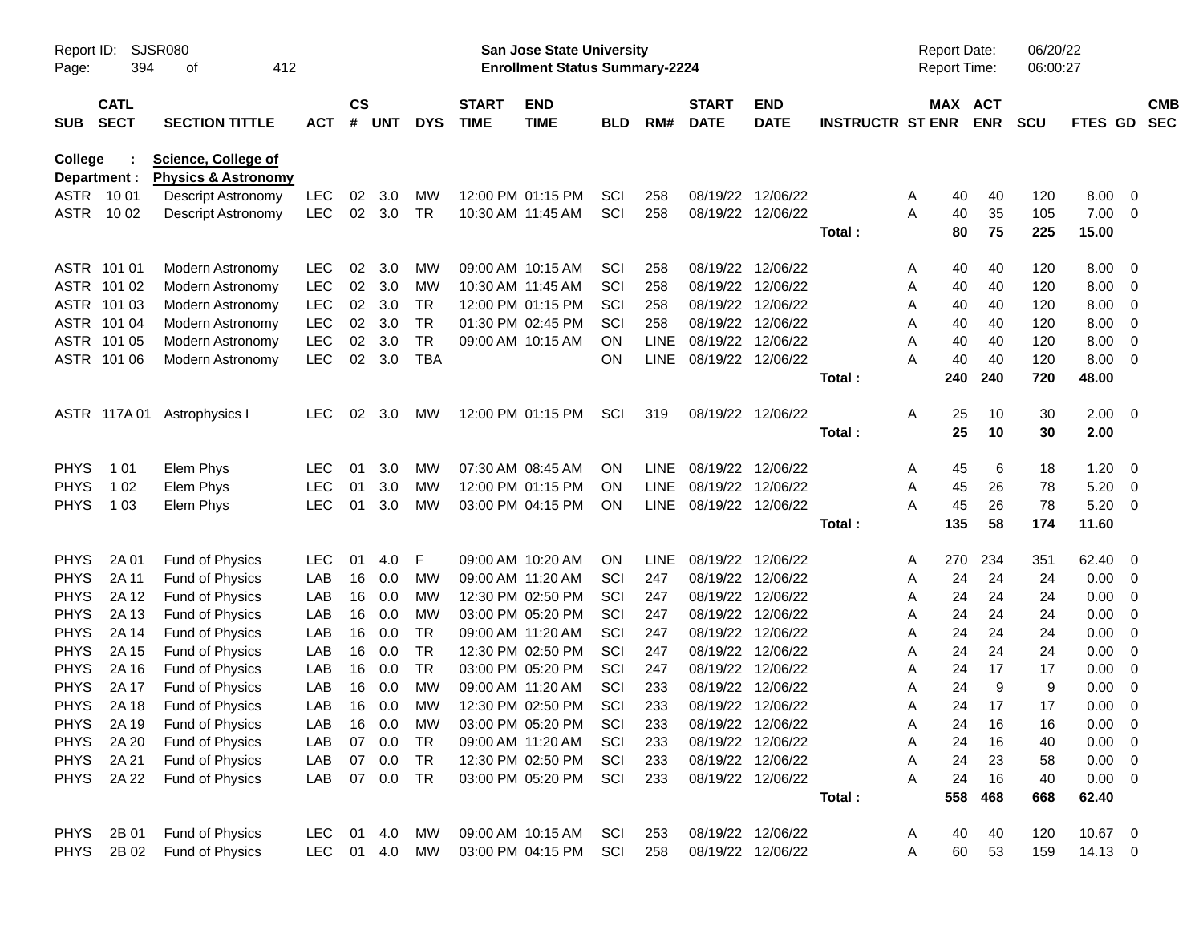**San Jose State University**
**Enrollment Status Summary-2224**

Report ID: SJSR080
Report Date: 06/20/22
Report Time: 06:00:27

**College : Science, College of**
**Department : Physics & Astronomy**

| SUB | CATL SECT | SECTION TITTLE | ACT | CS # | UNT | DYS | START TIME | END TIME | BLD | RM# | START DATE | END DATE | INSTRUCTR | ST | MAX ENR | ACT ENR | SCU | FTES | GD | CMB SEC |
|---|---|---|---|---|---|---|---|---|---|---|---|---|---|---|---|---|---|---|---|---|
| ASTR | 10 01 | Descript Astronomy | LEC | 02 | 3.0 | MW | 12:00 PM | 01:15 PM | SCI | 258 | 08/19/22 | 12/06/22 | | A | 40 | 40 | 120 | 8.00 | 0 | |
| ASTR | 10 02 | Descript Astronomy | LEC | 02 | 3.0 | TR | 10:30 AM | 11:45 AM | SCI | 258 | 08/19/22 | 12/06/22 | | A | 40 | 35 | 105 | 7.00 | 0 | |
| | | | | | | | | | | | | | **Total :** | | **80** | **75** | **225** | **15.00** | | |
| ASTR | 101 01 | Modern Astronomy | LEC | 02 | 3.0 | MW | 09:00 AM | 10:15 AM | SCI | 258 | 08/19/22 | 12/06/22 | | A | 40 | 40 | 120 | 8.00 | 0 | |
| ASTR | 101 02 | Modern Astronomy | LEC | 02 | 3.0 | MW | 10:30 AM | 11:45 AM | SCI | 258 | 08/19/22 | 12/06/22 | | A | 40 | 40 | 120 | 8.00 | 0 | |
| ASTR | 101 03 | Modern Astronomy | LEC | 02 | 3.0 | TR | 12:00 PM | 01:15 PM | SCI | 258 | 08/19/22 | 12/06/22 | | A | 40 | 40 | 120 | 8.00 | 0 | |
| ASTR | 101 04 | Modern Astronomy | LEC | 02 | 3.0 | TR | 01:30 PM | 02:45 PM | SCI | 258 | 08/19/22 | 12/06/22 | | A | 40 | 40 | 120 | 8.00 | 0 | |
| ASTR | 101 05 | Modern Astronomy | LEC | 02 | 3.0 | TR | 09:00 AM | 10:15 AM | ON | LINE | 08/19/22 | 12/06/22 | | A | 40 | 40 | 120 | 8.00 | 0 | |
| ASTR | 101 06 | Modern Astronomy | LEC | 02 | 3.0 | TBA | | | ON | LINE | 08/19/22 | 12/06/22 | | A | 40 | 40 | 120 | 8.00 | 0 | |
| | | | | | | | | | | | | | **Total :** | | **240** | **240** | **720** | **48.00** | | |
| ASTR | 117A 01 | Astrophysics I | LEC | 02 | 3.0 | MW | 12:00 PM | 01:15 PM | SCI | 319 | 08/19/22 | 12/06/22 | | A | 25 | 10 | 30 | 2.00 | 0 | |
| | | | | | | | | | | | | | **Total :** | | **25** | **10** | **30** | **2.00** | | |
| PHYS | 1 01 | Elem Phys | LEC | 01 | 3.0 | MW | 07:30 AM | 08:45 AM | ON | LINE | 08/19/22 | 12/06/22 | | A | 45 | 6 | 18 | 1.20 | 0 | |
| PHYS | 1 02 | Elem Phys | LEC | 01 | 3.0 | MW | 12:00 PM | 01:15 PM | ON | LINE | 08/19/22 | 12/06/22 | | A | 45 | 26 | 78 | 5.20 | 0 | |
| PHYS | 1 03 | Elem Phys | LEC | 01 | 3.0 | MW | 03:00 PM | 04:15 PM | ON | LINE | 08/19/22 | 12/06/22 | | A | 45 | 26 | 78 | 5.20 | 0 | |
| | | | | | | | | | | | | | **Total :** | | **135** | **58** | **174** | **11.60** | | |
| PHYS | 2A 01 | Fund of Physics | LEC | 01 | 4.0 | F | 09:00 AM | 10:20 AM | ON | LINE | 08/19/22 | 12/06/22 | | A | 270 | 234 | 351 | 62.40 | 0 | |
| PHYS | 2A 11 | Fund of Physics | LAB | 16 | 0.0 | MW | 09:00 AM | 11:20 AM | SCI | 247 | 08/19/22 | 12/06/22 | | A | 24 | 24 | 24 | 0.00 | 0 | |
| PHYS | 2A 12 | Fund of Physics | LAB | 16 | 0.0 | MW | 12:30 PM | 02:50 PM | SCI | 247 | 08/19/22 | 12/06/22 | | A | 24 | 24 | 24 | 0.00 | 0 | |
| PHYS | 2A 13 | Fund of Physics | LAB | 16 | 0.0 | MW | 03:00 PM | 05:20 PM | SCI | 247 | 08/19/22 | 12/06/22 | | A | 24 | 24 | 24 | 0.00 | 0 | |
| PHYS | 2A 14 | Fund of Physics | LAB | 16 | 0.0 | TR | 09:00 AM | 11:20 AM | SCI | 247 | 08/19/22 | 12/06/22 | | A | 24 | 24 | 24 | 0.00 | 0 | |
| PHYS | 2A 15 | Fund of Physics | LAB | 16 | 0.0 | TR | 12:30 PM | 02:50 PM | SCI | 247 | 08/19/22 | 12/06/22 | | A | 24 | 24 | 24 | 0.00 | 0 | |
| PHYS | 2A 16 | Fund of Physics | LAB | 16 | 0.0 | TR | 03:00 PM | 05:20 PM | SCI | 247 | 08/19/22 | 12/06/22 | | A | 24 | 17 | 17 | 0.00 | 0 | |
| PHYS | 2A 17 | Fund of Physics | LAB | 16 | 0.0 | MW | 09:00 AM | 11:20 AM | SCI | 233 | 08/19/22 | 12/06/22 | | A | 24 | 9 | 9 | 0.00 | 0 | |
| PHYS | 2A 18 | Fund of Physics | LAB | 16 | 0.0 | MW | 12:30 PM | 02:50 PM | SCI | 233 | 08/19/22 | 12/06/22 | | A | 24 | 17 | 17 | 0.00 | 0 | |
| PHYS | 2A 19 | Fund of Physics | LAB | 16 | 0.0 | MW | 03:00 PM | 05:20 PM | SCI | 233 | 08/19/22 | 12/06/22 | | A | 24 | 16 | 16 | 0.00 | 0 | |
| PHYS | 2A 20 | Fund of Physics | LAB | 07 | 0.0 | TR | 09:00 AM | 11:20 AM | SCI | 233 | 08/19/22 | 12/06/22 | | A | 24 | 16 | 40 | 0.00 | 0 | |
| PHYS | 2A 21 | Fund of Physics | LAB | 07 | 0.0 | TR | 12:30 PM | 02:50 PM | SCI | 233 | 08/19/22 | 12/06/22 | | A | 24 | 23 | 58 | 0.00 | 0 | |
| PHYS | 2A 22 | Fund of Physics | LAB | 07 | 0.0 | TR | 03:00 PM | 05:20 PM | SCI | 233 | 08/19/22 | 12/06/22 | | A | 24 | 16 | 40 | 0.00 | 0 | |
| | | | | | | | | | | | | | **Total :** | | **558** | **468** | **668** | **62.40** | | |
| PHYS | 2B 01 | Fund of Physics | LEC | 01 | 4.0 | MW | 09:00 AM | 10:15 AM | SCI | 253 | 08/19/22 | 12/06/22 | | A | 40 | 40 | 120 | 10.67 | 0 | |
| PHYS | 2B 02 | Fund of Physics | LEC | 01 | 4.0 | MW | 03:00 PM | 04:15 PM | SCI | 258 | 08/19/22 | 12/06/22 | | A | 60 | 53 | 159 | 14.13 | 0 | |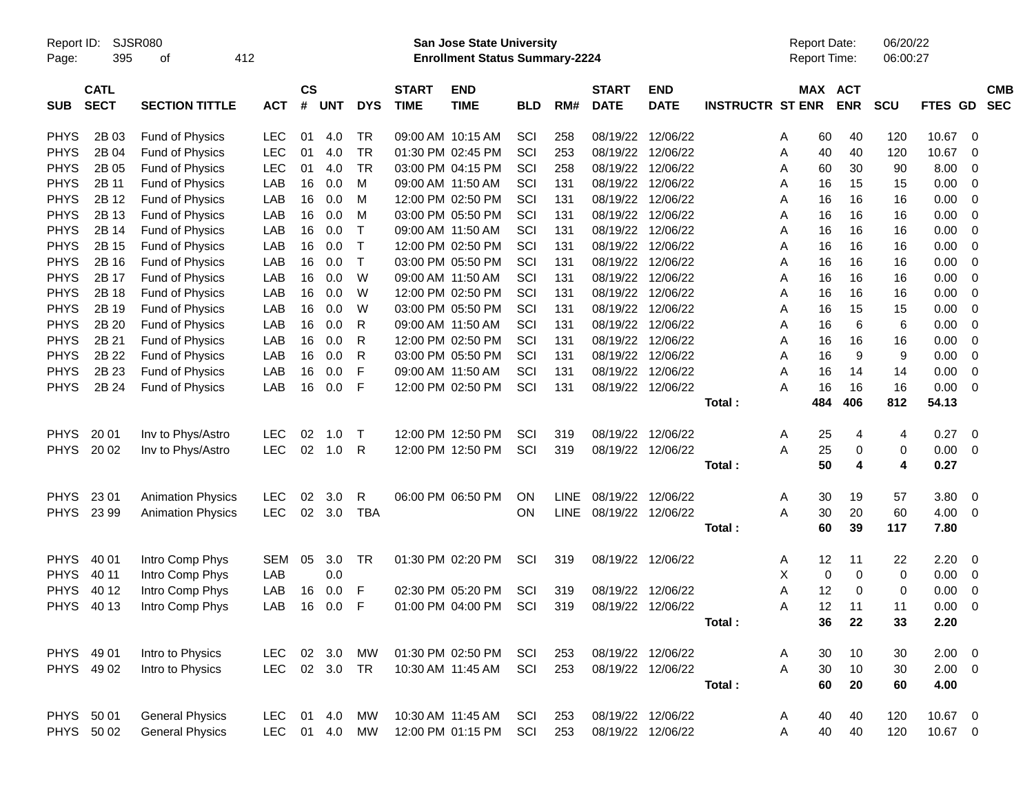Report ID: SJSR080
San Jose State University
Enrollment Status Summary-2224
Report Date: 06/20/22
Report Time: 06:00:27

| SUB | CATL SECT | SECTION TITTLE | ACT | CS # | UNT | DYS | START TIME | END TIME | BLD | RM# | START DATE | END DATE | INSTRUCTR | ST | MAX ENR | ACT ENR | SCU | FTES | GD | CMB SEC |
|---|---|---|---|---|---|---|---|---|---|---|---|---|---|---|---|---|---|---|---|---|
| PHYS | 2B 03 | Fund of Physics | LEC | 01 | 4.0 | TR | 09:00 AM | 10:15 AM | SCI | 258 | 08/19/22 | 12/06/22 | | A | 60 | 40 | 120 | 10.67 | 0 | |
| PHYS | 2B 04 | Fund of Physics | LEC | 01 | 4.0 | TR | 01:30 PM | 02:45 PM | SCI | 253 | 08/19/22 | 12/06/22 | | A | 40 | 40 | 120 | 10.67 | 0 | |
| PHYS | 2B 05 | Fund of Physics | LEC | 01 | 4.0 | TR | 03:00 PM | 04:15 PM | SCI | 258 | 08/19/22 | 12/06/22 | | A | 60 | 30 | 90 | 8.00 | 0 | |
| PHYS | 2B 11 | Fund of Physics | LAB | 16 | 0.0 | M | 09:00 AM | 11:50 AM | SCI | 131 | 08/19/22 | 12/06/22 | | A | 16 | 15 | 15 | 0.00 | 0 | |
| PHYS | 2B 12 | Fund of Physics | LAB | 16 | 0.0 | M | 12:00 PM | 02:50 PM | SCI | 131 | 08/19/22 | 12/06/22 | | A | 16 | 16 | 16 | 0.00 | 0 | |
| PHYS | 2B 13 | Fund of Physics | LAB | 16 | 0.0 | M | 03:00 PM | 05:50 PM | SCI | 131 | 08/19/22 | 12/06/22 | | A | 16 | 16 | 16 | 0.00 | 0 | |
| PHYS | 2B 14 | Fund of Physics | LAB | 16 | 0.0 | T | 09:00 AM | 11:50 AM | SCI | 131 | 08/19/22 | 12/06/22 | | A | 16 | 16 | 16 | 0.00 | 0 | |
| PHYS | 2B 15 | Fund of Physics | LAB | 16 | 0.0 | T | 12:00 PM | 02:50 PM | SCI | 131 | 08/19/22 | 12/06/22 | | A | 16 | 16 | 16 | 0.00 | 0 | |
| PHYS | 2B 16 | Fund of Physics | LAB | 16 | 0.0 | T | 03:00 PM | 05:50 PM | SCI | 131 | 08/19/22 | 12/06/22 | | A | 16 | 16 | 16 | 0.00 | 0 | |
| PHYS | 2B 17 | Fund of Physics | LAB | 16 | 0.0 | W | 09:00 AM | 11:50 AM | SCI | 131 | 08/19/22 | 12/06/22 | | A | 16 | 16 | 16 | 0.00 | 0 | |
| PHYS | 2B 18 | Fund of Physics | LAB | 16 | 0.0 | W | 12:00 PM | 02:50 PM | SCI | 131 | 08/19/22 | 12/06/22 | | A | 16 | 16 | 16 | 0.00 | 0 | |
| PHYS | 2B 19 | Fund of Physics | LAB | 16 | 0.0 | W | 03:00 PM | 05:50 PM | SCI | 131 | 08/19/22 | 12/06/22 | | A | 16 | 15 | 15 | 0.00 | 0 | |
| PHYS | 2B 20 | Fund of Physics | LAB | 16 | 0.0 | R | 09:00 AM | 11:50 AM | SCI | 131 | 08/19/22 | 12/06/22 | | A | 16 | 6 | 6 | 0.00 | 0 | |
| PHYS | 2B 21 | Fund of Physics | LAB | 16 | 0.0 | R | 12:00 PM | 02:50 PM | SCI | 131 | 08/19/22 | 12/06/22 | | A | 16 | 16 | 16 | 0.00 | 0 | |
| PHYS | 2B 22 | Fund of Physics | LAB | 16 | 0.0 | R | 03:00 PM | 05:50 PM | SCI | 131 | 08/19/22 | 12/06/22 | | A | 16 | 9 | 9 | 0.00 | 0 | |
| PHYS | 2B 23 | Fund of Physics | LAB | 16 | 0.0 | F | 09:00 AM | 11:50 AM | SCI | 131 | 08/19/22 | 12/06/22 | | A | 16 | 14 | 14 | 0.00 | 0 | |
| PHYS | 2B 24 | Fund of Physics | LAB | 16 | 0.0 | F | 12:00 PM | 02:50 PM | SCI | 131 | 08/19/22 | 12/06/22 | | A | 16 | 16 | 16 | 0.00 | 0 | |
| | | | | | | | | | | | | | **Total :** | | **484** | **406** | **812** | **54.13** | | |
| PHYS | 20 01 | Inv to Phys/Astro | LEC | 02 | 1.0 | T | 12:00 PM | 12:50 PM | SCI | 319 | 08/19/22 | 12/06/22 | | A | 25 | 4 | 4 | 0.27 | 0 | |
| PHYS | 20 02 | Inv to Phys/Astro | LEC | 02 | 1.0 | R | 12:00 PM | 12:50 PM | SCI | 319 | 08/19/22 | 12/06/22 | | A | 25 | 0 | 0 | 0.00 | 0 | |
| | | | | | | | | | | | | | **Total :** | | **50** | **4** | **4** | **0.27** | | |
| PHYS | 23 01 | Animation Physics | LEC | 02 | 3.0 | R | 06:00 PM | 06:50 PM | ON | LINE | 08/19/22 | 12/06/22 | | A | 30 | 19 | 57 | 3.80 | 0 | |
| PHYS | 23 99 | Animation Physics | LEC | 02 | 3.0 | TBA | | | ON | LINE | 08/19/22 | 12/06/22 | | A | 30 | 20 | 60 | 4.00 | 0 | |
| | | | | | | | | | | | | | **Total :** | | **60** | **39** | **117** | **7.80** | | |
| PHYS | 40 01 | Intro Comp Phys | SEM | 05 | 3.0 | TR | 01:30 PM | 02:20 PM | SCI | 319 | 08/19/22 | 12/06/22 | | A | 12 | 11 | 22 | 2.20 | 0 | |
| PHYS | 40 11 | Intro Comp Phys | LAB | | 0.0 | | | | | | | | | X | 0 | 0 | 0 | 0.00 | 0 | |
| PHYS | 40 12 | Intro Comp Phys | LAB | 16 | 0.0 | F | 02:30 PM | 05:20 PM | SCI | 319 | 08/19/22 | 12/06/22 | | A | 12 | 0 | 0 | 0.00 | 0 | |
| PHYS | 40 13 | Intro Comp Phys | LAB | 16 | 0.0 | F | 01:00 PM | 04:00 PM | SCI | 319 | 08/19/22 | 12/06/22 | | A | 12 | 11 | 11 | 0.00 | 0 | |
| | | | | | | | | | | | | | **Total :** | | **36** | **22** | **33** | **2.20** | | |
| PHYS | 49 01 | Intro to Physics | LEC | 02 | 3.0 | MW | 01:30 PM | 02:50 PM | SCI | 253 | 08/19/22 | 12/06/22 | | A | 30 | 10 | 30 | 2.00 | 0 | |
| PHYS | 49 02 | Intro to Physics | LEC | 02 | 3.0 | TR | 10:30 AM | 11:45 AM | SCI | 253 | 08/19/22 | 12/06/22 | | A | 30 | 10 | 30 | 2.00 | 0 | |
| | | | | | | | | | | | | | **Total :** | | **60** | **20** | **60** | **4.00** | | |
| PHYS | 50 01 | General Physics | LEC | 01 | 4.0 | MW | 10:30 AM | 11:45 AM | SCI | 253 | 08/19/22 | 12/06/22 | | A | 40 | 40 | 120 | 10.67 | 0 | |
| PHYS | 50 02 | General Physics | LEC | 01 | 4.0 | MW | 12:00 PM | 01:15 PM | SCI | 253 | 08/19/22 | 12/06/22 | | A | 40 | 40 | 120 | 10.67 | 0 | |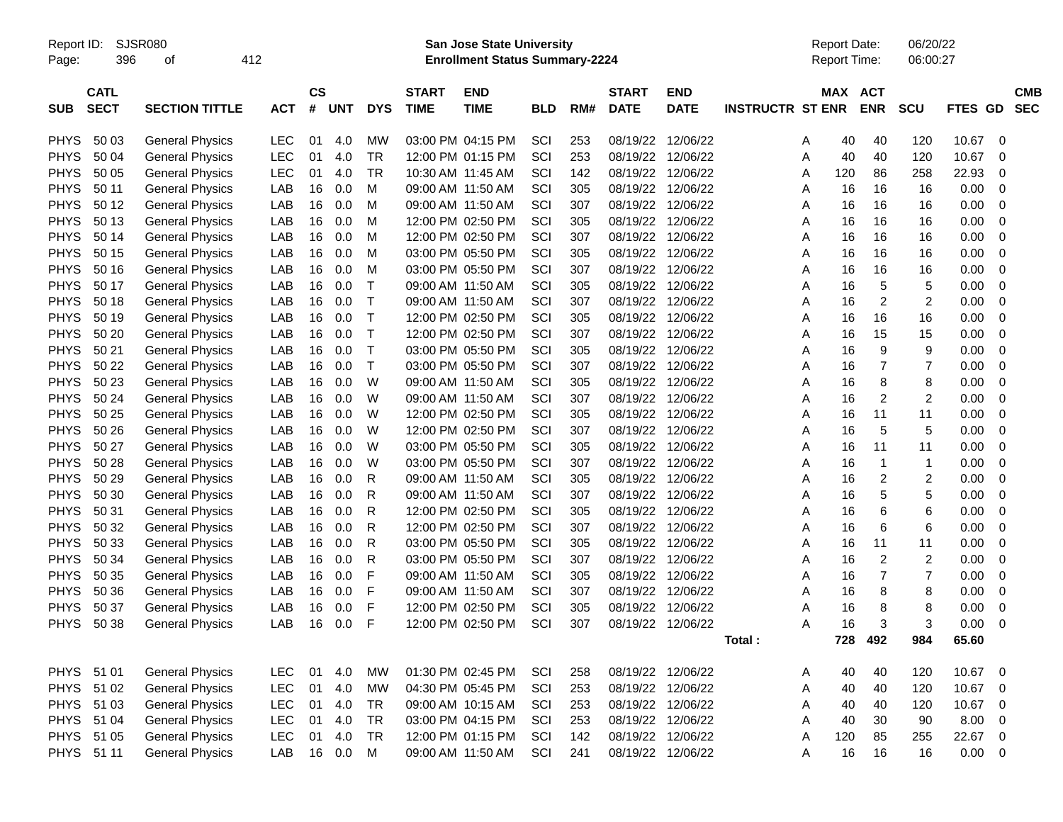Report ID: SJSR080
San Jose State University
Enrollment Status Summary-2224
Report Date: 06/20/22
Report Time: 06:00:27

| SUB | CATL SECT | SECTION TITTLE | ACT | CS # | UNT | DYS | START TIME | END TIME | BLD | RM# | START DATE | END DATE | INSTRUCTR | ST | MAX ENR | ACT ENR | SCU | FTES | GD | CMB SEC |
|---|---|---|---|---|---|---|---|---|---|---|---|---|---|---|---|---|---|---|---|---|
| PHYS | 50 03 | General Physics | LEC | 01 | 4.0 | MW | 03:00 PM | 04:15 PM | SCI | 253 | 08/19/22 | 12/06/22 | | A | 40 | 40 | 120 | 10.67 | 0 | |
| PHYS | 50 04 | General Physics | LEC | 01 | 4.0 | TR | 12:00 PM | 01:15 PM | SCI | 253 | 08/19/22 | 12/06/22 | | A | 40 | 40 | 120 | 10.67 | 0 | |
| PHYS | 50 05 | General Physics | LEC | 01 | 4.0 | TR | 10:30 AM | 11:45 AM | SCI | 142 | 08/19/22 | 12/06/22 | | A | 120 | 86 | 258 | 22.93 | 0 | |
| PHYS | 50 11 | General Physics | LAB | 16 | 0.0 | M | 09:00 AM | 11:50 AM | SCI | 305 | 08/19/22 | 12/06/22 | | A | 16 | 16 | 16 | 0.00 | 0 | |
| PHYS | 50 12 | General Physics | LAB | 16 | 0.0 | M | 09:00 AM | 11:50 AM | SCI | 307 | 08/19/22 | 12/06/22 | | A | 16 | 16 | 16 | 0.00 | 0 | |
| PHYS | 50 13 | General Physics | LAB | 16 | 0.0 | M | 12:00 PM | 02:50 PM | SCI | 305 | 08/19/22 | 12/06/22 | | A | 16 | 16 | 16 | 0.00 | 0 | |
| PHYS | 50 14 | General Physics | LAB | 16 | 0.0 | M | 12:00 PM | 02:50 PM | SCI | 307 | 08/19/22 | 12/06/22 | | A | 16 | 16 | 16 | 0.00 | 0 | |
| PHYS | 50 15 | General Physics | LAB | 16 | 0.0 | M | 03:00 PM | 05:50 PM | SCI | 305 | 08/19/22 | 12/06/22 | | A | 16 | 16 | 16 | 0.00 | 0 | |
| PHYS | 50 16 | General Physics | LAB | 16 | 0.0 | M | 03:00 PM | 05:50 PM | SCI | 307 | 08/19/22 | 12/06/22 | | A | 16 | 16 | 16 | 0.00 | 0 | |
| PHYS | 50 17 | General Physics | LAB | 16 | 0.0 | T | 09:00 AM | 11:50 AM | SCI | 305 | 08/19/22 | 12/06/22 | | A | 16 | 5 | 5 | 0.00 | 0 | |
| PHYS | 50 18 | General Physics | LAB | 16 | 0.0 | T | 09:00 AM | 11:50 AM | SCI | 307 | 08/19/22 | 12/06/22 | | A | 16 | 2 | 2 | 0.00 | 0 | |
| PHYS | 50 19 | General Physics | LAB | 16 | 0.0 | T | 12:00 PM | 02:50 PM | SCI | 305 | 08/19/22 | 12/06/22 | | A | 16 | 16 | 16 | 0.00 | 0 | |
| PHYS | 50 20 | General Physics | LAB | 16 | 0.0 | T | 12:00 PM | 02:50 PM | SCI | 307 | 08/19/22 | 12/06/22 | | A | 16 | 15 | 15 | 0.00 | 0 | |
| PHYS | 50 21 | General Physics | LAB | 16 | 0.0 | T | 03:00 PM | 05:50 PM | SCI | 305 | 08/19/22 | 12/06/22 | | A | 16 | 9 | 9 | 0.00 | 0 | |
| PHYS | 50 22 | General Physics | LAB | 16 | 0.0 | T | 03:00 PM | 05:50 PM | SCI | 307 | 08/19/22 | 12/06/22 | | A | 16 | 7 | 7 | 0.00 | 0 | |
| PHYS | 50 23 | General Physics | LAB | 16 | 0.0 | W | 09:00 AM | 11:50 AM | SCI | 305 | 08/19/22 | 12/06/22 | | A | 16 | 8 | 8 | 0.00 | 0 | |
| PHYS | 50 24 | General Physics | LAB | 16 | 0.0 | W | 09:00 AM | 11:50 AM | SCI | 307 | 08/19/22 | 12/06/22 | | A | 16 | 2 | 2 | 0.00 | 0 | |
| PHYS | 50 25 | General Physics | LAB | 16 | 0.0 | W | 12:00 PM | 02:50 PM | SCI | 305 | 08/19/22 | 12/06/22 | | A | 16 | 11 | 11 | 0.00 | 0 | |
| PHYS | 50 26 | General Physics | LAB | 16 | 0.0 | W | 12:00 PM | 02:50 PM | SCI | 307 | 08/19/22 | 12/06/22 | | A | 16 | 5 | 5 | 0.00 | 0 | |
| PHYS | 50 27 | General Physics | LAB | 16 | 0.0 | W | 03:00 PM | 05:50 PM | SCI | 305 | 08/19/22 | 12/06/22 | | A | 16 | 11 | 11 | 0.00 | 0 | |
| PHYS | 50 28 | General Physics | LAB | 16 | 0.0 | W | 03:00 PM | 05:50 PM | SCI | 307 | 08/19/22 | 12/06/22 | | A | 16 | 1 | 1 | 0.00 | 0 | |
| PHYS | 50 29 | General Physics | LAB | 16 | 0.0 | R | 09:00 AM | 11:50 AM | SCI | 305 | 08/19/22 | 12/06/22 | | A | 16 | 2 | 2 | 0.00 | 0 | |
| PHYS | 50 30 | General Physics | LAB | 16 | 0.0 | R | 09:00 AM | 11:50 AM | SCI | 307 | 08/19/22 | 12/06/22 | | A | 16 | 5 | 5 | 0.00 | 0 | |
| PHYS | 50 31 | General Physics | LAB | 16 | 0.0 | R | 12:00 PM | 02:50 PM | SCI | 305 | 08/19/22 | 12/06/22 | | A | 16 | 6 | 6 | 0.00 | 0 | |
| PHYS | 50 32 | General Physics | LAB | 16 | 0.0 | R | 12:00 PM | 02:50 PM | SCI | 307 | 08/19/22 | 12/06/22 | | A | 16 | 6 | 6 | 0.00 | 0 | |
| PHYS | 50 33 | General Physics | LAB | 16 | 0.0 | R | 03:00 PM | 05:50 PM | SCI | 305 | 08/19/22 | 12/06/22 | | A | 16 | 11 | 11 | 0.00 | 0 | |
| PHYS | 50 34 | General Physics | LAB | 16 | 0.0 | R | 03:00 PM | 05:50 PM | SCI | 307 | 08/19/22 | 12/06/22 | | A | 16 | 2 | 2 | 0.00 | 0 | |
| PHYS | 50 35 | General Physics | LAB | 16 | 0.0 | F | 09:00 AM | 11:50 AM | SCI | 305 | 08/19/22 | 12/06/22 | | A | 16 | 7 | 7 | 0.00 | 0 | |
| PHYS | 50 36 | General Physics | LAB | 16 | 0.0 | F | 09:00 AM | 11:50 AM | SCI | 307 | 08/19/22 | 12/06/22 | | A | 16 | 8 | 8 | 0.00 | 0 | |
| PHYS | 50 37 | General Physics | LAB | 16 | 0.0 | F | 12:00 PM | 02:50 PM | SCI | 305 | 08/19/22 | 12/06/22 | | A | 16 | 8 | 8 | 0.00 | 0 | |
| PHYS | 50 38 | General Physics | LAB | 16 | 0.0 | F | 12:00 PM | 02:50 PM | SCI | 307 | 08/19/22 | 12/06/22 | | A | 16 | 3 | 3 | 0.00 | 0 | |
| | | | | | | | | | | | | | Total : | | 728 | 492 | 984 | 65.60 | | |
| PHYS | 51 01 | General Physics | LEC | 01 | 4.0 | MW | 01:30 PM | 02:45 PM | SCI | 258 | 08/19/22 | 12/06/22 | | A | 40 | 40 | 120 | 10.67 | 0 | |
| PHYS | 51 02 | General Physics | LEC | 01 | 4.0 | MW | 04:30 PM | 05:45 PM | SCI | 253 | 08/19/22 | 12/06/22 | | A | 40 | 40 | 120 | 10.67 | 0 | |
| PHYS | 51 03 | General Physics | LEC | 01 | 4.0 | TR | 09:00 AM | 10:15 AM | SCI | 253 | 08/19/22 | 12/06/22 | | A | 40 | 40 | 120 | 10.67 | 0 | |
| PHYS | 51 04 | General Physics | LEC | 01 | 4.0 | TR | 03:00 PM | 04:15 PM | SCI | 253 | 08/19/22 | 12/06/22 | | A | 40 | 30 | 90 | 8.00 | 0 | |
| PHYS | 51 05 | General Physics | LEC | 01 | 4.0 | TR | 12:00 PM | 01:15 PM | SCI | 142 | 08/19/22 | 12/06/22 | | A | 120 | 85 | 255 | 22.67 | 0 | |
| PHYS | 51 11 | General Physics | LAB | 16 | 0.0 | M | 09:00 AM | 11:50 AM | SCI | 241 | 08/19/22 | 12/06/22 | | A | 16 | 16 | 16 | 0.00 | 0 | |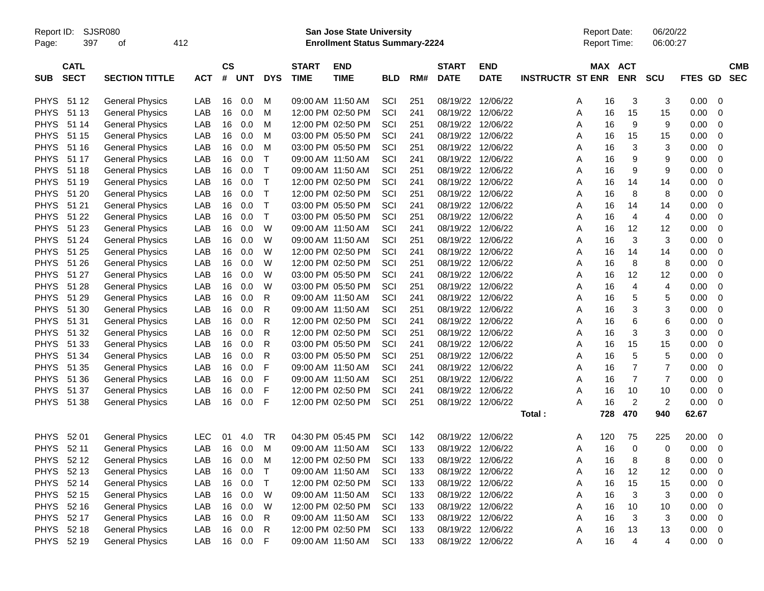Report ID: SJSR080
**San Jose State University**
**Enrollment Status Summary-2224**
Report Date: 06/20/22
Report Time: 06:00:27

| SUB | CATL SECT | SECTION TITTLE | ACT | CS # | UNT | DYS | START TIME | END TIME | BLD | RM# | START DATE | END DATE | INSTRUCTR | ST | MAX ENR | ACT ENR | SCU | FTES | GD | CMB SEC |
|---|---|---|---|---|---|---|---|---|---|---|---|---|---|---|---|---|---|---|---|---|
| PHYS | 51 12 | General Physics | LAB | 16 | 0.0 | M | 09:00 AM | 11:50 AM | SCI | 251 | 08/19/22 | 12/06/22 | | A | 16 | 3 | 3 | 0.00 | 0 | |
| PHYS | 51 13 | General Physics | LAB | 16 | 0.0 | M | 12:00 PM | 02:50 PM | SCI | 241 | 08/19/22 | 12/06/22 | | A | 16 | 15 | 15 | 0.00 | 0 | |
| PHYS | 51 14 | General Physics | LAB | 16 | 0.0 | M | 12:00 PM | 02:50 PM | SCI | 251 | 08/19/22 | 12/06/22 | | A | 16 | 9 | 9 | 0.00 | 0 | |
| PHYS | 51 15 | General Physics | LAB | 16 | 0.0 | M | 03:00 PM | 05:50 PM | SCI | 241 | 08/19/22 | 12/06/22 | | A | 16 | 15 | 15 | 0.00 | 0 | |
| PHYS | 51 16 | General Physics | LAB | 16 | 0.0 | M | 03:00 PM | 05:50 PM | SCI | 251 | 08/19/22 | 12/06/22 | | A | 16 | 3 | 3 | 0.00 | 0 | |
| PHYS | 51 17 | General Physics | LAB | 16 | 0.0 | T | 09:00 AM | 11:50 AM | SCI | 241 | 08/19/22 | 12/06/22 | | A | 16 | 9 | 9 | 0.00 | 0 | |
| PHYS | 51 18 | General Physics | LAB | 16 | 0.0 | T | 09:00 AM | 11:50 AM | SCI | 251 | 08/19/22 | 12/06/22 | | A | 16 | 9 | 9 | 0.00 | 0 | |
| PHYS | 51 19 | General Physics | LAB | 16 | 0.0 | T | 12:00 PM | 02:50 PM | SCI | 241 | 08/19/22 | 12/06/22 | | A | 16 | 14 | 14 | 0.00 | 0 | |
| PHYS | 51 20 | General Physics | LAB | 16 | 0.0 | T | 12:00 PM | 02:50 PM | SCI | 251 | 08/19/22 | 12/06/22 | | A | 16 | 8 | 8 | 0.00 | 0 | |
| PHYS | 51 21 | General Physics | LAB | 16 | 0.0 | T | 03:00 PM | 05:50 PM | SCI | 241 | 08/19/22 | 12/06/22 | | A | 16 | 14 | 14 | 0.00 | 0 | |
| PHYS | 51 22 | General Physics | LAB | 16 | 0.0 | T | 03:00 PM | 05:50 PM | SCI | 251 | 08/19/22 | 12/06/22 | | A | 16 | 4 | 4 | 0.00 | 0 | |
| PHYS | 51 23 | General Physics | LAB | 16 | 0.0 | W | 09:00 AM | 11:50 AM | SCI | 241 | 08/19/22 | 12/06/22 | | A | 16 | 12 | 12 | 0.00 | 0 | |
| PHYS | 51 24 | General Physics | LAB | 16 | 0.0 | W | 09:00 AM | 11:50 AM | SCI | 251 | 08/19/22 | 12/06/22 | | A | 16 | 3 | 3 | 0.00 | 0 | |
| PHYS | 51 25 | General Physics | LAB | 16 | 0.0 | W | 12:00 PM | 02:50 PM | SCI | 241 | 08/19/22 | 12/06/22 | | A | 16 | 14 | 14 | 0.00 | 0 | |
| PHYS | 51 26 | General Physics | LAB | 16 | 0.0 | W | 12:00 PM | 02:50 PM | SCI | 251 | 08/19/22 | 12/06/22 | | A | 16 | 8 | 8 | 0.00 | 0 | |
| PHYS | 51 27 | General Physics | LAB | 16 | 0.0 | W | 03:00 PM | 05:50 PM | SCI | 241 | 08/19/22 | 12/06/22 | | A | 16 | 12 | 12 | 0.00 | 0 | |
| PHYS | 51 28 | General Physics | LAB | 16 | 0.0 | W | 03:00 PM | 05:50 PM | SCI | 251 | 08/19/22 | 12/06/22 | | A | 16 | 4 | 4 | 0.00 | 0 | |
| PHYS | 51 29 | General Physics | LAB | 16 | 0.0 | R | 09:00 AM | 11:50 AM | SCI | 241 | 08/19/22 | 12/06/22 | | A | 16 | 5 | 5 | 0.00 | 0 | |
| PHYS | 51 30 | General Physics | LAB | 16 | 0.0 | R | 09:00 AM | 11:50 AM | SCI | 251 | 08/19/22 | 12/06/22 | | A | 16 | 3 | 3 | 0.00 | 0 | |
| PHYS | 51 31 | General Physics | LAB | 16 | 0.0 | R | 12:00 PM | 02:50 PM | SCI | 241 | 08/19/22 | 12/06/22 | | A | 16 | 6 | 6 | 0.00 | 0 | |
| PHYS | 51 32 | General Physics | LAB | 16 | 0.0 | R | 12:00 PM | 02:50 PM | SCI | 251 | 08/19/22 | 12/06/22 | | A | 16 | 3 | 3 | 0.00 | 0 | |
| PHYS | 51 33 | General Physics | LAB | 16 | 0.0 | R | 03:00 PM | 05:50 PM | SCI | 241 | 08/19/22 | 12/06/22 | | A | 16 | 15 | 15 | 0.00 | 0 | |
| PHYS | 51 34 | General Physics | LAB | 16 | 0.0 | R | 03:00 PM | 05:50 PM | SCI | 251 | 08/19/22 | 12/06/22 | | A | 16 | 5 | 5 | 0.00 | 0 | |
| PHYS | 51 35 | General Physics | LAB | 16 | 0.0 | F | 09:00 AM | 11:50 AM | SCI | 241 | 08/19/22 | 12/06/22 | | A | 16 | 7 | 7 | 0.00 | 0 | |
| PHYS | 51 36 | General Physics | LAB | 16 | 0.0 | F | 09:00 AM | 11:50 AM | SCI | 251 | 08/19/22 | 12/06/22 | | A | 16 | 7 | 7 | 0.00 | 0 | |
| PHYS | 51 37 | General Physics | LAB | 16 | 0.0 | F | 12:00 PM | 02:50 PM | SCI | 241 | 08/19/22 | 12/06/22 | | A | 16 | 10 | 10 | 0.00 | 0 | |
| PHYS | 51 38 | General Physics | LAB | 16 | 0.0 | F | 12:00 PM | 02:50 PM | SCI | 251 | 08/19/22 | 12/06/22 | | A | 16 | 2 | 2 | 0.00 | 0 | |
| | | | | | | | | | | | | | Total : | | 728 | 470 | 940 | 62.67 | | |
| PHYS | 52 01 | General Physics | LEC | 01 | 4.0 | TR | 04:30 PM | 05:45 PM | SCI | 142 | 08/19/22 | 12/06/22 | | A | 120 | 75 | 225 | 20.00 | 0 | |
| PHYS | 52 11 | General Physics | LAB | 16 | 0.0 | M | 09:00 AM | 11:50 AM | SCI | 133 | 08/19/22 | 12/06/22 | | A | 16 | 0 | 0 | 0.00 | 0 | |
| PHYS | 52 12 | General Physics | LAB | 16 | 0.0 | M | 12:00 PM | 02:50 PM | SCI | 133 | 08/19/22 | 12/06/22 | | A | 16 | 8 | 8 | 0.00 | 0 | |
| PHYS | 52 13 | General Physics | LAB | 16 | 0.0 | T | 09:00 AM | 11:50 AM | SCI | 133 | 08/19/22 | 12/06/22 | | A | 16 | 12 | 12 | 0.00 | 0 | |
| PHYS | 52 14 | General Physics | LAB | 16 | 0.0 | T | 12:00 PM | 02:50 PM | SCI | 133 | 08/19/22 | 12/06/22 | | A | 16 | 15 | 15 | 0.00 | 0 | |
| PHYS | 52 15 | General Physics | LAB | 16 | 0.0 | W | 09:00 AM | 11:50 AM | SCI | 133 | 08/19/22 | 12/06/22 | | A | 16 | 3 | 3 | 0.00 | 0 | |
| PHYS | 52 16 | General Physics | LAB | 16 | 0.0 | W | 12:00 PM | 02:50 PM | SCI | 133 | 08/19/22 | 12/06/22 | | A | 16 | 10 | 10 | 0.00 | 0 | |
| PHYS | 52 17 | General Physics | LAB | 16 | 0.0 | R | 09:00 AM | 11:50 AM | SCI | 133 | 08/19/22 | 12/06/22 | | A | 16 | 3 | 3 | 0.00 | 0 | |
| PHYS | 52 18 | General Physics | LAB | 16 | 0.0 | R | 12:00 PM | 02:50 PM | SCI | 133 | 08/19/22 | 12/06/22 | | A | 16 | 13 | 13 | 0.00 | 0 | |
| PHYS | 52 19 | General Physics | LAB | 16 | 0.0 | F | 09:00 AM | 11:50 AM | SCI | 133 | 08/19/22 | 12/06/22 | | A | 16 | 4 | 4 | 0.00 | 0 | |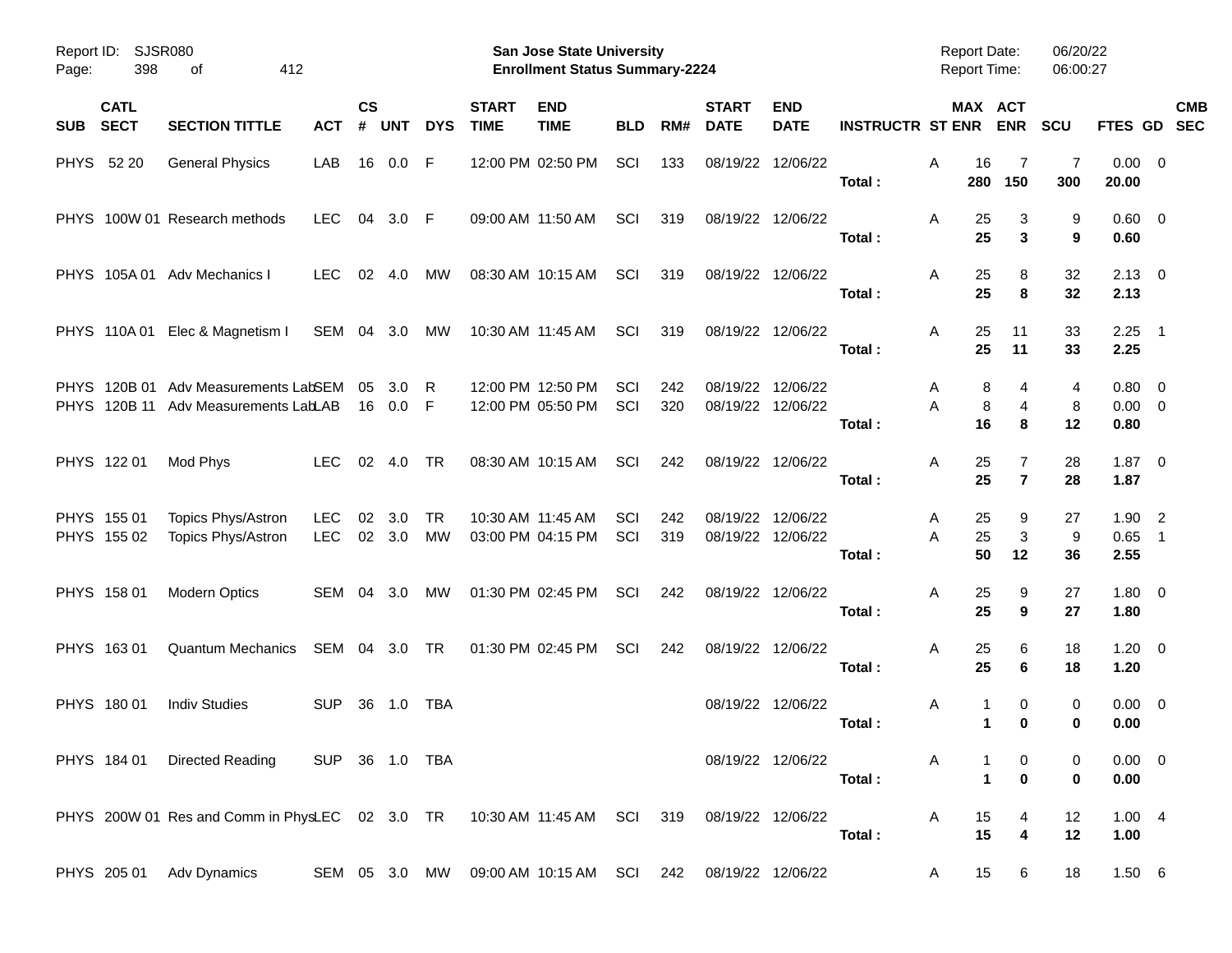Report ID: SJSR080

**San Jose State University**
**Enrollment Status Summary-2224**

Report Date: 06/20/22
Report Time: 06:00:27

| SUB | CATL SECT | SECTION TITTLE | ACT | CS # | UNT | DYS | START TIME | END TIME | BLD | RM# | START DATE | END DATE | INSTRUCTR | ST | MAX ENR | ACT ENR | SCU | FTES | GD | CMB SEC |
|---|---|---|---|---|---|---|---|---|---|---|---|---|---|---|---|---|---|---|---|---|
| PHYS | 52 20 | General Physics | LAB | 16 | 0.0 | F | 12:00 PM | 02:50 PM | SCI | 133 | 08/19/22 | 12/06/22 | | A | 16 | 7 | 7 | 0.00 | 0 | |
| | | | | | | | | | | | | | Total : | | **280** | **150** | **300** | **20.00** | | |
| PHYS | 100W 01 | Research methods | LEC | 04 | 3.0 | F | 09:00 AM | 11:50 AM | SCI | 319 | 08/19/22 | 12/06/22 | | A | 25 | 3 | 9 | 0.60 | 0 | |
| | | | | | | | | | | | | | Total : | | **25** | **3** | **9** | **0.60** | | |
| PHYS | 105A 01 | Adv Mechanics I | LEC | 02 | 4.0 | MW | 08:30 AM | 10:15 AM | SCI | 319 | 08/19/22 | 12/06/22 | | A | 25 | 8 | 32 | 2.13 | 0 | |
| | | | | | | | | | | | | | Total : | | **25** | **8** | **32** | **2.13** | | |
| PHYS | 110A 01 | Elec & Magnetism I | SEM | 04 | 3.0 | MW | 10:30 AM | 11:45 AM | SCI | 319 | 08/19/22 | 12/06/22 | | A | 25 | 11 | 33 | 2.25 | 1 | |
| | | | | | | | | | | | | | Total : | | **25** | **11** | **33** | **2.25** | | |
| PHYS | 120B 01 | Adv Measurements Lab | SEM | 05 | 3.0 | R | 12:00 PM | 12:50 PM | SCI | 242 | 08/19/22 | 12/06/22 | | A | 8 | 4 | 4 | 0.80 | 0 | |
| PHYS | 120B 11 | Adv Measurements Lab | LAB | 16 | 0.0 | F | 12:00 PM | 05:50 PM | SCI | 320 | 08/19/22 | 12/06/22 | | A | 8 | 4 | 8 | 0.00 | 0 | |
| | | | | | | | | | | | | | Total : | | **16** | **8** | **12** | **0.80** | | |
| PHYS | 122 01 | Mod Phys | LEC | 02 | 4.0 | TR | 08:30 AM | 10:15 AM | SCI | 242 | 08/19/22 | 12/06/22 | | A | 25 | 7 | 28 | 1.87 | 0 | |
| | | | | | | | | | | | | | Total : | | **25** | **7** | **28** | **1.87** | | |
| PHYS | 155 01 | Topics Phys/Astron | LEC | 02 | 3.0 | TR | 10:30 AM | 11:45 AM | SCI | 242 | 08/19/22 | 12/06/22 | | A | 25 | 9 | 27 | 1.90 | 2 | |
| PHYS | 155 02 | Topics Phys/Astron | LEC | 02 | 3.0 | MW | 03:00 PM | 04:15 PM | SCI | 319 | 08/19/22 | 12/06/22 | | A | 25 | 3 | 9 | 0.65 | 1 | |
| | | | | | | | | | | | | | Total : | | **50** | **12** | **36** | **2.55** | | |
| PHYS | 158 01 | Modern Optics | SEM | 04 | 3.0 | MW | 01:30 PM | 02:45 PM | SCI | 242 | 08/19/22 | 12/06/22 | | A | 25 | 9 | 27 | 1.80 | 0 | |
| | | | | | | | | | | | | | Total : | | **25** | **9** | **27** | **1.80** | | |
| PHYS | 163 01 | Quantum Mechanics | SEM | 04 | 3.0 | TR | 01:30 PM | 02:45 PM | SCI | 242 | 08/19/22 | 12/06/22 | | A | 25 | 6 | 18 | 1.20 | 0 | |
| | | | | | | | | | | | | | Total : | | **25** | **6** | **18** | **1.20** | | |
| PHYS | 180 01 | Indiv Studies | SUP | 36 | 1.0 | TBA | | | | | 08/19/22 | 12/06/22 | | A | 1 | 0 | 0 | 0.00 | 0 | |
| | | | | | | | | | | | | | Total : | | **1** | **0** | **0** | **0.00** | | |
| PHYS | 184 01 | Directed Reading | SUP | 36 | 1.0 | TBA | | | | | 08/19/22 | 12/06/22 | | A | 1 | 0 | 0 | 0.00 | 0 | |
| | | | | | | | | | | | | | Total : | | **1** | **0** | **0** | **0.00** | | |
| PHYS | 200W 01 | Res and Comm in Phys | LEC | 02 | 3.0 | TR | 10:30 AM | 11:45 AM | SCI | 319 | 08/19/22 | 12/06/22 | | A | 15 | 4 | 12 | 1.00 | 4 | |
| | | | | | | | | | | | | | Total : | | **15** | **4** | **12** | **1.00** | | |
| PHYS | 205 01 | Adv Dynamics | SEM | 05 | 3.0 | MW | 09:00 AM | 10:15 AM | SCI | 242 | 08/19/22 | 12/06/22 | | A | 15 | 6 | 18 | 1.50 | 6 | |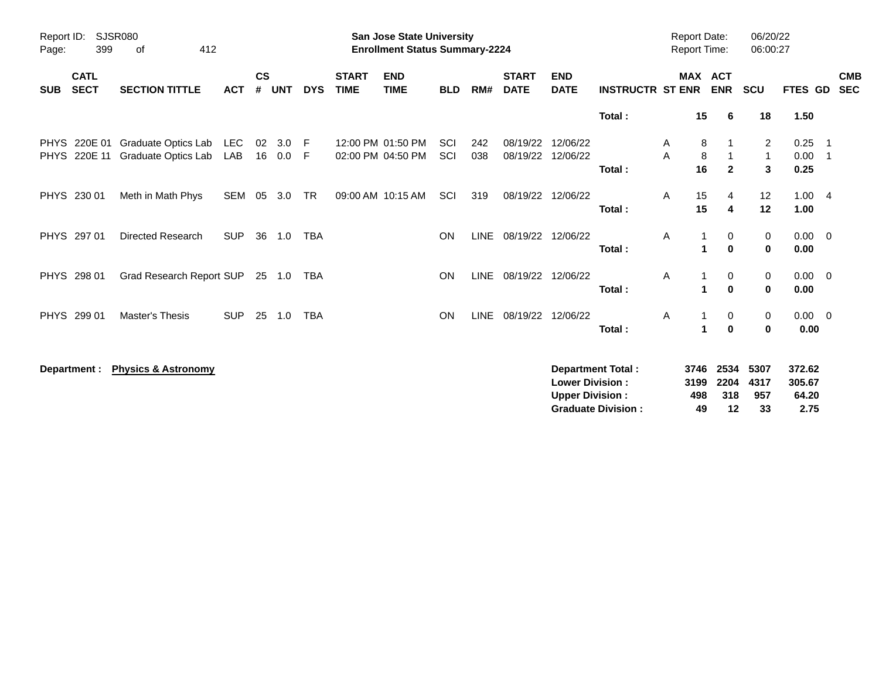| SUB | CATL SECT | SECTION TITTLE | ACT | CS # | UNT | DYS | START TIME | END TIME | BLD | RM# | START DATE | END DATE | INSTRUCTR | ST | MAX ENR | ACT ENR | SCU | FTES | GD | CMB SEC |
|---|---|---|---|---|---|---|---|---|---|---|---|---|---|---|---|---|---|---|---|---|
| | | | | | | | | | | | | | Total : | | 15 | 6 | 18 | 1.50 | | |
| PHYS | 220E 01 | Graduate Optics Lab | LEC | 02 | 3.0 | F | 12:00 PM | 01:50 PM | SCI | 242 | 08/19/22 | 12/06/22 | | A | 8 | 1 | 2 | 0.25 | 1 | |
| PHYS | 220E 11 | Graduate Optics Lab | LAB | 16 | 0.0 | F | 02:00 PM | 04:50 PM | SCI | 038 | 08/19/22 | 12/06/22 | | A | 8 | 1 | 1 | 0.00 | 1 | |
| | | | | | | | | | | | | | Total : | | 16 | 2 | 3 | 0.25 | | |
| PHYS | 230 01 | Meth in Math Phys | SEM | 05 | 3.0 | TR | 09:00 AM | 10:15 AM | SCI | 319 | 08/19/22 | 12/06/22 | | A | 15 | 4 | 12 | 1.00 | 4 | |
| | | | | | | | | | | | | | Total : | | 15 | 4 | 12 | 1.00 | | |
| PHYS | 297 01 | Directed Research | SUP | 36 | 1.0 | TBA | | | ON | LINE | 08/19/22 | 12/06/22 | | A | 1 | 0 | 0 | 0.00 | 0 | |
| | | | | | | | | | | | | | Total : | | 1 | 0 | 0 | 0.00 | | |
| PHYS | 298 01 | Grad Research Report | SUP | 25 | 1.0 | TBA | | | ON | LINE | 08/19/22 | 12/06/22 | | A | 1 | 0 | 0 | 0.00 | 0 | |
| | | | | | | | | | | | | | Total : | | 1 | 0 | 0 | 0.00 | | |
| PHYS | 299 01 | Master's Thesis | SUP | 25 | 1.0 | TBA | | | ON | LINE | 08/19/22 | 12/06/22 | | A | 1 | 0 | 0 | 0.00 | 0 | |
| | | | | | | | | | | | | | Total : | | 1 | 0 | 0 | 0.00 | | |

**Department : Physics & Astronomy**

| | MAX ENR | ACT ENR | SCU | FTES |
|---|---|---|---|---|
| **Department Total :** | 3746 | 2534 | 5307 | 372.62 |
| **Lower Division :** | 3199 | 2204 | 4317 | 305.67 |
| **Upper Division :** | 498 | 318 | 957 | 64.20 |
| **Graduate Division :** | 49 | 12 | 33 | 2.75 |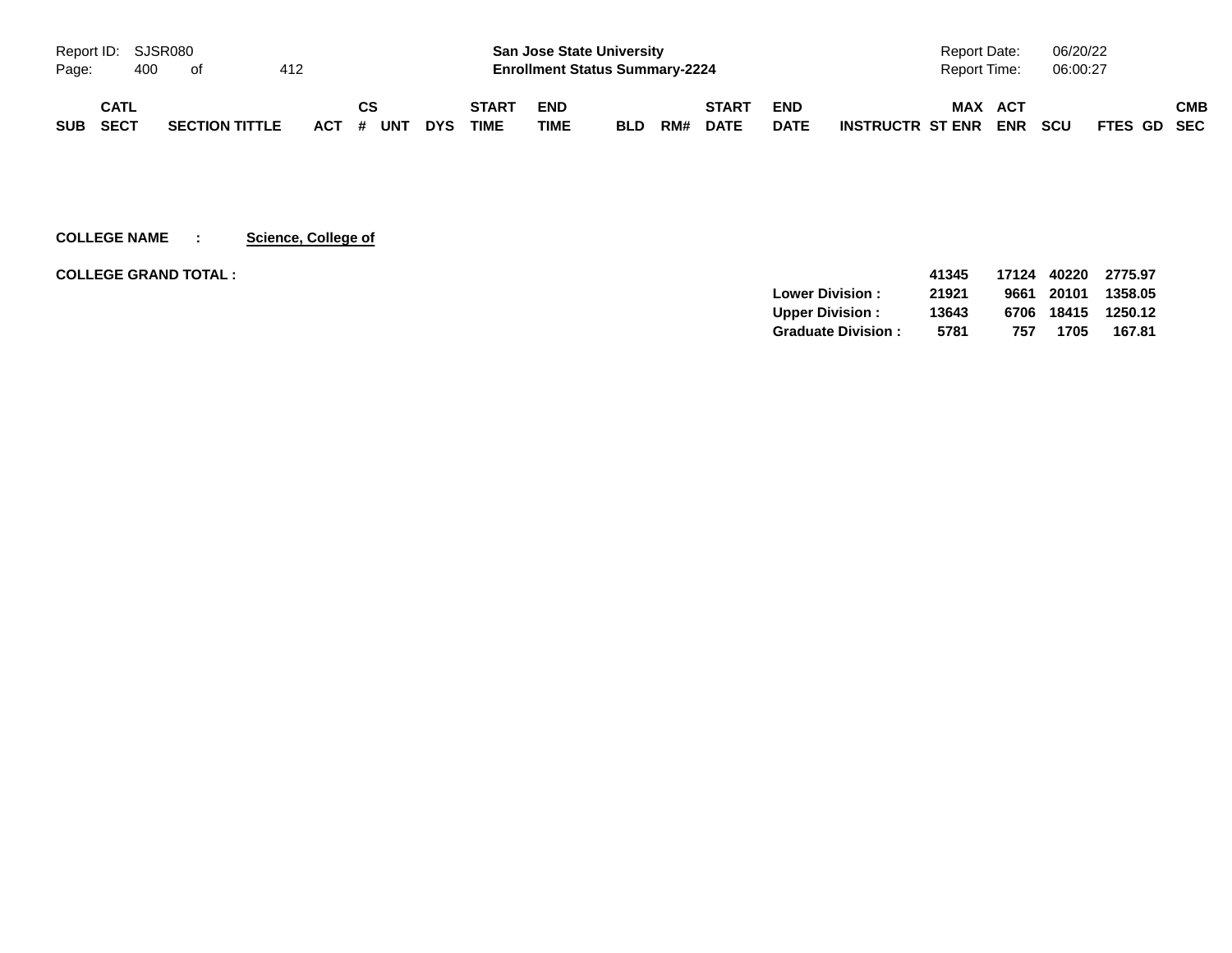| SUB | CATL SECT | SECTION TITTLE | ACT | CS # | UNT | DYS | START TIME | END TIME | BLD | RM# | START DATE | END DATE | INSTRUCTR | MAX ST ENR | ACT ENR | SCU | FTES | GD | CMB SEC |
|---|---|---|---|---|---|---|---|---|---|---|---|---|---|---|---|---|---|---|---|

**COLLEGE NAME : Science, College of**

**COLLEGE GRAND TOTAL :**

| | MAX ST ENR | ACT ENR | SCU | FTES |
|---|---|---|---|---|
| | 41345 | 17124 | 40220 | 2775.97 |
| Lower Division : | 21921 | 9661 | 20101 | 1358.05 |
| Upper Division : | 13643 | 6706 | 18415 | 1250.12 |
| Graduate Division : | 5781 | 757 | 1705 | 167.81 |